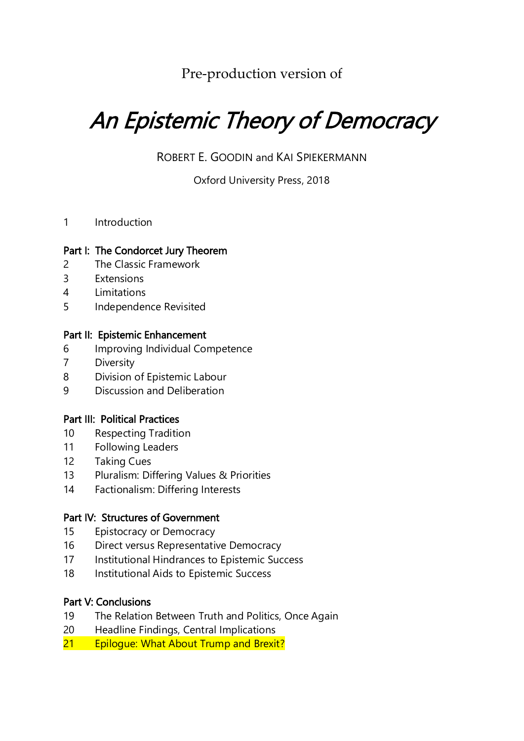Pre-production version of

# *An Epistemic Theory of Democracy*

ROBERT E. GOODIN and KAI SPIEKERMANN

Oxford University Press, 2018

1 Introduction

**Part I: The Condorcet Jury Theorem**

2 The Classic Framework
3 Extensions
4 Limitations
5 Independence Revisited

**Part II: Epistemic Enhancement**

6 Improving Individual Competence
7 Diversity
8 Division of Epistemic Labour
9 Discussion and Deliberation

**Part III: Political Practices**

10 Respecting Tradition
11 Following Leaders
12 Taking Cues
13 Pluralism: Differing Values & Priorities
14 Factionalism: Differing Interests

**Part IV: Structures of Government**

15 Epistocracy or Democracy
16 Direct versus Representative Democracy
17 Institutional Hindrances to Epistemic Success
18 Institutional Aids to Epistemic Success

**Part V: Conclusions**

19 The Relation Between Truth and Politics, Once Again
20 Headline Findings, Central Implications
21 Epilogue: What About Trump and Brexit?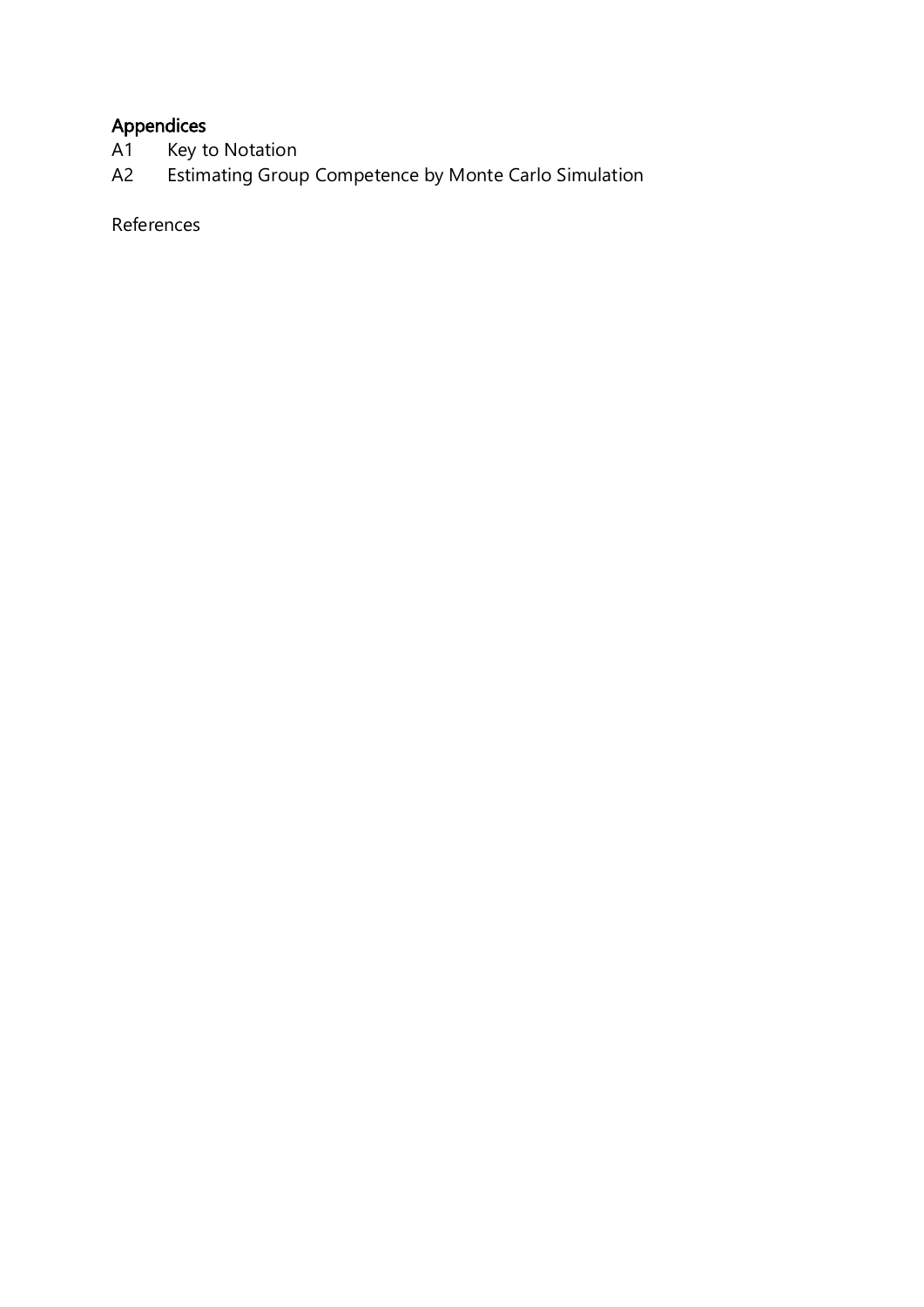**Appendices**

A1 Key to Notation

A2 Estimating Group Competence by Monte Carlo Simulation

References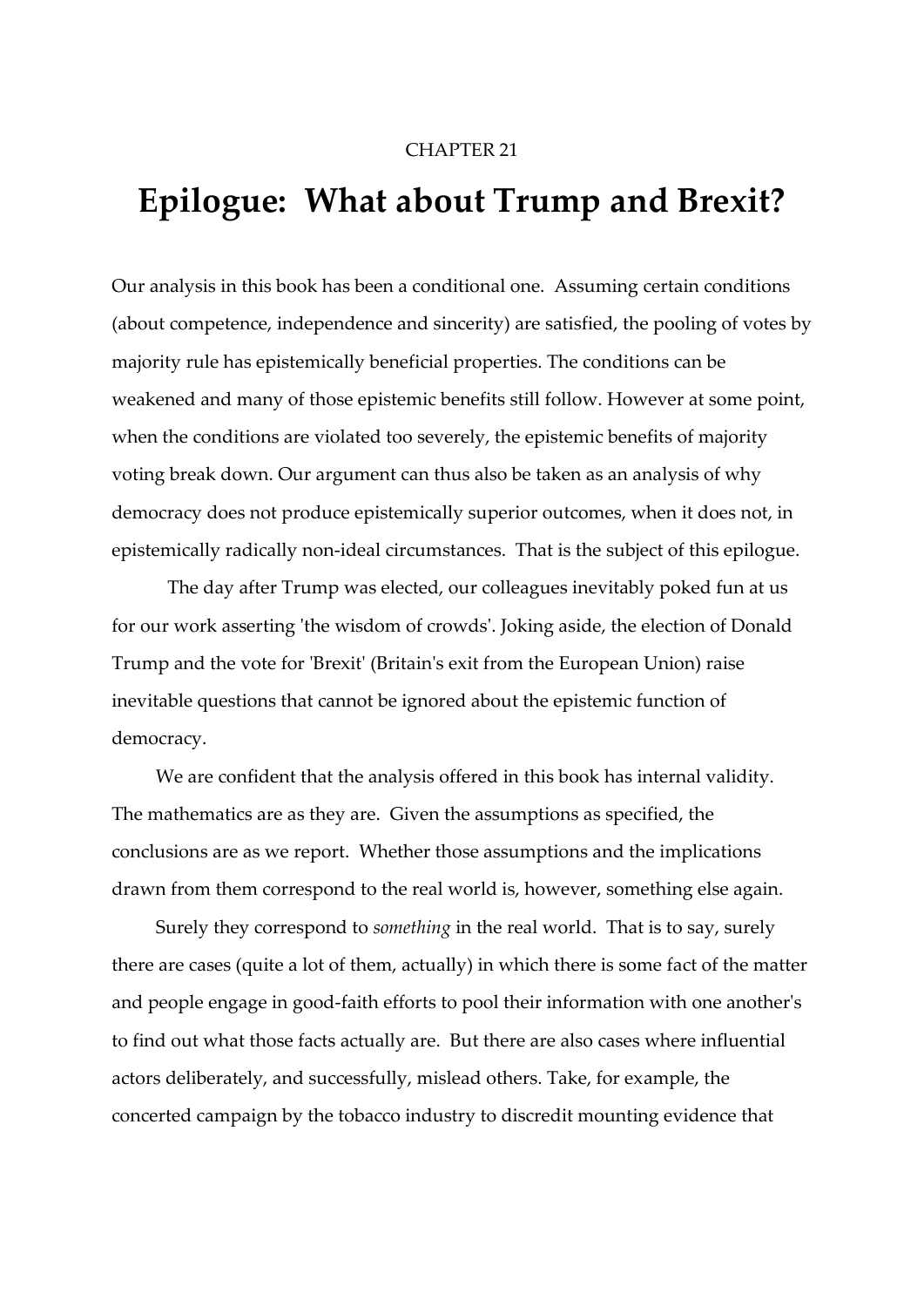CHAPTER 21

# Epilogue: What about Trump and Brexit?

Our analysis in this book has been a conditional one. Assuming certain conditions (about competence, independence and sincerity) are satisfied, the pooling of votes by majority rule has epistemically beneficial properties. The conditions can be weakened and many of those epistemic benefits still follow. However at some point, when the conditions are violated too severely, the epistemic benefits of majority voting break down. Our argument can thus also be taken as an analysis of why democracy does not produce epistemically superior outcomes, when it does not, in epistemically radically non-ideal circumstances. That is the subject of this epilogue.

The day after Trump was elected, our colleagues inevitably poked fun at us for our work asserting 'the wisdom of crowds'. Joking aside, the election of Donald Trump and the vote for 'Brexit' (Britain's exit from the European Union) raise inevitable questions that cannot be ignored about the epistemic function of democracy.

We are confident that the analysis offered in this book has internal validity. The mathematics are as they are. Given the assumptions as specified, the conclusions are as we report. Whether those assumptions and the implications drawn from them correspond to the real world is, however, something else again.

Surely they correspond to *something* in the real world. That is to say, surely there are cases (quite a lot of them, actually) in which there is some fact of the matter and people engage in good-faith efforts to pool their information with one another's to find out what those facts actually are. But there are also cases where influential actors deliberately, and successfully, mislead others. Take, for example, the concerted campaign by the tobacco industry to discredit mounting evidence that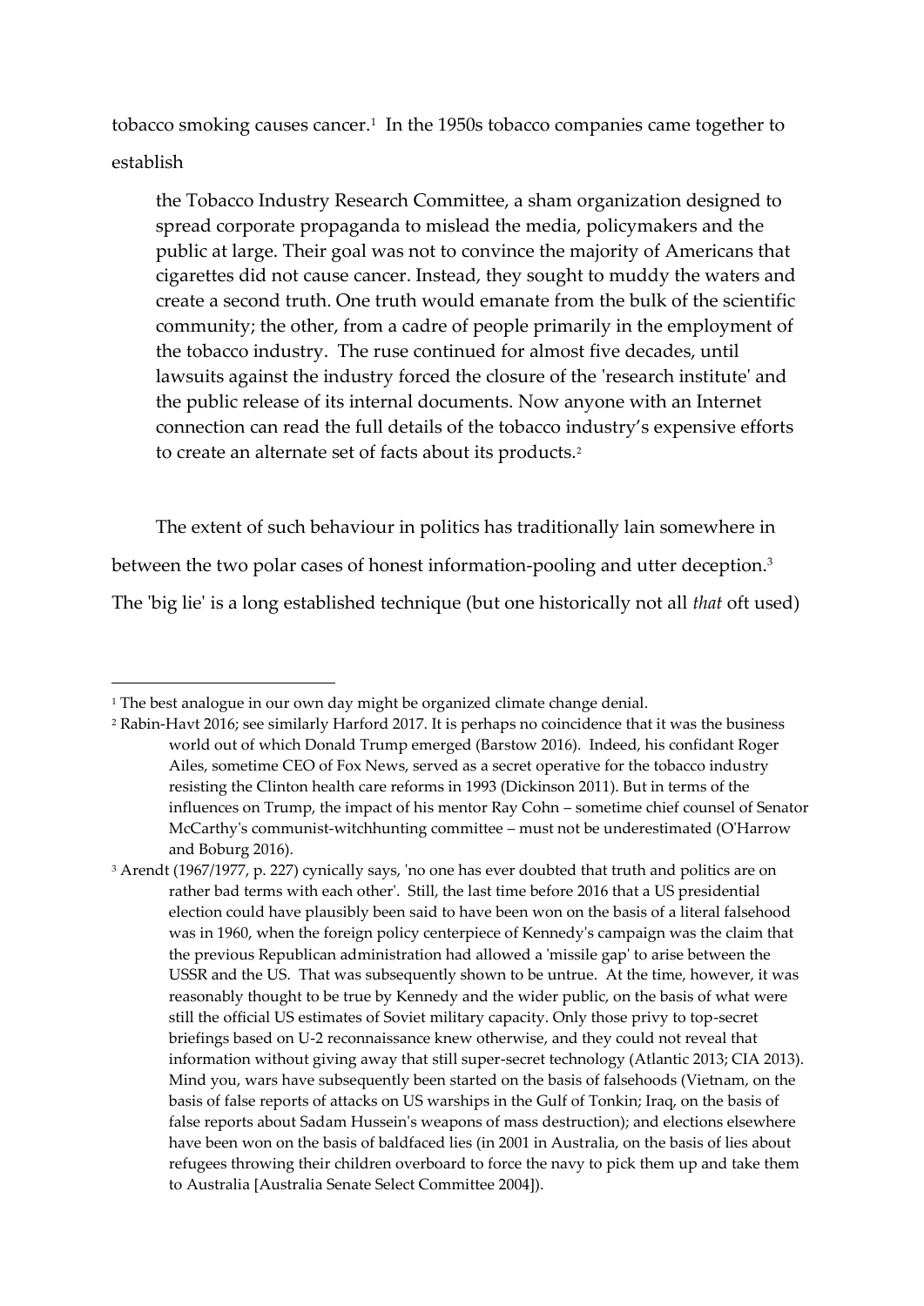tobacco smoking causes cancer.[1] In the 1950s tobacco companies came together to establish

> the Tobacco Industry Research Committee, a sham organization designed to spread corporate propaganda to mislead the media, policymakers and the public at large. Their goal was not to convince the majority of Americans that cigarettes did not cause cancer. Instead, they sought to muddy the waters and create a second truth. One truth would emanate from the bulk of the scientific community; the other, from a cadre of people primarily in the employment of the tobacco industry. The ruse continued for almost five decades, until lawsuits against the industry forced the closure of the 'research institute' and the public release of its internal documents. Now anyone with an Internet connection can read the full details of the tobacco industry's expensive efforts to create an alternate set of facts about its products.[2]

The extent of such behaviour in politics has traditionally lain somewhere in between the two polar cases of honest information-pooling and utter deception.[3] The 'big lie' is a long established technique (but one historically not all *that* oft used)

---

[1] The best analogue in our own day might be organized climate change denial.

[2] Rabin-Havt 2016; see similarly Harford 2017. It is perhaps no coincidence that it was the business world out of which Donald Trump emerged (Barstow 2016). Indeed, his confidant Roger Ailes, sometime CEO of Fox News, served as a secret operative for the tobacco industry resisting the Clinton health care reforms in 1993 (Dickinson 2011). But in terms of the influences on Trump, the impact of his mentor Ray Cohn – sometime chief counsel of Senator McCarthy's communist-witchhunting committee – must not be underestimated (O'Harrow and Boburg 2016).

[3] Arendt (1967/1977, p. 227) cynically says, 'no one has ever doubted that truth and politics are on rather bad terms with each other'. Still, the last time before 2016 that a US presidential election could have plausibly been said to have been won on the basis of a literal falsehood was in 1960, when the foreign policy centerpiece of Kennedy's campaign was the claim that the previous Republican administration had allowed a 'missile gap' to arise between the USSR and the US. That was subsequently shown to be untrue. At the time, however, it was reasonably thought to be true by Kennedy and the wider public, on the basis of what were still the official US estimates of Soviet military capacity. Only those privy to top-secret briefings based on U-2 reconnaissance knew otherwise, and they could not reveal that information without giving away that still super-secret technology (Atlantic 2013; CIA 2013). Mind you, wars have subsequently been started on the basis of falsehoods (Vietnam, on the basis of false reports of attacks on US warships in the Gulf of Tonkin; Iraq, on the basis of false reports about Sadam Hussein's weapons of mass destruction); and elections elsewhere have been won on the basis of baldfaced lies (in 2001 in Australia, on the basis of lies about refugees throwing their children overboard to force the navy to pick them up and take them to Australia [Australia Senate Select Committee 2004]).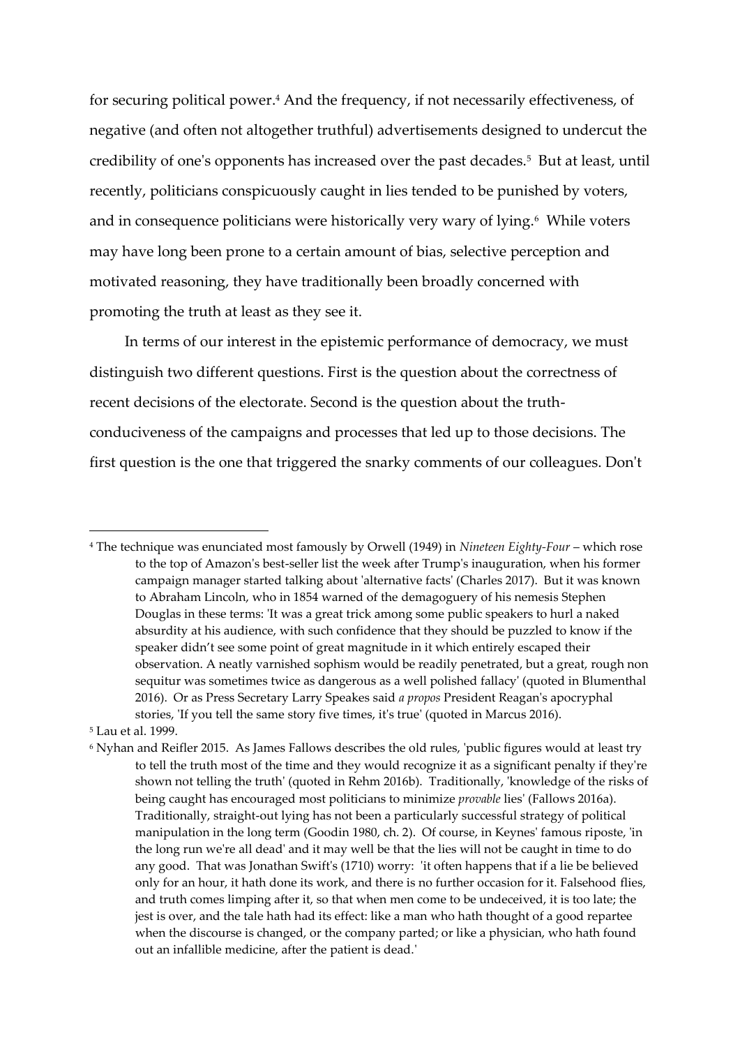for securing political power.[4] And the frequency, if not necessarily effectiveness, of negative (and often not altogether truthful) advertisements designed to undercut the credibility of one's opponents has increased over the past decades.[5] But at least, until recently, politicians conspicuously caught in lies tended to be punished by voters, and in consequence politicians were historically very wary of lying.[6] While voters may have long been prone to a certain amount of bias, selective perception and motivated reasoning, they have traditionally been broadly concerned with promoting the truth at least as they see it.

In terms of our interest in the epistemic performance of democracy, we must distinguish two different questions. First is the question about the correctness of recent decisions of the electorate. Second is the question about the truth-conduciveness of the campaigns and processes that led up to those decisions. The first question is the one that triggered the snarky comments of our colleagues. Don't

---

[4] The technique was enunciated most famously by Orwell (1949) in *Nineteen Eighty-Four* – which rose to the top of Amazon's best-seller list the week after Trump's inauguration, when his former campaign manager started talking about 'alternative facts' (Charles 2017). But it was known to Abraham Lincoln, who in 1854 warned of the demagoguery of his nemesis Stephen Douglas in these terms: 'It was a great trick among some public speakers to hurl a naked absurdity at his audience, with such confidence that they should be puzzled to know if the speaker didn't see some point of great magnitude in it which entirely escaped their observation. A neatly varnished sophism would be readily penetrated, but a great, rough non sequitur was sometimes twice as dangerous as a well polished fallacy' (quoted in Blumenthal 2016). Or as Press Secretary Larry Speakes said *a propos* President Reagan's apocryphal stories, 'If you tell the same story five times, it's true' (quoted in Marcus 2016).

[5] Lau et al. 1999.

[6] Nyhan and Reifler 2015. As James Fallows describes the old rules, 'public figures would at least try to tell the truth most of the time and they would recognize it as a significant penalty if they're shown not telling the truth' (quoted in Rehm 2016b). Traditionally, 'knowledge of the risks of being caught has encouraged most politicians to minimize *provable* lies' (Fallows 2016a). Traditionally, straight-out lying has not been a particularly successful strategy of political manipulation in the long term (Goodin 1980, ch. 2). Of course, in Keynes' famous riposte, 'in the long run we're all dead' and it may well be that the lies will not be caught in time to do any good. That was Jonathan Swift's (1710) worry: 'it often happens that if a lie be believed only for an hour, it hath done its work, and there is no further occasion for it. Falsehood flies, and truth comes limping after it, so that when men come to be undeceived, it is too late; the jest is over, and the tale hath had its effect: like a man who hath thought of a good repartee when the discourse is changed, or the company parted; or like a physician, who hath found out an infallible medicine, after the patient is dead.'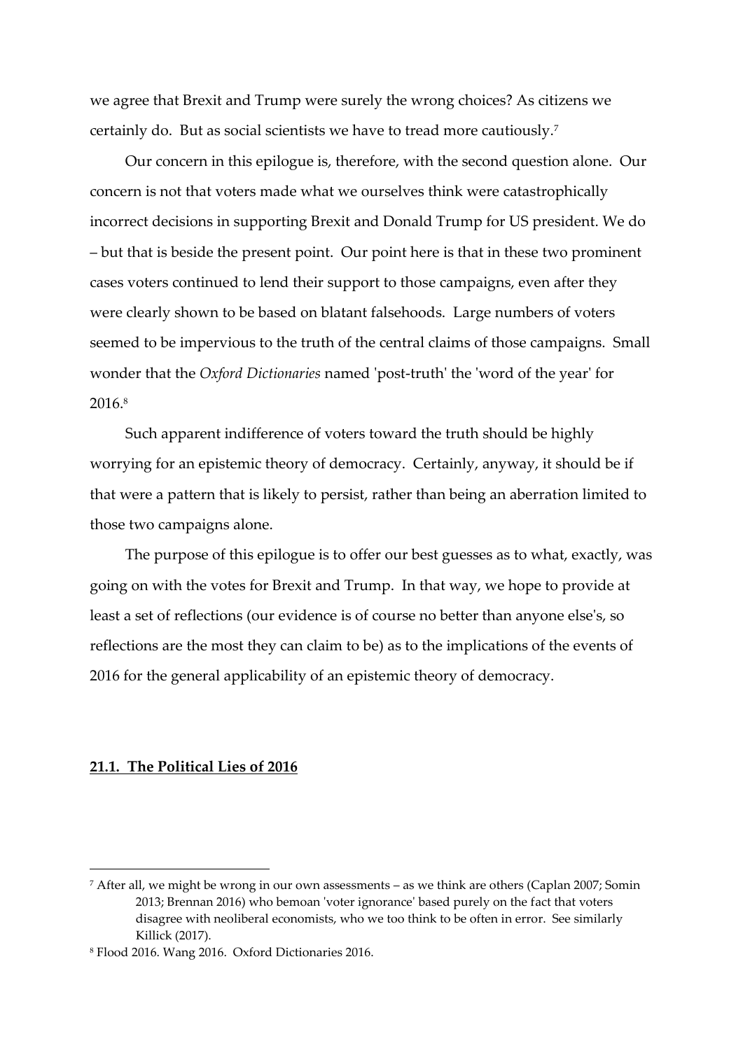we agree that Brexit and Trump were surely the wrong choices? As citizens we certainly do. But as social scientists we have to tread more cautiously.[7]

Our concern in this epilogue is, therefore, with the second question alone. Our concern is not that voters made what we ourselves think were catastrophically incorrect decisions in supporting Brexit and Donald Trump for US president. We do – but that is beside the present point. Our point here is that in these two prominent cases voters continued to lend their support to those campaigns, even after they were clearly shown to be based on blatant falsehoods. Large numbers of voters seemed to be impervious to the truth of the central claims of those campaigns. Small wonder that the *Oxford Dictionaries* named 'post-truth' the 'word of the year' for 2016.[8]

Such apparent indifference of voters toward the truth should be highly worrying for an epistemic theory of democracy. Certainly, anyway, it should be if that were a pattern that is likely to persist, rather than being an aberration limited to those two campaigns alone.

The purpose of this epilogue is to offer our best guesses as to what, exactly, was going on with the votes for Brexit and Trump. In that way, we hope to provide at least a set of reflections (our evidence is of course no better than anyone else's, so reflections are the most they can claim to be) as to the implications of the events of 2016 for the general applicability of an epistemic theory of democracy.

## 21.1. The Political Lies of 2016

[7] After all, we might be wrong in our own assessments – as we think are others (Caplan 2007; Somin 2013; Brennan 2016) who bemoan 'voter ignorance' based purely on the fact that voters disagree with neoliberal economists, who we too think to be often in error. See similarly Killick (2017).

[8] Flood 2016. Wang 2016. Oxford Dictionaries 2016.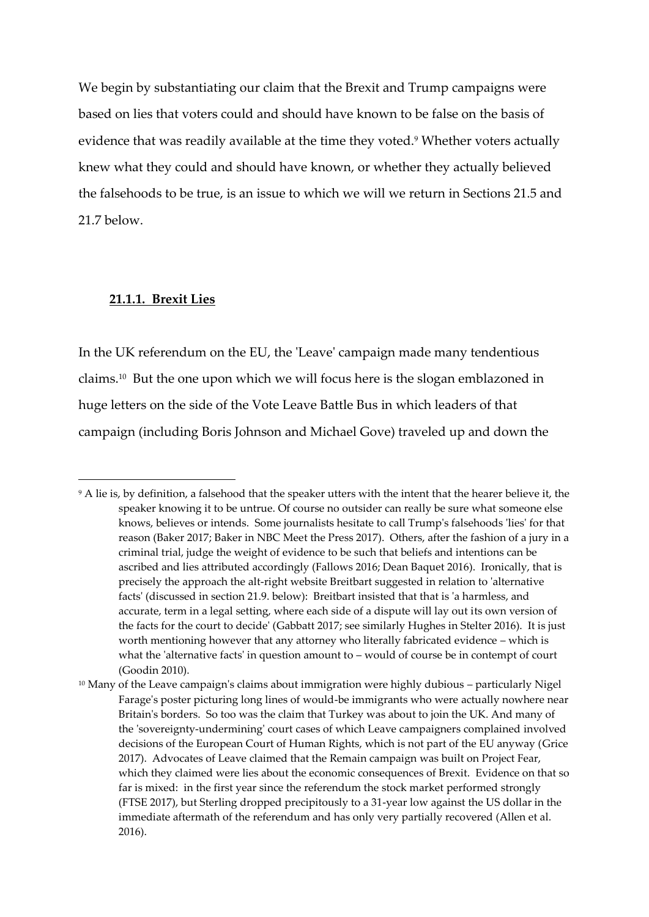We begin by substantiating our claim that the Brexit and Trump campaigns were based on lies that voters could and should have known to be false on the basis of evidence that was readily available at the time they voted.[9] Whether voters actually knew what they could and should have known, or whether they actually believed the falsehoods to be true, is an issue to which we will we return in Sections 21.5 and 21.7 below.

### 21.1.1. Brexit Lies

In the UK referendum on the EU, the 'Leave' campaign made many tendentious claims.[10] But the one upon which we will focus here is the slogan emblazoned in huge letters on the side of the Vote Leave Battle Bus in which leaders of that campaign (including Boris Johnson and Michael Gove) traveled up and down the

---

[9] A lie is, by definition, a falsehood that the speaker utters with the intent that the hearer believe it, the speaker knowing it to be untrue. Of course no outsider can really be sure what someone else knows, believes or intends. Some journalists hesitate to call Trump's falsehoods 'lies' for that reason (Baker 2017; Baker in NBC Meet the Press 2017). Others, after the fashion of a jury in a criminal trial, judge the weight of evidence to be such that beliefs and intentions can be ascribed and lies attributed accordingly (Fallows 2016; Dean Baquet 2016). Ironically, that is precisely the approach the alt-right website Breitbart suggested in relation to 'alternative facts' (discussed in section 21.9. below): Breitbart insisted that that is 'a harmless, and accurate, term in a legal setting, where each side of a dispute will lay out its own version of the facts for the court to decide' (Gabbatt 2017; see similarly Hughes in Stelter 2016). It is just worth mentioning however that any attorney who literally fabricated evidence – which is what the 'alternative facts' in question amount to – would of course be in contempt of court (Goodin 2010).

[10] Many of the Leave campaign's claims about immigration were highly dubious – particularly Nigel Farage's poster picturing long lines of would-be immigrants who were actually nowhere near Britain's borders. So too was the claim that Turkey was about to join the UK. And many of the 'sovereignty-undermining' court cases of which Leave campaigners complained involved decisions of the European Court of Human Rights, which is not part of the EU anyway (Grice 2017). Advocates of Leave claimed that the Remain campaign was built on Project Fear, which they claimed were lies about the economic consequences of Brexit. Evidence on that so far is mixed: in the first year since the referendum the stock market performed strongly (FTSE 2017), but Sterling dropped precipitously to a 31-year low against the US dollar in the immediate aftermath of the referendum and has only very partially recovered (Allen et al. 2016).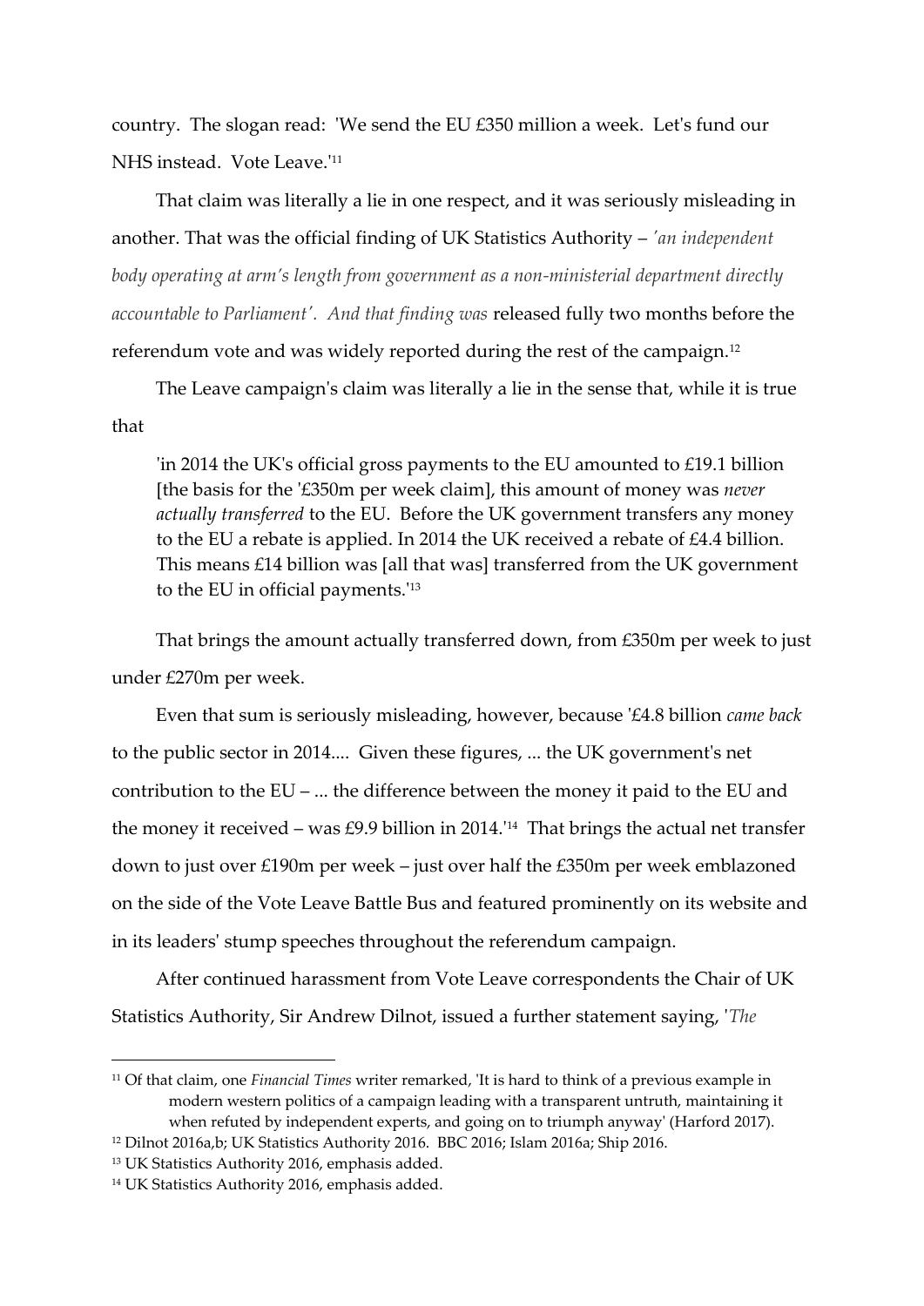country. The slogan read: 'We send the EU £350 million a week. Let's fund our NHS instead. Vote Leave.'[11]

That claim was literally a lie in one respect, and it was seriously misleading in another. That was the official finding of UK Statistics Authority – *'an independent body operating at arm's length from government as a non-ministerial department directly accountable to Parliament'. And that finding was* released fully two months before the referendum vote and was widely reported during the rest of the campaign.[12]

The Leave campaign's claim was literally a lie in the sense that, while it is true that

> 'in 2014 the UK's official gross payments to the EU amounted to £19.1 billion [the basis for the '£350m per week claim], this amount of money was *never actually transferred* to the EU. Before the UK government transfers any money to the EU a rebate is applied. In 2014 the UK received a rebate of £4.4 billion. This means £14 billion was [all that was] transferred from the UK government to the EU in official payments.'[13]

That brings the amount actually transferred down, from £350m per week to just under £270m per week.

Even that sum is seriously misleading, however, because '£4.8 billion *came back* to the public sector in 2014.... Given these figures, ... the UK government's net contribution to the EU – ... the difference between the money it paid to the EU and the money it received – was £9.9 billion in 2014.'[14] That brings the actual net transfer down to just over £190m per week – just over half the £350m per week emblazoned on the side of the Vote Leave Battle Bus and featured prominently on its website and in its leaders' stump speeches throughout the referendum campaign.

After continued harassment from Vote Leave correspondents the Chair of UK Statistics Authority, Sir Andrew Dilnot, issued a further statement saying, '*The*

---

[11] Of that claim, one *Financial Times* writer remarked, 'It is hard to think of a previous example in modern western politics of a campaign leading with a transparent untruth, maintaining it when refuted by independent experts, and going on to triumph anyway' (Harford 2017).

[12] Dilnot 2016a,b; UK Statistics Authority 2016. BBC 2016; Islam 2016a; Ship 2016.

[13] UK Statistics Authority 2016, emphasis added.

[14] UK Statistics Authority 2016, emphasis added.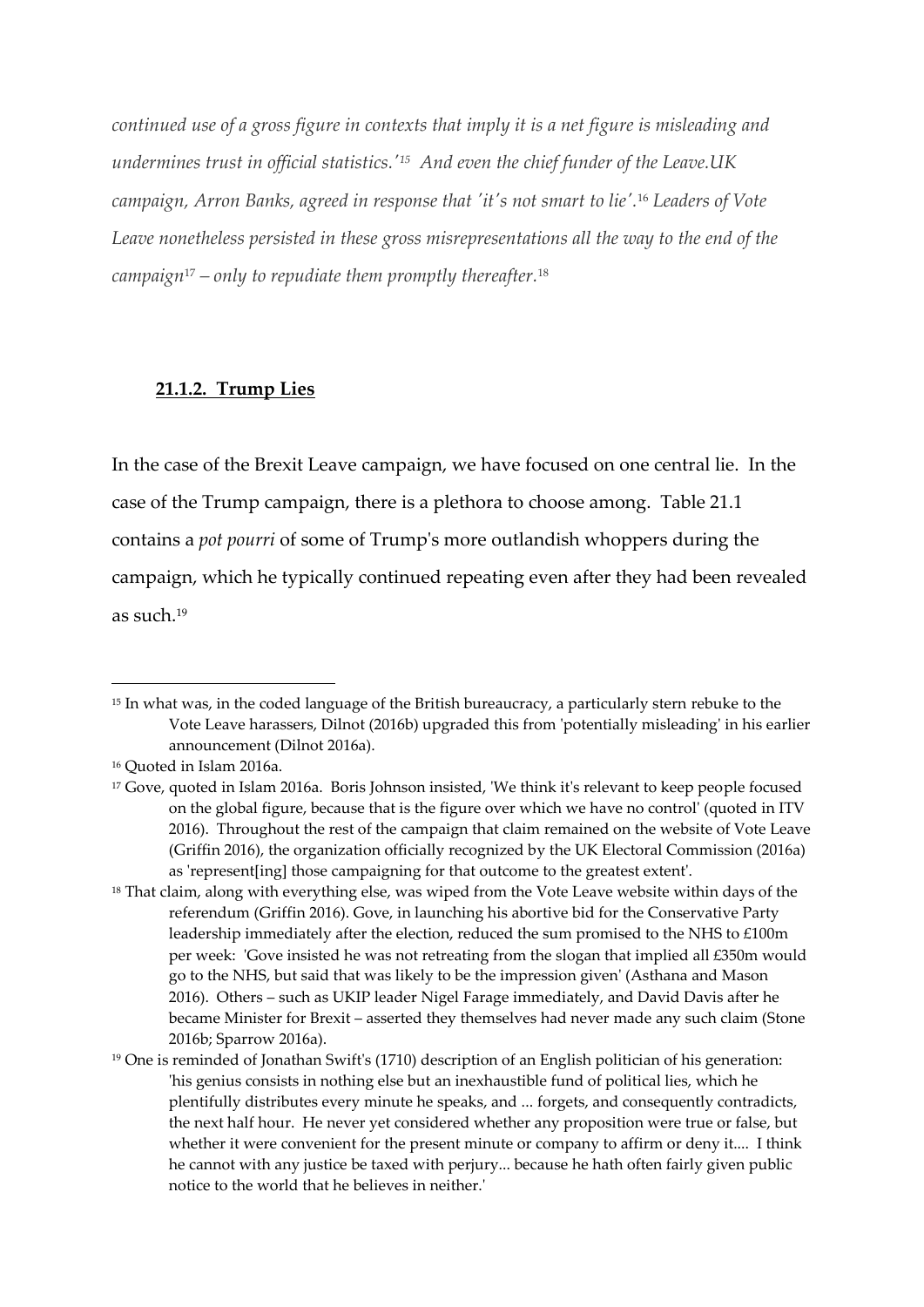*continued use of a gross figure in contexts that imply it is a net figure is misleading and undermines trust in official statistics.'*[15] *And even the chief funder of the Leave.UK campaign, Arron Banks, agreed in response that 'it's not smart to lie'.*[16] *Leaders of Vote Leave nonetheless persisted in these gross misrepresentations all the way to the end of the campaign*[17] *– only to repudiate them promptly thereafter.*[18]

### **21.1.2. Trump Lies**

In the case of the Brexit Leave campaign, we have focused on one central lie. In the case of the Trump campaign, there is a plethora to choose among. Table 21.1 contains a *pot pourri* of some of Trump's more outlandish whoppers during the campaign, which he typically continued repeating even after they had been revealed as such.[19]

---

[15] In what was, in the coded language of the British bureaucracy, a particularly stern rebuke to the Vote Leave harassers, Dilnot (2016b) upgraded this from 'potentially misleading' in his earlier announcement (Dilnot 2016a).

[16] Quoted in Islam 2016a.

[17] Gove, quoted in Islam 2016a. Boris Johnson insisted, 'We think it's relevant to keep people focused on the global figure, because that is the figure over which we have no control' (quoted in ITV 2016). Throughout the rest of the campaign that claim remained on the website of Vote Leave (Griffin 2016), the organization officially recognized by the UK Electoral Commission (2016a) as 'represent[ing] those campaigning for that outcome to the greatest extent'.

[18] That claim, along with everything else, was wiped from the Vote Leave website within days of the referendum (Griffin 2016). Gove, in launching his abortive bid for the Conservative Party leadership immediately after the election, reduced the sum promised to the NHS to £100m per week: 'Gove insisted he was not retreating from the slogan that implied all £350m would go to the NHS, but said that was likely to be the impression given' (Asthana and Mason 2016). Others – such as UKIP leader Nigel Farage immediately, and David Davis after he became Minister for Brexit – asserted they themselves had never made any such claim (Stone 2016b; Sparrow 2016a).

[19] One is reminded of Jonathan Swift's (1710) description of an English politician of his generation: 'his genius consists in nothing else but an inexhaustible fund of political lies, which he plentifully distributes every minute he speaks, and ... forgets, and consequently contradicts, the next half hour. He never yet considered whether any proposition were true or false, but whether it were convenient for the present minute or company to affirm or deny it.... I think he cannot with any justice be taxed with perjury... because he hath often fairly given public notice to the world that he believes in neither.'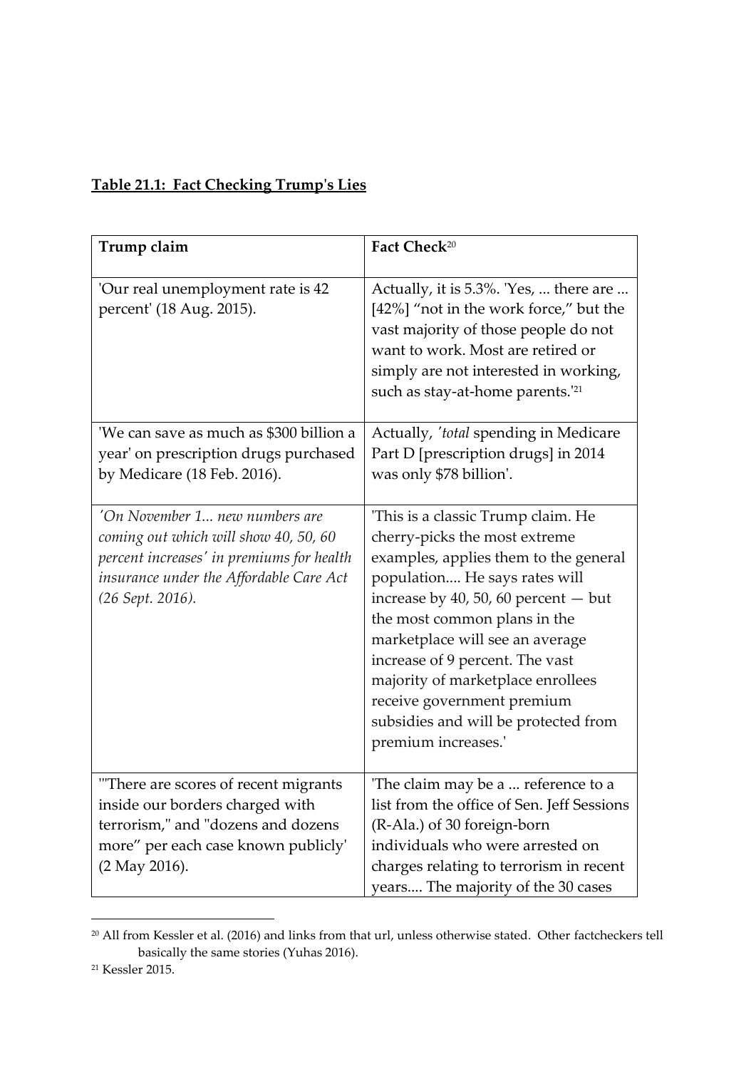**Table 21.1: Fact Checking Trump's Lies**

| Trump claim | Fact Check[20] |
|---|---|
| 'Our real unemployment rate is 42 percent' (18 Aug. 2015). | Actually, it is 5.3%. 'Yes, ... there are ... [42%] "not in the work force," but the vast majority of those people do not want to work. Most are retired or simply are not interested in working, such as stay-at-home parents.'[21] |
| 'We can save as much as $300 billion a year' on prescription drugs purchased by Medicare (18 Feb. 2016). | Actually, '*total* spending in Medicare Part D [prescription drugs] in 2014 was only $78 billion'. |
| *'On November 1... new numbers are coming out which will show 40, 50, 60 percent increases' in premiums for health insurance under the Affordable Care Act (26 Sept. 2016).* | 'This is a classic Trump claim. He cherry-picks the most extreme examples, applies them to the general population.... He says rates will increase by 40, 50, 60 percent — but the most common plans in the marketplace will see an average increase of 9 percent. The vast majority of marketplace enrollees receive government premium subsidies and will be protected from premium increases.' |
| '"There are scores of recent migrants inside our borders charged with terrorism," and "dozens and dozens more" per each case known publicly' (2 May 2016). | 'The claim may be a ... reference to a list from the office of Sen. Jeff Sessions (R-Ala.) of 30 foreign-born individuals who were arrested on charges relating to terrorism in recent years.... The majority of the 30 cases |

[20] All from Kessler et al. (2016) and links from that url, unless otherwise stated. Other factcheckers tell basically the same stories (Yuhas 2016).

[21] Kessler 2015.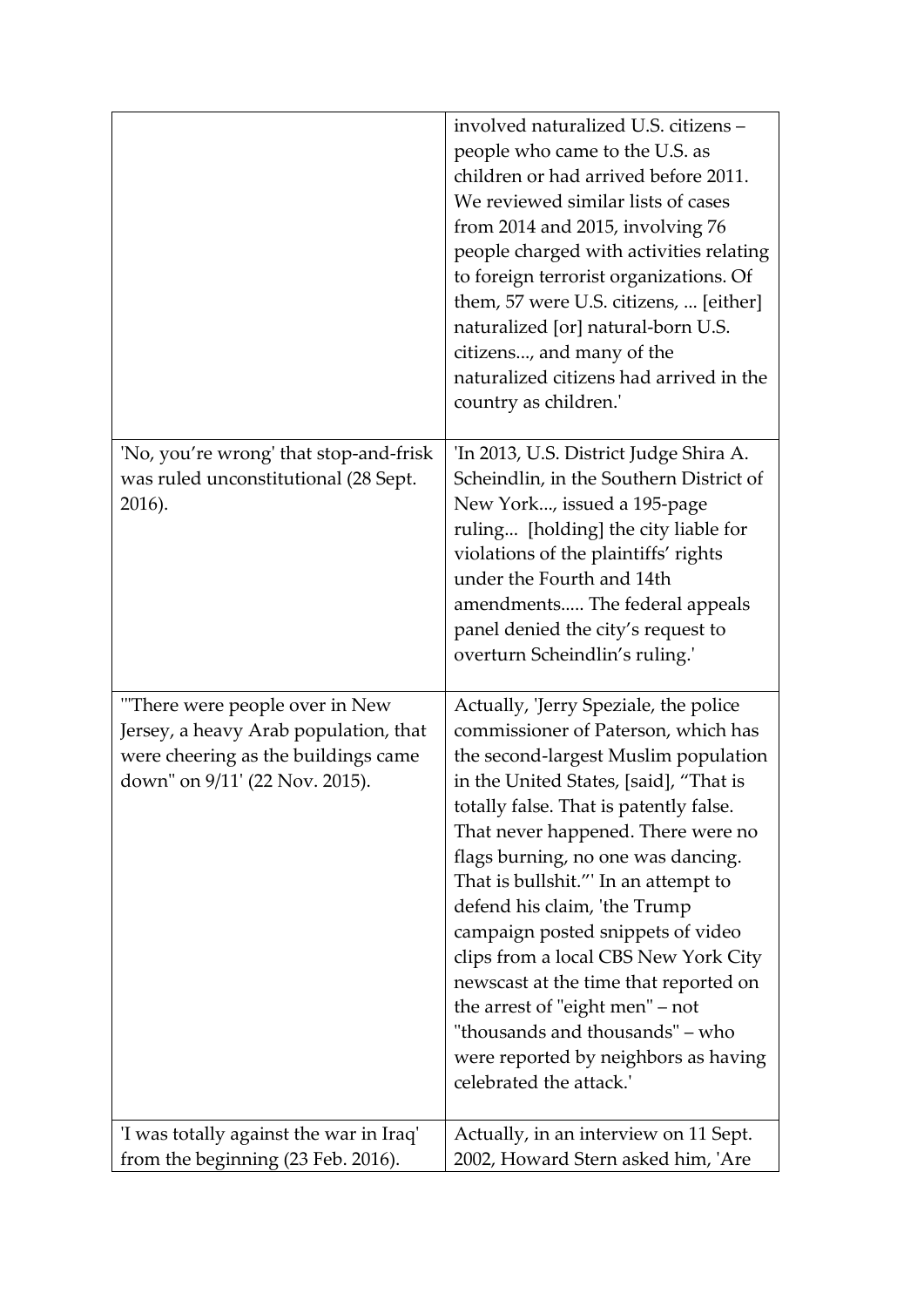| | |
|---|---|
| | involved naturalized U.S. citizens – people who came to the U.S. as children or had arrived before 2011. We reviewed similar lists of cases from 2014 and 2015, involving 76 people charged with activities relating to foreign terrorist organizations. Of them, 57 were U.S. citizens, ... [either] naturalized [or] natural-born U.S. citizens..., and many of the naturalized citizens had arrived in the country as children.' |
| 'No, you're wrong' that stop-and-frisk was ruled unconstitutional (28 Sept. 2016). | 'In 2013, U.S. District Judge Shira A. Scheindlin, in the Southern District of New York..., issued a 195-page ruling... [holding] the city liable for violations of the plaintiffs' rights under the Fourth and 14th amendments..... The federal appeals panel denied the city's request to overturn Scheindlin's ruling.' |
| '"There were people over in New Jersey, a heavy Arab population, that were cheering as the buildings came down" on 9/11' (22 Nov. 2015). | Actually, 'Jerry Speziale, the police commissioner of Paterson, which has the second-largest Muslim population in the United States, [said], "That is totally false. That is patently false. That never happened. There were no flags burning, no one was dancing. That is bullshit."' In an attempt to defend his claim, 'the Trump campaign posted snippets of video clips from a local CBS New York City newscast at the time that reported on the arrest of "eight men" – not "thousands and thousands" – who were reported by neighbors as having celebrated the attack.' |
| 'I was totally against the war in Iraq' from the beginning (23 Feb. 2016). | Actually, in an interview on 11 Sept. 2002, Howard Stern asked him, 'Are |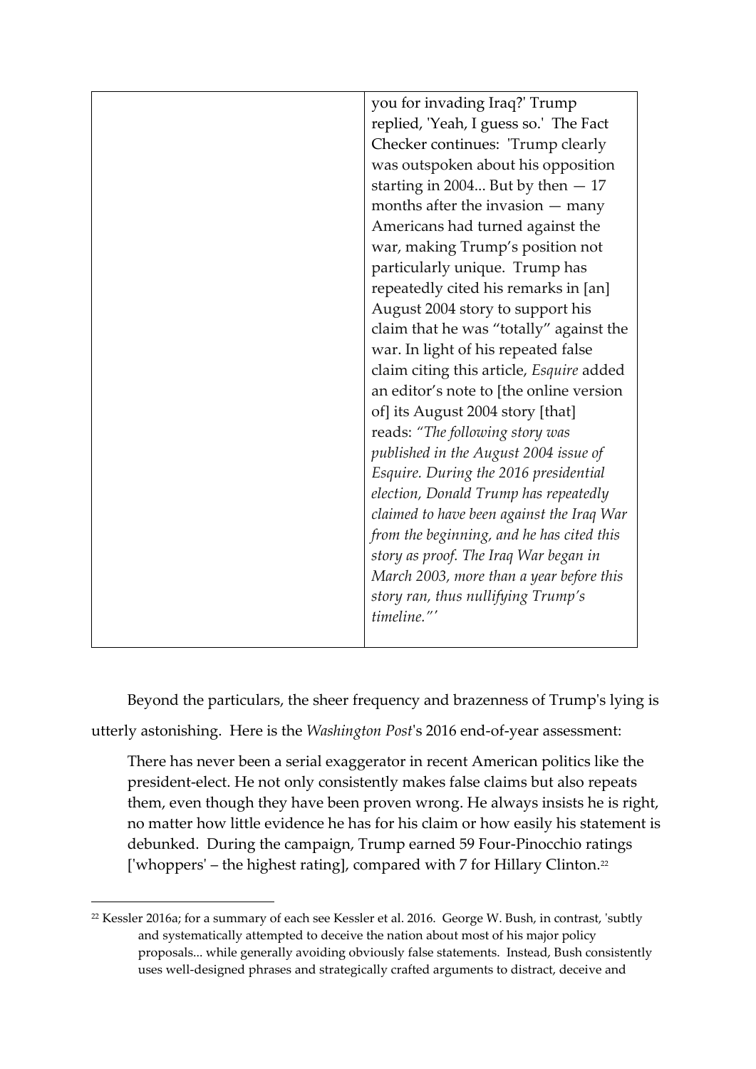| | you for invading Iraq?' Trump replied, 'Yeah, I guess so.' The Fact Checker continues: 'Trump clearly was outspoken about his opposition starting in 2004... But by then — 17 months after the invasion — many Americans had turned against the war, making Trump's position not particularly unique. Trump has repeatedly cited his remarks in [an] August 2004 story to support his claim that he was "totally" against the war. In light of his repeated false claim citing this article, *Esquire* added an editor's note to [the online version of] its August 2004 story [that] reads: *"The following story was published in the August 2004 issue of Esquire. During the 2016 presidential election, Donald Trump has repeatedly claimed to have been against the Iraq War from the beginning, and he has cited this story as proof. The Iraq War began in March 2003, more than a year before this story ran, thus nullifying Trump's timeline."'* |
|---|---|

Beyond the particulars, the sheer frequency and brazenness of Trump's lying is utterly astonishing. Here is the *Washington Post*'s 2016 end-of-year assessment:

> There has never been a serial exaggerator in recent American politics like the president-elect. He not only consistently makes false claims but also repeats them, even though they have been proven wrong. He always insists he is right, no matter how little evidence he has for his claim or how easily his statement is debunked. During the campaign, Trump earned 59 Four-Pinocchio ratings ['whoppers' – the highest rating], compared with 7 for Hillary Clinton.[22]

---

[22] Kessler 2016a; for a summary of each see Kessler et al. 2016. George W. Bush, in contrast, 'subtly and systematically attempted to deceive the nation about most of his major policy proposals... while generally avoiding obviously false statements. Instead, Bush consistently uses well-designed phrases and strategically crafted arguments to distract, deceive and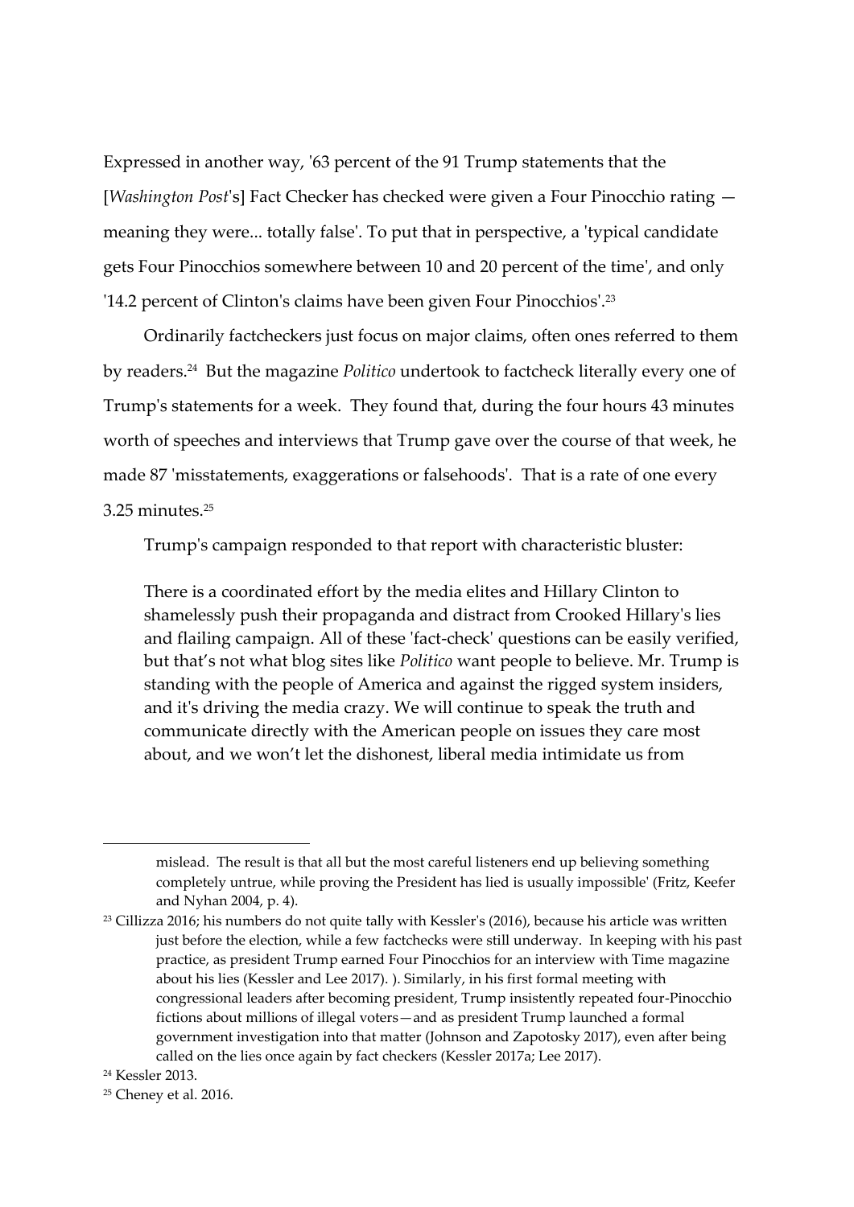Expressed in another way, '63 percent of the 91 Trump statements that the [*Washington Post*'s] Fact Checker has checked were given a Four Pinocchio rating — meaning they were... totally false'. To put that in perspective, a 'typical candidate gets Four Pinocchios somewhere between 10 and 20 percent of the time', and only '14.2 percent of Clinton's claims have been given Four Pinocchios'.[23]

Ordinarily factcheckers just focus on major claims, often ones referred to them by readers.[24] But the magazine *Politico* undertook to factcheck literally every one of Trump's statements for a week. They found that, during the four hours 43 minutes worth of speeches and interviews that Trump gave over the course of that week, he made 87 'misstatements, exaggerations or falsehoods'. That is a rate of one every 3.25 minutes.[25]

Trump's campaign responded to that report with characteristic bluster:

> There is a coordinated effort by the media elites and Hillary Clinton to shamelessly push their propaganda and distract from Crooked Hillary's lies and flailing campaign. All of these 'fact-check' questions can be easily verified, but that's not what blog sites like *Politico* want people to believe. Mr. Trump is standing with the people of America and against the rigged system insiders, and it's driving the media crazy. We will continue to speak the truth and communicate directly with the American people on issues they care most about, and we won't let the dishonest, liberal media intimidate us from

---

mislead. The result is that all but the most careful listeners end up believing something completely untrue, while proving the President has lied is usually impossible' (Fritz, Keefer and Nyhan 2004, p. 4).

[23] Cillizza 2016; his numbers do not quite tally with Kessler's (2016), because his article was written just before the election, while a few factchecks were still underway. In keeping with his past practice, as president Trump earned Four Pinocchios for an interview with Time magazine about his lies (Kessler and Lee 2017). ). Similarly, in his first formal meeting with congressional leaders after becoming president, Trump insistently repeated four-Pinocchio fictions about millions of illegal voters—and as president Trump launched a formal government investigation into that matter (Johnson and Zapotosky 2017), even after being called on the lies once again by fact checkers (Kessler 2017a; Lee 2017).

[24] Kessler 2013.

[25] Cheney et al. 2016.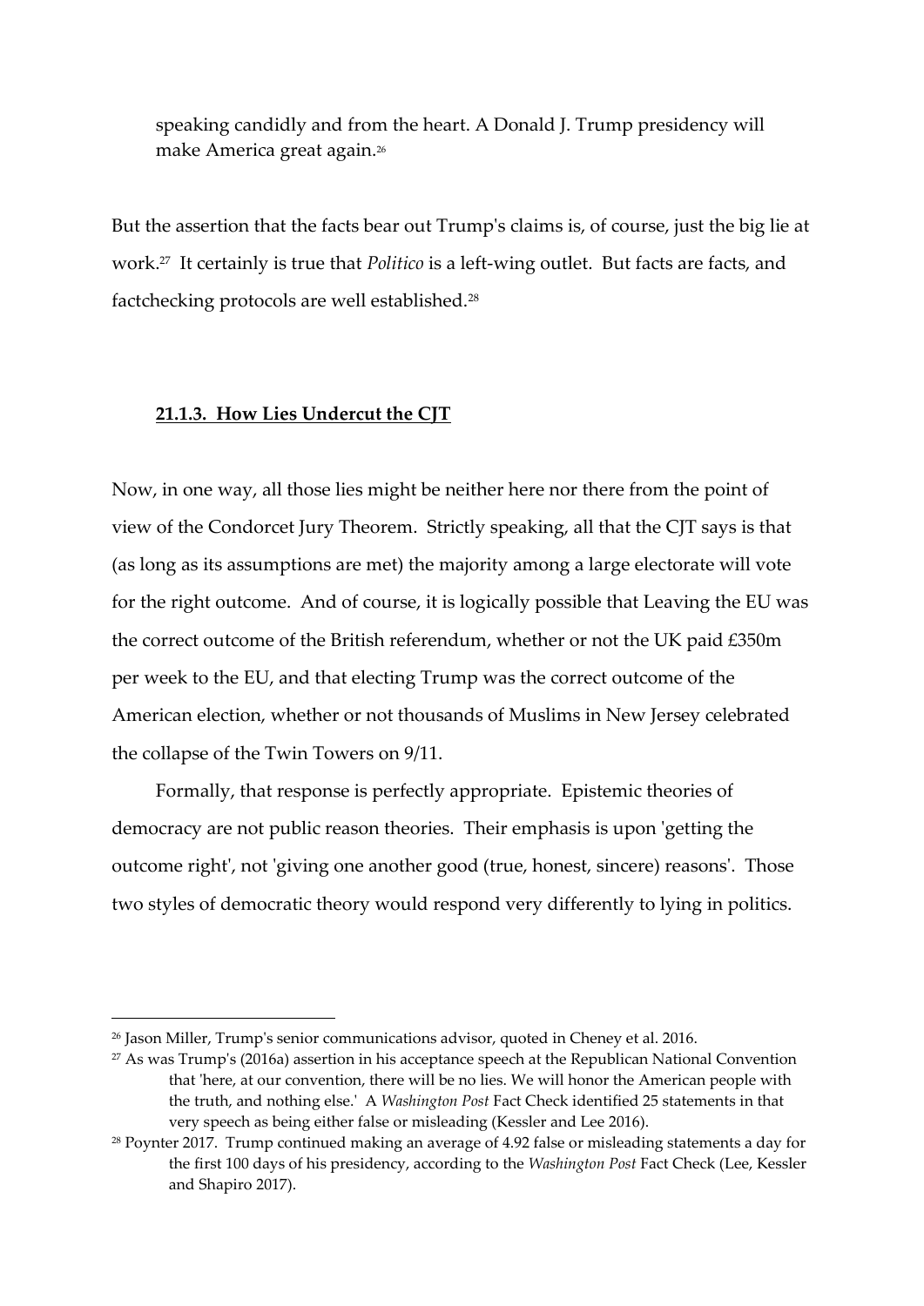> speaking candidly and from the heart. A Donald J. Trump presidency will make America great again.[26]

But the assertion that the facts bear out Trump's claims is, of course, just the big lie at work.[27] It certainly is true that *Politico* is a left-wing outlet. But facts are facts, and factchecking protocols are well established.[28]

### **21.1.3. How Lies Undercut the CJT**

Now, in one way, all those lies might be neither here nor there from the point of view of the Condorcet Jury Theorem. Strictly speaking, all that the CJT says is that (as long as its assumptions are met) the majority among a large electorate will vote for the right outcome. And of course, it is logically possible that Leaving the EU was the correct outcome of the British referendum, whether or not the UK paid £350m per week to the EU, and that electing Trump was the correct outcome of the American election, whether or not thousands of Muslims in New Jersey celebrated the collapse of the Twin Towers on 9/11.

Formally, that response is perfectly appropriate. Epistemic theories of democracy are not public reason theories. Their emphasis is upon 'getting the outcome right', not 'giving one another good (true, honest, sincere) reasons'. Those two styles of democratic theory would respond very differently to lying in politics.

---

[26] Jason Miller, Trump's senior communications advisor, quoted in Cheney et al. 2016.

[27] As was Trump's (2016a) assertion in his acceptance speech at the Republican National Convention that 'here, at our convention, there will be no lies. We will honor the American people with the truth, and nothing else.' A *Washington Post* Fact Check identified 25 statements in that very speech as being either false or misleading (Kessler and Lee 2016).

[28] Poynter 2017. Trump continued making an average of 4.92 false or misleading statements a day for the first 100 days of his presidency, according to the *Washington Post* Fact Check (Lee, Kessler and Shapiro 2017).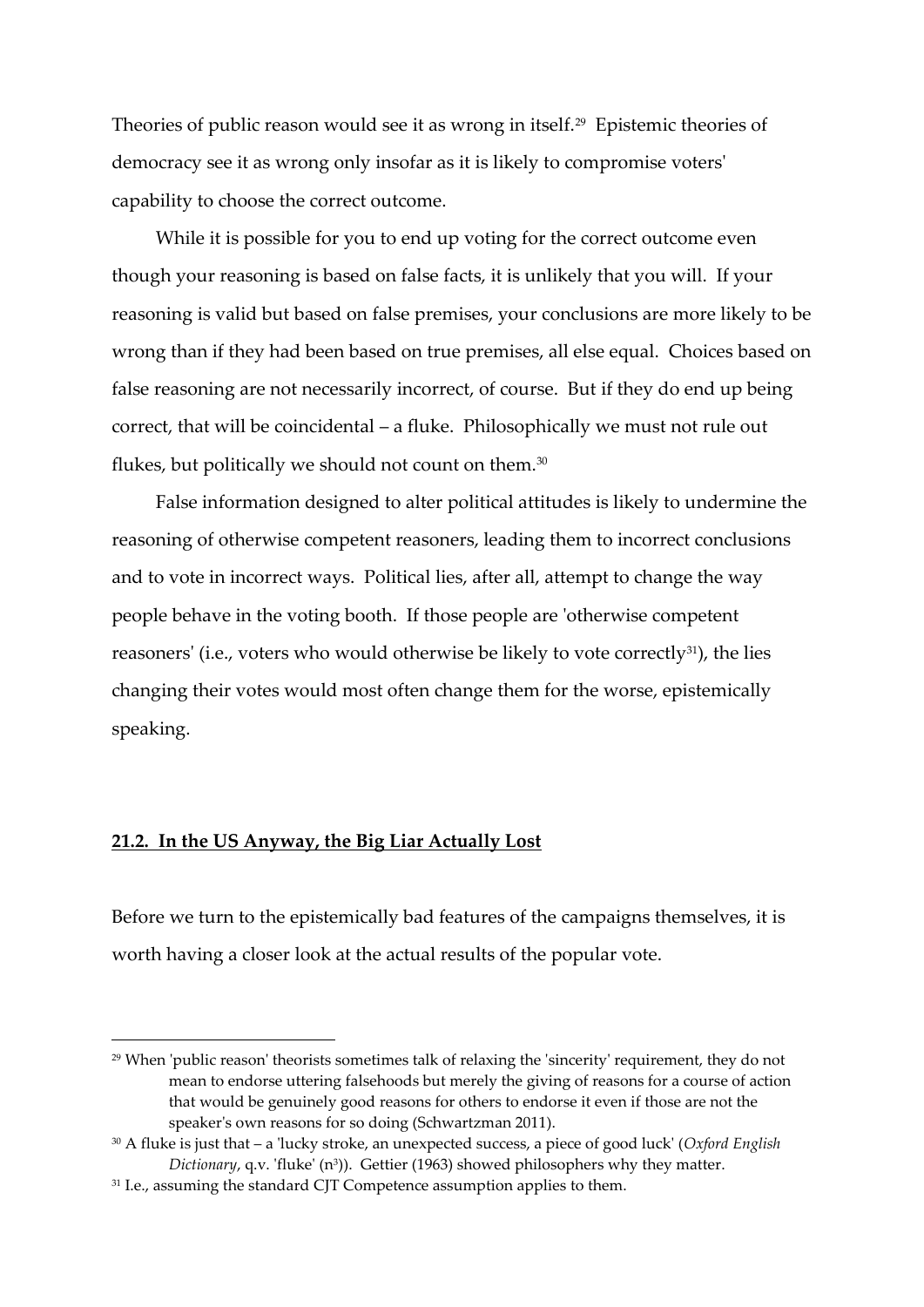Theories of public reason would see it as wrong in itself.[29] Epistemic theories of democracy see it as wrong only insofar as it is likely to compromise voters' capability to choose the correct outcome.

While it is possible for you to end up voting for the correct outcome even though your reasoning is based on false facts, it is unlikely that you will. If your reasoning is valid but based on false premises, your conclusions are more likely to be wrong than if they had been based on true premises, all else equal. Choices based on false reasoning are not necessarily incorrect, of course. But if they do end up being correct, that will be coincidental – a fluke. Philosophically we must not rule out flukes, but politically we should not count on them.[30]

False information designed to alter political attitudes is likely to undermine the reasoning of otherwise competent reasoners, leading them to incorrect conclusions and to vote in incorrect ways. Political lies, after all, attempt to change the way people behave in the voting booth. If those people are 'otherwise competent reasoners' (i.e., voters who would otherwise be likely to vote correctly[31]), the lies changing their votes would most often change them for the worse, epistemically speaking.

## **21.2. In the US Anyway, the Big Liar Actually Lost**

Before we turn to the epistemically bad features of the campaigns themselves, it is worth having a closer look at the actual results of the popular vote.

---

[29] When 'public reason' theorists sometimes talk of relaxing the 'sincerity' requirement, they do not mean to endorse uttering falsehoods but merely the giving of reasons for a course of action that would be genuinely good reasons for others to endorse it even if those are not the speaker's own reasons for so doing (Schwartzman 2011).

[30] A fluke is just that – a 'lucky stroke, an unexpected success, a piece of good luck' (*Oxford English Dictionary*, q.v. 'fluke' (n[3])). Gettier (1963) showed philosophers why they matter.

[31] I.e., assuming the standard CJT Competence assumption applies to them.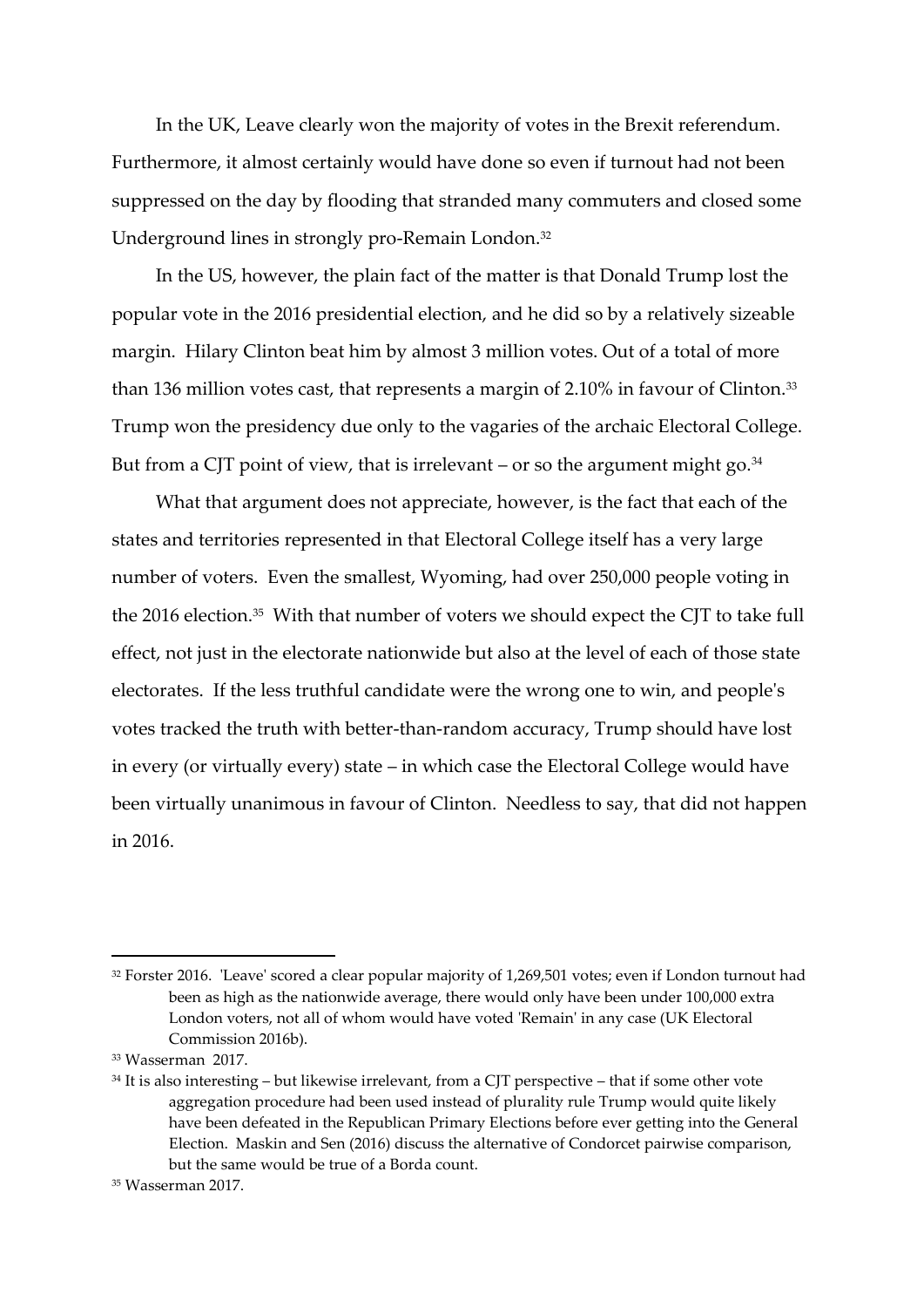In the UK, Leave clearly won the majority of votes in the Brexit referendum. Furthermore, it almost certainly would have done so even if turnout had not been suppressed on the day by flooding that stranded many commuters and closed some Underground lines in strongly pro-Remain London.[32]

In the US, however, the plain fact of the matter is that Donald Trump lost the popular vote in the 2016 presidential election, and he did so by a relatively sizeable margin. Hilary Clinton beat him by almost 3 million votes. Out of a total of more than 136 million votes cast, that represents a margin of 2.10% in favour of Clinton.[33] Trump won the presidency due only to the vagaries of the archaic Electoral College. But from a CJT point of view, that is irrelevant – or so the argument might go.[34]

What that argument does not appreciate, however, is the fact that each of the states and territories represented in that Electoral College itself has a very large number of voters. Even the smallest, Wyoming, had over 250,000 people voting in the 2016 election.[35] With that number of voters we should expect the CJT to take full effect, not just in the electorate nationwide but also at the level of each of those state electorates. If the less truthful candidate were the wrong one to win, and people's votes tracked the truth with better-than-random accuracy, Trump should have lost in every (or virtually every) state – in which case the Electoral College would have been virtually unanimous in favour of Clinton. Needless to say, that did not happen in 2016.

---

[32] Forster 2016. 'Leave' scored a clear popular majority of 1,269,501 votes; even if London turnout had been as high as the nationwide average, there would only have been under 100,000 extra London voters, not all of whom would have voted 'Remain' in any case (UK Electoral Commission 2016b).

[33] Wasserman 2017.

[34] It is also interesting – but likewise irrelevant, from a CJT perspective – that if some other vote aggregation procedure had been used instead of plurality rule Trump would quite likely have been defeated in the Republican Primary Elections before ever getting into the General Election. Maskin and Sen (2016) discuss the alternative of Condorcet pairwise comparison, but the same would be true of a Borda count.

[35] Wasserman 2017.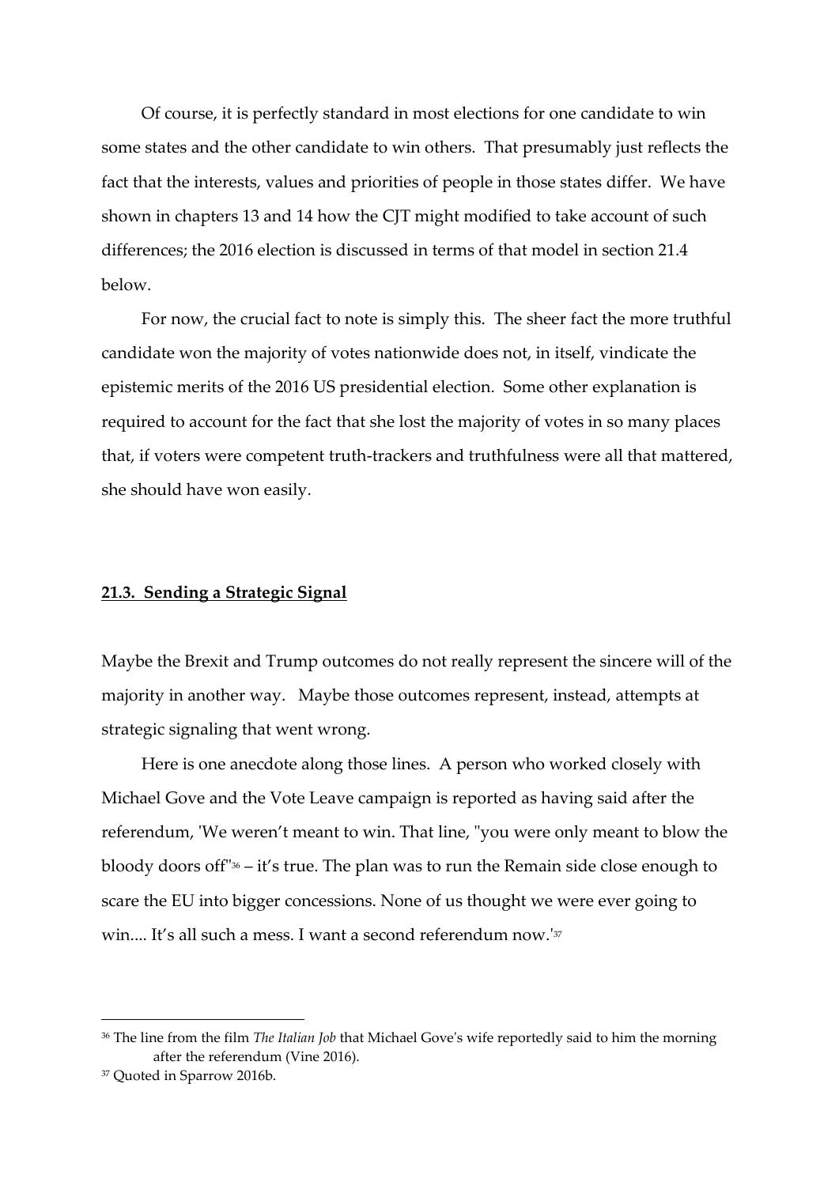Of course, it is perfectly standard in most elections for one candidate to win some states and the other candidate to win others. That presumably just reflects the fact that the interests, values and priorities of people in those states differ. We have shown in chapters 13 and 14 how the CJT might modified to take account of such differences; the 2016 election is discussed in terms of that model in section 21.4 below.

For now, the crucial fact to note is simply this. The sheer fact the more truthful candidate won the majority of votes nationwide does not, in itself, vindicate the epistemic merits of the 2016 US presidential election. Some other explanation is required to account for the fact that she lost the majority of votes in so many places that, if voters were competent truth-trackers and truthfulness were all that mattered, she should have won easily.

### 21.3. Sending a Strategic Signal

Maybe the Brexit and Trump outcomes do not really represent the sincere will of the majority in another way. Maybe those outcomes represent, instead, attempts at strategic signaling that went wrong.

Here is one anecdote along those lines. A person who worked closely with Michael Gove and the Vote Leave campaign is reported as having said after the referendum, 'We weren't meant to win. That line, "you were only meant to blow the bloody doors off"[36] – it's true. The plan was to run the Remain side close enough to scare the EU into bigger concessions. None of us thought we were ever going to win.... It's all such a mess. I want a second referendum now.'[37]

---

[36] The line from the film *The Italian Job* that Michael Gove's wife reportedly said to him the morning after the referendum (Vine 2016).

[37] Quoted in Sparrow 2016b.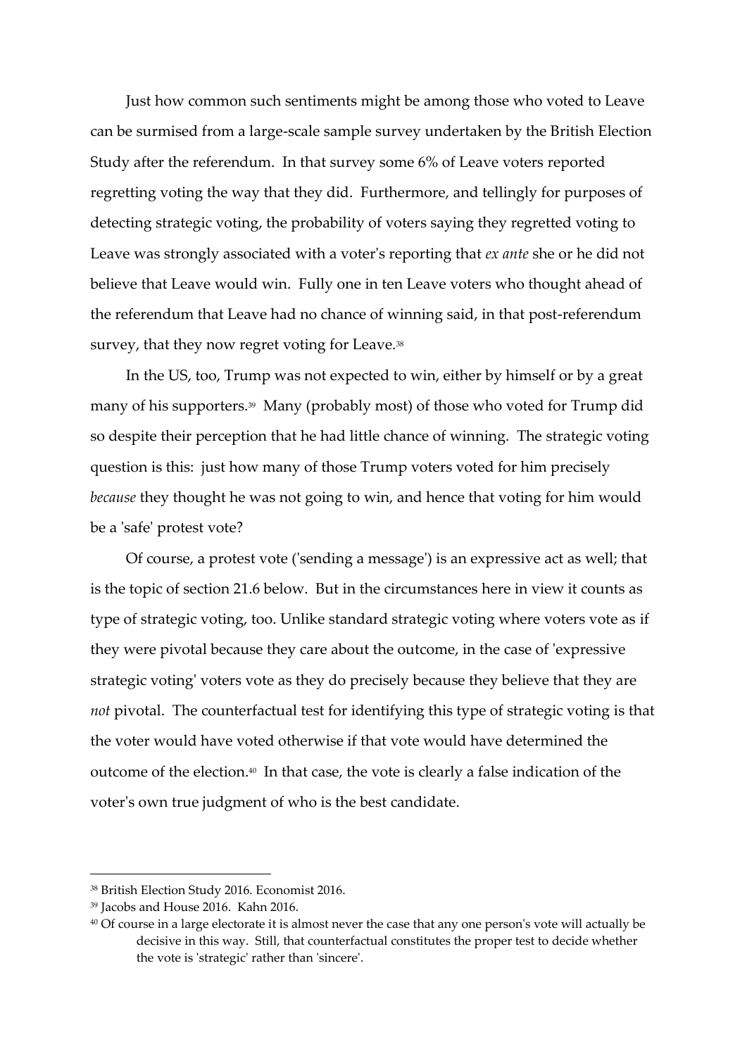Just how common such sentiments might be among those who voted to Leave can be surmised from a large-scale sample survey undertaken by the British Election Study after the referendum. In that survey some 6% of Leave voters reported regretting voting the way that they did. Furthermore, and tellingly for purposes of detecting strategic voting, the probability of voters saying they regretted voting to Leave was strongly associated with a voter's reporting that *ex ante* she or he did not believe that Leave would win. Fully one in ten Leave voters who thought ahead of the referendum that Leave had no chance of winning said, in that post-referendum survey, that they now regret voting for Leave.[38]

In the US, too, Trump was not expected to win, either by himself or by a great many of his supporters.[39] Many (probably most) of those who voted for Trump did so despite their perception that he had little chance of winning. The strategic voting question is this: just how many of those Trump voters voted for him precisely *because* they thought he was not going to win, and hence that voting for him would be a 'safe' protest vote?

Of course, a protest vote ('sending a message') is an expressive act as well; that is the topic of section 21.6 below. But in the circumstances here in view it counts as type of strategic voting, too. Unlike standard strategic voting where voters vote as if they were pivotal because they care about the outcome, in the case of 'expressive strategic voting' voters vote as they do precisely because they believe that they are *not* pivotal. The counterfactual test for identifying this type of strategic voting is that the voter would have voted otherwise if that vote would have determined the outcome of the election.[40] In that case, the vote is clearly a false indication of the voter's own true judgment of who is the best candidate.

---

[38] British Election Study 2016. Economist 2016.

[39] Jacobs and House 2016. Kahn 2016.

[40] Of course in a large electorate it is almost never the case that any one person's vote will actually be decisive in this way. Still, that counterfactual constitutes the proper test to decide whether the vote is 'strategic' rather than 'sincere'.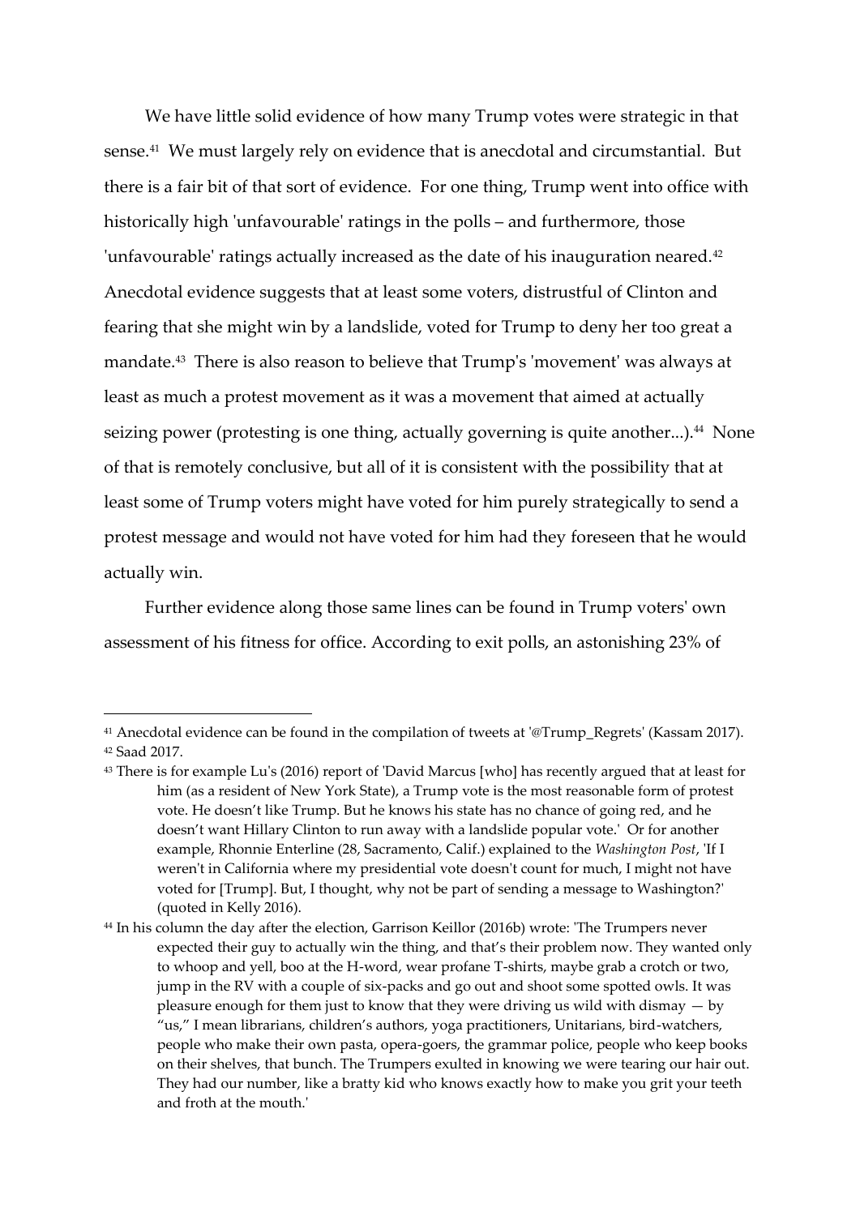We have little solid evidence of how many Trump votes were strategic in that sense.[41] We must largely rely on evidence that is anecdotal and circumstantial. But there is a fair bit of that sort of evidence. For one thing, Trump went into office with historically high 'unfavourable' ratings in the polls – and furthermore, those 'unfavourable' ratings actually increased as the date of his inauguration neared.[42] Anecdotal evidence suggests that at least some voters, distrustful of Clinton and fearing that she might win by a landslide, voted for Trump to deny her too great a mandate.[43] There is also reason to believe that Trump's 'movement' was always at least as much a protest movement as it was a movement that aimed at actually seizing power (protesting is one thing, actually governing is quite another...).[44] None of that is remotely conclusive, but all of it is consistent with the possibility that at least some of Trump voters might have voted for him purely strategically to send a protest message and would not have voted for him had they foreseen that he would actually win.

Further evidence along those same lines can be found in Trump voters' own assessment of his fitness for office. According to exit polls, an astonishing 23% of

---

[41] Anecdotal evidence can be found in the compilation of tweets at '@Trump_Regrets' (Kassam 2017).

[42] Saad 2017.

[43] There is for example Lu's (2016) report of 'David Marcus [who] has recently argued that at least for him (as a resident of New York State), a Trump vote is the most reasonable form of protest vote. He doesn't like Trump. But he knows his state has no chance of going red, and he doesn't want Hillary Clinton to run away with a landslide popular vote.' Or for another example, Rhonnie Enterline (28, Sacramento, Calif.) explained to the *Washington Post*, 'If I weren't in California where my presidential vote doesn't count for much, I might not have voted for [Trump]. But, I thought, why not be part of sending a message to Washington?' (quoted in Kelly 2016).

[44] In his column the day after the election, Garrison Keillor (2016b) wrote: 'The Trumpers never expected their guy to actually win the thing, and that's their problem now. They wanted only to whoop and yell, boo at the H-word, wear profane T-shirts, maybe grab a crotch or two, jump in the RV with a couple of six-packs and go out and shoot some spotted owls. It was pleasure enough for them just to know that they were driving us wild with dismay — by "us," I mean librarians, children's authors, yoga practitioners, Unitarians, bird-watchers, people who make their own pasta, opera-goers, the grammar police, people who keep books on their shelves, that bunch. The Trumpers exulted in knowing we were tearing our hair out. They had our number, like a bratty kid who knows exactly how to make you grit your teeth and froth at the mouth.'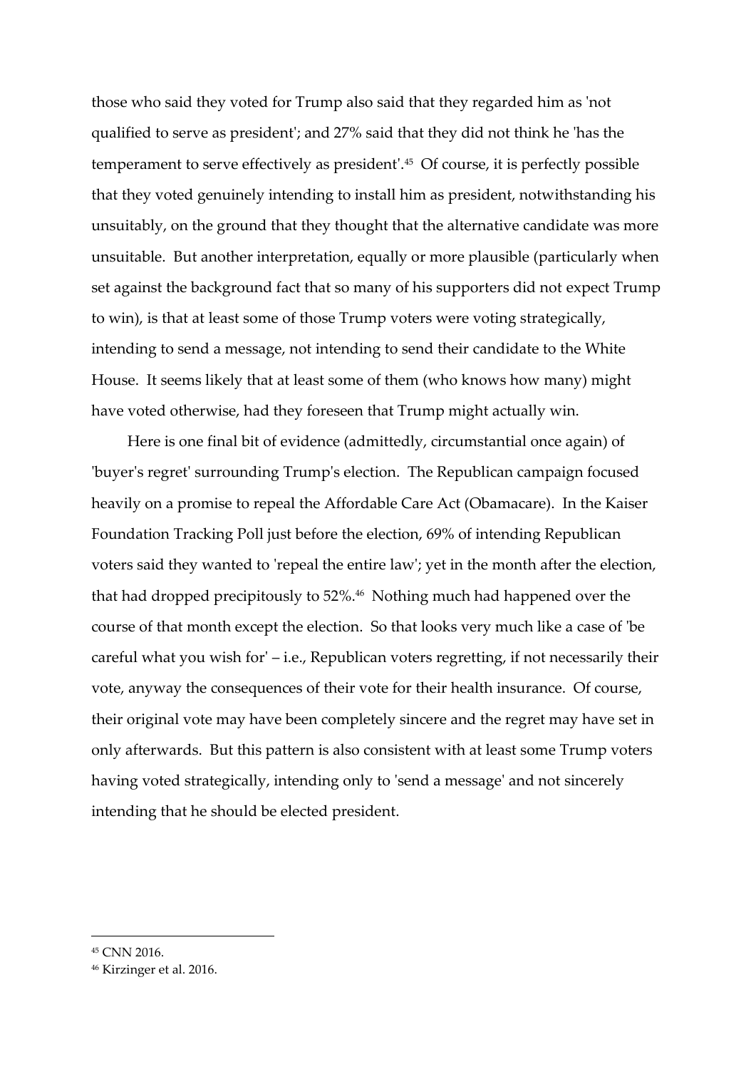those who said they voted for Trump also said that they regarded him as 'not qualified to serve as president'; and 27% said that they did not think he 'has the temperament to serve effectively as president'.[45] Of course, it is perfectly possible that they voted genuinely intending to install him as president, notwithstanding his unsuitably, on the ground that they thought that the alternative candidate was more unsuitable. But another interpretation, equally or more plausible (particularly when set against the background fact that so many of his supporters did not expect Trump to win), is that at least some of those Trump voters were voting strategically, intending to send a message, not intending to send their candidate to the White House. It seems likely that at least some of them (who knows how many) might have voted otherwise, had they foreseen that Trump might actually win.

Here is one final bit of evidence (admittedly, circumstantial once again) of 'buyer's regret' surrounding Trump's election. The Republican campaign focused heavily on a promise to repeal the Affordable Care Act (Obamacare). In the Kaiser Foundation Tracking Poll just before the election, 69% of intending Republican voters said they wanted to 'repeal the entire law'; yet in the month after the election, that had dropped precipitously to 52%.[46] Nothing much had happened over the course of that month except the election. So that looks very much like a case of 'be careful what you wish for' – i.e., Republican voters regretting, if not necessarily their vote, anyway the consequences of their vote for their health insurance. Of course, their original vote may have been completely sincere and the regret may have set in only afterwards. But this pattern is also consistent with at least some Trump voters having voted strategically, intending only to 'send a message' and not sincerely intending that he should be elected president.

---

[45] CNN 2016.

[46] Kirzinger et al. 2016.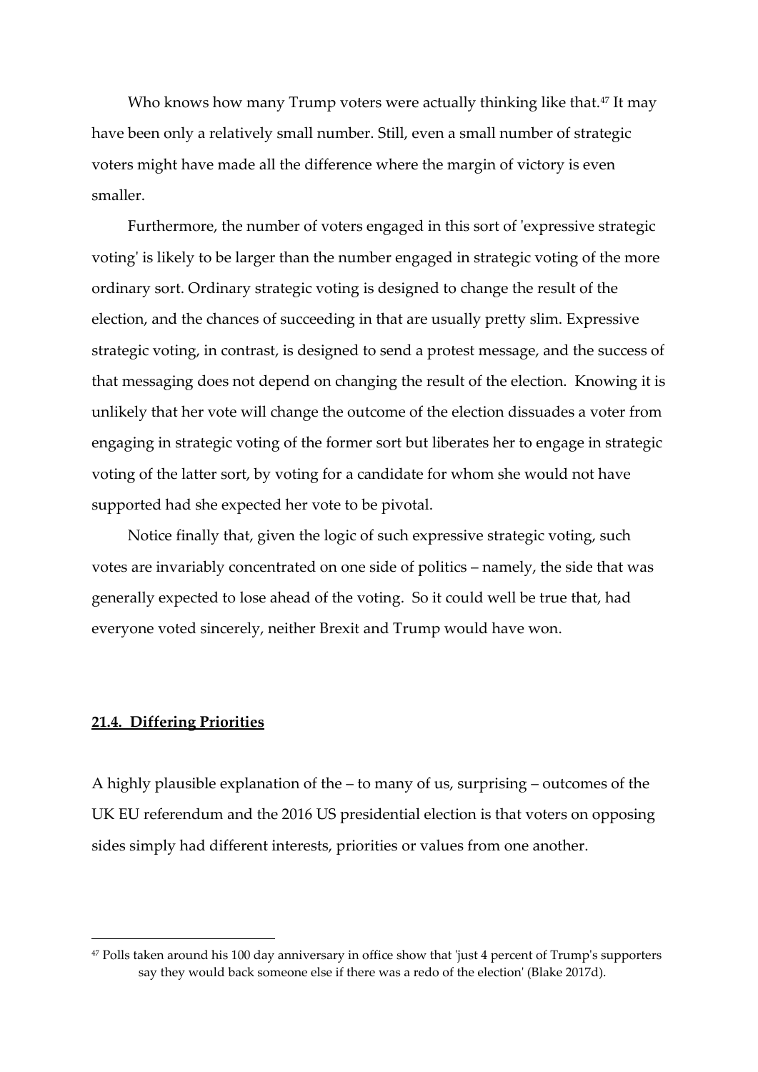Who knows how many Trump voters were actually thinking like that.[47] It may have been only a relatively small number. Still, even a small number of strategic voters might have made all the difference where the margin of victory is even smaller.

Furthermore, the number of voters engaged in this sort of 'expressive strategic voting' is likely to be larger than the number engaged in strategic voting of the more ordinary sort. Ordinary strategic voting is designed to change the result of the election, and the chances of succeeding in that are usually pretty slim. Expressive strategic voting, in contrast, is designed to send a protest message, and the success of that messaging does not depend on changing the result of the election. Knowing it is unlikely that her vote will change the outcome of the election dissuades a voter from engaging in strategic voting of the former sort but liberates her to engage in strategic voting of the latter sort, by voting for a candidate for whom she would not have supported had she expected her vote to be pivotal.

Notice finally that, given the logic of such expressive strategic voting, such votes are invariably concentrated on one side of politics – namely, the side that was generally expected to lose ahead of the voting. So it could well be true that, had everyone voted sincerely, neither Brexit and Trump would have won.

## 21.4. Differing Priorities

A highly plausible explanation of the – to many of us, surprising – outcomes of the UK EU referendum and the 2016 US presidential election is that voters on opposing sides simply had different interests, priorities or values from one another.

---

[47] Polls taken around his 100 day anniversary in office show that 'just 4 percent of Trump's supporters say they would back someone else if there was a redo of the election' (Blake 2017d).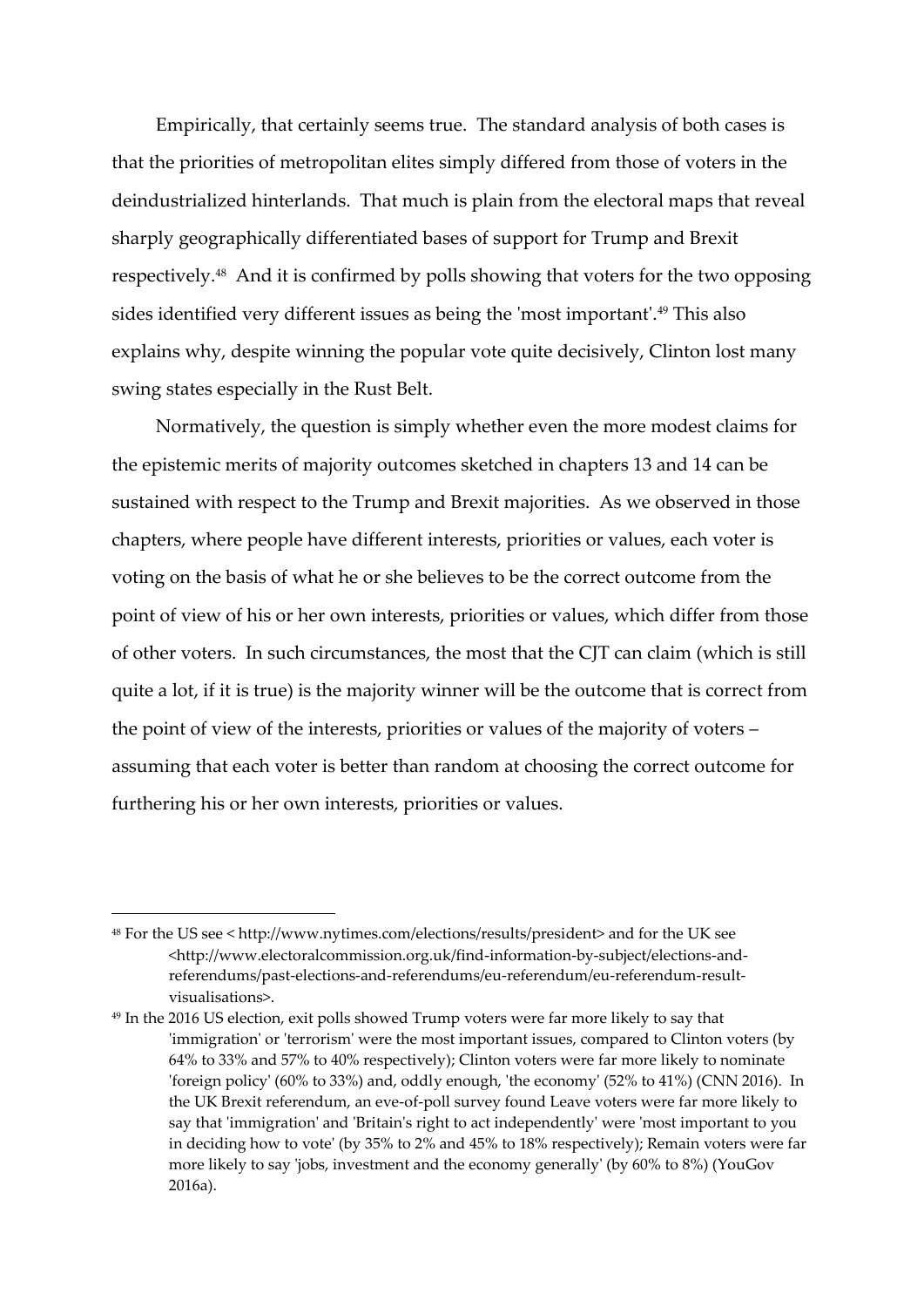Empirically, that certainly seems true. The standard analysis of both cases is that the priorities of metropolitan elites simply differed from those of voters in the deindustrialized hinterlands. That much is plain from the electoral maps that reveal sharply geographically differentiated bases of support for Trump and Brexit respectively.[48] And it is confirmed by polls showing that voters for the two opposing sides identified very different issues as being the 'most important'.[49] This also explains why, despite winning the popular vote quite decisively, Clinton lost many swing states especially in the Rust Belt.

Normatively, the question is simply whether even the more modest claims for the epistemic merits of majority outcomes sketched in chapters 13 and 14 can be sustained with respect to the Trump and Brexit majorities. As we observed in those chapters, where people have different interests, priorities or values, each voter is voting on the basis of what he or she believes to be the correct outcome from the point of view of his or her own interests, priorities or values, which differ from those of other voters. In such circumstances, the most that the CJT can claim (which is still quite a lot, if it is true) is the majority winner will be the outcome that is correct from the point of view of the interests, priorities or values of the majority of voters – assuming that each voter is better than random at choosing the correct outcome for furthering his or her own interests, priorities or values.

---

[48] For the US see < http://www.nytimes.com/elections/results/president> and for the UK see <http://www.electoralcommission.org.uk/find-information-by-subject/elections-and-referendums/past-elections-and-referendums/eu-referendum/eu-referendum-result-visualisations>.

[49] In the 2016 US election, exit polls showed Trump voters were far more likely to say that 'immigration' or 'terrorism' were the most important issues, compared to Clinton voters (by 64% to 33% and 57% to 40% respectively); Clinton voters were far more likely to nominate 'foreign policy' (60% to 33%) and, oddly enough, 'the economy' (52% to 41%) (CNN 2016). In the UK Brexit referendum, an eve-of-poll survey found Leave voters were far more likely to say that 'immigration' and 'Britain's right to act independently' were 'most important to you in deciding how to vote' (by 35% to 2% and 45% to 18% respectively); Remain voters were far more likely to say 'jobs, investment and the economy generally' (by 60% to 8%) (YouGov 2016a).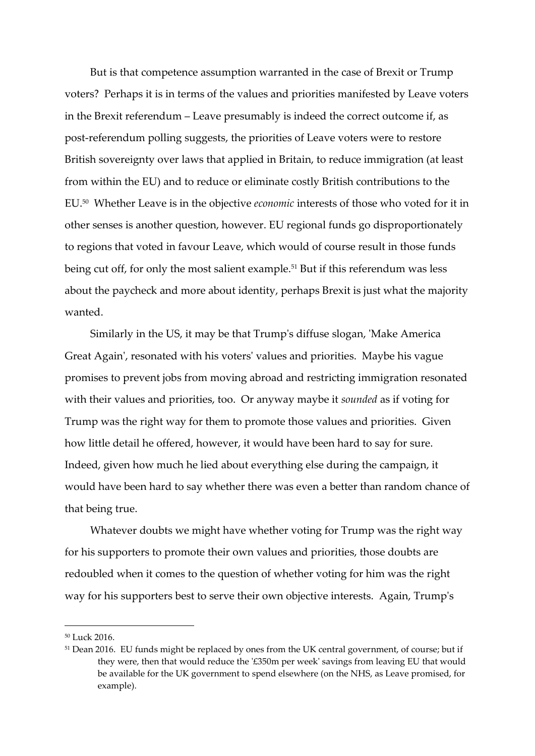But is that competence assumption warranted in the case of Brexit or Trump voters? Perhaps it is in terms of the values and priorities manifested by Leave voters in the Brexit referendum – Leave presumably is indeed the correct outcome if, as post-referendum polling suggests, the priorities of Leave voters were to restore British sovereignty over laws that applied in Britain, to reduce immigration (at least from within the EU) and to reduce or eliminate costly British contributions to the EU.[50] Whether Leave is in the objective *economic* interests of those who voted for it in other senses is another question, however. EU regional funds go disproportionately to regions that voted in favour Leave, which would of course result in those funds being cut off, for only the most salient example.[51] But if this referendum was less about the paycheck and more about identity, perhaps Brexit is just what the majority wanted.

Similarly in the US, it may be that Trump's diffuse slogan, 'Make America Great Again', resonated with his voters' values and priorities. Maybe his vague promises to prevent jobs from moving abroad and restricting immigration resonated with their values and priorities, too. Or anyway maybe it *sounded* as if voting for Trump was the right way for them to promote those values and priorities. Given how little detail he offered, however, it would have been hard to say for sure. Indeed, given how much he lied about everything else during the campaign, it would have been hard to say whether there was even a better than random chance of that being true.

Whatever doubts we might have whether voting for Trump was the right way for his supporters to promote their own values and priorities, those doubts are redoubled when it comes to the question of whether voting for him was the right way for his supporters best to serve their own objective interests. Again, Trump's

---

[50] Luck 2016.

[51] Dean 2016. EU funds might be replaced by ones from the UK central government, of course; but if they were, then that would reduce the '£350m per week' savings from leaving EU that would be available for the UK government to spend elsewhere (on the NHS, as Leave promised, for example).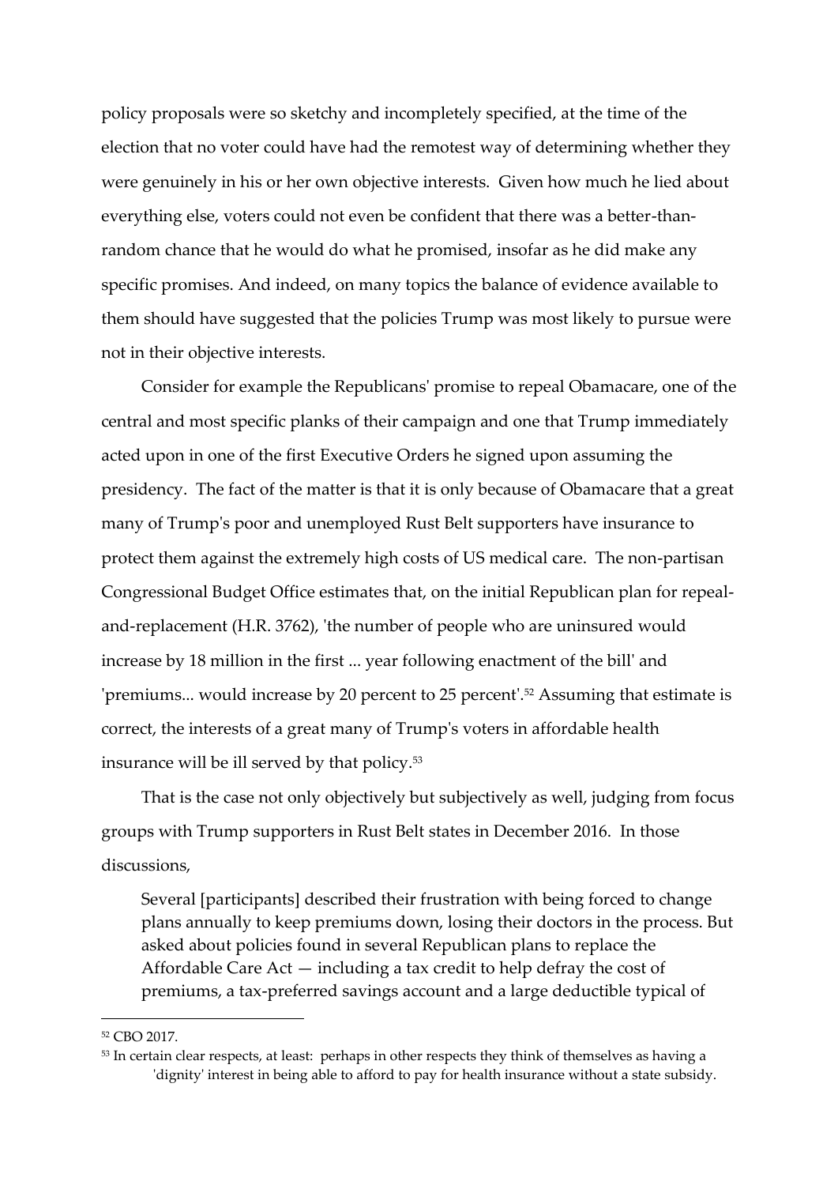policy proposals were so sketchy and incompletely specified, at the time of the election that no voter could have had the remotest way of determining whether they were genuinely in his or her own objective interests. Given how much he lied about everything else, voters could not even be confident that there was a better-than-random chance that he would do what he promised, insofar as he did make any specific promises. And indeed, on many topics the balance of evidence available to them should have suggested that the policies Trump was most likely to pursue were not in their objective interests.

Consider for example the Republicans' promise to repeal Obamacare, one of the central and most specific planks of their campaign and one that Trump immediately acted upon in one of the first Executive Orders he signed upon assuming the presidency. The fact of the matter is that it is only because of Obamacare that a great many of Trump's poor and unemployed Rust Belt supporters have insurance to protect them against the extremely high costs of US medical care. The non-partisan Congressional Budget Office estimates that, on the initial Republican plan for repeal-and-replacement (H.R. 3762), 'the number of people who are uninsured would increase by 18 million in the first ... year following enactment of the bill' and 'premiums... would increase by 20 percent to 25 percent'.[52] Assuming that estimate is correct, the interests of a great many of Trump's voters in affordable health insurance will be ill served by that policy.[53]

That is the case not only objectively but subjectively as well, judging from focus groups with Trump supporters in Rust Belt states in December 2016. In those discussions,

> Several [participants] described their frustration with being forced to change plans annually to keep premiums down, losing their doctors in the process. But asked about policies found in several Republican plans to replace the Affordable Care Act — including a tax credit to help defray the cost of premiums, a tax-preferred savings account and a large deductible typical of

[52] CBO 2017.

[53] In certain clear respects, at least: perhaps in other respects they think of themselves as having a 'dignity' interest in being able to afford to pay for health insurance without a state subsidy.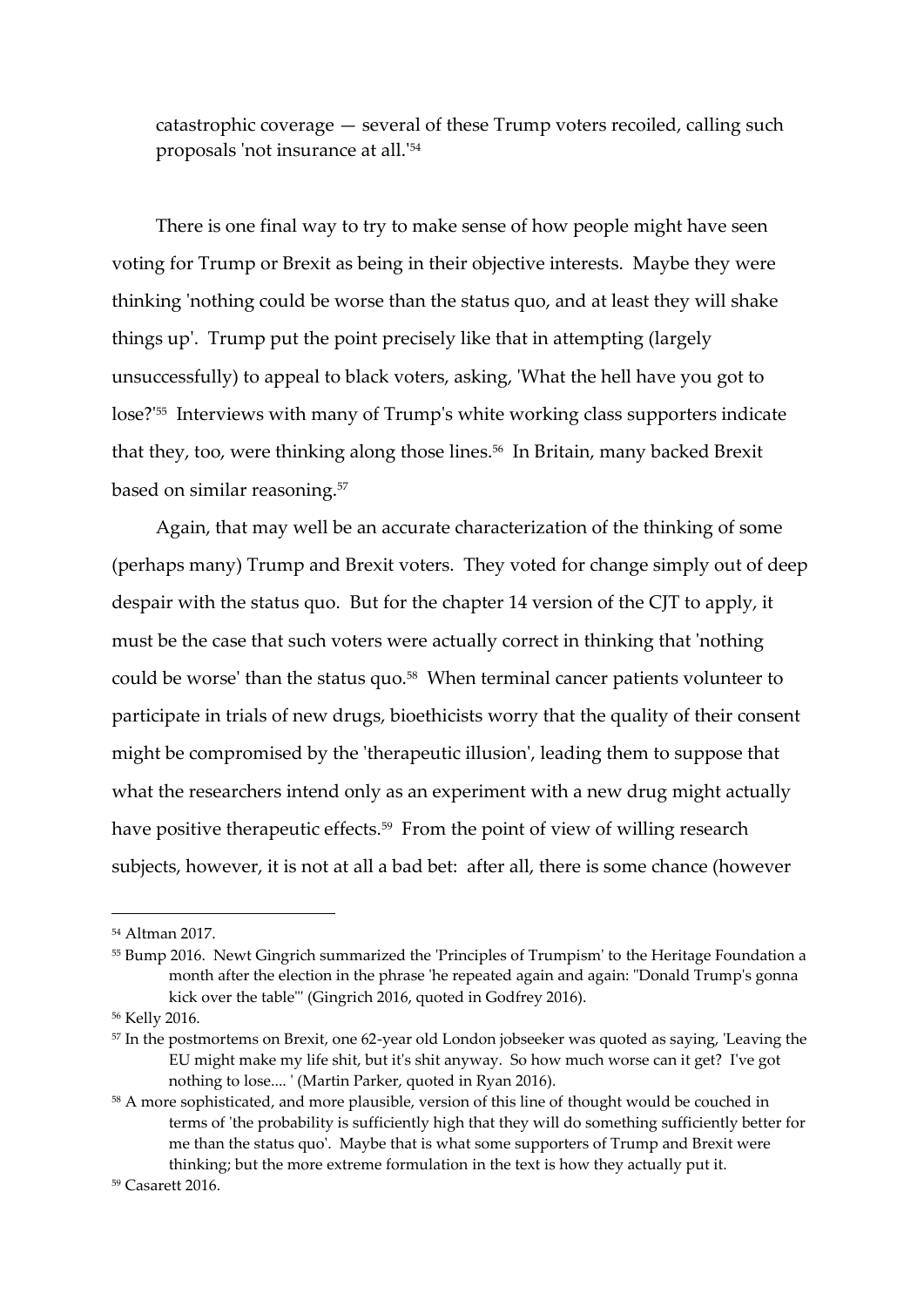catastrophic coverage — several of these Trump voters recoiled, calling such proposals 'not insurance at all.'[54]

There is one final way to try to make sense of how people might have seen voting for Trump or Brexit as being in their objective interests. Maybe they were thinking 'nothing could be worse than the status quo, and at least they will shake things up'. Trump put the point precisely like that in attempting (largely unsuccessfully) to appeal to black voters, asking, 'What the hell have you got to lose?'[55] Interviews with many of Trump's white working class supporters indicate that they, too, were thinking along those lines.[56] In Britain, many backed Brexit based on similar reasoning.[57]

Again, that may well be an accurate characterization of the thinking of some (perhaps many) Trump and Brexit voters. They voted for change simply out of deep despair with the status quo. But for the chapter 14 version of the CJT to apply, it must be the case that such voters were actually correct in thinking that 'nothing could be worse' than the status quo.[58] When terminal cancer patients volunteer to participate in trials of new drugs, bioethicists worry that the quality of their consent might be compromised by the 'therapeutic illusion', leading them to suppose that what the researchers intend only as an experiment with a new drug might actually have positive therapeutic effects.[59] From the point of view of willing research subjects, however, it is not at all a bad bet: after all, there is some chance (however

---

[54] Altman 2017.

[55] Bump 2016. Newt Gingrich summarized the 'Principles of Trumpism' to the Heritage Foundation a month after the election in the phrase 'he repeated again and again: "Donald Trump's gonna kick over the table"' (Gingrich 2016, quoted in Godfrey 2016).

[56] Kelly 2016.

[57] In the postmortems on Brexit, one 62-year old London jobseeker was quoted as saying, 'Leaving the EU might make my life shit, but it's shit anyway. So how much worse can it get? I've got nothing to lose.... ' (Martin Parker, quoted in Ryan 2016).

[58] A more sophisticated, and more plausible, version of this line of thought would be couched in terms of 'the probability is sufficiently high that they will do something sufficiently better for me than the status quo'. Maybe that is what some supporters of Trump and Brexit were thinking; but the more extreme formulation in the text is how they actually put it.

[59] Casarett 2016.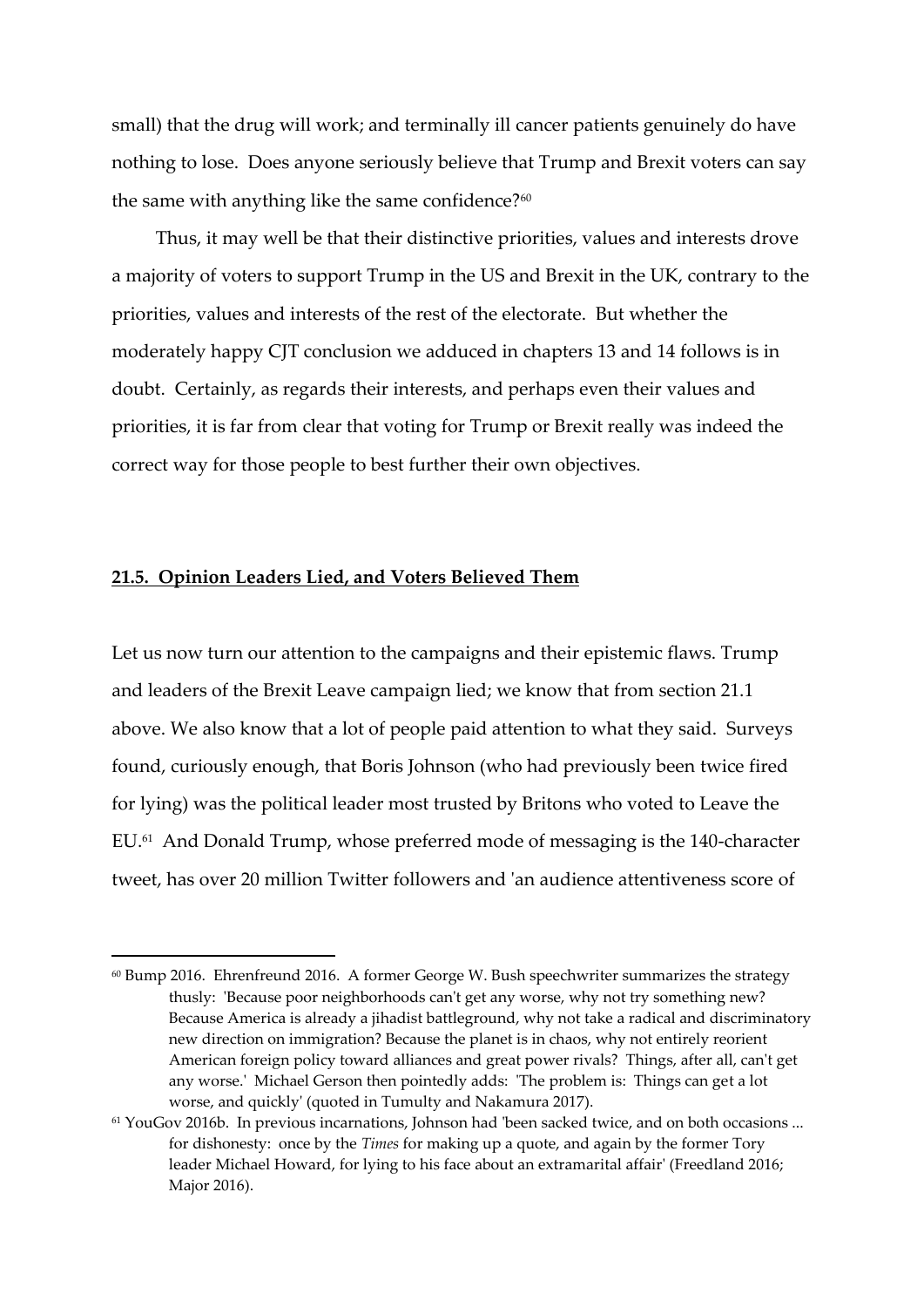small) that the drug will work; and terminally ill cancer patients genuinely do have nothing to lose. Does anyone seriously believe that Trump and Brexit voters can say the same with anything like the same confidence?[60]

Thus, it may well be that their distinctive priorities, values and interests drove a majority of voters to support Trump in the US and Brexit in the UK, contrary to the priorities, values and interests of the rest of the electorate. But whether the moderately happy CJT conclusion we adduced in chapters 13 and 14 follows is in doubt. Certainly, as regards their interests, and perhaps even their values and priorities, it is far from clear that voting for Trump or Brexit really was indeed the correct way for those people to best further their own objectives.

## 21.5. Opinion Leaders Lied, and Voters Believed Them

Let us now turn our attention to the campaigns and their epistemic flaws. Trump and leaders of the Brexit Leave campaign lied; we know that from section 21.1 above. We also know that a lot of people paid attention to what they said. Surveys found, curiously enough, that Boris Johnson (who had previously been twice fired for lying) was the political leader most trusted by Britons who voted to Leave the EU.[61] And Donald Trump, whose preferred mode of messaging is the 140-character tweet, has over 20 million Twitter followers and 'an audience attentiveness score of

---

[60] Bump 2016. Ehrenfreund 2016. A former George W. Bush speechwriter summarizes the strategy thusly: 'Because poor neighborhoods can't get any worse, why not try something new? Because America is already a jihadist battleground, why not take a radical and discriminatory new direction on immigration? Because the planet is in chaos, why not entirely reorient American foreign policy toward alliances and great power rivals? Things, after all, can't get any worse.' Michael Gerson then pointedly adds: 'The problem is: Things can get a lot worse, and quickly' (quoted in Tumulty and Nakamura 2017).

[61] YouGov 2016b. In previous incarnations, Johnson had 'been sacked twice, and on both occasions ... for dishonesty: once by the *Times* for making up a quote, and again by the former Tory leader Michael Howard, for lying to his face about an extramarital affair' (Freedland 2016; Major 2016).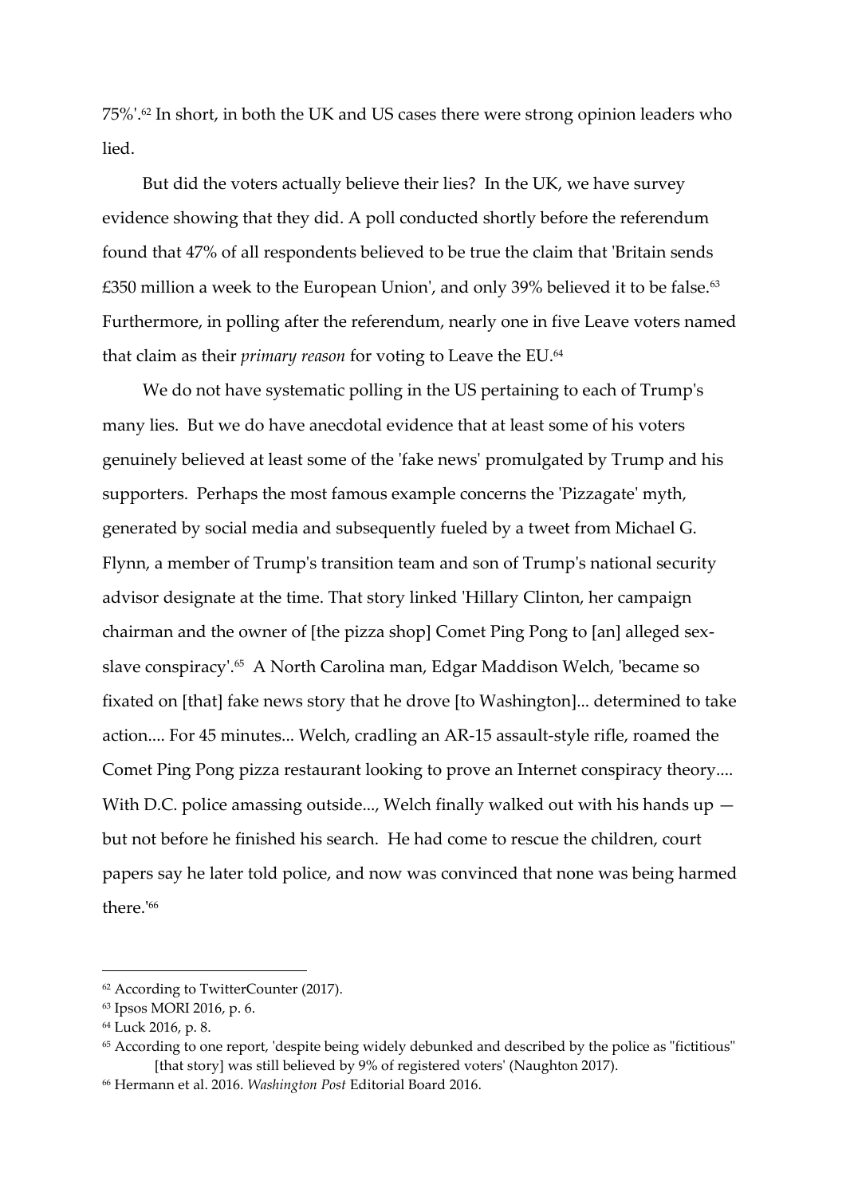75%'.[62] In short, in both the UK and US cases there were strong opinion leaders who lied.

But did the voters actually believe their lies? In the UK, we have survey evidence showing that they did. A poll conducted shortly before the referendum found that 47% of all respondents believed to be true the claim that 'Britain sends £350 million a week to the European Union', and only 39% believed it to be false.[63] Furthermore, in polling after the referendum, nearly one in five Leave voters named that claim as their *primary reason* for voting to Leave the EU.[64]

We do not have systematic polling in the US pertaining to each of Trump's many lies. But we do have anecdotal evidence that at least some of his voters genuinely believed at least some of the 'fake news' promulgated by Trump and his supporters. Perhaps the most famous example concerns the 'Pizzagate' myth, generated by social media and subsequently fueled by a tweet from Michael G. Flynn, a member of Trump's transition team and son of Trump's national security advisor designate at the time. That story linked 'Hillary Clinton, her campaign chairman and the owner of [the pizza shop] Comet Ping Pong to [an] alleged sex-slave conspiracy'.[65] A North Carolina man, Edgar Maddison Welch, 'became so fixated on [that] fake news story that he drove [to Washington]... determined to take action.... For 45 minutes... Welch, cradling an AR-15 assault-style rifle, roamed the Comet Ping Pong pizza restaurant looking to prove an Internet conspiracy theory.... With D.C. police amassing outside..., Welch finally walked out with his hands up — but not before he finished his search. He had come to rescue the children, court papers say he later told police, and now was convinced that none was being harmed there.'[66]

---

[62] According to TwitterCounter (2017).

[63] Ipsos MORI 2016, p. 6.

[64] Luck 2016, p. 8.

[65] According to one report, 'despite being widely debunked and described by the police as "fictitious" [that story] was still believed by 9% of registered voters' (Naughton 2017).

[66] Hermann et al. 2016. *Washington Post* Editorial Board 2016.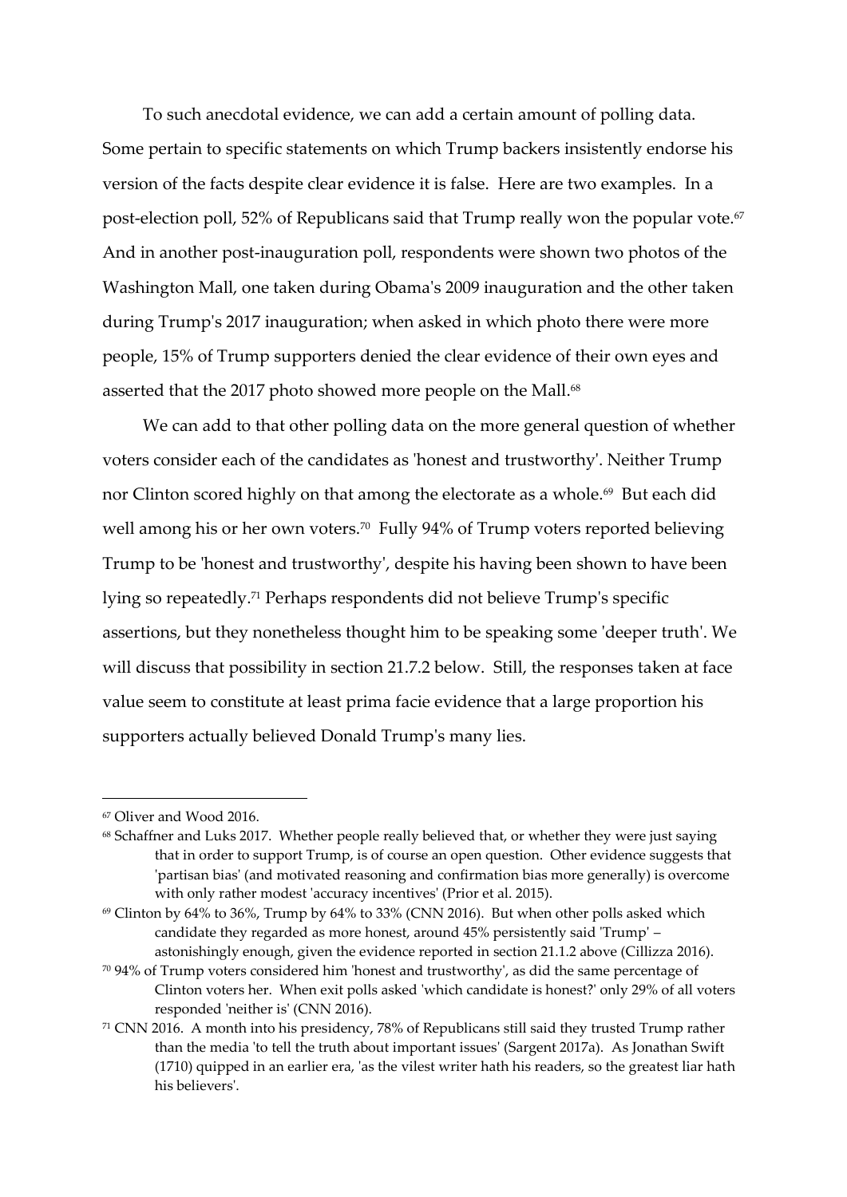To such anecdotal evidence, we can add a certain amount of polling data. Some pertain to specific statements on which Trump backers insistently endorse his version of the facts despite clear evidence it is false. Here are two examples. In a post-election poll, 52% of Republicans said that Trump really won the popular vote.[67] And in another post-inauguration poll, respondents were shown two photos of the Washington Mall, one taken during Obama's 2009 inauguration and the other taken during Trump's 2017 inauguration; when asked in which photo there were more people, 15% of Trump supporters denied the clear evidence of their own eyes and asserted that the 2017 photo showed more people on the Mall.[68]

We can add to that other polling data on the more general question of whether voters consider each of the candidates as 'honest and trustworthy'. Neither Trump nor Clinton scored highly on that among the electorate as a whole.[69] But each did well among his or her own voters.[70] Fully 94% of Trump voters reported believing Trump to be 'honest and trustworthy', despite his having been shown to have been lying so repeatedly.[71] Perhaps respondents did not believe Trump's specific assertions, but they nonetheless thought him to be speaking some 'deeper truth'. We will discuss that possibility in section 21.7.2 below. Still, the responses taken at face value seem to constitute at least prima facie evidence that a large proportion his supporters actually believed Donald Trump's many lies.

---

[67] Oliver and Wood 2016.

[68] Schaffner and Luks 2017. Whether people really believed that, or whether they were just saying that in order to support Trump, is of course an open question. Other evidence suggests that 'partisan bias' (and motivated reasoning and confirmation bias more generally) is overcome with only rather modest 'accuracy incentives' (Prior et al. 2015).

[69] Clinton by 64% to 36%, Trump by 64% to 33% (CNN 2016). But when other polls asked which candidate they regarded as more honest, around 45% persistently said 'Trump' – astonishingly enough, given the evidence reported in section 21.1.2 above (Cillizza 2016).

[70] 94% of Trump voters considered him 'honest and trustworthy', as did the same percentage of Clinton voters her. When exit polls asked 'which candidate is honest?' only 29% of all voters responded 'neither is' (CNN 2016).

[71] CNN 2016. A month into his presidency, 78% of Republicans still said they trusted Trump rather than the media 'to tell the truth about important issues' (Sargent 2017a). As Jonathan Swift (1710) quipped in an earlier era, 'as the vilest writer hath his readers, so the greatest liar hath his believers'.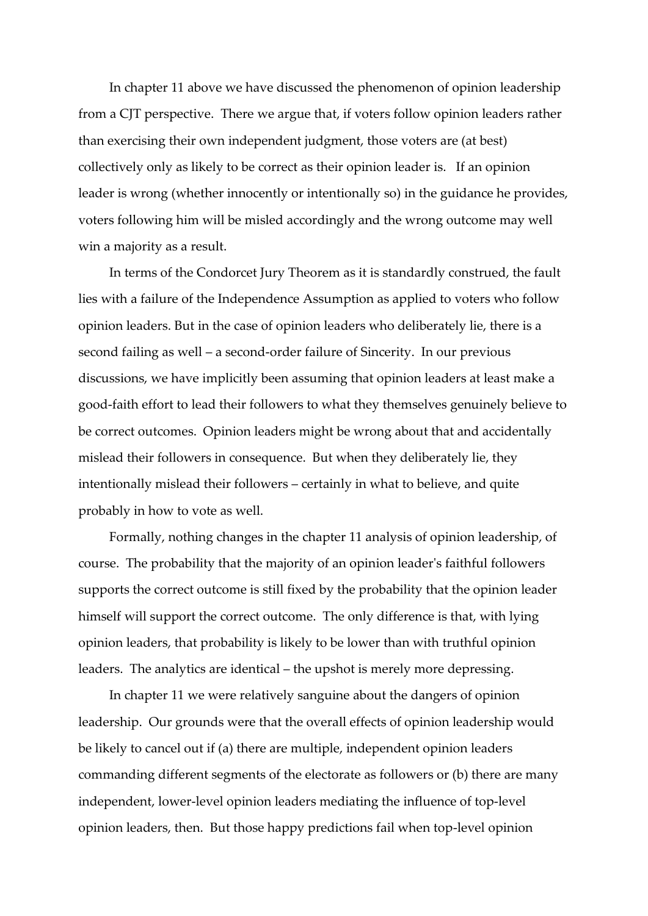In chapter 11 above we have discussed the phenomenon of opinion leadership from a CJT perspective. There we argue that, if voters follow opinion leaders rather than exercising their own independent judgment, those voters are (at best) collectively only as likely to be correct as their opinion leader is. If an opinion leader is wrong (whether innocently or intentionally so) in the guidance he provides, voters following him will be misled accordingly and the wrong outcome may well win a majority as a result.

In terms of the Condorcet Jury Theorem as it is standardly construed, the fault lies with a failure of the Independence Assumption as applied to voters who follow opinion leaders. But in the case of opinion leaders who deliberately lie, there is a second failing as well – a second-order failure of Sincerity. In our previous discussions, we have implicitly been assuming that opinion leaders at least make a good-faith effort to lead their followers to what they themselves genuinely believe to be correct outcomes. Opinion leaders might be wrong about that and accidentally mislead their followers in consequence. But when they deliberately lie, they intentionally mislead their followers – certainly in what to believe, and quite probably in how to vote as well.

Formally, nothing changes in the chapter 11 analysis of opinion leadership, of course. The probability that the majority of an opinion leader's faithful followers supports the correct outcome is still fixed by the probability that the opinion leader himself will support the correct outcome. The only difference is that, with lying opinion leaders, that probability is likely to be lower than with truthful opinion leaders. The analytics are identical – the upshot is merely more depressing.

In chapter 11 we were relatively sanguine about the dangers of opinion leadership. Our grounds were that the overall effects of opinion leadership would be likely to cancel out if (a) there are multiple, independent opinion leaders commanding different segments of the electorate as followers or (b) there are many independent, lower-level opinion leaders mediating the influence of top-level opinion leaders, then. But those happy predictions fail when top-level opinion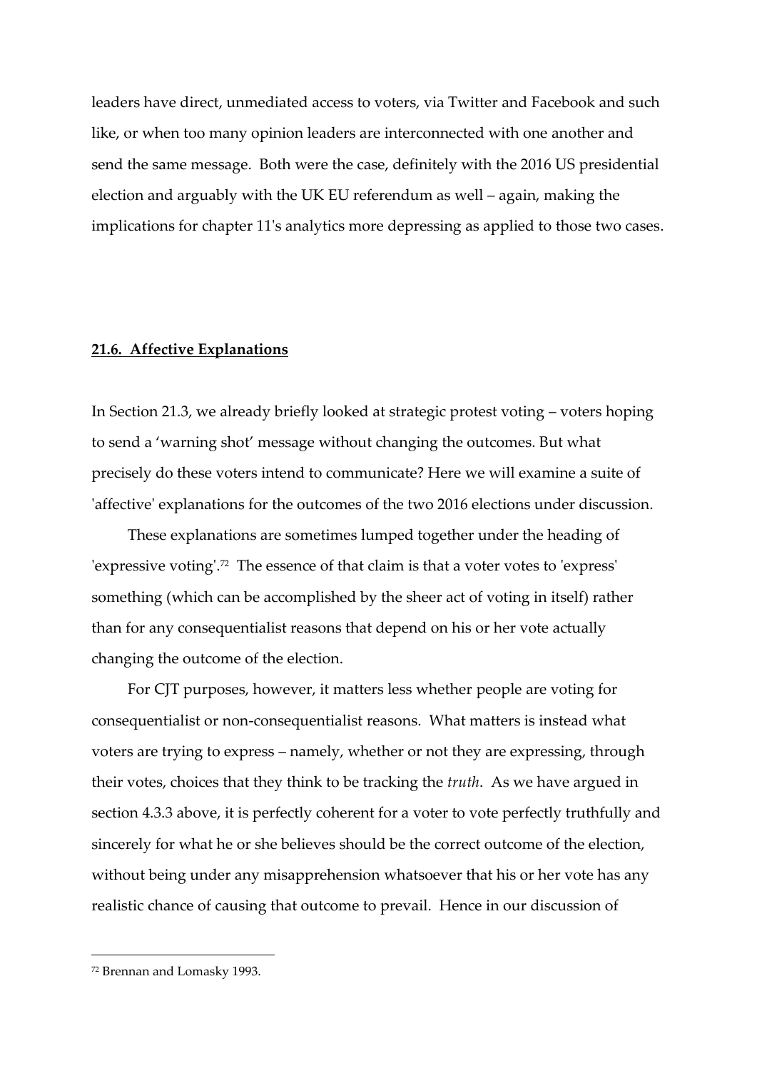leaders have direct, unmediated access to voters, via Twitter and Facebook and such like, or when too many opinion leaders are interconnected with one another and send the same message. Both were the case, definitely with the 2016 US presidential election and arguably with the UK EU referendum as well – again, making the implications for chapter 11's analytics more depressing as applied to those two cases.

## **21.6. Affective Explanations**

In Section 21.3, we already briefly looked at strategic protest voting – voters hoping to send a 'warning shot' message without changing the outcomes. But what precisely do these voters intend to communicate? Here we will examine a suite of 'affective' explanations for the outcomes of the two 2016 elections under discussion.

These explanations are sometimes lumped together under the heading of 'expressive voting'.[72] The essence of that claim is that a voter votes to 'express' something (which can be accomplished by the sheer act of voting in itself) rather than for any consequentialist reasons that depend on his or her vote actually changing the outcome of the election.

For CJT purposes, however, it matters less whether people are voting for consequentialist or non-consequentialist reasons. What matters is instead what voters are trying to express – namely, whether or not they are expressing, through their votes, choices that they think to be tracking the *truth*. As we have argued in section 4.3.3 above, it is perfectly coherent for a voter to vote perfectly truthfully and sincerely for what he or she believes should be the correct outcome of the election, without being under any misapprehension whatsoever that his or her vote has any realistic chance of causing that outcome to prevail. Hence in our discussion of

---

[72] Brennan and Lomasky 1993.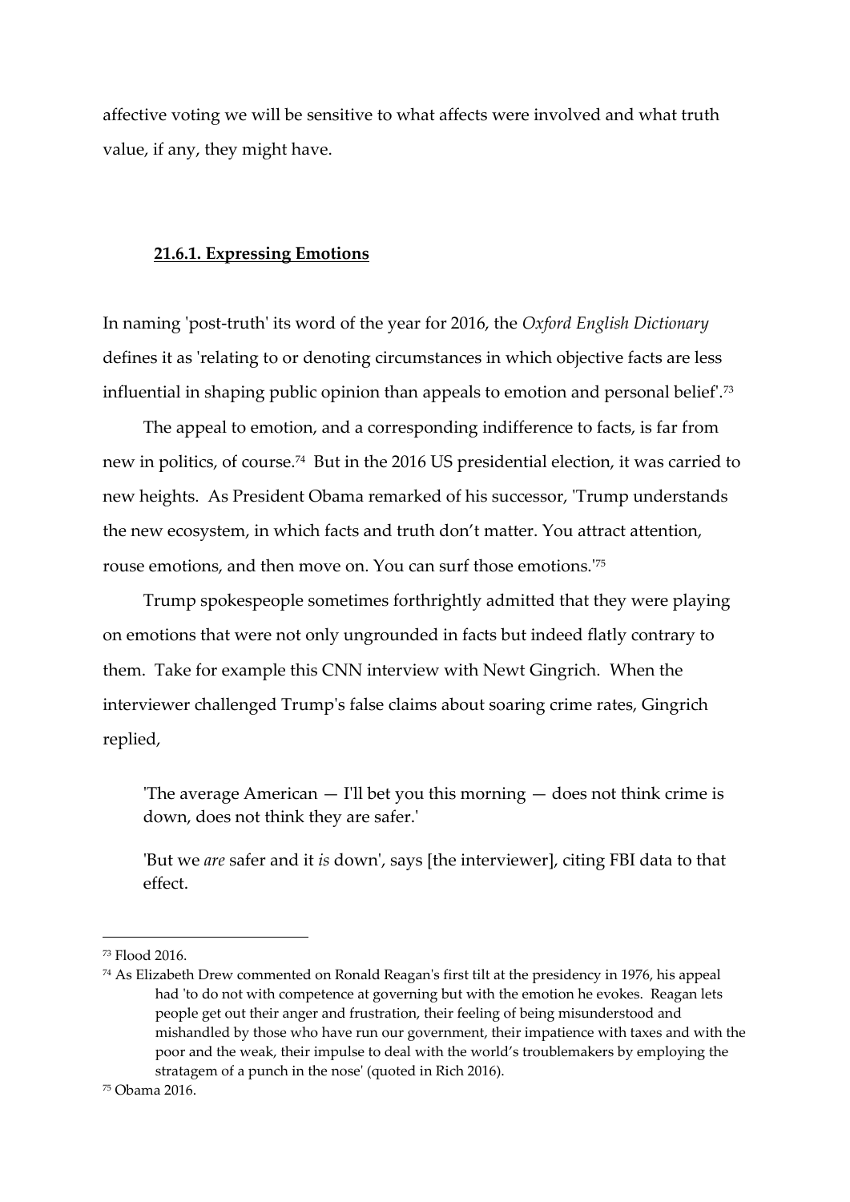affective voting we will be sensitive to what affects were involved and what truth value, if any, they might have.

### 21.6.1. Expressing Emotions

In naming 'post-truth' its word of the year for 2016, the *Oxford English Dictionary* defines it as 'relating to or denoting circumstances in which objective facts are less influential in shaping public opinion than appeals to emotion and personal belief'.[73]

The appeal to emotion, and a corresponding indifference to facts, is far from new in politics, of course.[74] But in the 2016 US presidential election, it was carried to new heights. As President Obama remarked of his successor, 'Trump understands the new ecosystem, in which facts and truth don't matter. You attract attention, rouse emotions, and then move on. You can surf those emotions.'[75]

Trump spokespeople sometimes forthrightly admitted that they were playing on emotions that were not only ungrounded in facts but indeed flatly contrary to them. Take for example this CNN interview with Newt Gingrich. When the interviewer challenged Trump's false claims about soaring crime rates, Gingrich replied,

> 'The average American — I'll bet you this morning — does not think crime is down, does not think they are safer.'
>
> 'But we *are* safer and it *is* down', says [the interviewer], citing FBI data to that effect.

---

[73] Flood 2016.

[74] As Elizabeth Drew commented on Ronald Reagan's first tilt at the presidency in 1976, his appeal had 'to do not with competence at governing but with the emotion he evokes. Reagan lets people get out their anger and frustration, their feeling of being misunderstood and mishandled by those who have run our government, their impatience with taxes and with the poor and the weak, their impulse to deal with the world's troublemakers by employing the stratagem of a punch in the nose' (quoted in Rich 2016).

[75] Obama 2016.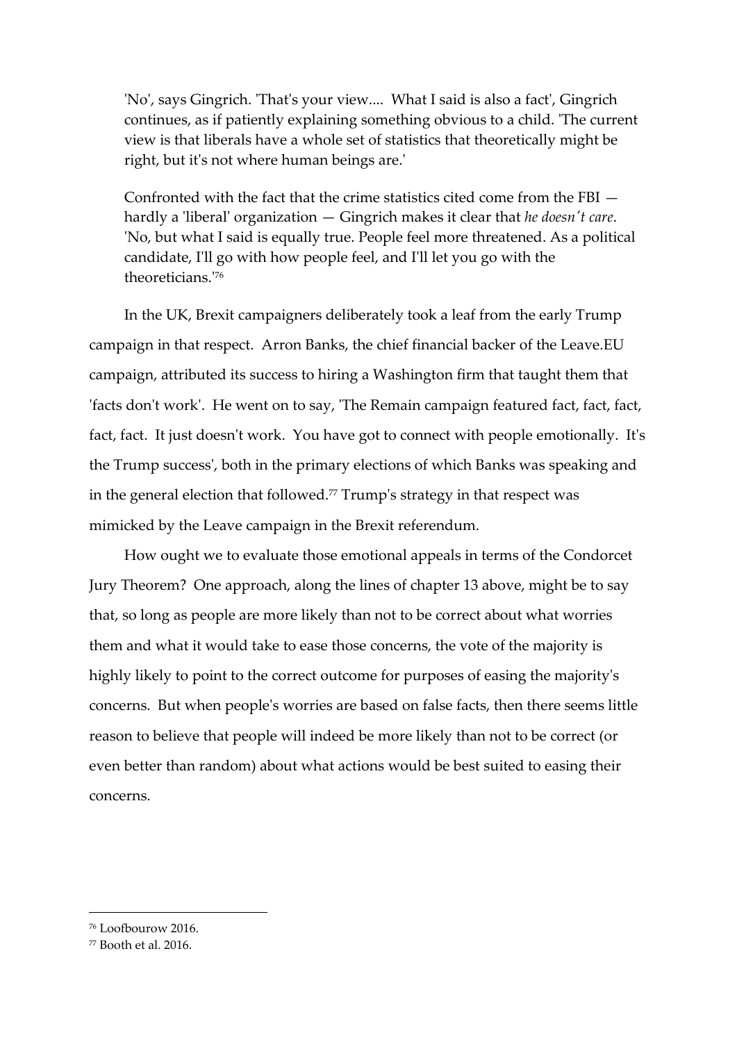> 'No', says Gingrich. 'That's your view.... What I said is also a fact', Gingrich continues, as if patiently explaining something obvious to a child. 'The current view is that liberals have a whole set of statistics that theoretically might be right, but it's not where human beings are.'
>
> Confronted with the fact that the crime statistics cited come from the FBI — hardly a 'liberal' organization — Gingrich makes it clear that *he doesn't care*. 'No, but what I said is equally true. People feel more threatened. As a political candidate, I'll go with how people feel, and I'll let you go with the theoreticians.'[76]

In the UK, Brexit campaigners deliberately took a leaf from the early Trump campaign in that respect. Arron Banks, the chief financial backer of the Leave.EU campaign, attributed its success to hiring a Washington firm that taught them that 'facts don't work'. He went on to say, 'The Remain campaign featured fact, fact, fact, fact, fact. It just doesn't work. You have got to connect with people emotionally. It's the Trump success', both in the primary elections of which Banks was speaking and in the general election that followed.[77] Trump's strategy in that respect was mimicked by the Leave campaign in the Brexit referendum.

How ought we to evaluate those emotional appeals in terms of the Condorcet Jury Theorem? One approach, along the lines of chapter 13 above, might be to say that, so long as people are more likely than not to be correct about what worries them and what it would take to ease those concerns, the vote of the majority is highly likely to point to the correct outcome for purposes of easing the majority's concerns. But when people's worries are based on false facts, then there seems little reason to believe that people will indeed be more likely than not to be correct (or even better than random) about what actions would be best suited to easing their concerns.

---

[76] Loofbourow 2016.

[77] Booth et al. 2016.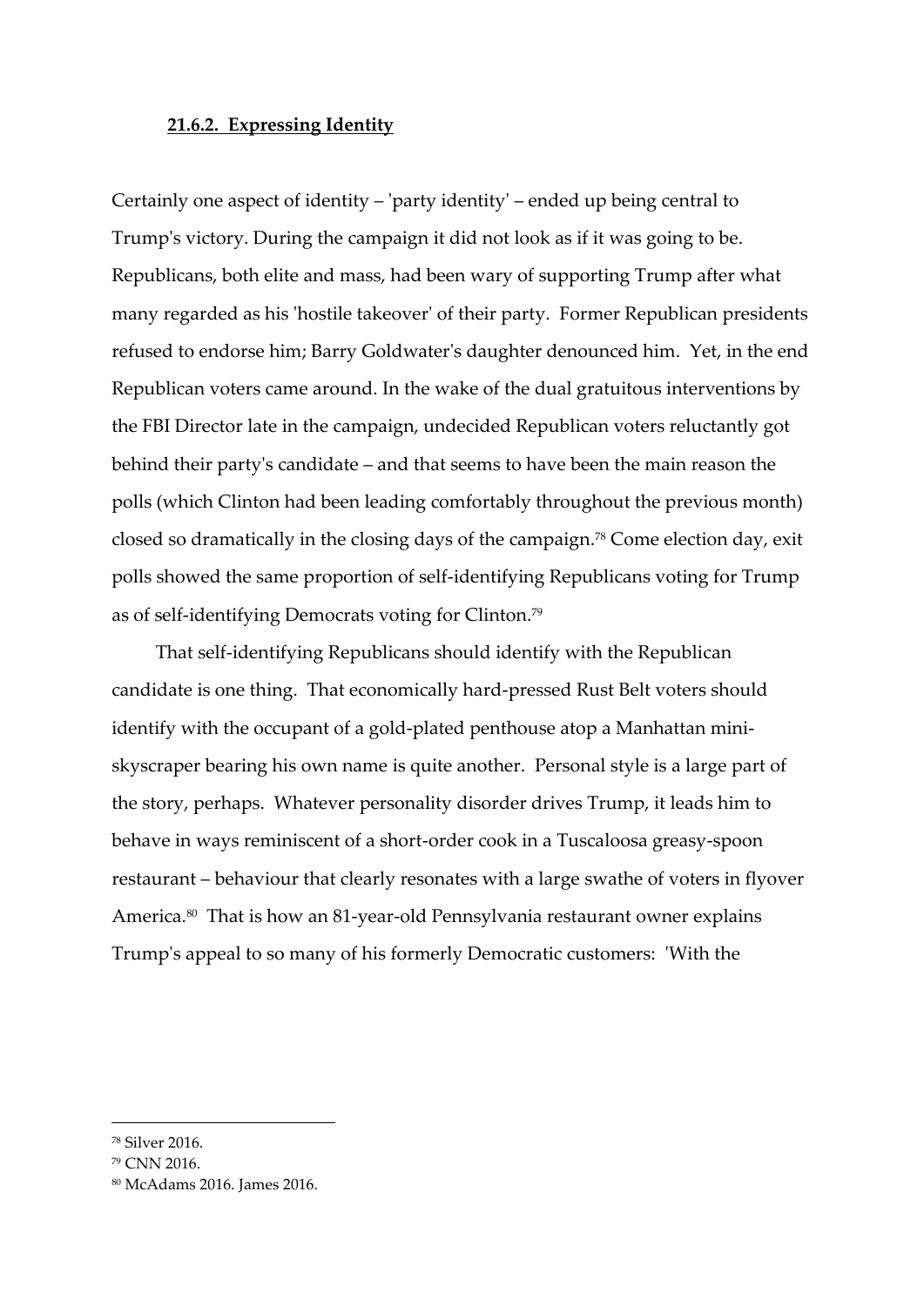### **21.6.2. Expressing Identity**

Certainly one aspect of identity – 'party identity' – ended up being central to Trump's victory. During the campaign it did not look as if it was going to be. Republicans, both elite and mass, had been wary of supporting Trump after what many regarded as his 'hostile takeover' of their party. Former Republican presidents refused to endorse him; Barry Goldwater's daughter denounced him. Yet, in the end Republican voters came around. In the wake of the dual gratuitous interventions by the FBI Director late in the campaign, undecided Republican voters reluctantly got behind their party's candidate – and that seems to have been the main reason the polls (which Clinton had been leading comfortably throughout the previous month) closed so dramatically in the closing days of the campaign.[78] Come election day, exit polls showed the same proportion of self-identifying Republicans voting for Trump as of self-identifying Democrats voting for Clinton.[79]

That self-identifying Republicans should identify with the Republican candidate is one thing. That economically hard-pressed Rust Belt voters should identify with the occupant of a gold-plated penthouse atop a Manhattan mini-skyscraper bearing his own name is quite another. Personal style is a large part of the story, perhaps. Whatever personality disorder drives Trump, it leads him to behave in ways reminiscent of a short-order cook in a Tuscaloosa greasy-spoon restaurant – behaviour that clearly resonates with a large swathe of voters in flyover America.[80] That is how an 81-year-old Pennsylvania restaurant owner explains Trump's appeal to so many of his formerly Democratic customers: 'With the

---

[78] Silver 2016.

[79] CNN 2016.

[80] McAdams 2016. James 2016.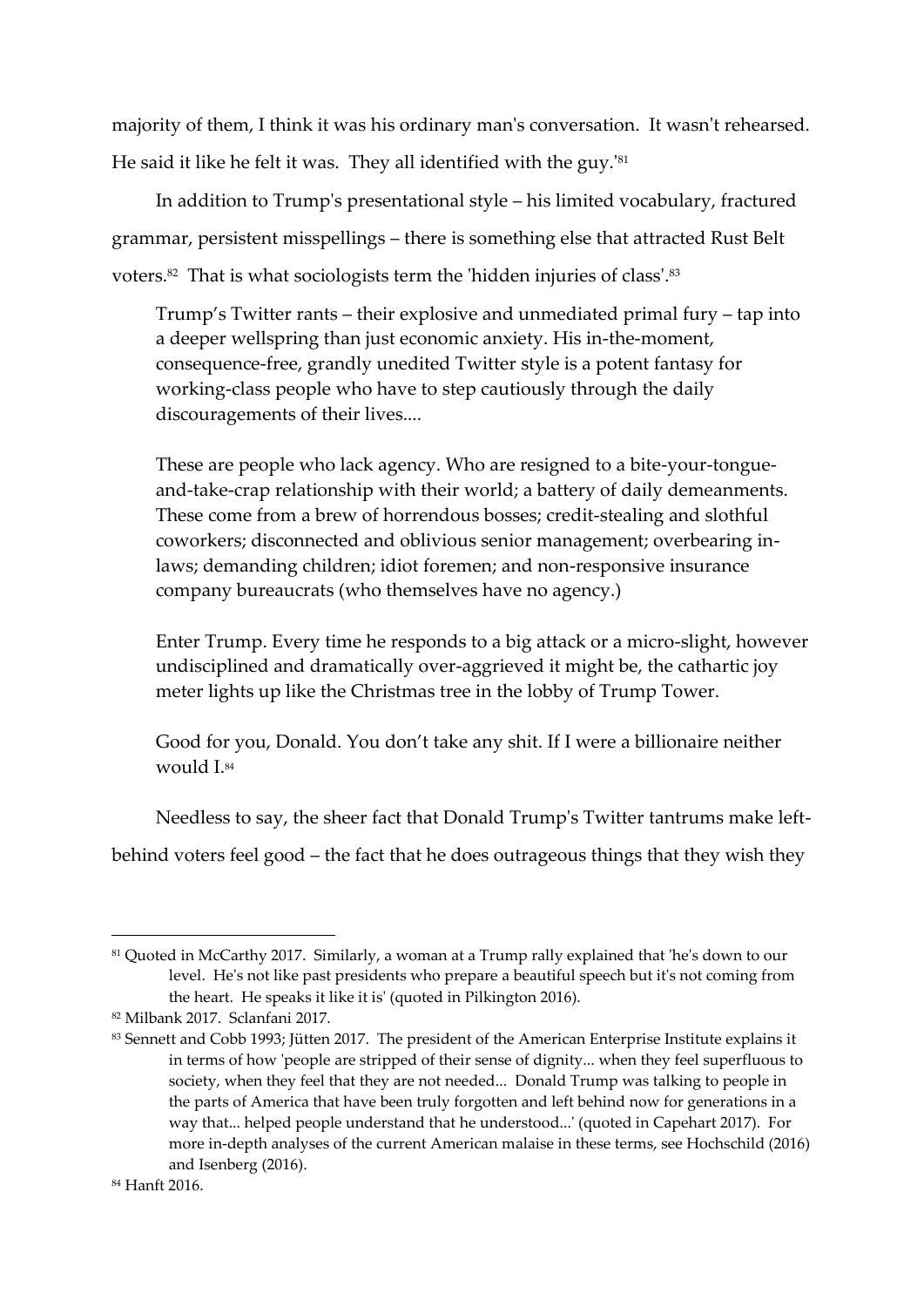majority of them, I think it was his ordinary man's conversation. It wasn't rehearsed. He said it like he felt it was. They all identified with the guy.'[81]

In addition to Trump's presentational style – his limited vocabulary, fractured grammar, persistent misspellings – there is something else that attracted Rust Belt voters.[82] That is what sociologists term the 'hidden injuries of class'.[83]

> Trump's Twitter rants – their explosive and unmediated primal fury – tap into a deeper wellspring than just economic anxiety. His in-the-moment, consequence-free, grandly unedited Twitter style is a potent fantasy for working-class people who have to step cautiously through the daily discouragements of their lives....
>
> These are people who lack agency. Who are resigned to a bite-your-tongue-and-take-crap relationship with their world; a battery of daily demeanments. These come from a brew of horrendous bosses; credit-stealing and slothful coworkers; disconnected and oblivious senior management; overbearing in-laws; demanding children; idiot foremen; and non-responsive insurance company bureaucrats (who themselves have no agency.)
>
> Enter Trump. Every time he responds to a big attack or a micro-slight, however undisciplined and dramatically over-aggrieved it might be, the cathartic joy meter lights up like the Christmas tree in the lobby of Trump Tower.
>
> Good for you, Donald. You don't take any shit. If I were a billionaire neither would I.[84]

Needless to say, the sheer fact that Donald Trump's Twitter tantrums make left-behind voters feel good – the fact that he does outrageous things that they wish they

---

[81] Quoted in McCarthy 2017. Similarly, a woman at a Trump rally explained that 'he's down to our level. He's not like past presidents who prepare a beautiful speech but it's not coming from the heart. He speaks it like it is' (quoted in Pilkington 2016).

[82] Milbank 2017. Sclanfani 2017.

[83] Sennett and Cobb 1993; Jütten 2017. The president of the American Enterprise Institute explains it in terms of how 'people are stripped of their sense of dignity... when they feel superfluous to society, when they feel that they are not needed... Donald Trump was talking to people in the parts of America that have been truly forgotten and left behind now for generations in a way that... helped people understand that he understood...' (quoted in Capehart 2017). For more in-depth analyses of the current American malaise in these terms, see Hochschild (2016) and Isenberg (2016).

[84] Hanft 2016.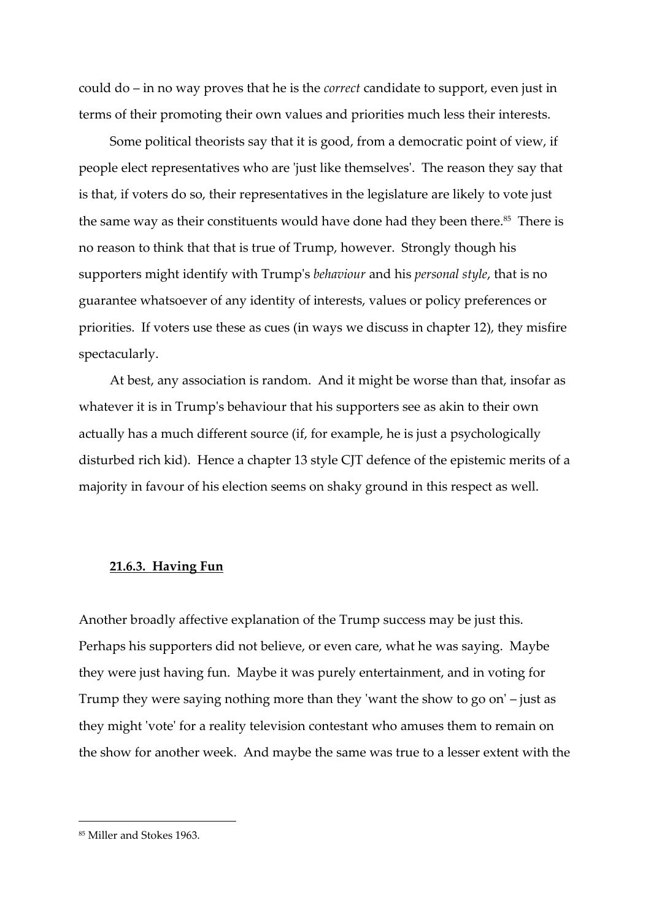could do – in no way proves that he is the *correct* candidate to support, even just in terms of their promoting their own values and priorities much less their interests.

Some political theorists say that it is good, from a democratic point of view, if people elect representatives who are 'just like themselves'. The reason they say that is that, if voters do so, their representatives in the legislature are likely to vote just the same way as their constituents would have done had they been there.[85] There is no reason to think that that is true of Trump, however. Strongly though his supporters might identify with Trump's *behaviour* and his *personal style*, that is no guarantee whatsoever of any identity of interests, values or policy preferences or priorities. If voters use these as cues (in ways we discuss in chapter 12), they misfire spectacularly.

At best, any association is random. And it might be worse than that, insofar as whatever it is in Trump's behaviour that his supporters see as akin to their own actually has a much different source (if, for example, he is just a psychologically disturbed rich kid). Hence a chapter 13 style CJT defence of the epistemic merits of a majority in favour of his election seems on shaky ground in this respect as well.

### **21.6.3. Having Fun**

Another broadly affective explanation of the Trump success may be just this. Perhaps his supporters did not believe, or even care, what he was saying. Maybe they were just having fun. Maybe it was purely entertainment, and in voting for Trump they were saying nothing more than they 'want the show to go on' – just as they might 'vote' for a reality television contestant who amuses them to remain on the show for another week. And maybe the same was true to a lesser extent with the

---

[85] Miller and Stokes 1963.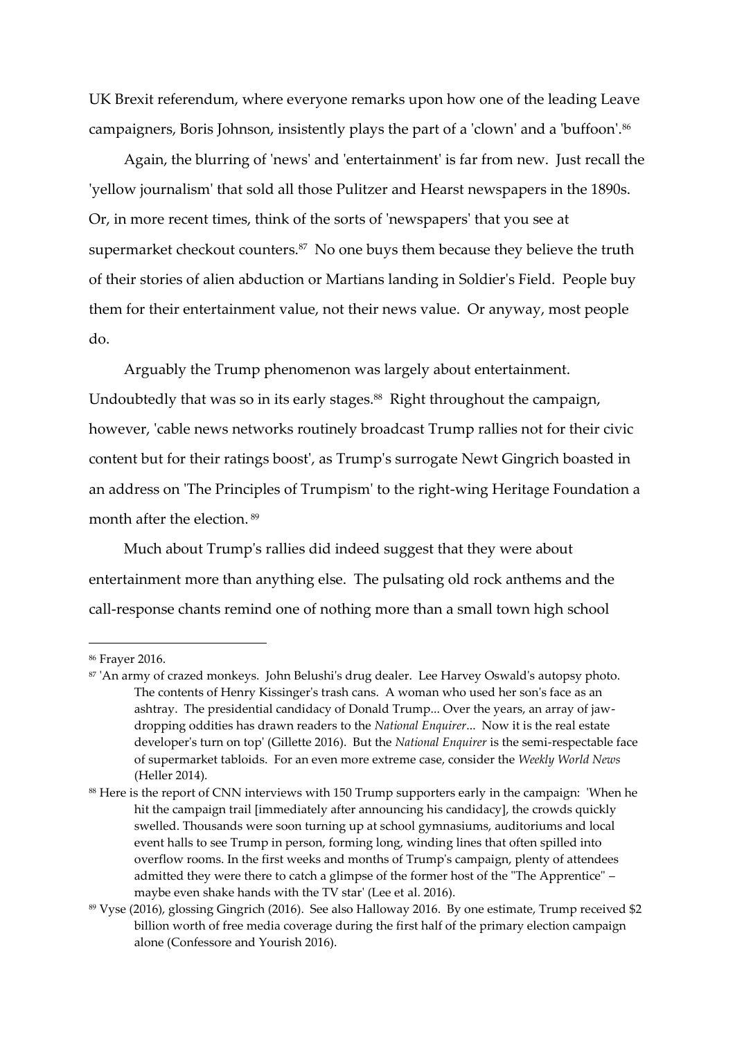UK Brexit referendum, where everyone remarks upon how one of the leading Leave campaigners, Boris Johnson, insistently plays the part of a 'clown' and a 'buffoon'.[86]

Again, the blurring of 'news' and 'entertainment' is far from new. Just recall the 'yellow journalism' that sold all those Pulitzer and Hearst newspapers in the 1890s. Or, in more recent times, think of the sorts of 'newspapers' that you see at supermarket checkout counters.[87] No one buys them because they believe the truth of their stories of alien abduction or Martians landing in Soldier's Field. People buy them for their entertainment value, not their news value. Or anyway, most people do.

Arguably the Trump phenomenon was largely about entertainment. Undoubtedly that was so in its early stages.[88] Right throughout the campaign, however, 'cable news networks routinely broadcast Trump rallies not for their civic content but for their ratings boost', as Trump's surrogate Newt Gingrich boasted in an address on 'The Principles of Trumpism' to the right-wing Heritage Foundation a month after the election.[89]

Much about Trump's rallies did indeed suggest that they were about entertainment more than anything else. The pulsating old rock anthems and the call-response chants remind one of nothing more than a small town high school

---

[86] Frayer 2016.

[87] 'An army of crazed monkeys. John Belushi's drug dealer. Lee Harvey Oswald's autopsy photo. The contents of Henry Kissinger's trash cans. A woman who used her son's face as an ashtray. The presidential candidacy of Donald Trump... Over the years, an array of jaw-dropping oddities has drawn readers to the *National Enquirer*... Now it is the real estate developer's turn on top' (Gillette 2016). But the *National Enquirer* is the semi-respectable face of supermarket tabloids. For an even more extreme case, consider the *Weekly World News* (Heller 2014).

[88] Here is the report of CNN interviews with 150 Trump supporters early in the campaign: 'When he hit the campaign trail [immediately after announcing his candidacy], the crowds quickly swelled. Thousands were soon turning up at school gymnasiums, auditoriums and local event halls to see Trump in person, forming long, winding lines that often spilled into overflow rooms. In the first weeks and months of Trump's campaign, plenty of attendees admitted they were there to catch a glimpse of the former host of the "The Apprentice" – maybe even shake hands with the TV star' (Lee et al. 2016).

[89] Vyse (2016), glossing Gingrich (2016). See also Halloway 2016. By one estimate, Trump received $2 billion worth of free media coverage during the first half of the primary election campaign alone (Confessore and Yourish 2016).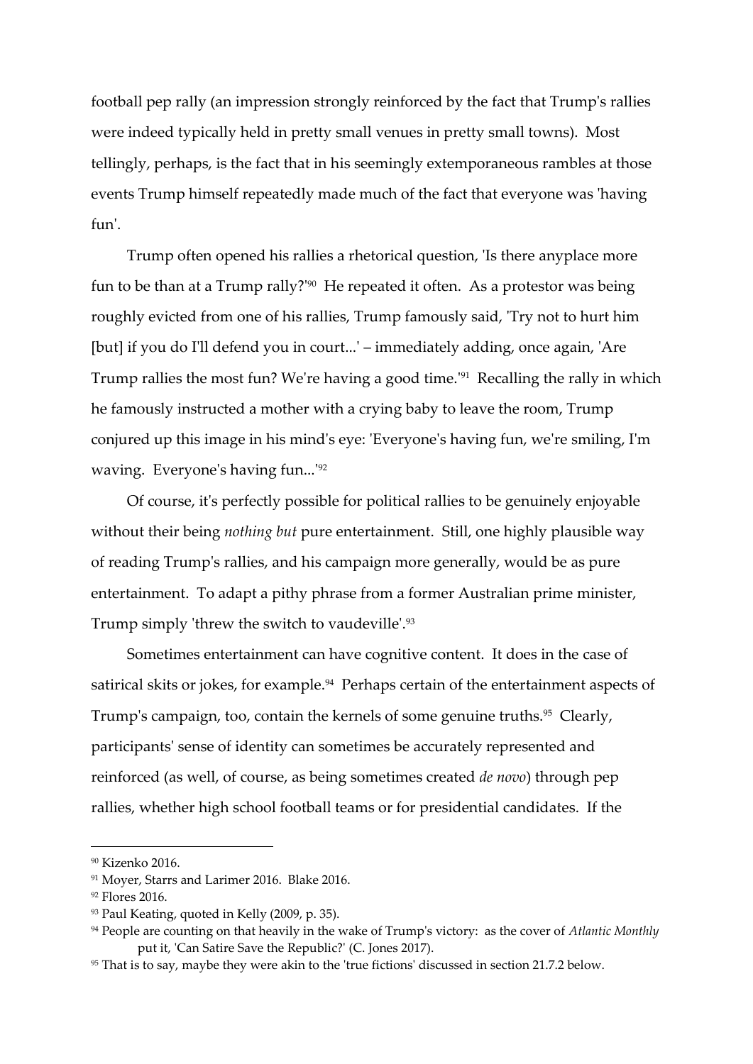football pep rally (an impression strongly reinforced by the fact that Trump's rallies were indeed typically held in pretty small venues in pretty small towns). Most tellingly, perhaps, is the fact that in his seemingly extemporaneous rambles at those events Trump himself repeatedly made much of the fact that everyone was 'having fun'.

Trump often opened his rallies a rhetorical question, 'Is there anyplace more fun to be than at a Trump rally?'[90] He repeated it often. As a protestor was being roughly evicted from one of his rallies, Trump famously said, 'Try not to hurt him [but] if you do I'll defend you in court...' – immediately adding, once again, 'Are Trump rallies the most fun? We're having a good time.'[91] Recalling the rally in which he famously instructed a mother with a crying baby to leave the room, Trump conjured up this image in his mind's eye: 'Everyone's having fun, we're smiling, I'm waving. Everyone's having fun...'[92]

Of course, it's perfectly possible for political rallies to be genuinely enjoyable without their being *nothing but* pure entertainment. Still, one highly plausible way of reading Trump's rallies, and his campaign more generally, would be as pure entertainment. To adapt a pithy phrase from a former Australian prime minister, Trump simply 'threw the switch to vaudeville'.[93]

Sometimes entertainment can have cognitive content. It does in the case of satirical skits or jokes, for example.[94] Perhaps certain of the entertainment aspects of Trump's campaign, too, contain the kernels of some genuine truths.[95] Clearly, participants' sense of identity can sometimes be accurately represented and reinforced (as well, of course, as being sometimes created *de novo*) through pep rallies, whether high school football teams or for presidential candidates. If the

---

[90] Kizenko 2016.

[91] Moyer, Starrs and Larimer 2016. Blake 2016.

[92] Flores 2016.

[93] Paul Keating, quoted in Kelly (2009, p. 35).

[94] People are counting on that heavily in the wake of Trump's victory: as the cover of *Atlantic Monthly* put it, 'Can Satire Save the Republic?' (C. Jones 2017).

[95] That is to say, maybe they were akin to the 'true fictions' discussed in section 21.7.2 below.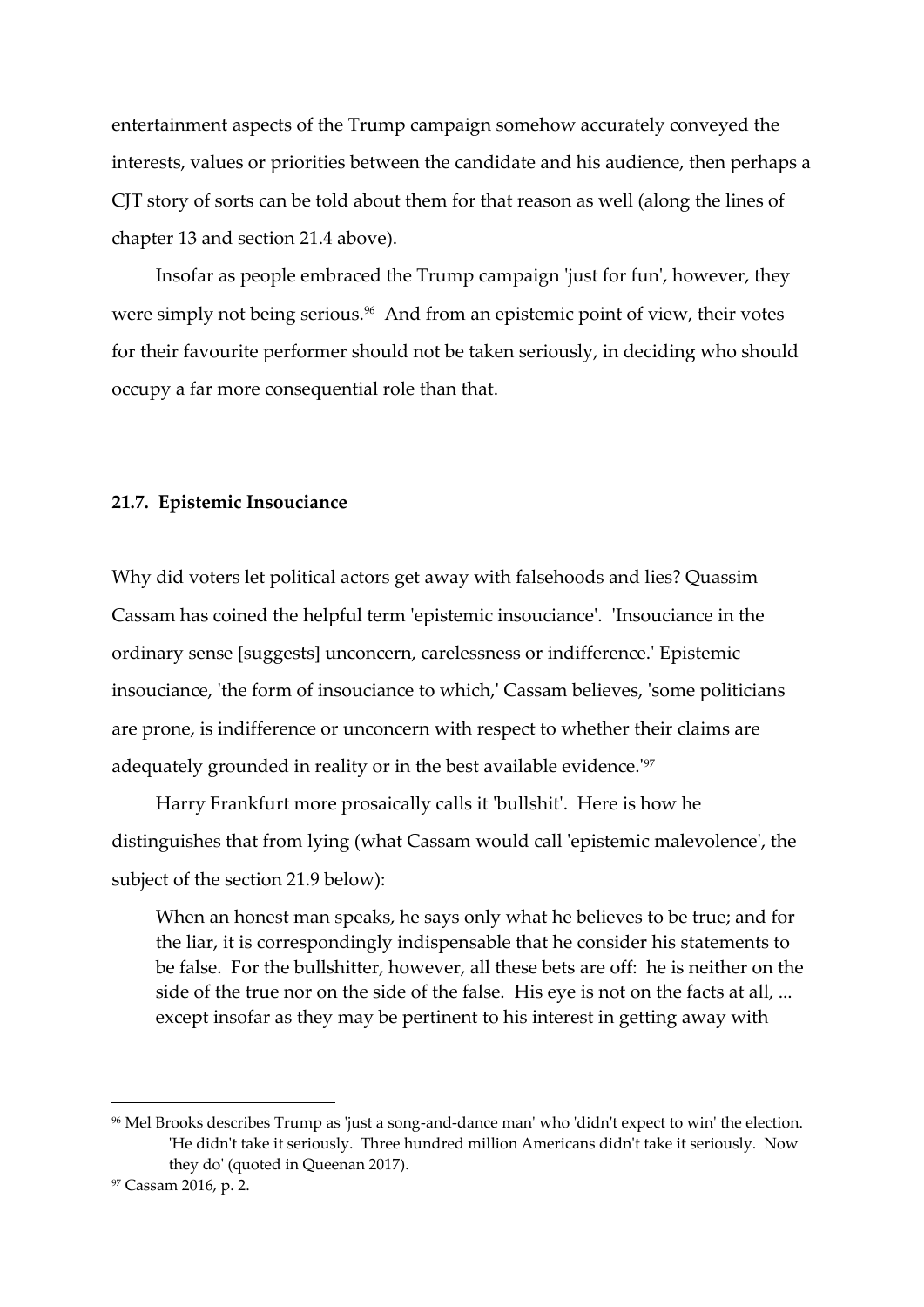entertainment aspects of the Trump campaign somehow accurately conveyed the interests, values or priorities between the candidate and his audience, then perhaps a CJT story of sorts can be told about them for that reason as well (along the lines of chapter 13 and section 21.4 above).

Insofar as people embraced the Trump campaign 'just for fun', however, they were simply not being serious.[96] And from an epistemic point of view, their votes for their favourite performer should not be taken seriously, in deciding who should occupy a far more consequential role than that.

## **21.7. Epistemic Insouciance**

Why did voters let political actors get away with falsehoods and lies? Quassim Cassam has coined the helpful term 'epistemic insouciance'. 'Insouciance in the ordinary sense [suggests] unconcern, carelessness or indifference.' Epistemic insouciance, 'the form of insouciance to which,' Cassam believes, 'some politicians are prone, is indifference or unconcern with respect to whether their claims are adequately grounded in reality or in the best available evidence.'[97]

Harry Frankfurt more prosaically calls it 'bullshit'. Here is how he distinguishes that from lying (what Cassam would call 'epistemic malevolence', the subject of the section 21.9 below):

> When an honest man speaks, he says only what he believes to be true; and for the liar, it is correspondingly indispensable that he consider his statements to be false. For the bullshitter, however, all these bets are off: he is neither on the side of the true nor on the side of the false. His eye is not on the facts at all, ... except insofar as they may be pertinent to his interest in getting away with

[96] Mel Brooks describes Trump as 'just a song-and-dance man' who 'didn't expect to win' the election. 'He didn't take it seriously. Three hundred million Americans didn't take it seriously. Now they do' (quoted in Queenan 2017).

[97] Cassam 2016, p. 2.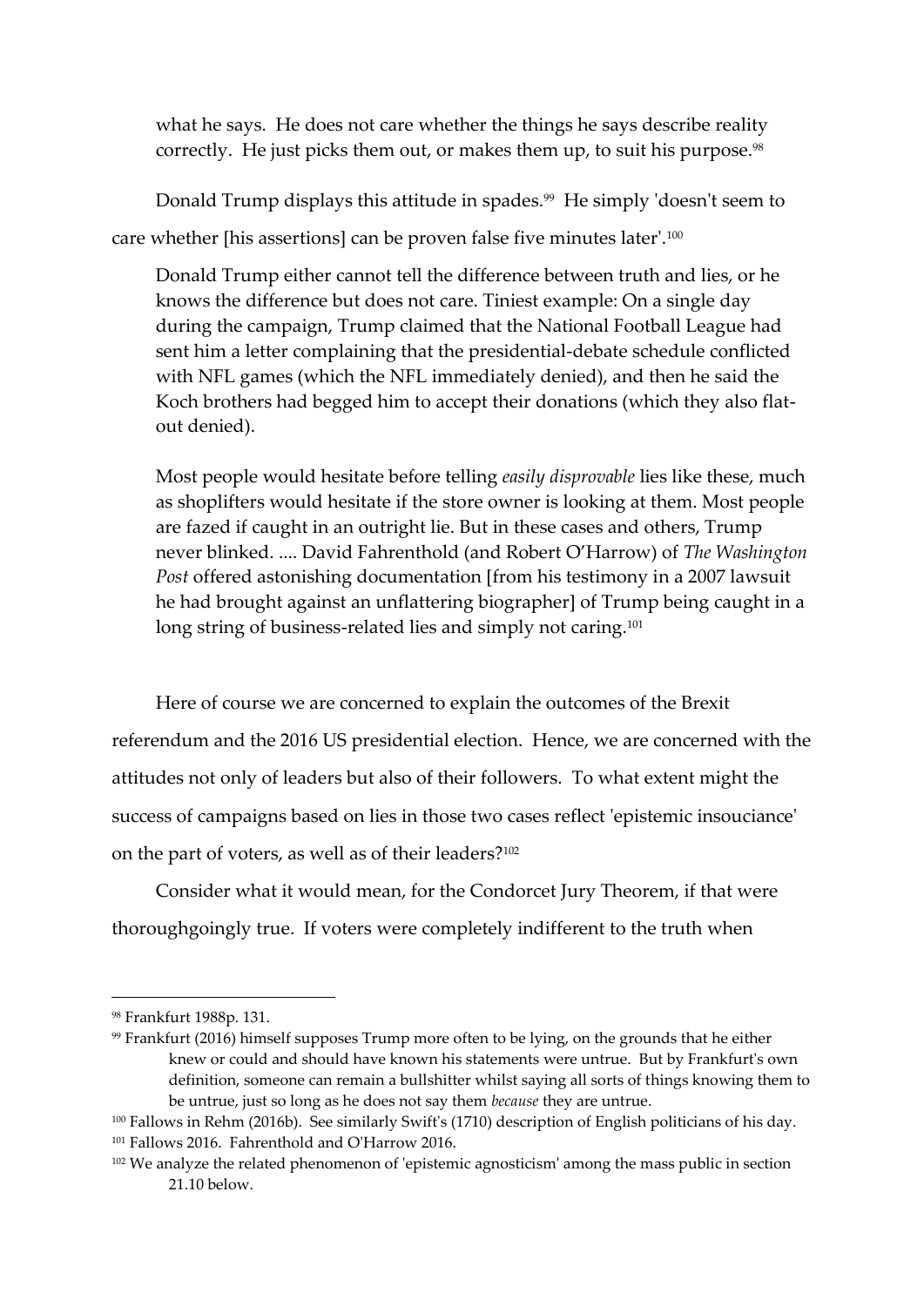> what he says. He does not care whether the things he says describe reality correctly. He just picks them out, or makes them up, to suit his purpose.[98]

Donald Trump displays this attitude in spades.[99] He simply 'doesn't seem to care whether [his assertions] can be proven false five minutes later'.[100]

> Donald Trump either cannot tell the difference between truth and lies, or he knows the difference but does not care. Tiniest example: On a single day during the campaign, Trump claimed that the National Football League had sent him a letter complaining that the presidential-debate schedule conflicted with NFL games (which the NFL immediately denied), and then he said the Koch brothers had begged him to accept their donations (which they also flat-out denied).
>
> Most people would hesitate before telling *easily disprovable* lies like these, much as shoplifters would hesitate if the store owner is looking at them. Most people are fazed if caught in an outright lie. But in these cases and others, Trump never blinked. .... David Fahrenthold (and Robert O'Harrow) of *The Washington Post* offered astonishing documentation [from his testimony in a 2007 lawsuit he had brought against an unflattering biographer] of Trump being caught in a long string of business-related lies and simply not caring.[101]

Here of course we are concerned to explain the outcomes of the Brexit referendum and the 2016 US presidential election. Hence, we are concerned with the attitudes not only of leaders but also of their followers. To what extent might the success of campaigns based on lies in those two cases reflect 'epistemic insouciance' on the part of voters, as well as of their leaders?[102]

Consider what it would mean, for the Condorcet Jury Theorem, if that were thoroughgoingly true. If voters were completely indifferent to the truth when

---

[98] Frankfurt 1988p. 131.

[99] Frankfurt (2016) himself supposes Trump more often to be lying, on the grounds that he either knew or could and should have known his statements were untrue. But by Frankfurt's own definition, someone can remain a bullshitter whilst saying all sorts of things knowing them to be untrue, just so long as he does not say them *because* they are untrue.

[100] Fallows in Rehm (2016b). See similarly Swift's (1710) description of English politicians of his day.

[101] Fallows 2016. Fahrenthold and O'Harrow 2016.

[102] We analyze the related phenomenon of 'epistemic agnosticism' among the mass public in section 21.10 below.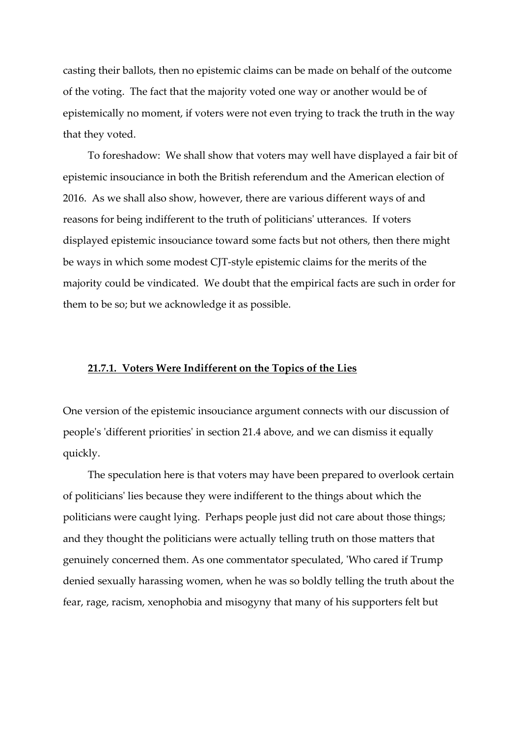casting their ballots, then no epistemic claims can be made on behalf of the outcome of the voting. The fact that the majority voted one way or another would be of epistemically no moment, if voters were not even trying to track the truth in the way that they voted.

To foreshadow: We shall show that voters may well have displayed a fair bit of epistemic insouciance in both the British referendum and the American election of 2016. As we shall also show, however, there are various different ways of and reasons for being indifferent to the truth of politicians' utterances. If voters displayed epistemic insouciance toward some facts but not others, then there might be ways in which some modest CJT-style epistemic claims for the merits of the majority could be vindicated. We doubt that the empirical facts are such in order for them to be so; but we acknowledge it as possible.

### 21.7.1. Voters Were Indifferent on the Topics of the Lies

One version of the epistemic insouciance argument connects with our discussion of people's 'different priorities' in section 21.4 above, and we can dismiss it equally quickly.

The speculation here is that voters may have been prepared to overlook certain of politicians' lies because they were indifferent to the things about which the politicians were caught lying. Perhaps people just did not care about those things; and they thought the politicians were actually telling truth on those matters that genuinely concerned them. As one commentator speculated, 'Who cared if Trump denied sexually harassing women, when he was so boldly telling the truth about the fear, rage, racism, xenophobia and misogyny that many of his supporters felt but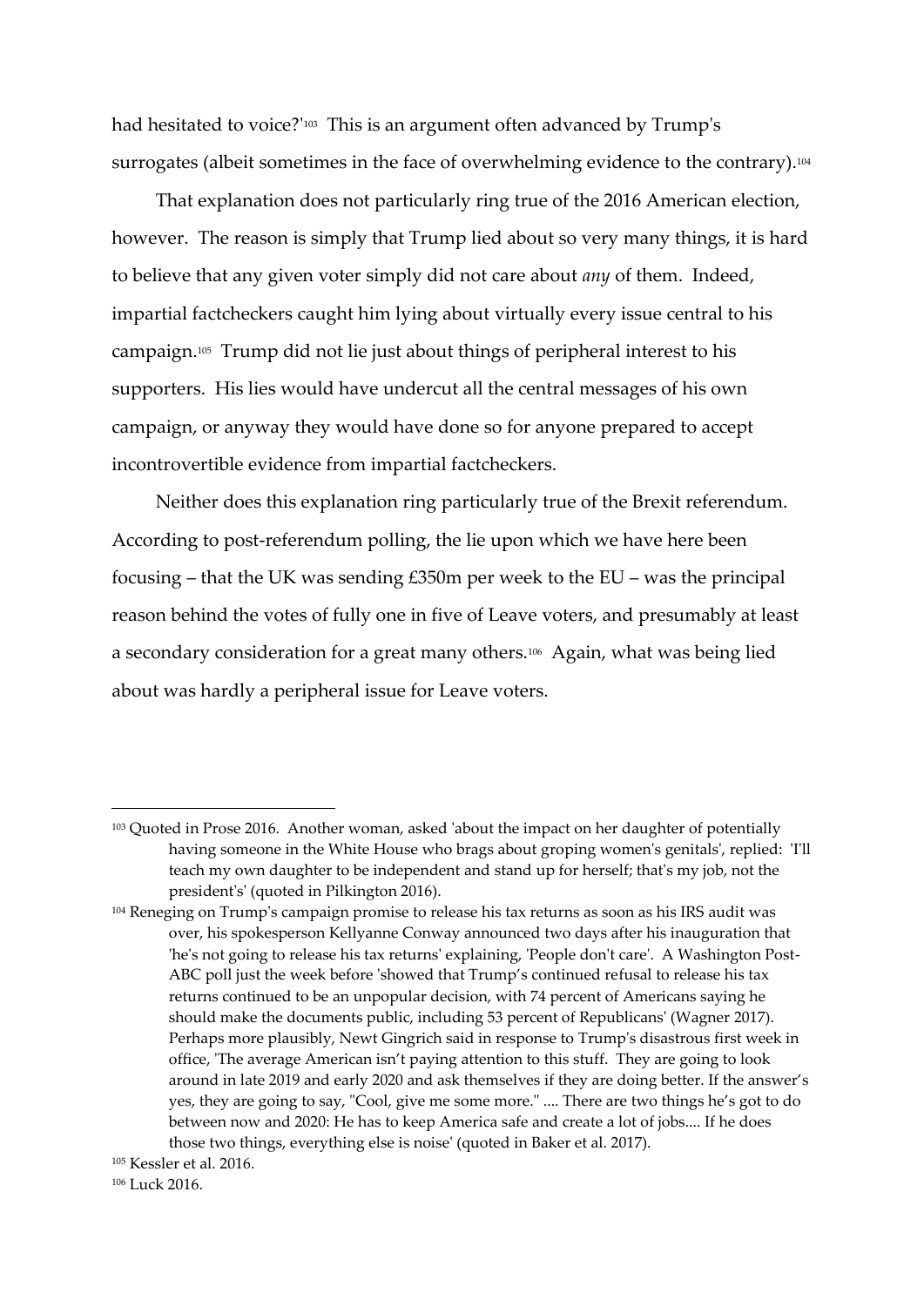had hesitated to voice?'[103] This is an argument often advanced by Trump's surrogates (albeit sometimes in the face of overwhelming evidence to the contrary).[104]

That explanation does not particularly ring true of the 2016 American election, however. The reason is simply that Trump lied about so very many things, it is hard to believe that any given voter simply did not care about *any* of them. Indeed, impartial factcheckers caught him lying about virtually every issue central to his campaign.[105] Trump did not lie just about things of peripheral interest to his supporters. His lies would have undercut all the central messages of his own campaign, or anyway they would have done so for anyone prepared to accept incontrovertible evidence from impartial factcheckers.

Neither does this explanation ring particularly true of the Brexit referendum. According to post-referendum polling, the lie upon which we have here been focusing – that the UK was sending £350m per week to the EU – was the principal reason behind the votes of fully one in five of Leave voters, and presumably at least a secondary consideration for a great many others.[106] Again, what was being lied about was hardly a peripheral issue for Leave voters.

---

[103] Quoted in Prose 2016. Another woman, asked 'about the impact on her daughter of potentially having someone in the White House who brags about groping women's genitals', replied: 'I'll teach my own daughter to be independent and stand up for herself; that's my job, not the president's' (quoted in Pilkington 2016).

[104] Reneging on Trump's campaign promise to release his tax returns as soon as his IRS audit was over, his spokesperson Kellyanne Conway announced two days after his inauguration that 'he's not going to release his tax returns' explaining, 'People don't care'. A Washington Post-ABC poll just the week before 'showed that Trump's continued refusal to release his tax returns continued to be an unpopular decision, with 74 percent of Americans saying he should make the documents public, including 53 percent of Republicans' (Wagner 2017). Perhaps more plausibly, Newt Gingrich said in response to Trump's disastrous first week in office, 'The average American isn't paying attention to this stuff. They are going to look around in late 2019 and early 2020 and ask themselves if they are doing better. If the answer's yes, they are going to say, "Cool, give me some more." .... There are two things he's got to do between now and 2020: He has to keep America safe and create a lot of jobs.... If he does those two things, everything else is noise' (quoted in Baker et al. 2017).

[105] Kessler et al. 2016.

[106] Luck 2016.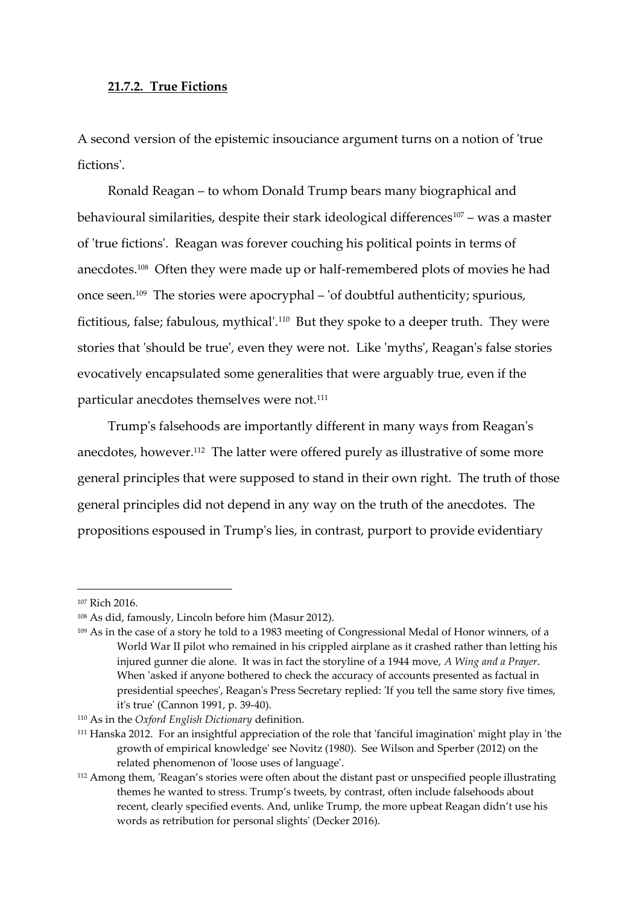### 21.7.2. True Fictions

A second version of the epistemic insouciance argument turns on a notion of 'true fictions'.

Ronald Reagan – to whom Donald Trump bears many biographical and behavioural similarities, despite their stark ideological differences[107] – was a master of 'true fictions'. Reagan was forever couching his political points in terms of anecdotes.[108] Often they were made up or half-remembered plots of movies he had once seen.[109] The stories were apocryphal – 'of doubtful authenticity; spurious, fictitious, false; fabulous, mythical'.[110] But they spoke to a deeper truth. They were stories that 'should be true', even they were not. Like 'myths', Reagan's false stories evocatively encapsulated some generalities that were arguably true, even if the particular anecdotes themselves were not.[111]

Trump's falsehoods are importantly different in many ways from Reagan's anecdotes, however.[112] The latter were offered purely as illustrative of some more general principles that were supposed to stand in their own right. The truth of those general principles did not depend in any way on the truth of the anecdotes. The propositions espoused in Trump's lies, in contrast, purport to provide evidentiary

---

[107] Rich 2016.

[108] As did, famously, Lincoln before him (Masur 2012).

[109] As in the case of a story he told to a 1983 meeting of Congressional Medal of Honor winners, of a World War II pilot who remained in his crippled airplane as it crashed rather than letting his injured gunner die alone. It was in fact the storyline of a 1944 move, *A Wing and a Prayer*. When 'asked if anyone bothered to check the accuracy of accounts presented as factual in presidential speeches', Reagan's Press Secretary replied: 'If you tell the same story five times, it's true' (Cannon 1991, p. 39-40).

[110] As in the *Oxford English Dictionary* definition.

[111] Hanska 2012. For an insightful appreciation of the role that 'fanciful imagination' might play in 'the growth of empirical knowledge' see Novitz (1980). See Wilson and Sperber (2012) on the related phenomenon of 'loose uses of language'.

[112] Among them, 'Reagan's stories were often about the distant past or unspecified people illustrating themes he wanted to stress. Trump's tweets, by contrast, often include falsehoods about recent, clearly specified events. And, unlike Trump, the more upbeat Reagan didn't use his words as retribution for personal slights' (Decker 2016).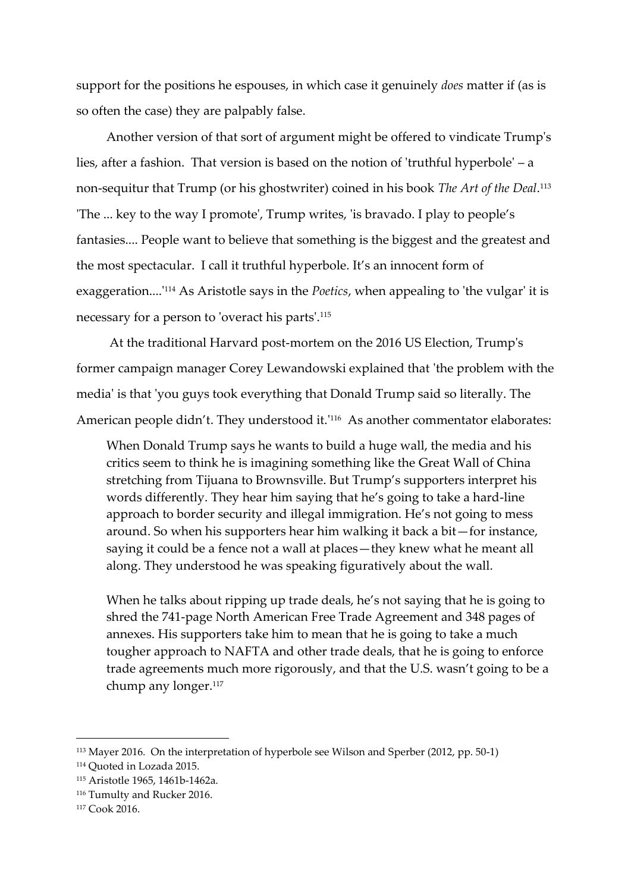support for the positions he espouses, in which case it genuinely *does* matter if (as is so often the case) they are palpably false.

Another version of that sort of argument might be offered to vindicate Trump's lies, after a fashion. That version is based on the notion of 'truthful hyperbole' – a non-sequitur that Trump (or his ghostwriter) coined in his book *The Art of the Deal*.[113] 'The ... key to the way I promote', Trump writes, 'is bravado. I play to people's fantasies.... People want to believe that something is the biggest and the greatest and the most spectacular. I call it truthful hyperbole. It's an innocent form of exaggeration....'[114] As Aristotle says in the *Poetics*, when appealing to 'the vulgar' it is necessary for a person to 'overact his parts'.[115]

At the traditional Harvard post-mortem on the 2016 US Election, Trump's former campaign manager Corey Lewandowski explained that 'the problem with the media' is that 'you guys took everything that Donald Trump said so literally. The American people didn't. They understood it.'[116] As another commentator elaborates:

> When Donald Trump says he wants to build a huge wall, the media and his critics seem to think he is imagining something like the Great Wall of China stretching from Tijuana to Brownsville. But Trump's supporters interpret his words differently. They hear him saying that he's going to take a hard-line approach to border security and illegal immigration. He's not going to mess around. So when his supporters hear him walking it back a bit—for instance, saying it could be a fence not a wall at places—they knew what he meant all along. They understood he was speaking figuratively about the wall.
>
> When he talks about ripping up trade deals, he's not saying that he is going to shred the 741-page North American Free Trade Agreement and 348 pages of annexes. His supporters take him to mean that he is going to take a much tougher approach to NAFTA and other trade deals, that he is going to enforce trade agreements much more rigorously, and that the U.S. wasn't going to be a chump any longer.[117]

---

[113] Mayer 2016. On the interpretation of hyperbole see Wilson and Sperber (2012, pp. 50-1)

[114] Quoted in Lozada 2015.

[115] Aristotle 1965, 1461b-1462a.

[116] Tumulty and Rucker 2016.

[117] Cook 2016.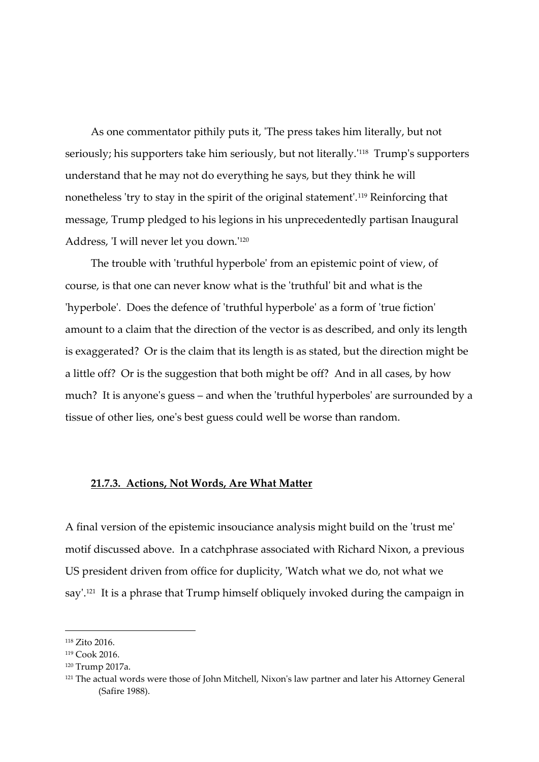As one commentator pithily puts it, 'The press takes him literally, but not seriously; his supporters take him seriously, but not literally.'[118] Trump's supporters understand that he may not do everything he says, but they think he will nonetheless 'try to stay in the spirit of the original statement'.[119] Reinforcing that message, Trump pledged to his legions in his unprecedentedly partisan Inaugural Address, 'I will never let you down.'[120]

The trouble with 'truthful hyperbole' from an epistemic point of view, of course, is that one can never know what is the 'truthful' bit and what is the 'hyperbole'. Does the defence of 'truthful hyperbole' as a form of 'true fiction' amount to a claim that the direction of the vector is as described, and only its length is exaggerated? Or is the claim that its length is as stated, but the direction might be a little off? Or is the suggestion that both might be off? And in all cases, by how much? It is anyone's guess – and when the 'truthful hyperboles' are surrounded by a tissue of other lies, one's best guess could well be worse than random.

### 21.7.3. Actions, Not Words, Are What Matter

A final version of the epistemic insouciance analysis might build on the 'trust me' motif discussed above. In a catchphrase associated with Richard Nixon, a previous US president driven from office for duplicity, 'Watch what we do, not what we say'.[121] It is a phrase that Trump himself obliquely invoked during the campaign in

---

[118] Zito 2016.

[119] Cook 2016.

[120] Trump 2017a.

[121] The actual words were those of John Mitchell, Nixon's law partner and later his Attorney General (Safire 1988).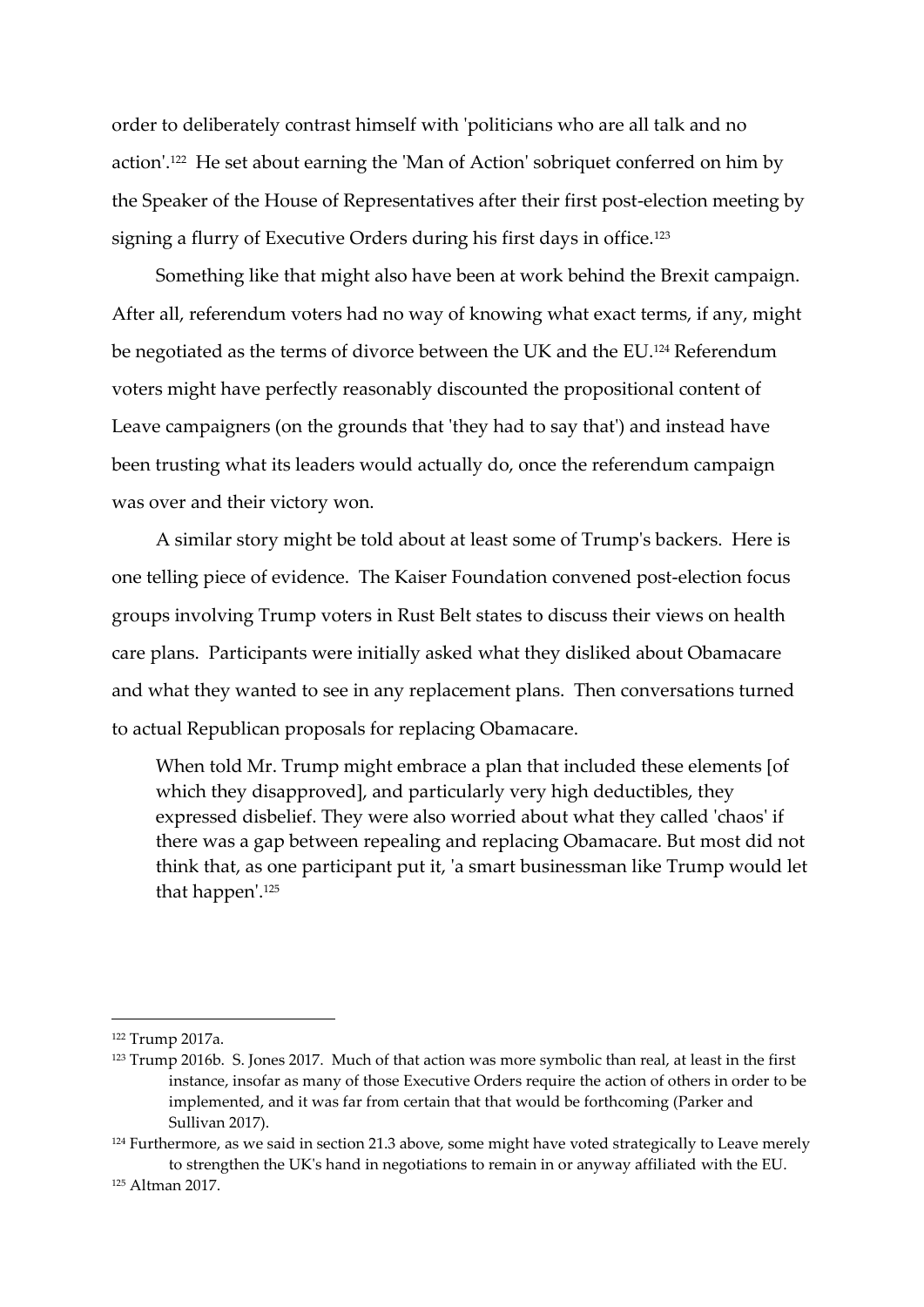order to deliberately contrast himself with 'politicians who are all talk and no action'.[122] He set about earning the 'Man of Action' sobriquet conferred on him by the Speaker of the House of Representatives after their first post-election meeting by signing a flurry of Executive Orders during his first days in office.[123]

Something like that might also have been at work behind the Brexit campaign. After all, referendum voters had no way of knowing what exact terms, if any, might be negotiated as the terms of divorce between the UK and the EU.[124] Referendum voters might have perfectly reasonably discounted the propositional content of Leave campaigners (on the grounds that 'they had to say that') and instead have been trusting what its leaders would actually do, once the referendum campaign was over and their victory won.

A similar story might be told about at least some of Trump's backers. Here is one telling piece of evidence. The Kaiser Foundation convened post-election focus groups involving Trump voters in Rust Belt states to discuss their views on health care plans. Participants were initially asked what they disliked about Obamacare and what they wanted to see in any replacement plans. Then conversations turned to actual Republican proposals for replacing Obamacare.

> When told Mr. Trump might embrace a plan that included these elements [of which they disapproved], and particularly very high deductibles, they expressed disbelief. They were also worried about what they called 'chaos' if there was a gap between repealing and replacing Obamacare. But most did not think that, as one participant put it, 'a smart businessman like Trump would let that happen'.[125]

---

[122] Trump 2017a.

[123] Trump 2016b. S. Jones 2017. Much of that action was more symbolic than real, at least in the first instance, insofar as many of those Executive Orders require the action of others in order to be implemented, and it was far from certain that that would be forthcoming (Parker and Sullivan 2017).

[124] Furthermore, as we said in section 21.3 above, some might have voted strategically to Leave merely to strengthen the UK's hand in negotiations to remain in or anyway affiliated with the EU.

[125] Altman 2017.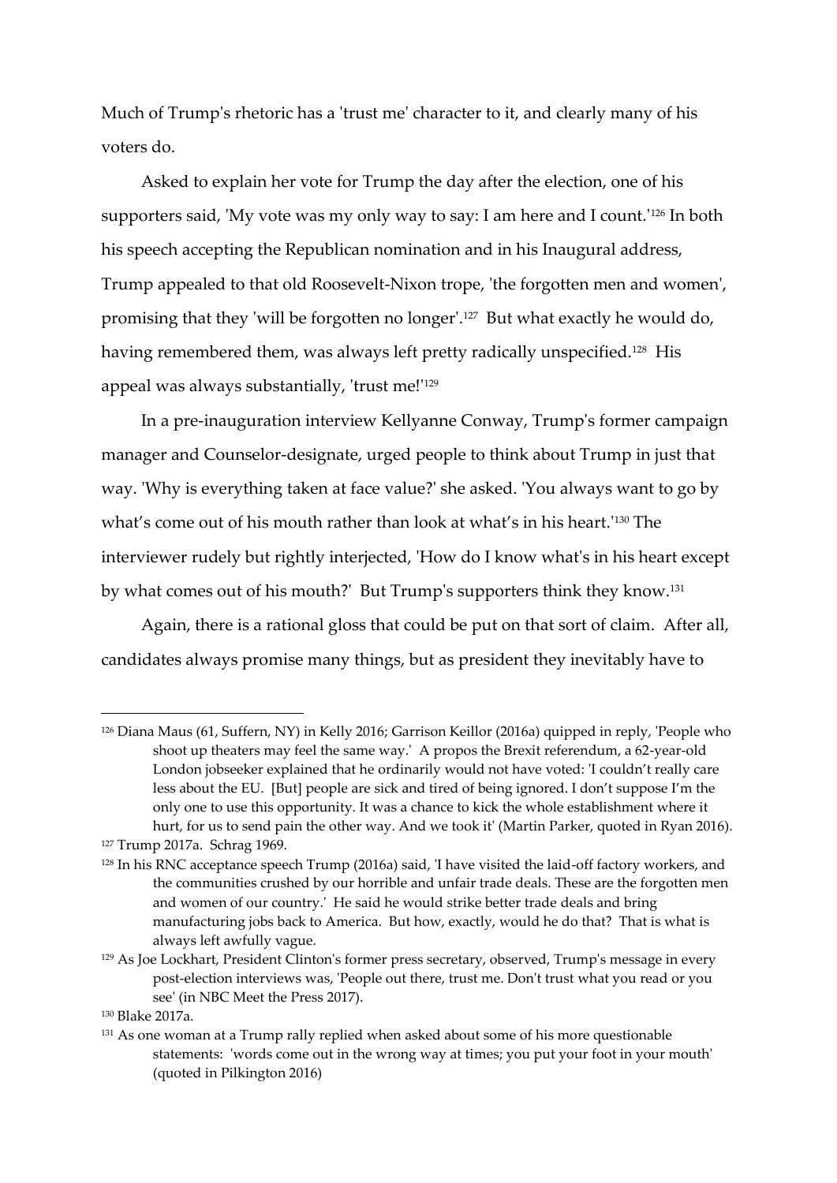Much of Trump's rhetoric has a 'trust me' character to it, and clearly many of his voters do.

Asked to explain her vote for Trump the day after the election, one of his supporters said, 'My vote was my only way to say: I am here and I count.'[126] In both his speech accepting the Republican nomination and in his Inaugural address, Trump appealed to that old Roosevelt-Nixon trope, 'the forgotten men and women', promising that they 'will be forgotten no longer'.[127] But what exactly he would do, having remembered them, was always left pretty radically unspecified.[128] His appeal was always substantially, 'trust me!'[129]

In a pre-inauguration interview Kellyanne Conway, Trump's former campaign manager and Counselor-designate, urged people to think about Trump in just that way. 'Why is everything taken at face value?' she asked. 'You always want to go by what's come out of his mouth rather than look at what's in his heart.'[130] The interviewer rudely but rightly interjected, 'How do I know what's in his heart except by what comes out of his mouth?' But Trump's supporters think they know.[131]

Again, there is a rational gloss that could be put on that sort of claim. After all, candidates always promise many things, but as president they inevitably have to

---

[126] Diana Maus (61, Suffern, NY) in Kelly 2016; Garrison Keillor (2016a) quipped in reply, 'People who shoot up theaters may feel the same way.' A propos the Brexit referendum, a 62-year-old London jobseeker explained that he ordinarily would not have voted: 'I couldn't really care less about the EU. [But] people are sick and tired of being ignored. I don't suppose I'm the only one to use this opportunity. It was a chance to kick the whole establishment where it hurt, for us to send pain the other way. And we took it' (Martin Parker, quoted in Ryan 2016).

[127] Trump 2017a. Schrag 1969.

[128] In his RNC acceptance speech Trump (2016a) said, 'I have visited the laid-off factory workers, and the communities crushed by our horrible and unfair trade deals. These are the forgotten men and women of our country.' He said he would strike better trade deals and bring manufacturing jobs back to America. But how, exactly, would he do that? That is what is always left awfully vague.

[129] As Joe Lockhart, President Clinton's former press secretary, observed, Trump's message in every post-election interviews was, 'People out there, trust me. Don't trust what you read or you see' (in NBC Meet the Press 2017).

[130] Blake 2017a.

[131] As one woman at a Trump rally replied when asked about some of his more questionable statements: 'words come out in the wrong way at times; you put your foot in your mouth' (quoted in Pilkington 2016)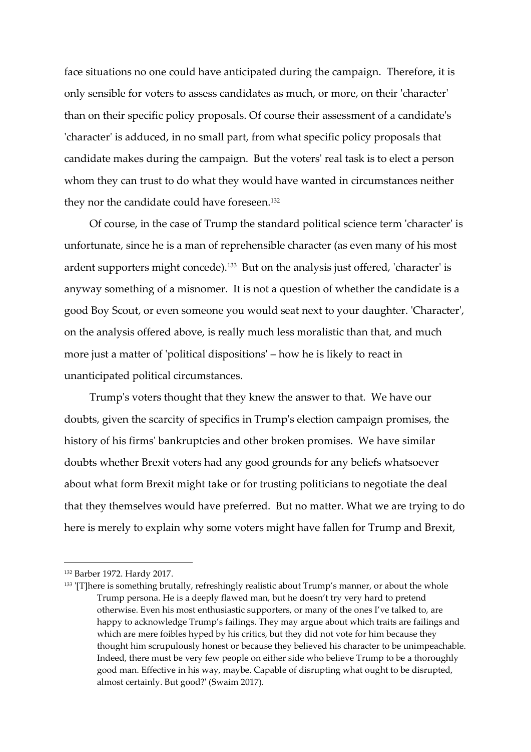face situations no one could have anticipated during the campaign. Therefore, it is only sensible for voters to assess candidates as much, or more, on their 'character' than on their specific policy proposals. Of course their assessment of a candidate's 'character' is adduced, in no small part, from what specific policy proposals that candidate makes during the campaign. But the voters' real task is to elect a person whom they can trust to do what they would have wanted in circumstances neither they nor the candidate could have foreseen.[132]

Of course, in the case of Trump the standard political science term 'character' is unfortunate, since he is a man of reprehensible character (as even many of his most ardent supporters might concede).[133] But on the analysis just offered, 'character' is anyway something of a misnomer. It is not a question of whether the candidate is a good Boy Scout, or even someone you would seat next to your daughter. 'Character', on the analysis offered above, is really much less moralistic than that, and much more just a matter of 'political dispositions' – how he is likely to react in unanticipated political circumstances.

Trump's voters thought that they knew the answer to that. We have our doubts, given the scarcity of specifics in Trump's election campaign promises, the history of his firms' bankruptcies and other broken promises. We have similar doubts whether Brexit voters had any good grounds for any beliefs whatsoever about what form Brexit might take or for trusting politicians to negotiate the deal that they themselves would have preferred. But no matter. What we are trying to do here is merely to explain why some voters might have fallen for Trump and Brexit,

---

[132] Barber 1972. Hardy 2017.

[133] '[T]here is something brutally, refreshingly realistic about Trump's manner, or about the whole Trump persona. He is a deeply flawed man, but he doesn't try very hard to pretend otherwise. Even his most enthusiastic supporters, or many of the ones I've talked to, are happy to acknowledge Trump's failings. They may argue about which traits are failings and which are mere foibles hyped by his critics, but they did not vote for him because they thought him scrupulously honest or because they believed his character to be unimpeachable. Indeed, there must be very few people on either side who believe Trump to be a thoroughly good man. Effective in his way, maybe. Capable of disrupting what ought to be disrupted, almost certainly. But good?' (Swaim 2017).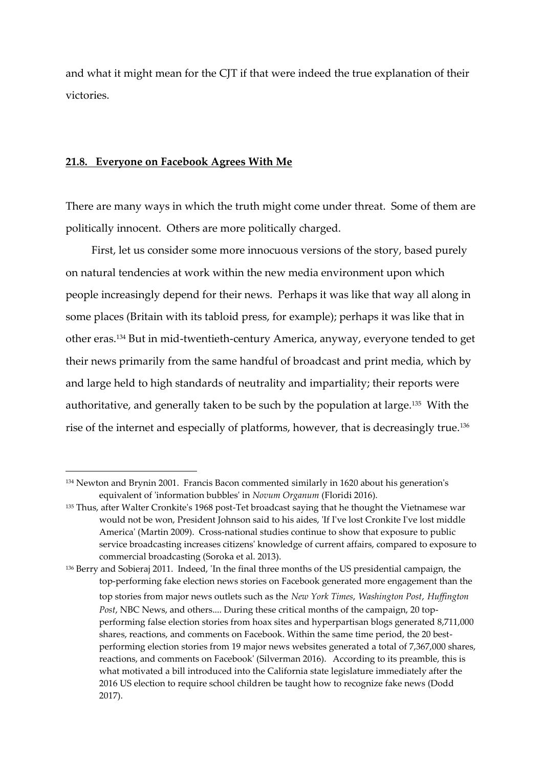and what it might mean for the CJT if that were indeed the true explanation of their victories.

## **21.8. Everyone on Facebook Agrees With Me**

There are many ways in which the truth might come under threat. Some of them are politically innocent. Others are more politically charged.

First, let us consider some more innocuous versions of the story, based purely on natural tendencies at work within the new media environment upon which people increasingly depend for their news. Perhaps it was like that way all along in some places (Britain with its tabloid press, for example); perhaps it was like that in other eras.[134] But in mid-twentieth-century America, anyway, everyone tended to get their news primarily from the same handful of broadcast and print media, which by and large held to high standards of neutrality and impartiality; their reports were authoritative, and generally taken to be such by the population at large.[135] With the rise of the internet and especially of platforms, however, that is decreasingly true.[136]

---

[134] Newton and Brynin 2001. Francis Bacon commented similarly in 1620 about his generation's equivalent of 'information bubbles' in *Novum Organum* (Floridi 2016).

[135] Thus, after Walter Cronkite's 1968 post-Tet broadcast saying that he thought the Vietnamese war would not be won, President Johnson said to his aides, 'If I've lost Cronkite I've lost middle America' (Martin 2009). Cross-national studies continue to show that exposure to public service broadcasting increases citizens' knowledge of current affairs, compared to exposure to commercial broadcasting (Soroka et al. 2013).

[136] Berry and Sobieraj 2011. Indeed, 'In the final three months of the US presidential campaign, the top-performing fake election news stories on Facebook generated more engagement than the top stories from major news outlets such as the *New York Times*, *Washington Post*, *Huffington Post*, NBC News, and others.... During these critical months of the campaign, 20 top-performing false election stories from hoax sites and hyperpartisan blogs generated 8,711,000 shares, reactions, and comments on Facebook. Within the same time period, the 20 best-performing election stories from 19 major news websites generated a total of 7,367,000 shares, reactions, and comments on Facebook' (Silverman 2016). According to its preamble, this is what motivated a bill introduced into the California state legislature immediately after the 2016 US election to require school children be taught how to recognize fake news (Dodd 2017).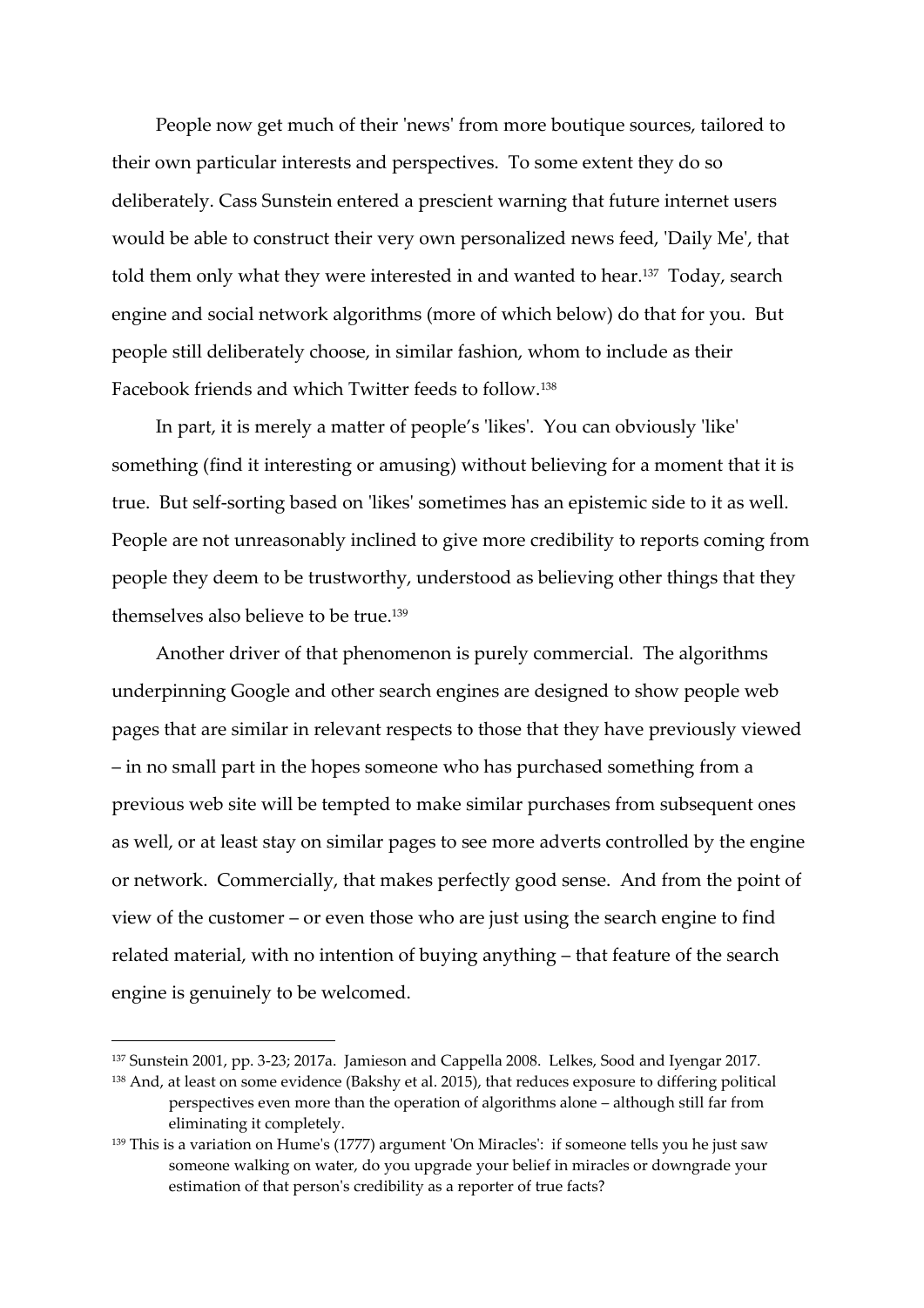People now get much of their 'news' from more boutique sources, tailored to their own particular interests and perspectives. To some extent they do so deliberately. Cass Sunstein entered a prescient warning that future internet users would be able to construct their very own personalized news feed, 'Daily Me', that told them only what they were interested in and wanted to hear.[137] Today, search engine and social network algorithms (more of which below) do that for you. But people still deliberately choose, in similar fashion, whom to include as their Facebook friends and which Twitter feeds to follow.[138]

In part, it is merely a matter of people's 'likes'. You can obviously 'like' something (find it interesting or amusing) without believing for a moment that it is true. But self-sorting based on 'likes' sometimes has an epistemic side to it as well. People are not unreasonably inclined to give more credibility to reports coming from people they deem to be trustworthy, understood as believing other things that they themselves also believe to be true.[139]

Another driver of that phenomenon is purely commercial. The algorithms underpinning Google and other search engines are designed to show people web pages that are similar in relevant respects to those that they have previously viewed – in no small part in the hopes someone who has purchased something from a previous web site will be tempted to make similar purchases from subsequent ones as well, or at least stay on similar pages to see more adverts controlled by the engine or network. Commercially, that makes perfectly good sense. And from the point of view of the customer – or even those who are just using the search engine to find related material, with no intention of buying anything – that feature of the search engine is genuinely to be welcomed.

---

[137] Sunstein 2001, pp. 3-23; 2017a. Jamieson and Cappella 2008. Lelkes, Sood and Iyengar 2017.

[138] And, at least on some evidence (Bakshy et al. 2015), that reduces exposure to differing political perspectives even more than the operation of algorithms alone – although still far from eliminating it completely.

[139] This is a variation on Hume's (1777) argument 'On Miracles': if someone tells you he just saw someone walking on water, do you upgrade your belief in miracles or downgrade your estimation of that person's credibility as a reporter of true facts?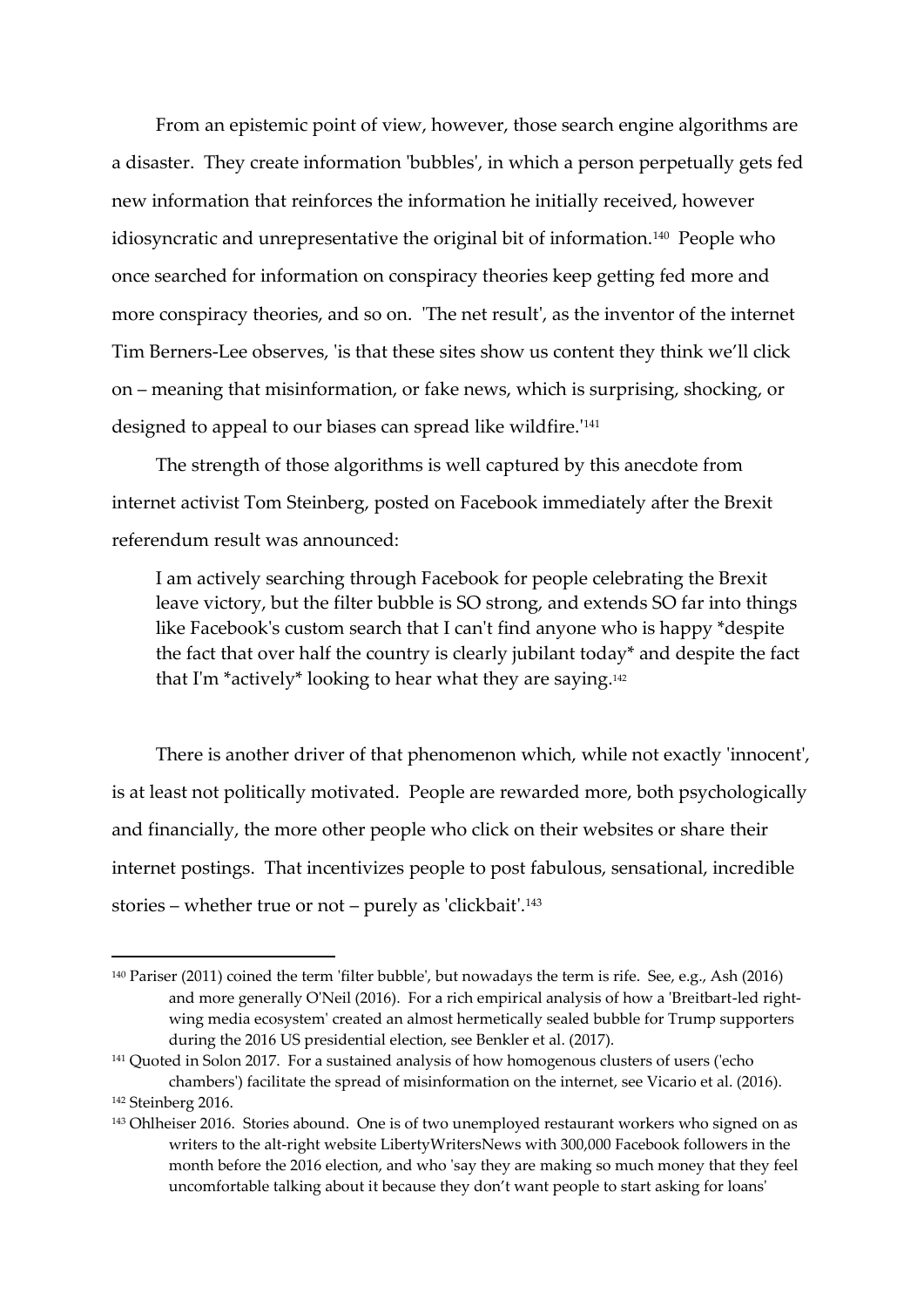From an epistemic point of view, however, those search engine algorithms are a disaster. They create information 'bubbles', in which a person perpetually gets fed new information that reinforces the information he initially received, however idiosyncratic and unrepresentative the original bit of information.[140] People who once searched for information on conspiracy theories keep getting fed more and more conspiracy theories, and so on. 'The net result', as the inventor of the internet Tim Berners-Lee observes, 'is that these sites show us content they think we'll click on – meaning that misinformation, or fake news, which is surprising, shocking, or designed to appeal to our biases can spread like wildfire.'[141]

The strength of those algorithms is well captured by this anecdote from internet activist Tom Steinberg, posted on Facebook immediately after the Brexit referendum result was announced:

> I am actively searching through Facebook for people celebrating the Brexit leave victory, but the filter bubble is SO strong, and extends SO far into things like Facebook's custom search that I can't find anyone who is happy *despite the fact that over half the country is clearly jubilant today* and despite the fact that I'm *actively* looking to hear what they are saying.[142]

There is another driver of that phenomenon which, while not exactly 'innocent', is at least not politically motivated. People are rewarded more, both psychologically and financially, the more other people who click on their websites or share their internet postings. That incentivizes people to post fabulous, sensational, incredible stories – whether true or not – purely as 'clickbait'.[143]

---

[140] Pariser (2011) coined the term 'filter bubble', but nowadays the term is rife. See, e.g., Ash (2016) and more generally O'Neil (2016). For a rich empirical analysis of how a 'Breitbart-led right-wing media ecosystem' created an almost hermetically sealed bubble for Trump supporters during the 2016 US presidential election, see Benkler et al. (2017).

[141] Quoted in Solon 2017. For a sustained analysis of how homogenous clusters of users ('echo chambers') facilitate the spread of misinformation on the internet, see Vicario et al. (2016).

[142] Steinberg 2016.

[143] Ohlheiser 2016. Stories abound. One is of two unemployed restaurant workers who signed on as writers to the alt-right website LibertyWritersNews with 300,000 Facebook followers in the month before the 2016 election, and who 'say they are making so much money that they feel uncomfortable talking about it because they don't want people to start asking for loans'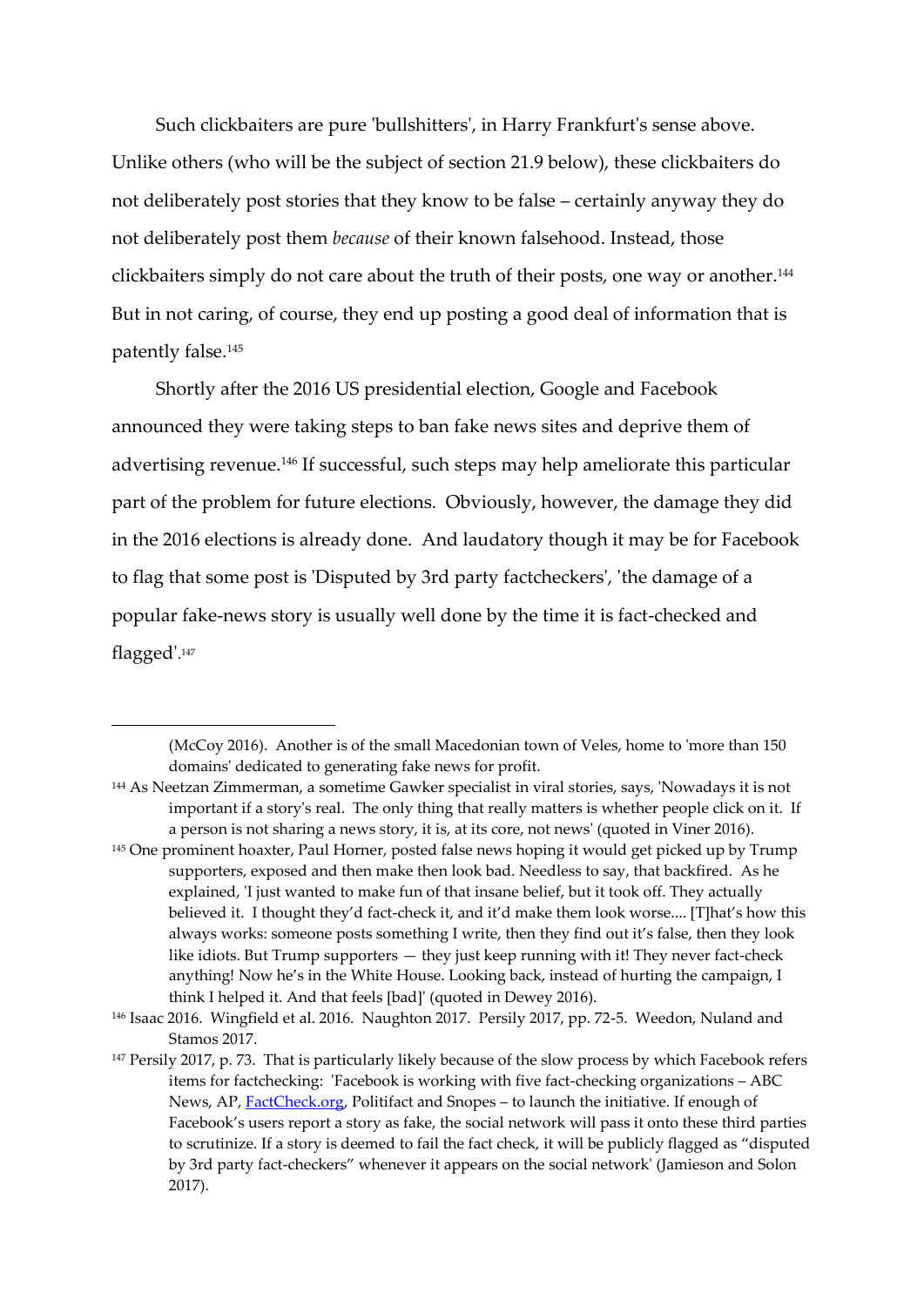Such clickbaiters are pure 'bullshitters', in Harry Frankfurt's sense above. Unlike others (who will be the subject of section 21.9 below), these clickbaiters do not deliberately post stories that they know to be false – certainly anyway they do not deliberately post them *because* of their known falsehood. Instead, those clickbaiters simply do not care about the truth of their posts, one way or another.[144] But in not caring, of course, they end up posting a good deal of information that is patently false.[145]

Shortly after the 2016 US presidential election, Google and Facebook announced they were taking steps to ban fake news sites and deprive them of advertising revenue.[146] If successful, such steps may help ameliorate this particular part of the problem for future elections. Obviously, however, the damage they did in the 2016 elections is already done. And laudatory though it may be for Facebook to flag that some post is 'Disputed by 3rd party factcheckers', 'the damage of a popular fake-news story is usually well done by the time it is fact-checked and flagged'.[147]

---

(McCoy 2016). Another is of the small Macedonian town of Veles, home to 'more than 150 domains' dedicated to generating fake news for profit.

[144] As Neetzan Zimmerman, a sometime Gawker specialist in viral stories, says, 'Nowadays it is not important if a story's real. The only thing that really matters is whether people click on it. If a person is not sharing a news story, it is, at its core, not news' (quoted in Viner 2016).

[145] One prominent hoaxter, Paul Horner, posted false news hoping it would get picked up by Trump supporters, exposed and then make then look bad. Needless to say, that backfired. As he explained, 'I just wanted to make fun of that insane belief, but it took off. They actually believed it. I thought they'd fact-check it, and it'd make them look worse.... [T]hat's how this always works: someone posts something I write, then they find out it's false, then they look like idiots. But Trump supporters — they just keep running with it! They never fact-check anything! Now he's in the White House. Looking back, instead of hurting the campaign, I think I helped it. And that feels [bad]' (quoted in Dewey 2016).

[146] Isaac 2016. Wingfield et al. 2016. Naughton 2017. Persily 2017, pp. 72-5. Weedon, Nuland and Stamos 2017.

[147] Persily 2017, p. 73. That is particularly likely because of the slow process by which Facebook refers items for factchecking: 'Facebook is working with five fact-checking organizations – ABC News, AP, FactCheck.org, Politifact and Snopes – to launch the initiative. If enough of Facebook's users report a story as fake, the social network will pass it onto these third parties to scrutinize. If a story is deemed to fail the fact check, it will be publicly flagged as "disputed by 3rd party fact-checkers" whenever it appears on the social network' (Jamieson and Solon 2017).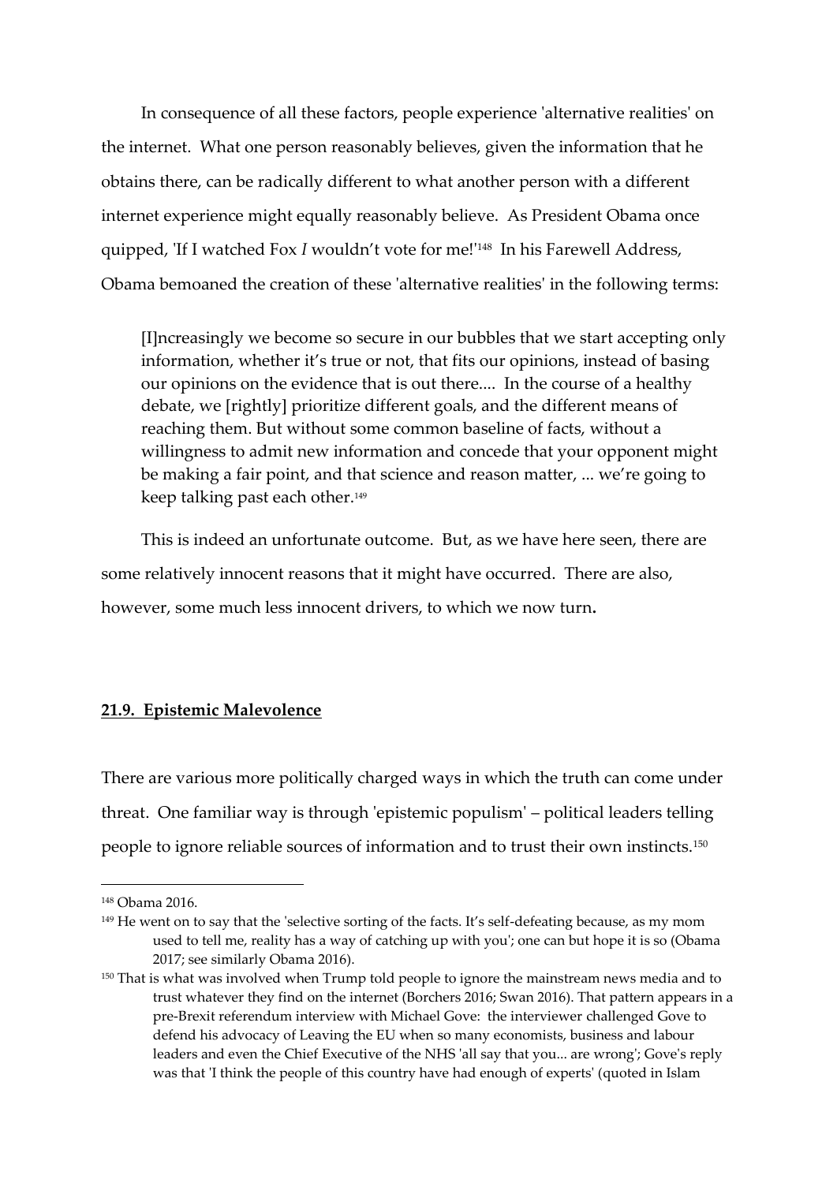In consequence of all these factors, people experience 'alternative realities' on the internet. What one person reasonably believes, given the information that he obtains there, can be radically different to what another person with a different internet experience might equally reasonably believe. As President Obama once quipped, 'If I watched Fox *I* wouldn't vote for me!'[148] In his Farewell Address, Obama bemoaned the creation of these 'alternative realities' in the following terms:

> [I]ncreasingly we become so secure in our bubbles that we start accepting only information, whether it's true or not, that fits our opinions, instead of basing our opinions on the evidence that is out there.... In the course of a healthy debate, we [rightly] prioritize different goals, and the different means of reaching them. But without some common baseline of facts, without a willingness to admit new information and concede that your opponent might be making a fair point, and that science and reason matter, ... we're going to keep talking past each other.[149]

This is indeed an unfortunate outcome. But, as we have here seen, there are some relatively innocent reasons that it might have occurred. There are also, however, some much less innocent drivers, to which we now turn**.**

## **21.9. Epistemic Malevolence**

There are various more politically charged ways in which the truth can come under threat. One familiar way is through 'epistemic populism' – political leaders telling people to ignore reliable sources of information and to trust their own instincts.[150]

---

[148] Obama 2016.

[149] He went on to say that the 'selective sorting of the facts. It's self-defeating because, as my mom used to tell me, reality has a way of catching up with you'; one can but hope it is so (Obama 2017; see similarly Obama 2016).

[150] That is what was involved when Trump told people to ignore the mainstream news media and to trust whatever they find on the internet (Borchers 2016; Swan 2016). That pattern appears in a pre-Brexit referendum interview with Michael Gove: the interviewer challenged Gove to defend his advocacy of Leaving the EU when so many economists, business and labour leaders and even the Chief Executive of the NHS 'all say that you... are wrong'; Gove's reply was that 'I think the people of this country have had enough of experts' (quoted in Islam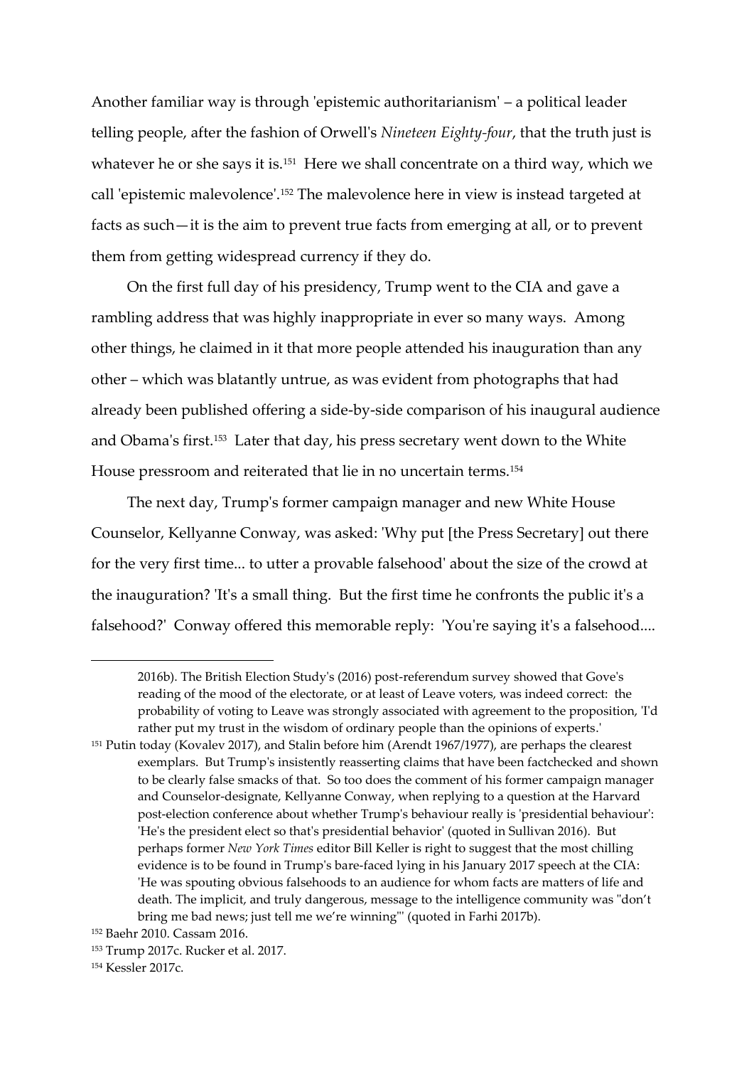Another familiar way is through 'epistemic authoritarianism' – a political leader telling people, after the fashion of Orwell's *Nineteen Eighty-four*, that the truth just is whatever he or she says it is.[151] Here we shall concentrate on a third way, which we call 'epistemic malevolence'.[152] The malevolence here in view is instead targeted at facts as such—it is the aim to prevent true facts from emerging at all, or to prevent them from getting widespread currency if they do.

On the first full day of his presidency, Trump went to the CIA and gave a rambling address that was highly inappropriate in ever so many ways. Among other things, he claimed in it that more people attended his inauguration than any other – which was blatantly untrue, as was evident from photographs that had already been published offering a side-by-side comparison of his inaugural audience and Obama's first.[153] Later that day, his press secretary went down to the White House pressroom and reiterated that lie in no uncertain terms.[154]

The next day, Trump's former campaign manager and new White House Counselor, Kellyanne Conway, was asked: 'Why put [the Press Secretary] out there for the very first time... to utter a provable falsehood' about the size of the crowd at the inauguration? 'It's a small thing. But the first time he confronts the public it's a falsehood?' Conway offered this memorable reply: 'You're saying it's a falsehood....

---

2016b). The British Election Study's (2016) post-referendum survey showed that Gove's reading of the mood of the electorate, or at least of Leave voters, was indeed correct: the probability of voting to Leave was strongly associated with agreement to the proposition, 'I'd rather put my trust in the wisdom of ordinary people than the opinions of experts.'

[151] Putin today (Kovalev 2017), and Stalin before him (Arendt 1967/1977), are perhaps the clearest exemplars. But Trump's insistently reasserting claims that have been factchecked and shown to be clearly false smacks of that. So too does the comment of his former campaign manager and Counselor-designate, Kellyanne Conway, when replying to a question at the Harvard post-election conference about whether Trump's behaviour really is 'presidential behaviour': 'He's the president elect so that's presidential behavior' (quoted in Sullivan 2016). But perhaps former *New York Times* editor Bill Keller is right to suggest that the most chilling evidence is to be found in Trump's bare-faced lying in his January 2017 speech at the CIA: 'He was spouting obvious falsehoods to an audience for whom facts are matters of life and death. The implicit, and truly dangerous, message to the intelligence community was "don't bring me bad news; just tell me we're winning"' (quoted in Farhi 2017b).

[152] Baehr 2010. Cassam 2016.

[153] Trump 2017c. Rucker et al. 2017.

[154] Kessler 2017c.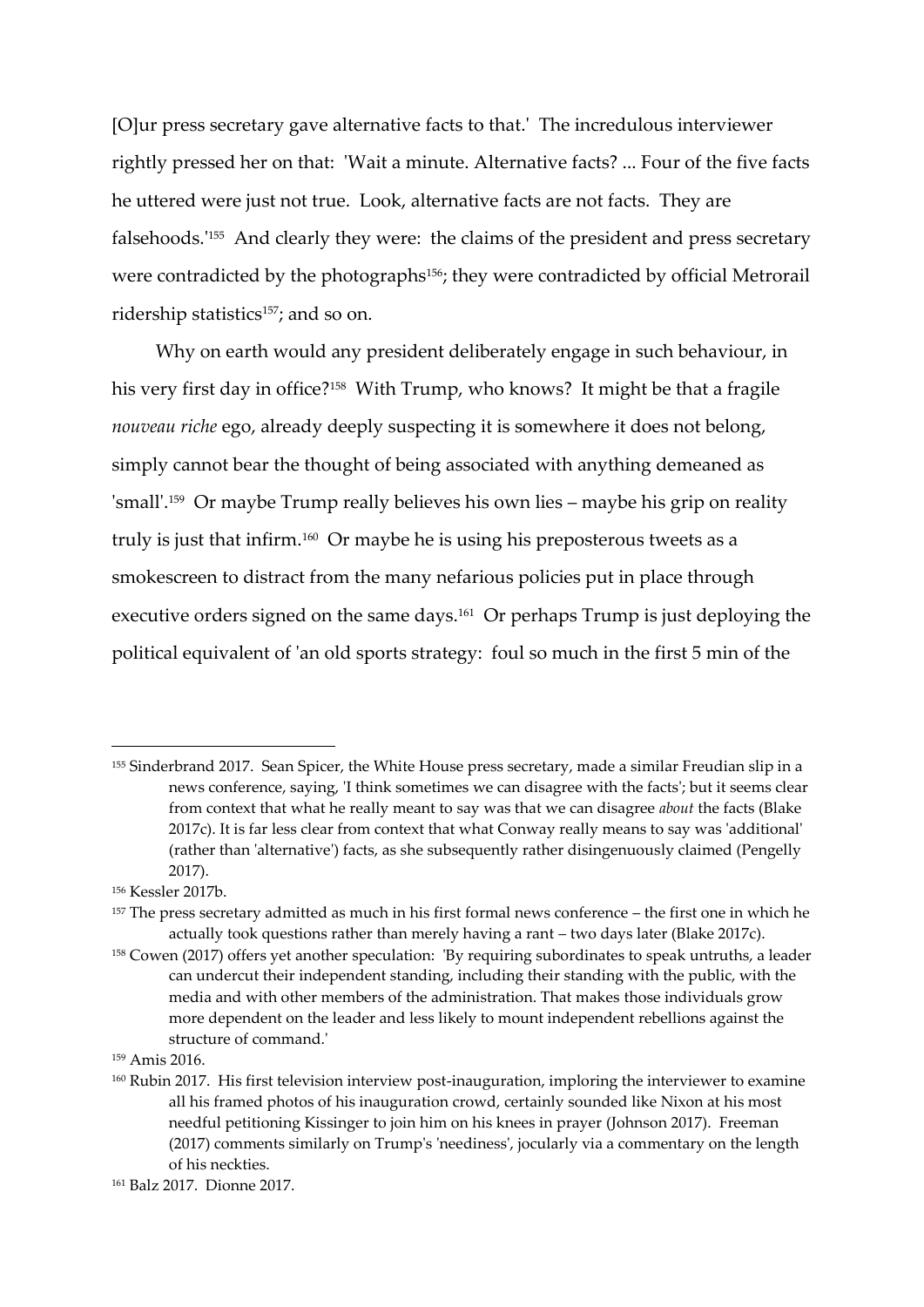[O]ur press secretary gave alternative facts to that.' The incredulous interviewer rightly pressed her on that: 'Wait a minute. Alternative facts? ... Four of the five facts he uttered were just not true. Look, alternative facts are not facts. They are falsehoods.'[155] And clearly they were: the claims of the president and press secretary were contradicted by the photographs[156]; they were contradicted by official Metrorail ridership statistics[157]; and so on.

Why on earth would any president deliberately engage in such behaviour, in his very first day in office?[158] With Trump, who knows? It might be that a fragile *nouveau riche* ego, already deeply suspecting it is somewhere it does not belong, simply cannot bear the thought of being associated with anything demeaned as 'small'.[159] Or maybe Trump really believes his own lies – maybe his grip on reality truly is just that infirm.[160] Or maybe he is using his preposterous tweets as a smokescreen to distract from the many nefarious policies put in place through executive orders signed on the same days.[161] Or perhaps Trump is just deploying the political equivalent of 'an old sports strategy: foul so much in the first 5 min of the

---

[155] Sinderbrand 2017. Sean Spicer, the White House press secretary, made a similar Freudian slip in a news conference, saying, 'I think sometimes we can disagree with the facts'; but it seems clear from context that what he really meant to say was that we can disagree *about* the facts (Blake 2017c). It is far less clear from context that what Conway really means to say was 'additional' (rather than 'alternative') facts, as she subsequently rather disingenuously claimed (Pengelly 2017).

[156] Kessler 2017b.

[157] The press secretary admitted as much in his first formal news conference – the first one in which he actually took questions rather than merely having a rant – two days later (Blake 2017c).

[158] Cowen (2017) offers yet another speculation: 'By requiring subordinates to speak untruths, a leader can undercut their independent standing, including their standing with the public, with the media and with other members of the administration. That makes those individuals grow more dependent on the leader and less likely to mount independent rebellions against the structure of command.'

[159] Amis 2016.

[160] Rubin 2017. His first television interview post-inauguration, imploring the interviewer to examine all his framed photos of his inauguration crowd, certainly sounded like Nixon at his most needful petitioning Kissinger to join him on his knees in prayer (Johnson 2017). Freeman (2017) comments similarly on Trump's 'neediness', jocularly via a commentary on the length of his neckties.

[161] Balz 2017. Dionne 2017.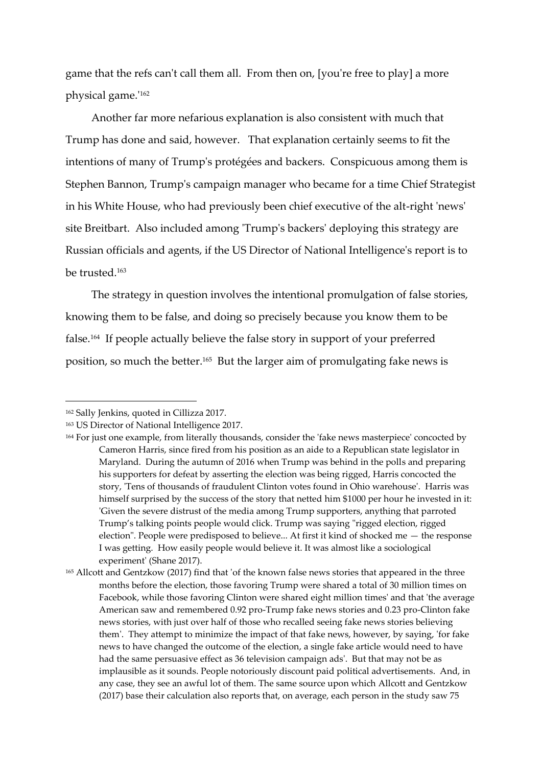game that the refs can't call them all. From then on, [you're free to play] a more physical game.'[162]

Another far more nefarious explanation is also consistent with much that Trump has done and said, however. That explanation certainly seems to fit the intentions of many of Trump's protégées and backers. Conspicuous among them is Stephen Bannon, Trump's campaign manager who became for a time Chief Strategist in his White House, who had previously been chief executive of the alt-right 'news' site Breitbart. Also included among 'Trump's backers' deploying this strategy are Russian officials and agents, if the US Director of National Intelligence's report is to be trusted.[163]

The strategy in question involves the intentional promulgation of false stories, knowing them to be false, and doing so precisely because you know them to be false.[164] If people actually believe the false story in support of your preferred position, so much the better.[165] But the larger aim of promulgating fake news is

---

[162] Sally Jenkins, quoted in Cillizza 2017.

[163] US Director of National Intelligence 2017.

[164] For just one example, from literally thousands, consider the 'fake news masterpiece' concocted by Cameron Harris, since fired from his position as an aide to a Republican state legislator in Maryland. During the autumn of 2016 when Trump was behind in the polls and preparing his supporters for defeat by asserting the election was being rigged, Harris concocted the story, 'Tens of thousands of fraudulent Clinton votes found in Ohio warehouse'. Harris was himself surprised by the success of the story that netted him $1000 per hour he invested in it: 'Given the severe distrust of the media among Trump supporters, anything that parroted Trump's talking points people would click. Trump was saying "rigged election, rigged election". People were predisposed to believe... At first it kind of shocked me — the response I was getting. How easily people would believe it. It was almost like a sociological experiment' (Shane 2017).

[165] Allcott and Gentzkow (2017) find that 'of the known false news stories that appeared in the three months before the election, those favoring Trump were shared a total of 30 million times on Facebook, while those favoring Clinton were shared eight million times' and that 'the average American saw and remembered 0.92 pro-Trump fake news stories and 0.23 pro-Clinton fake news stories, with just over half of those who recalled seeing fake news stories believing them'. They attempt to minimize the impact of that fake news, however, by saying, 'for fake news to have changed the outcome of the election, a single fake article would need to have had the same persuasive effect as 36 television campaign ads'. But that may not be as implausible as it sounds. People notoriously discount paid political advertisements. And, in any case, they see an awful lot of them. The same source upon which Allcott and Gentzkow (2017) base their calculation also reports that, on average, each person in the study saw 75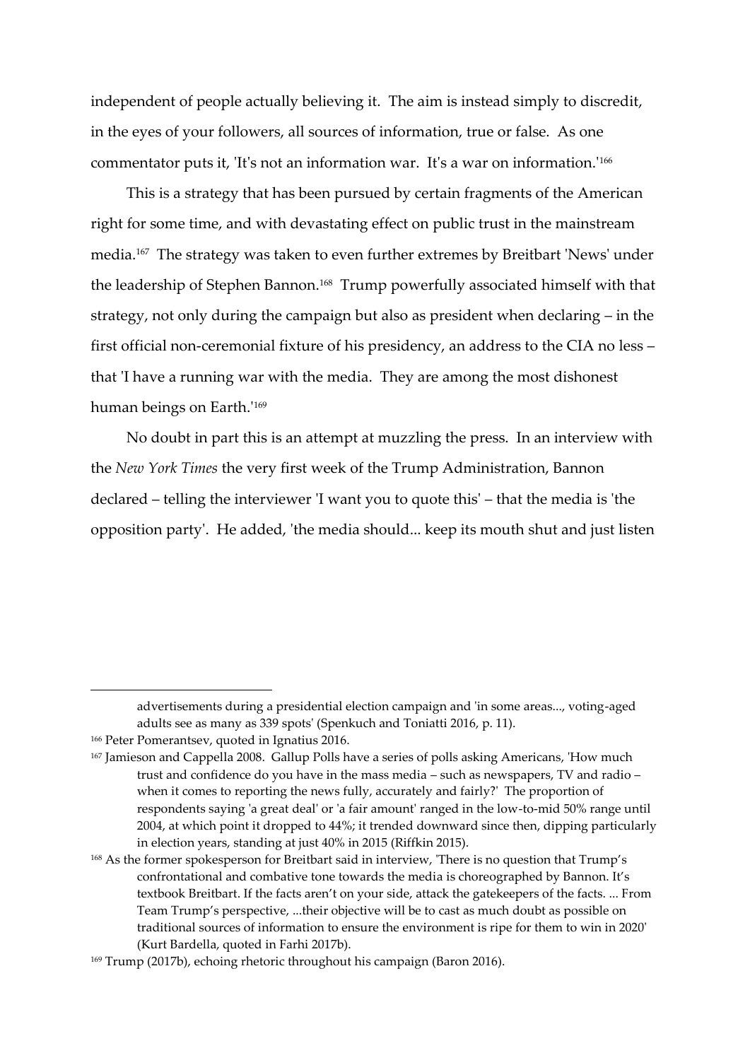independent of people actually believing it. The aim is instead simply to discredit, in the eyes of your followers, all sources of information, true or false. As one commentator puts it, 'It's not an information war. It's a war on information.'[166]

This is a strategy that has been pursued by certain fragments of the American right for some time, and with devastating effect on public trust in the mainstream media.[167] The strategy was taken to even further extremes by Breitbart 'News' under the leadership of Stephen Bannon.[168] Trump powerfully associated himself with that strategy, not only during the campaign but also as president when declaring – in the first official non-ceremonial fixture of his presidency, an address to the CIA no less – that 'I have a running war with the media. They are among the most dishonest human beings on Earth.'[169]

No doubt in part this is an attempt at muzzling the press. In an interview with the *New York Times* the very first week of the Trump Administration, Bannon declared – telling the interviewer 'I want you to quote this' – that the media is 'the opposition party'. He added, 'the media should... keep its mouth shut and just listen

---

advertisements during a presidential election campaign and 'in some areas..., voting-aged adults see as many as 339 spots' (Spenkuch and Toniatti 2016, p. 11).

[166] Peter Pomerantsev, quoted in Ignatius 2016.

[167] Jamieson and Cappella 2008. Gallup Polls have a series of polls asking Americans, 'How much trust and confidence do you have in the mass media – such as newspapers, TV and radio – when it comes to reporting the news fully, accurately and fairly?' The proportion of respondents saying 'a great deal' or 'a fair amount' ranged in the low-to-mid 50% range until 2004, at which point it dropped to 44%; it trended downward since then, dipping particularly in election years, standing at just 40% in 2015 (Riffkin 2015).

[168] As the former spokesperson for Breitbart said in interview, 'There is no question that Trump's confrontational and combative tone towards the media is choreographed by Bannon. It's textbook Breitbart. If the facts aren't on your side, attack the gatekeepers of the facts. ... From Team Trump's perspective, ...their objective will be to cast as much doubt as possible on traditional sources of information to ensure the environment is ripe for them to win in 2020' (Kurt Bardella, quoted in Farhi 2017b).

[169] Trump (2017b), echoing rhetoric throughout his campaign (Baron 2016).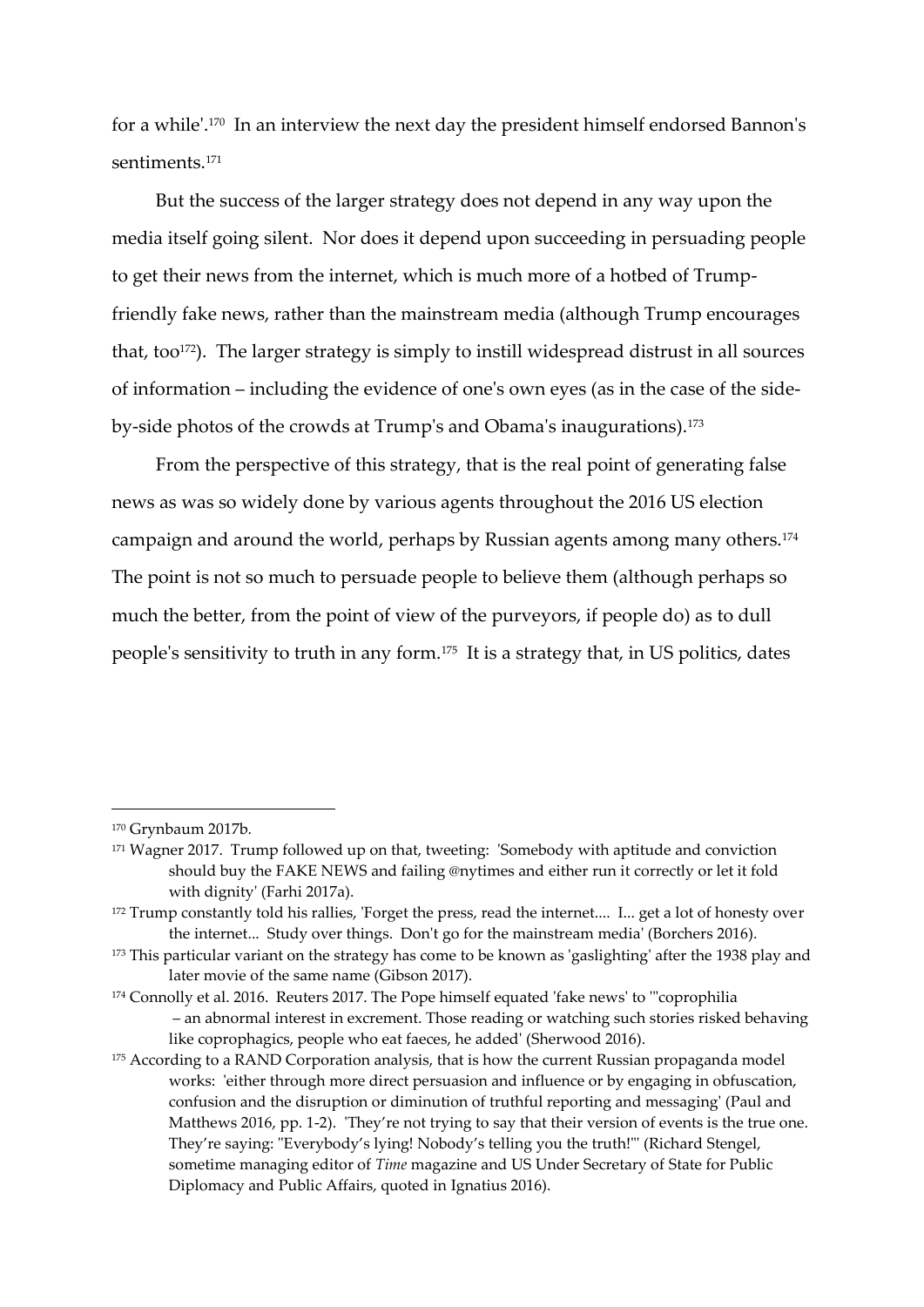for a while'.[170] In an interview the next day the president himself endorsed Bannon's sentiments.[171]

But the success of the larger strategy does not depend in any way upon the media itself going silent. Nor does it depend upon succeeding in persuading people to get their news from the internet, which is much more of a hotbed of Trump-friendly fake news, rather than the mainstream media (although Trump encourages that, too[172]). The larger strategy is simply to instill widespread distrust in all sources of information – including the evidence of one's own eyes (as in the case of the side-by-side photos of the crowds at Trump's and Obama's inaugurations).[173]

From the perspective of this strategy, that is the real point of generating false news as was so widely done by various agents throughout the 2016 US election campaign and around the world, perhaps by Russian agents among many others.[174] The point is not so much to persuade people to believe them (although perhaps so much the better, from the point of view of the purveyors, if people do) as to dull people's sensitivity to truth in any form.[175] It is a strategy that, in US politics, dates

---

[170] Grynbaum 2017b.

[171] Wagner 2017. Trump followed up on that, tweeting: 'Somebody with aptitude and conviction should buy the FAKE NEWS and failing @nytimes and either run it correctly or let it fold with dignity' (Farhi 2017a).

[172] Trump constantly told his rallies, 'Forget the press, read the internet.... I... get a lot of honesty over the internet... Study over things. Don't go for the mainstream media' (Borchers 2016).

[173] This particular variant on the strategy has come to be known as 'gaslighting' after the 1938 play and later movie of the same name (Gibson 2017).

[174] Connolly et al. 2016. Reuters 2017. The Pope himself equated 'fake news' to '"coprophilia – an abnormal interest in excrement. Those reading or watching such stories risked behaving like coprophagics, people who eat faeces, he added' (Sherwood 2016).

[175] According to a RAND Corporation analysis, that is how the current Russian propaganda model works: 'either through more direct persuasion and influence or by engaging in obfuscation, confusion and the disruption or diminution of truthful reporting and messaging' (Paul and Matthews 2016, pp. 1-2). 'They're not trying to say that their version of events is the true one. They're saying: "Everybody's lying! Nobody's telling you the truth!"' (Richard Stengel, sometime managing editor of *Time* magazine and US Under Secretary of State for Public Diplomacy and Public Affairs, quoted in Ignatius 2016).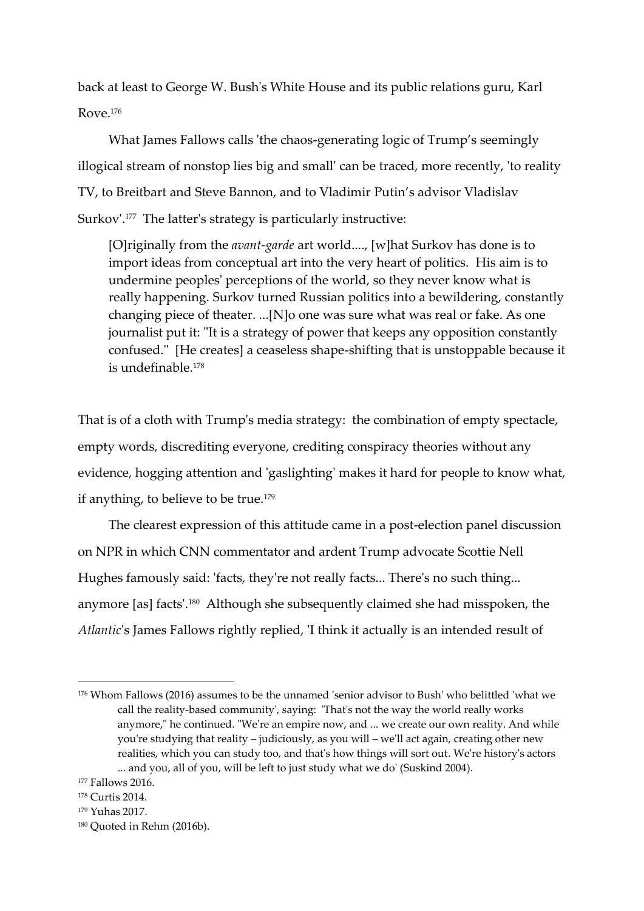back at least to George W. Bush's White House and its public relations guru, Karl Rove.[176]

What James Fallows calls 'the chaos-generating logic of Trump's seemingly illogical stream of nonstop lies big and small' can be traced, more recently, 'to reality TV, to Breitbart and Steve Bannon, and to Vladimir Putin's advisor Vladislav Surkov'.[177] The latter's strategy is particularly instructive:

> [O]riginally from the *avant-garde* art world...., [w]hat Surkov has done is to import ideas from conceptual art into the very heart of politics. His aim is to undermine peoples' perceptions of the world, so they never know what is really happening. Surkov turned Russian politics into a bewildering, constantly changing piece of theater. ...[N]o one was sure what was real or fake. As one journalist put it: "It is a strategy of power that keeps any opposition constantly confused." [He creates] a ceaseless shape-shifting that is unstoppable because it is undefinable.[178]

That is of a cloth with Trump's media strategy: the combination of empty spectacle, empty words, discrediting everyone, crediting conspiracy theories without any evidence, hogging attention and 'gaslighting' makes it hard for people to know what, if anything, to believe to be true.[179]

The clearest expression of this attitude came in a post-election panel discussion on NPR in which CNN commentator and ardent Trump advocate Scottie Nell Hughes famously said: 'facts, they're not really facts... There's no such thing... anymore [as] facts'.[180] Although she subsequently claimed she had misspoken, the *Atlantic*'s James Fallows rightly replied, 'I think it actually is an intended result of

---

[176] Whom Fallows (2016) assumes to be the unnamed 'senior advisor to Bush' who belittled 'what we call the reality-based community', saying: 'That's not the way the world really works anymore," he continued. "We're an empire now, and ... we create our own reality. And while you're studying that reality – judiciously, as you will – we'll act again, creating other new realities, which you can study too, and that's how things will sort out. We're history's actors ... and you, all of you, will be left to just study what we do' (Suskind 2004).

[177] Fallows 2016.

[178] Curtis 2014.

[179] Yuhas 2017.

[180] Quoted in Rehm (2016b).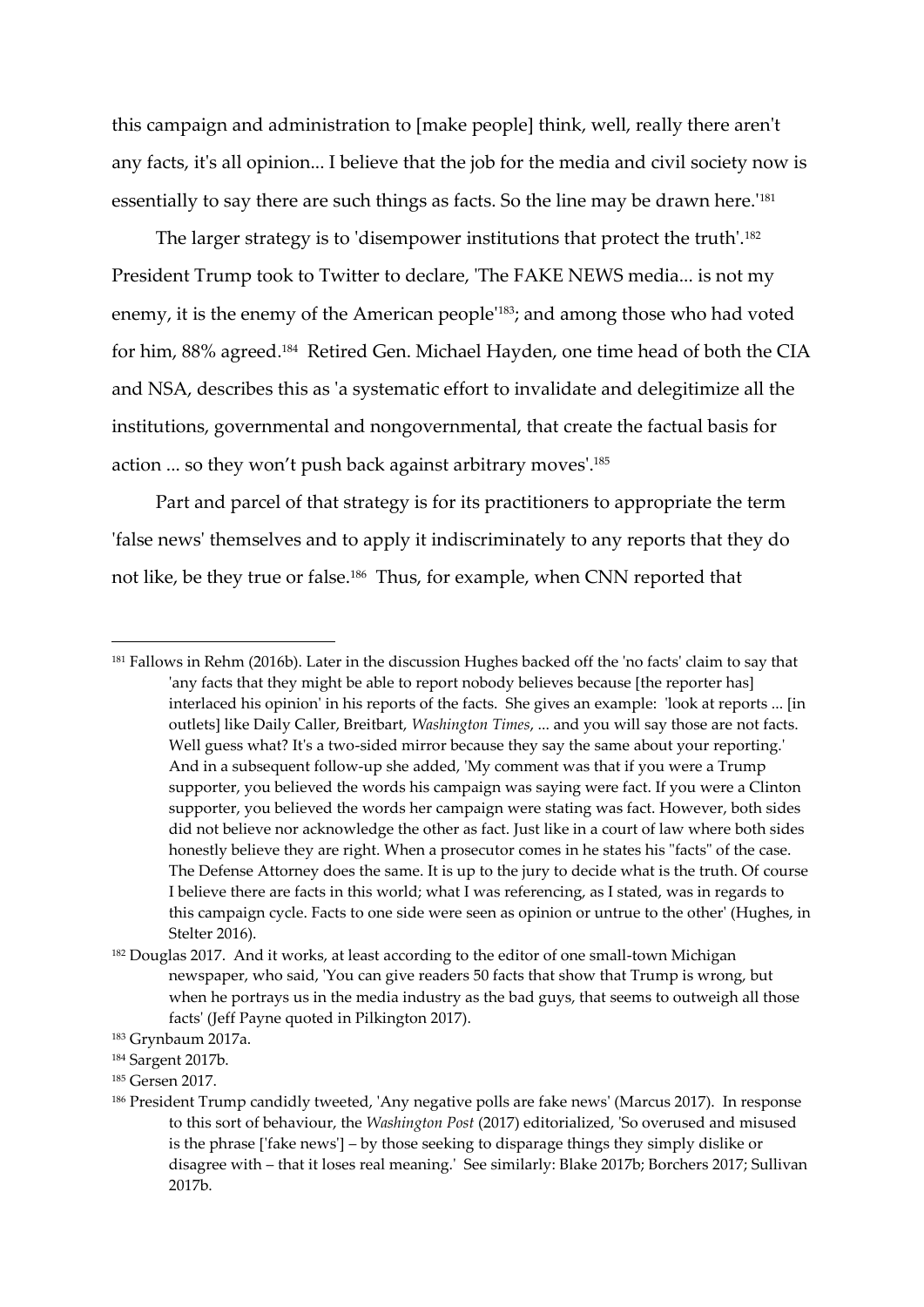this campaign and administration to [make people] think, well, really there aren't any facts, it's all opinion... I believe that the job for the media and civil society now is essentially to say there are such things as facts. So the line may be drawn here.'[181]

The larger strategy is to 'disempower institutions that protect the truth'.[182] President Trump took to Twitter to declare, 'The FAKE NEWS media... is not my enemy, it is the enemy of the American people'[183]; and among those who had voted for him, 88% agreed.[184] Retired Gen. Michael Hayden, one time head of both the CIA and NSA, describes this as 'a systematic effort to invalidate and delegitimize all the institutions, governmental and nongovernmental, that create the factual basis for action ... so they won't push back against arbitrary moves'.[185]

Part and parcel of that strategy is for its practitioners to appropriate the term 'false news' themselves and to apply it indiscriminately to any reports that they do not like, be they true or false.[186] Thus, for example, when CNN reported that

---

[181] Fallows in Rehm (2016b). Later in the discussion Hughes backed off the 'no facts' claim to say that 'any facts that they might be able to report nobody believes because [the reporter has] interlaced his opinion' in his reports of the facts. She gives an example: 'look at reports ... [in outlets] like Daily Caller, Breitbart, *Washington Times*, ... and you will say those are not facts. Well guess what? It's a two-sided mirror because they say the same about your reporting.' And in a subsequent follow-up she added, 'My comment was that if you were a Trump supporter, you believed the words his campaign was saying were fact. If you were a Clinton supporter, you believed the words her campaign were stating was fact. However, both sides did not believe nor acknowledge the other as fact. Just like in a court of law where both sides honestly believe they are right. When a prosecutor comes in he states his "facts" of the case. The Defense Attorney does the same. It is up to the jury to decide what is the truth. Of course I believe there are facts in this world; what I was referencing, as I stated, was in regards to this campaign cycle. Facts to one side were seen as opinion or untrue to the other' (Hughes, in Stelter 2016).

[182] Douglas 2017. And it works, at least according to the editor of one small-town Michigan newspaper, who said, 'You can give readers 50 facts that show that Trump is wrong, but when he portrays us in the media industry as the bad guys, that seems to outweigh all those facts' (Jeff Payne quoted in Pilkington 2017).

[183] Grynbaum 2017a.

[184] Sargent 2017b.

[185] Gersen 2017.

[186] President Trump candidly tweeted, 'Any negative polls are fake news' (Marcus 2017). In response to this sort of behaviour, the *Washington Post* (2017) editorialized, 'So overused and misused is the phrase ['fake news'] – by those seeking to disparage things they simply dislike or disagree with – that it loses real meaning.' See similarly: Blake 2017b; Borchers 2017; Sullivan 2017b.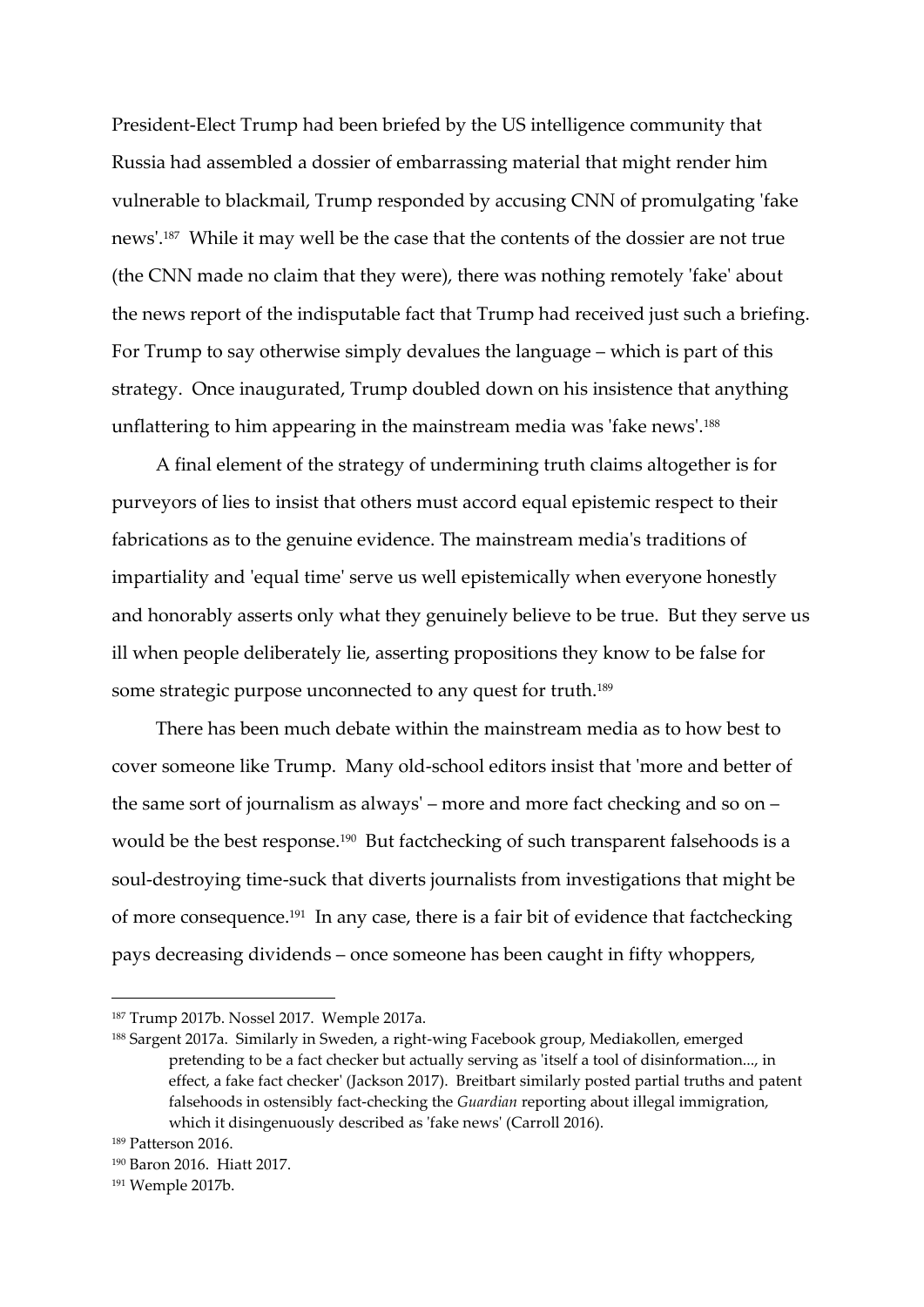President-Elect Trump had been briefed by the US intelligence community that Russia had assembled a dossier of embarrassing material that might render him vulnerable to blackmail, Trump responded by accusing CNN of promulgating 'fake news'.[187] While it may well be the case that the contents of the dossier are not true (the CNN made no claim that they were), there was nothing remotely 'fake' about the news report of the indisputable fact that Trump had received just such a briefing. For Trump to say otherwise simply devalues the language – which is part of this strategy. Once inaugurated, Trump doubled down on his insistence that anything unflattering to him appearing in the mainstream media was 'fake news'.[188]

A final element of the strategy of undermining truth claims altogether is for purveyors of lies to insist that others must accord equal epistemic respect to their fabrications as to the genuine evidence. The mainstream media's traditions of impartiality and 'equal time' serve us well epistemically when everyone honestly and honorably asserts only what they genuinely believe to be true. But they serve us ill when people deliberately lie, asserting propositions they know to be false for some strategic purpose unconnected to any quest for truth.[189]

There has been much debate within the mainstream media as to how best to cover someone like Trump. Many old-school editors insist that 'more and better of the same sort of journalism as always' – more and more fact checking and so on – would be the best response.[190] But factchecking of such transparent falsehoods is a soul-destroying time-suck that diverts journalists from investigations that might be of more consequence.[191] In any case, there is a fair bit of evidence that factchecking pays decreasing dividends – once someone has been caught in fifty whoppers,

---

[187] Trump 2017b. Nossel 2017. Wemple 2017a.

[188] Sargent 2017a. Similarly in Sweden, a right-wing Facebook group, Mediakollen, emerged pretending to be a fact checker but actually serving as 'itself a tool of disinformation..., in effect, a fake fact checker' (Jackson 2017). Breitbart similarly posted partial truths and patent falsehoods in ostensibly fact-checking the *Guardian* reporting about illegal immigration, which it disingenuously described as 'fake news' (Carroll 2016).

[189] Patterson 2016.

[190] Baron 2016. Hiatt 2017.

[191] Wemple 2017b.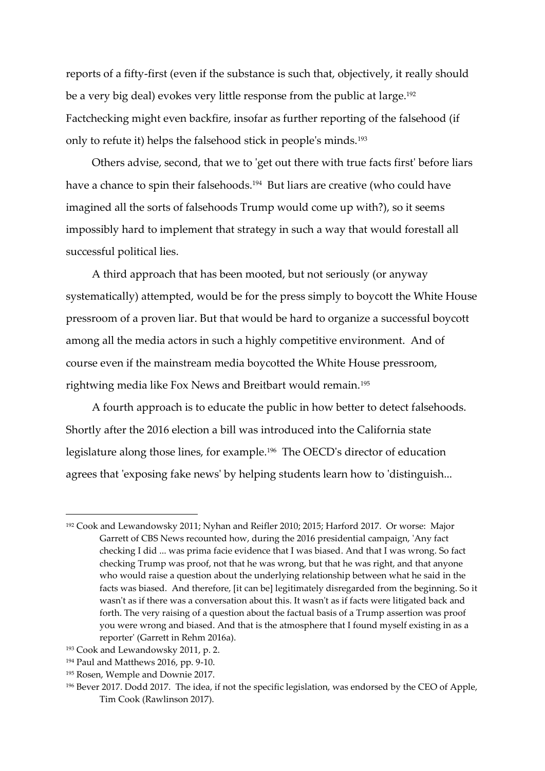reports of a fifty-first (even if the substance is such that, objectively, it really should be a very big deal) evokes very little response from the public at large.[192] Factchecking might even backfire, insofar as further reporting of the falsehood (if only to refute it) helps the falsehood stick in people's minds.[193]

Others advise, second, that we to 'get out there with true facts first' before liars have a chance to spin their falsehoods.[194] But liars are creative (who could have imagined all the sorts of falsehoods Trump would come up with?), so it seems impossibly hard to implement that strategy in such a way that would forestall all successful political lies.

A third approach that has been mooted, but not seriously (or anyway systematically) attempted, would be for the press simply to boycott the White House pressroom of a proven liar. But that would be hard to organize a successful boycott among all the media actors in such a highly competitive environment. And of course even if the mainstream media boycotted the White House pressroom, rightwing media like Fox News and Breitbart would remain.[195]

A fourth approach is to educate the public in how better to detect falsehoods. Shortly after the 2016 election a bill was introduced into the California state legislature along those lines, for example.[196] The OECD's director of education agrees that 'exposing fake news' by helping students learn how to 'distinguish...

---

[192] Cook and Lewandowsky 2011; Nyhan and Reifler 2010; 2015; Harford 2017. Or worse: Major Garrett of CBS News recounted how, during the 2016 presidential campaign, 'Any fact checking I did ... was prima facie evidence that I was biased. And that I was wrong. So fact checking Trump was proof, not that he was wrong, but that he was right, and that anyone who would raise a question about the underlying relationship between what he said in the facts was biased. And therefore, [it can be] legitimately disregarded from the beginning. So it wasn't as if there was a conversation about this. It wasn't as if facts were litigated back and forth. The very raising of a question about the factual basis of a Trump assertion was proof you were wrong and biased. And that is the atmosphere that I found myself existing in as a reporter' (Garrett in Rehm 2016a).

[193] Cook and Lewandowsky 2011, p. 2.

[194] Paul and Matthews 2016, pp. 9-10.

[195] Rosen, Wemple and Downie 2017.

[196] Bever 2017. Dodd 2017. The idea, if not the specific legislation, was endorsed by the CEO of Apple, Tim Cook (Rawlinson 2017).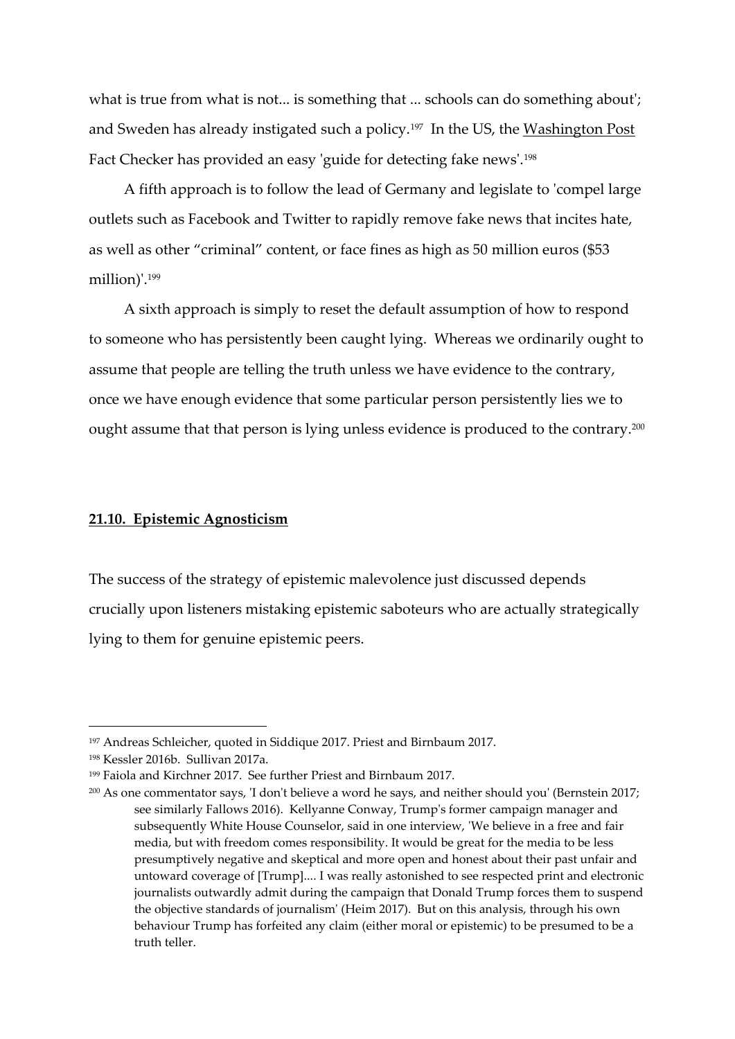what is true from what is not... is something that ... schools can do something about'; and Sweden has already instigated such a policy.[197] In the US, the Washington Post Fact Checker has provided an easy 'guide for detecting fake news'.[198]

A fifth approach is to follow the lead of Germany and legislate to 'compel large outlets such as Facebook and Twitter to rapidly remove fake news that incites hate, as well as other "criminal" content, or face fines as high as 50 million euros ($53 million)'.[199]

A sixth approach is simply to reset the default assumption of how to respond to someone who has persistently been caught lying. Whereas we ordinarily ought to assume that people are telling the truth unless we have evidence to the contrary, once we have enough evidence that some particular person persistently lies we to ought assume that that person is lying unless evidence is produced to the contrary.[200]

### 21.10. Epistemic Agnosticism

The success of the strategy of epistemic malevolence just discussed depends crucially upon listeners mistaking epistemic saboteurs who are actually strategically lying to them for genuine epistemic peers.

---

[197] Andreas Schleicher, quoted in Siddique 2017. Priest and Birnbaum 2017.

[198] Kessler 2016b. Sullivan 2017a.

[199] Faiola and Kirchner 2017. See further Priest and Birnbaum 2017.

[200] As one commentator says, 'I don't believe a word he says, and neither should you' (Bernstein 2017; see similarly Fallows 2016). Kellyanne Conway, Trump's former campaign manager and subsequently White House Counselor, said in one interview, 'We believe in a free and fair media, but with freedom comes responsibility. It would be great for the media to be less presumptively negative and skeptical and more open and honest about their past unfair and untoward coverage of [Trump].... I was really astonished to see respected print and electronic journalists outwardly admit during the campaign that Donald Trump forces them to suspend the objective standards of journalism' (Heim 2017). But on this analysis, through his own behaviour Trump has forfeited any claim (either moral or epistemic) to be presumed to be a truth teller.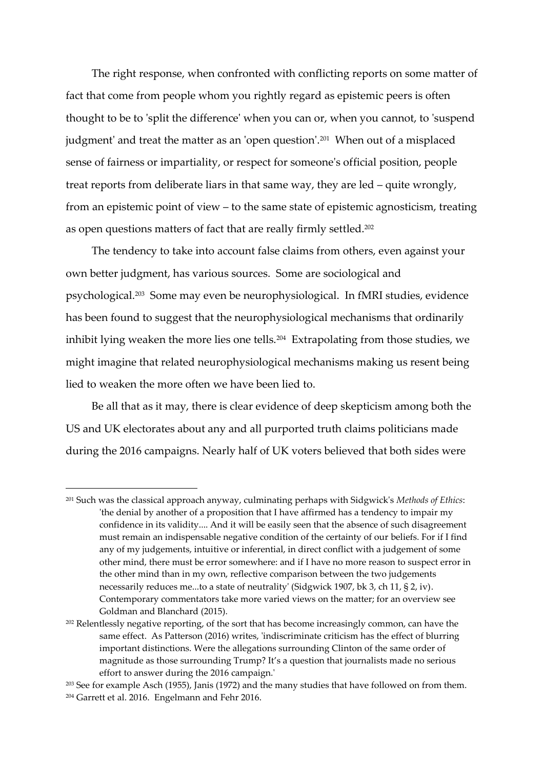The right response, when confronted with conflicting reports on some matter of fact that come from people whom you rightly regard as epistemic peers is often thought to be to 'split the difference' when you can or, when you cannot, to 'suspend judgment' and treat the matter as an 'open question'.[201] When out of a misplaced sense of fairness or impartiality, or respect for someone's official position, people treat reports from deliberate liars in that same way, they are led – quite wrongly, from an epistemic point of view – to the same state of epistemic agnosticism, treating as open questions matters of fact that are really firmly settled.[202]

The tendency to take into account false claims from others, even against your own better judgment, has various sources. Some are sociological and psychological.[203] Some may even be neurophysiological. In fMRI studies, evidence has been found to suggest that the neurophysiological mechanisms that ordinarily inhibit lying weaken the more lies one tells.[204] Extrapolating from those studies, we might imagine that related neurophysiological mechanisms making us resent being lied to weaken the more often we have been lied to.

Be all that as it may, there is clear evidence of deep skepticism among both the US and UK electorates about any and all purported truth claims politicians made during the 2016 campaigns. Nearly half of UK voters believed that both sides were

---

[201] Such was the classical approach anyway, culminating perhaps with Sidgwick's *Methods of Ethics*: 'the denial by another of a proposition that I have affirmed has a tendency to impair my confidence in its validity.... And it will be easily seen that the absence of such disagreement must remain an indispensable negative condition of the certainty of our beliefs. For if I find any of my judgements, intuitive or inferential, in direct conflict with a judgement of some other mind, there must be error somewhere: and if I have no more reason to suspect error in the other mind than in my own, reflective comparison between the two judgements necessarily reduces me...to a state of neutrality' (Sidgwick 1907, bk 3, ch 11, § 2, iv). Contemporary commentators take more varied views on the matter; for an overview see Goldman and Blanchard (2015).

[202] Relentlessly negative reporting, of the sort that has become increasingly common, can have the same effect. As Patterson (2016) writes, 'indiscriminate criticism has the effect of blurring important distinctions. Were the allegations surrounding Clinton of the same order of magnitude as those surrounding Trump? It's a question that journalists made no serious effort to answer during the 2016 campaign.'

[203] See for example Asch (1955), Janis (1972) and the many studies that have followed on from them.

[204] Garrett et al. 2016. Engelmann and Fehr 2016.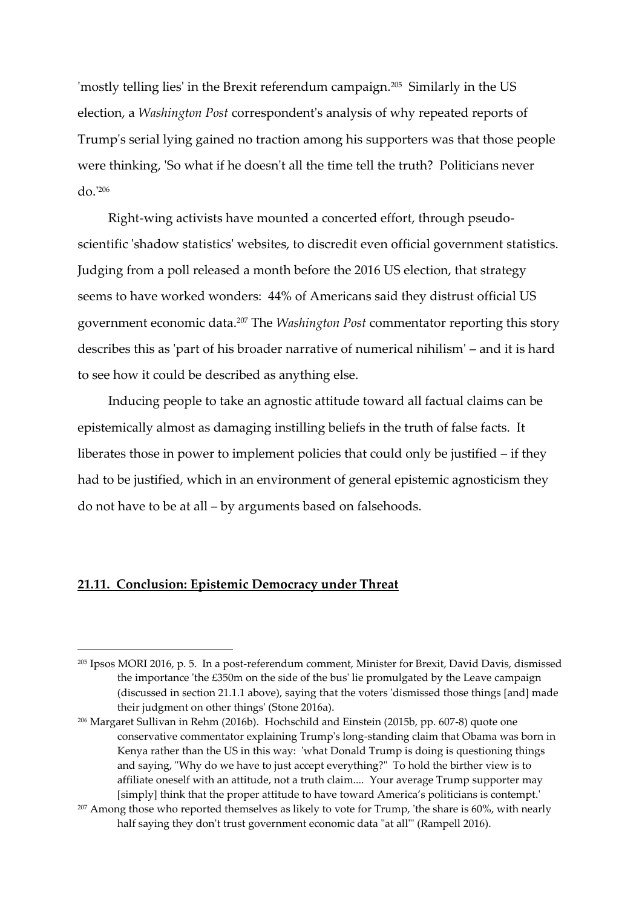'mostly telling lies' in the Brexit referendum campaign.[205] Similarly in the US election, a *Washington Post* correspondent's analysis of why repeated reports of Trump's serial lying gained no traction among his supporters was that those people were thinking, 'So what if he doesn't all the time tell the truth? Politicians never do.'[206]

Right-wing activists have mounted a concerted effort, through pseudo-scientific 'shadow statistics' websites, to discredit even official government statistics. Judging from a poll released a month before the 2016 US election, that strategy seems to have worked wonders: 44% of Americans said they distrust official US government economic data.[207] The *Washington Post* commentator reporting this story describes this as 'part of his broader narrative of numerical nihilism' – and it is hard to see how it could be described as anything else.

Inducing people to take an agnostic attitude toward all factual claims can be epistemically almost as damaging instilling beliefs in the truth of false facts. It liberates those in power to implement policies that could only be justified – if they had to be justified, which in an environment of general epistemic agnosticism they do not have to be at all – by arguments based on falsehoods.

## 21.11. Conclusion: Epistemic Democracy under Threat

---

[205] Ipsos MORI 2016, p. 5. In a post-referendum comment, Minister for Brexit, David Davis, dismissed the importance 'the £350m on the side of the bus' lie promulgated by the Leave campaign (discussed in section 21.1.1 above), saying that the voters 'dismissed those things [and] made their judgment on other things' (Stone 2016a).

[206] Margaret Sullivan in Rehm (2016b). Hochschild and Einstein (2015b, pp. 607-8) quote one conservative commentator explaining Trump's long-standing claim that Obama was born in Kenya rather than the US in this way: 'what Donald Trump is doing is questioning things and saying, "Why do we have to just accept everything?" To hold the birther view is to affiliate oneself with an attitude, not a truth claim.... Your average Trump supporter may [simply] think that the proper attitude to have toward America's politicians is contempt.'

[207] Among those who reported themselves as likely to vote for Trump, 'the share is 60%, with nearly half saying they don't trust government economic data "at all"' (Rampell 2016).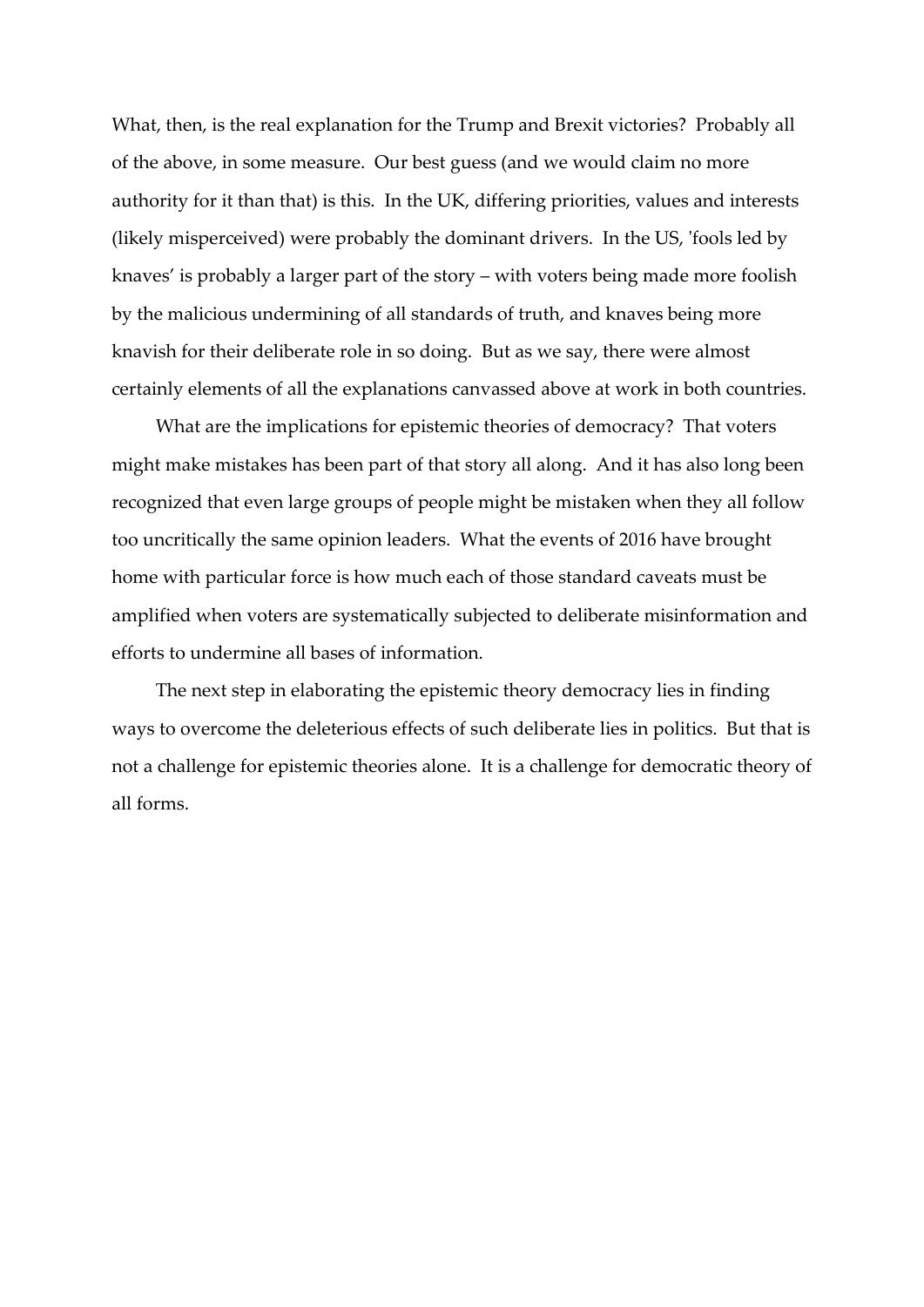What, then, is the real explanation for the Trump and Brexit victories? Probably all of the above, in some measure. Our best guess (and we would claim no more authority for it than that) is this. In the UK, differing priorities, values and interests (likely misperceived) were probably the dominant drivers. In the US, 'fools led by knaves' is probably a larger part of the story – with voters being made more foolish by the malicious undermining of all standards of truth, and knaves being more knavish for their deliberate role in so doing. But as we say, there were almost certainly elements of all the explanations canvassed above at work in both countries.

What are the implications for epistemic theories of democracy? That voters might make mistakes has been part of that story all along. And it has also long been recognized that even large groups of people might be mistaken when they all follow too uncritically the same opinion leaders. What the events of 2016 have brought home with particular force is how much each of those standard caveats must be amplified when voters are systematically subjected to deliberate misinformation and efforts to undermine all bases of information.

The next step in elaborating the epistemic theory democracy lies in finding ways to overcome the deleterious effects of such deliberate lies in politics. But that is not a challenge for epistemic theories alone. It is a challenge for democratic theory of all forms.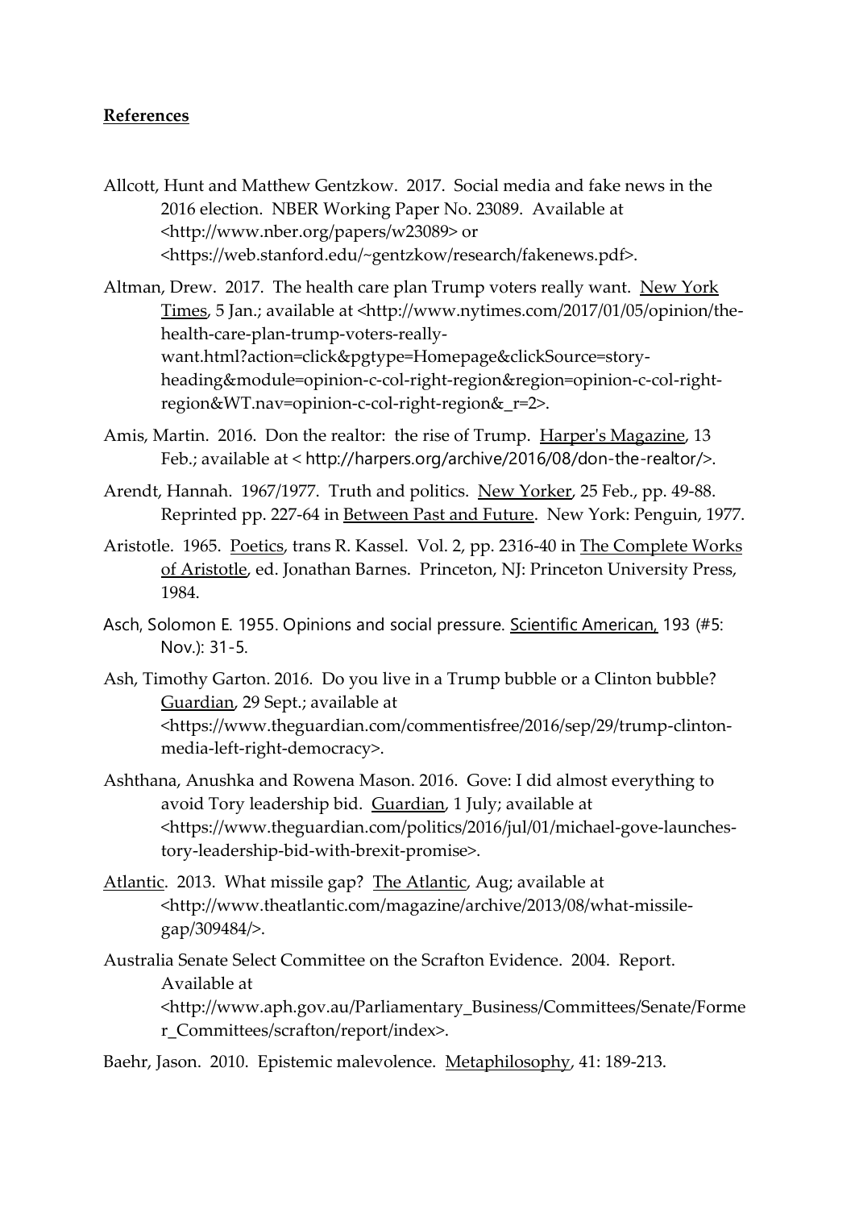**References**

Allcott, Hunt and Matthew Gentzkow. 2017. Social media and fake news in the 2016 election. NBER Working Paper No. 23089. Available at <http://www.nber.org/papers/w23089> or <https://web.stanford.edu/~gentzkow/research/fakenews.pdf>.

Altman, Drew. 2017. The health care plan Trump voters really want. New York Times, 5 Jan.; available at <http://www.nytimes.com/2017/01/05/opinion/the-health-care-plan-trump-voters-really-want.html?action=click&pgtype=Homepage&clickSource=story-heading&module=opinion-c-col-right-region&region=opinion-c-col-right-region&WT.nav=opinion-c-col-right-region&_r=2>.

Amis, Martin. 2016. Don the realtor: the rise of Trump. Harper's Magazine, 13 Feb.; available at < http://harpers.org/archive/2016/08/don-the-realtor/>.

Arendt, Hannah. 1967/1977. Truth and politics. New Yorker, 25 Feb., pp. 49-88. Reprinted pp. 227-64 in Between Past and Future. New York: Penguin, 1977.

Aristotle. 1965. Poetics, trans R. Kassel. Vol. 2, pp. 2316-40 in The Complete Works of Aristotle, ed. Jonathan Barnes. Princeton, NJ: Princeton University Press, 1984.

Asch, Solomon E. 1955. Opinions and social pressure. Scientific American, 193 (#5: Nov.): 31-5.

Ash, Timothy Garton. 2016. Do you live in a Trump bubble or a Clinton bubble? Guardian, 29 Sept.; available at <https://www.theguardian.com/commentisfree/2016/sep/29/trump-clinton-media-left-right-democracy>.

Ashthana, Anushka and Rowena Mason. 2016. Gove: I did almost everything to avoid Tory leadership bid. Guardian, 1 July; available at <https://www.theguardian.com/politics/2016/jul/01/michael-gove-launches-tory-leadership-bid-with-brexit-promise>.

Atlantic. 2013. What missile gap? The Atlantic, Aug; available at <http://www.theatlantic.com/magazine/archive/2013/08/what-missile-gap/309484/>.

Australia Senate Select Committee on the Scrafton Evidence. 2004. Report. Available at <http://www.aph.gov.au/Parliamentary_Business/Committees/Senate/Former_Committees/scrafton/report/index>.

Baehr, Jason. 2010. Epistemic malevolence. Metaphilosophy, 41: 189-213.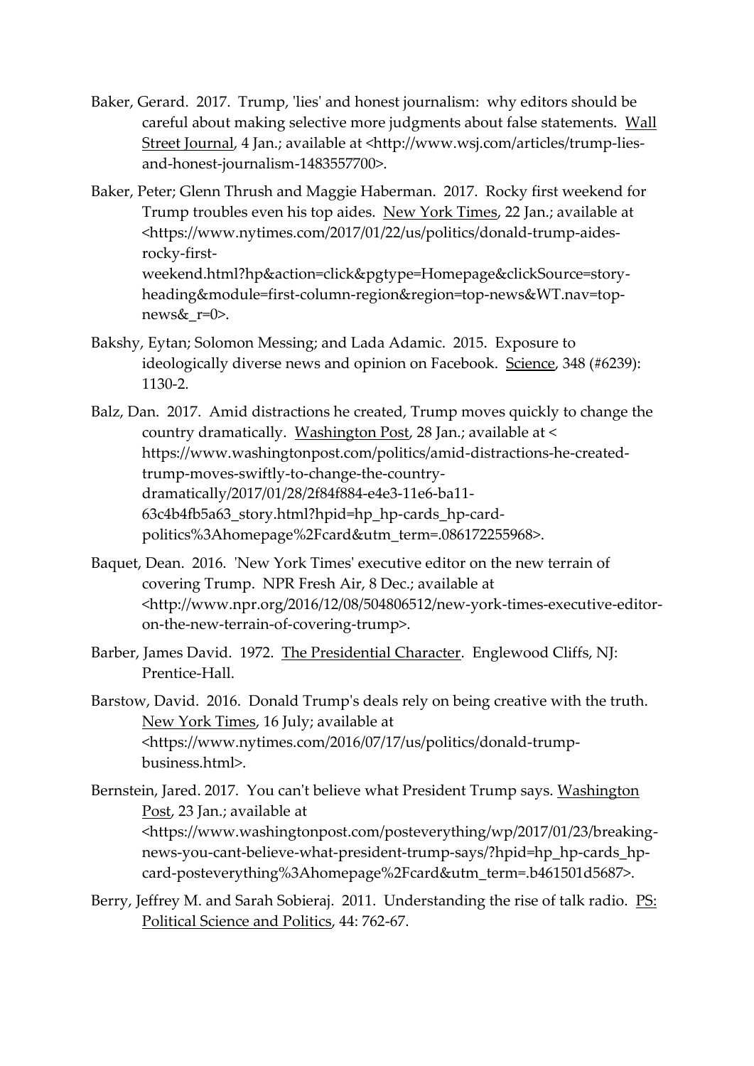Baker, Gerard. 2017. Trump, 'lies' and honest journalism: why editors should be careful about making selective more judgments about false statements. Wall Street Journal, 4 Jan.; available at <http://www.wsj.com/articles/trump-lies-and-honest-journalism-1483557700>.

Baker, Peter; Glenn Thrush and Maggie Haberman. 2017. Rocky first weekend for Trump troubles even his top aides. New York Times, 22 Jan.; available at <https://www.nytimes.com/2017/01/22/us/politics/donald-trump-aides-rocky-first-weekend.html?hp&action=click&pgtype=Homepage&clickSource=story-heading&module=first-column-region&region=top-news&WT.nav=top-news&_r=0>.

Bakshy, Eytan; Solomon Messing; and Lada Adamic. 2015. Exposure to ideologically diverse news and opinion on Facebook. Science, 348 (#6239): 1130-2.

Balz, Dan. 2017. Amid distractions he created, Trump moves quickly to change the country dramatically. Washington Post, 28 Jan.; available at < https://www.washingtonpost.com/politics/amid-distractions-he-created-trump-moves-swiftly-to-change-the-country-dramatically/2017/01/28/2f84f884-e4e3-11e6-ba11-63c4b4fb5a63_story.html?hpid=hp_hp-cards_hp-card-politics%3Ahomepage%2Fcard&utm_term=.086172255968>.

Baquet, Dean. 2016. 'New York Times' executive editor on the new terrain of covering Trump. NPR Fresh Air, 8 Dec.; available at <http://www.npr.org/2016/12/08/504806512/new-york-times-executive-editor-on-the-new-terrain-of-covering-trump>.

Barber, James David. 1972. The Presidential Character. Englewood Cliffs, NJ: Prentice-Hall.

Barstow, David. 2016. Donald Trump's deals rely on being creative with the truth. New York Times, 16 July; available at <https://www.nytimes.com/2016/07/17/us/politics/donald-trump-business.html>.

Bernstein, Jared. 2017. You can't believe what President Trump says. Washington Post, 23 Jan.; available at <https://www.washingtonpost.com/posteverything/wp/2017/01/23/breaking-news-you-cant-believe-what-president-trump-says/?hpid=hp_hp-cards_hp-card-posteverything%3Ahomepage%2Fcard&utm_term=.b461501d5687>.

Berry, Jeffrey M. and Sarah Sobieraj. 2011. Understanding the rise of talk radio. PS: Political Science and Politics, 44: 762-67.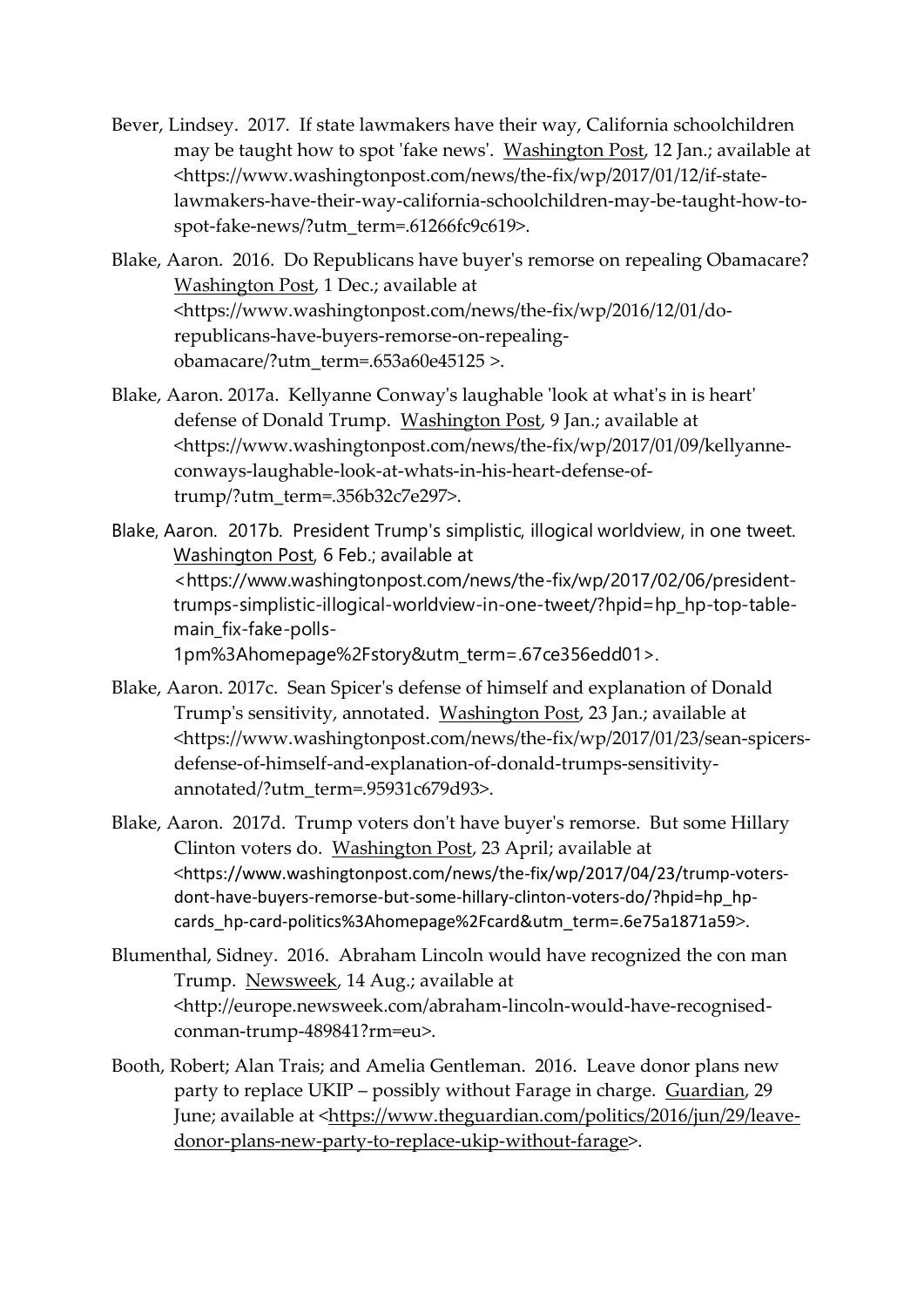Bever, Lindsey. 2017. If state lawmakers have their way, California schoolchildren may be taught how to spot 'fake news'. Washington Post, 12 Jan.; available at <https://www.washingtonpost.com/news/the-fix/wp/2017/01/12/if-state-lawmakers-have-their-way-california-schoolchildren-may-be-taught-how-to-spot-fake-news/?utm_term=.61266fc9c619>.

Blake, Aaron. 2016. Do Republicans have buyer's remorse on repealing Obamacare? Washington Post, 1 Dec.; available at <https://www.washingtonpost.com/news/the-fix/wp/2016/12/01/do-republicans-have-buyers-remorse-on-repealing-obamacare/?utm_term=.653a60e45125 >.

Blake, Aaron. 2017a. Kellyanne Conway's laughable 'look at what's in is heart' defense of Donald Trump. Washington Post, 9 Jan.; available at <https://www.washingtonpost.com/news/the-fix/wp/2017/01/09/kellyanne-conways-laughable-look-at-whats-in-his-heart-defense-of-trump/?utm_term=.356b32c7e297>.

Blake, Aaron. 2017b. President Trump's simplistic, illogical worldview, in one tweet. Washington Post, 6 Feb.; available at <https://www.washingtonpost.com/news/the-fix/wp/2017/02/06/president-trumps-simplistic-illogical-worldview-in-one-tweet/?hpid=hp_hp-top-table-main_fix-fake-polls-1pm%3Ahomepage%2Fstory&utm_term=.67ce356edd01>.

Blake, Aaron. 2017c. Sean Spicer's defense of himself and explanation of Donald Trump's sensitivity, annotated. Washington Post, 23 Jan.; available at <https://www.washingtonpost.com/news/the-fix/wp/2017/01/23/sean-spicers-defense-of-himself-and-explanation-of-donald-trumps-sensitivity-annotated/?utm_term=.95931c679d93>.

Blake, Aaron. 2017d. Trump voters don't have buyer's remorse. But some Hillary Clinton voters do. Washington Post, 23 April; available at <https://www.washingtonpost.com/news/the-fix/wp/2017/04/23/trump-voters-dont-have-buyers-remorse-but-some-hillary-clinton-voters-do/?hpid=hp_hp-cards_hp-card-politics%3Ahomepage%2Fcard&utm_term=.6e75a1871a59>.

Blumenthal, Sidney. 2016. Abraham Lincoln would have recognized the con man Trump. Newsweek, 14 Aug.; available at <http://europe.newsweek.com/abraham-lincoln-would-have-recognised-conman-trump-489841?rm=eu>.

Booth, Robert; Alan Trais; and Amelia Gentleman. 2016. Leave donor plans new party to replace UKIP – possibly without Farage in charge. Guardian, 29 June; available at <https://www.theguardian.com/politics/2016/jun/29/leave-donor-plans-new-party-to-replace-ukip-without-farage>.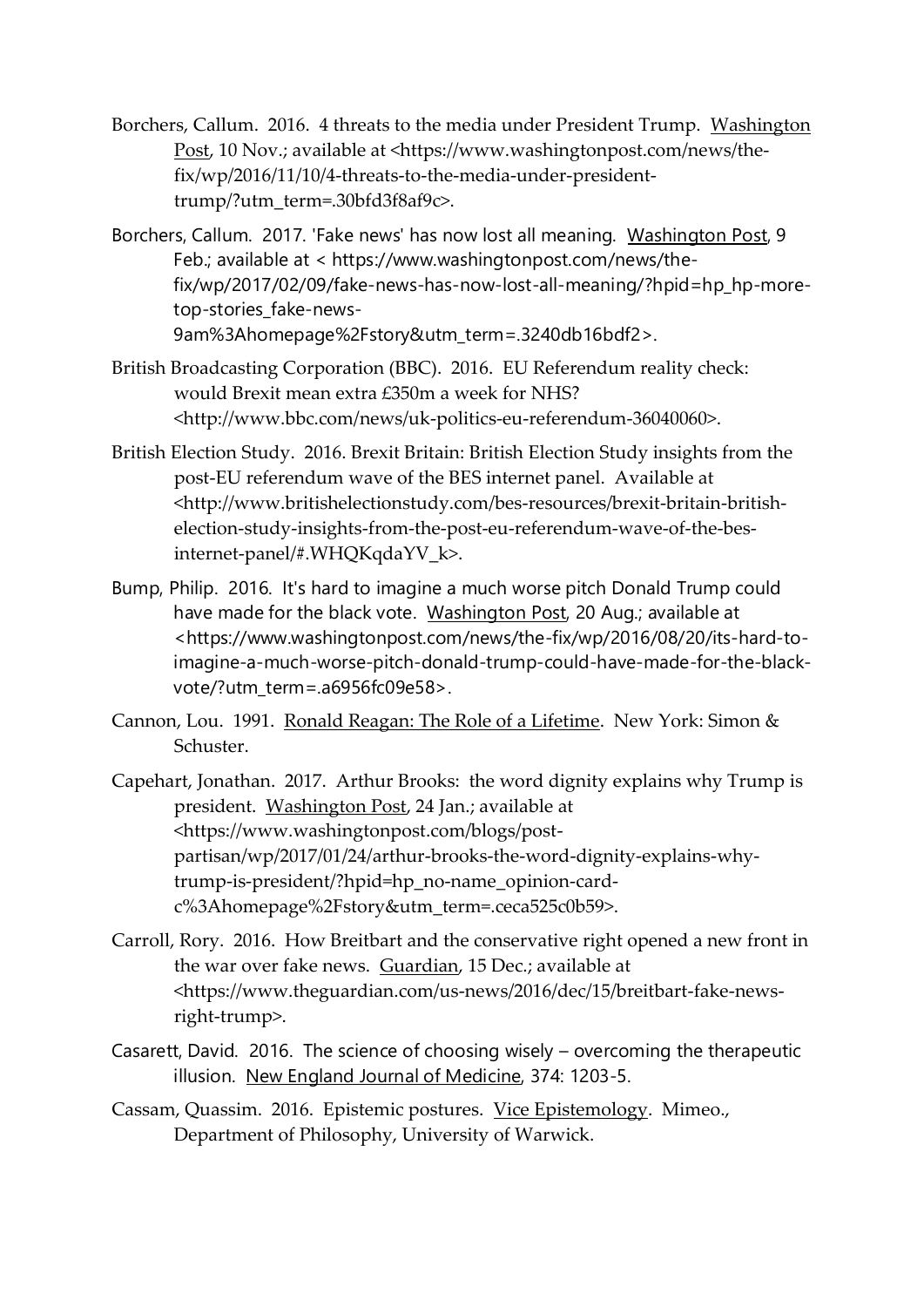Borchers, Callum. 2016. 4 threats to the media under President Trump. Washington Post, 10 Nov.; available at <https://www.washingtonpost.com/news/the-fix/wp/2016/11/10/4-threats-to-the-media-under-president-trump/?utm_term=.30bfd3f8af9c>.

Borchers, Callum. 2017. 'Fake news' has now lost all meaning. Washington Post, 9 Feb.; available at < https://www.washingtonpost.com/news/the-fix/wp/2017/02/09/fake-news-has-now-lost-all-meaning/?hpid=hp_hp-more-top-stories_fake-news-9am%3Ahomepage%2Fstory&utm_term=.3240db16bdf2>.

British Broadcasting Corporation (BBC). 2016. EU Referendum reality check: would Brexit mean extra £350m a week for NHS? <http://www.bbc.com/news/uk-politics-eu-referendum-36040060>.

British Election Study. 2016. Brexit Britain: British Election Study insights from the post-EU referendum wave of the BES internet panel. Available at <http://www.britishelectionstudy.com/bes-resources/brexit-britain-british-election-study-insights-from-the-post-eu-referendum-wave-of-the-bes-internet-panel/#.WHQKqdaYV_k>.

Bump, Philip. 2016. It's hard to imagine a much worse pitch Donald Trump could have made for the black vote. Washington Post, 20 Aug.; available at <https://www.washingtonpost.com/news/the-fix/wp/2016/08/20/its-hard-to-imagine-a-much-worse-pitch-donald-trump-could-have-made-for-the-black-vote/?utm_term=.a6956fc09e58>.

Cannon, Lou. 1991. Ronald Reagan: The Role of a Lifetime. New York: Simon & Schuster.

Capehart, Jonathan. 2017. Arthur Brooks: the word dignity explains why Trump is president. Washington Post, 24 Jan.; available at <https://www.washingtonpost.com/blogs/post-partisan/wp/2017/01/24/arthur-brooks-the-word-dignity-explains-why-trump-is-president/?hpid=hp_no-name_opinion-card-c%3Ahomepage%2Fstory&utm_term=.ceca525c0b59>.

Carroll, Rory. 2016. How Breitbart and the conservative right opened a new front in the war over fake news. Guardian, 15 Dec.; available at <https://www.theguardian.com/us-news/2016/dec/15/breitbart-fake-news-right-trump>.

Casarett, David. 2016. The science of choosing wisely – overcoming the therapeutic illusion. New England Journal of Medicine, 374: 1203-5.

Cassam, Quassim. 2016. Epistemic postures. Vice Epistemology. Mimeo., Department of Philosophy, University of Warwick.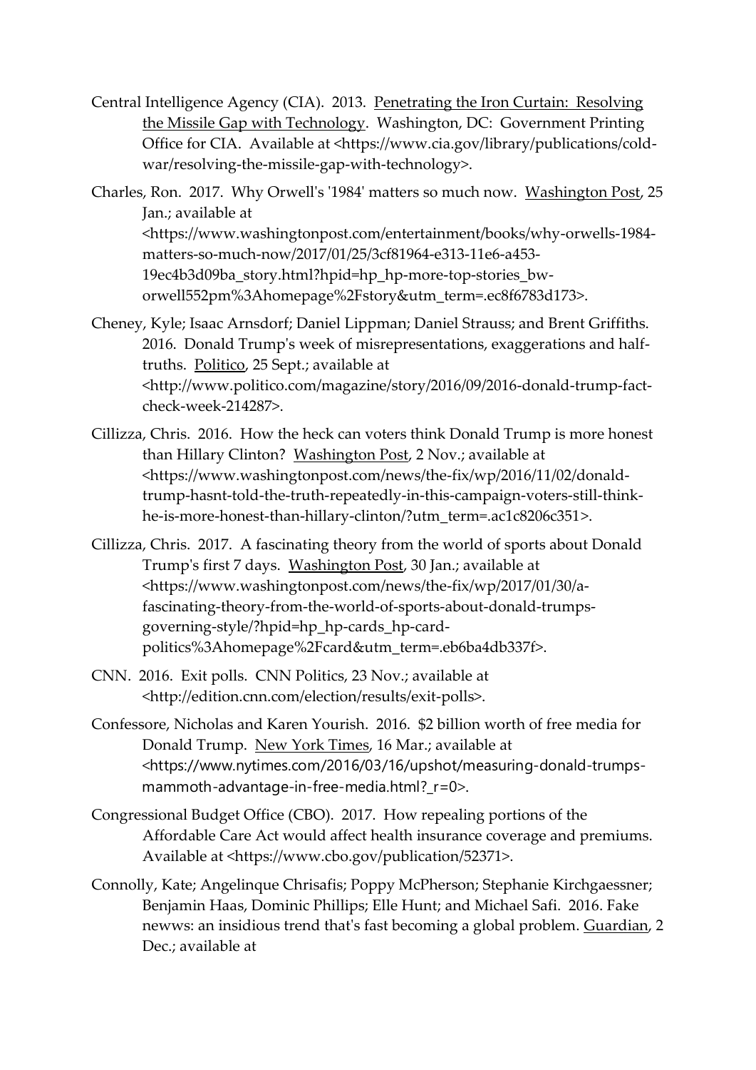Central Intelligence Agency (CIA). 2013. Penetrating the Iron Curtain: Resolving the Missile Gap with Technology. Washington, DC: Government Printing Office for CIA. Available at <https://www.cia.gov/library/publications/cold-war/resolving-the-missile-gap-with-technology>.

Charles, Ron. 2017. Why Orwell's '1984' matters so much now. Washington Post, 25 Jan.; available at <https://www.washingtonpost.com/entertainment/books/why-orwells-1984-matters-so-much-now/2017/01/25/3cf81964-e313-11e6-a453-19ec4b3d09ba_story.html?hpid=hp_hp-more-top-stories_bw-orwell552pm%3Ahomepage%2Fstory&utm_term=.ec8f6783d173>.

Cheney, Kyle; Isaac Arnsdorf; Daniel Lippman; Daniel Strauss; and Brent Griffiths. 2016. Donald Trump's week of misrepresentations, exaggerations and half-truths. Politico, 25 Sept.; available at <http://www.politico.com/magazine/story/2016/09/2016-donald-trump-fact-check-week-214287>.

Cillizza, Chris. 2016. How the heck can voters think Donald Trump is more honest than Hillary Clinton? Washington Post, 2 Nov.; available at <https://www.washingtonpost.com/news/the-fix/wp/2016/11/02/donald-trump-hasnt-told-the-truth-repeatedly-in-this-campaign-voters-still-think-he-is-more-honest-than-hillary-clinton/?utm_term=.ac1c8206c351>.

Cillizza, Chris. 2017. A fascinating theory from the world of sports about Donald Trump's first 7 days. Washington Post, 30 Jan.; available at <https://www.washingtonpost.com/news/the-fix/wp/2017/01/30/a-fascinating-theory-from-the-world-of-sports-about-donald-trumps-governing-style/?hpid=hp_hp-cards_hp-card-politics%3Ahomepage%2Fcard&utm_term=.eb6ba4db337f>.

CNN. 2016. Exit polls. CNN Politics, 23 Nov.; available at <http://edition.cnn.com/election/results/exit-polls>.

Confessore, Nicholas and Karen Yourish. 2016. $2 billion worth of free media for Donald Trump. New York Times, 16 Mar.; available at <https://www.nytimes.com/2016/03/16/upshot/measuring-donald-trumps-mammoth-advantage-in-free-media.html?_r=0>.

Congressional Budget Office (CBO). 2017. How repealing portions of the Affordable Care Act would affect health insurance coverage and premiums. Available at <https://www.cbo.gov/publication/52371>.

Connolly, Kate; Angelinque Chrisafis; Poppy McPherson; Stephanie Kirchgaessner; Benjamin Haas, Dominic Phillips; Elle Hunt; and Michael Safi. 2016. Fake newws: an insidious trend that's fast becoming a global problem. Guardian, 2 Dec.; available at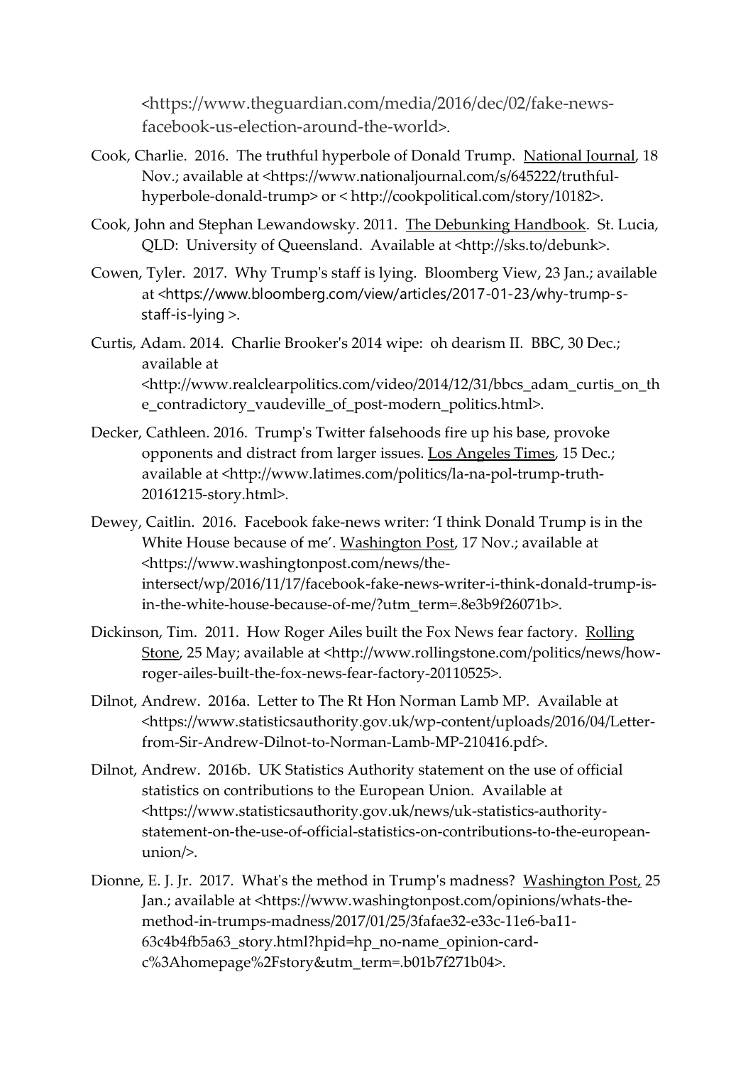<https://www.theguardian.com/media/2016/dec/02/fake-news-facebook-us-election-around-the-world>.

Cook, Charlie. 2016. The truthful hyperbole of Donald Trump. National Journal, 18 Nov.; available at <https://www.nationaljournal.com/s/645222/truthful-hyperbole-donald-trump> or < http://cookpolitical.com/story/10182>.

Cook, John and Stephan Lewandowsky. 2011. The Debunking Handbook. St. Lucia, QLD: University of Queensland. Available at <http://sks.to/debunk>.

Cowen, Tyler. 2017. Why Trump's staff is lying. Bloomberg View, 23 Jan.; available at <https://www.bloomberg.com/view/articles/2017-01-23/why-trump-s-staff-is-lying >.

Curtis, Adam. 2014. Charlie Brooker's 2014 wipe: oh dearism II. BBC, 30 Dec.; available at <http://www.realclearpolitics.com/video/2014/12/31/bbcs_adam_curtis_on_the_contradictory_vaudeville_of_post-modern_politics.html>.

Decker, Cathleen. 2016. Trump's Twitter falsehoods fire up his base, provoke opponents and distract from larger issues. Los Angeles Times, 15 Dec.; available at <http://www.latimes.com/politics/la-na-pol-trump-truth-20161215-story.html>.

Dewey, Caitlin. 2016. Facebook fake-news writer: 'I think Donald Trump is in the White House because of me'. Washington Post, 17 Nov.; available at <https://www.washingtonpost.com/news/the-intersect/wp/2016/11/17/facebook-fake-news-writer-i-think-donald-trump-is-in-the-white-house-because-of-me/?utm_term=.8e3b9f26071b>.

Dickinson, Tim. 2011. How Roger Ailes built the Fox News fear factory. Rolling Stone, 25 May; available at <http://www.rollingstone.com/politics/news/how-roger-ailes-built-the-fox-news-fear-factory-20110525>.

Dilnot, Andrew. 2016a. Letter to The Rt Hon Norman Lamb MP. Available at <https://www.statisticsauthority.gov.uk/wp-content/uploads/2016/04/Letter-from-Sir-Andrew-Dilnot-to-Norman-Lamb-MP-210416.pdf>.

Dilnot, Andrew. 2016b. UK Statistics Authority statement on the use of official statistics on contributions to the European Union. Available at <https://www.statisticsauthority.gov.uk/news/uk-statistics-authority-statement-on-the-use-of-official-statistics-on-contributions-to-the-european-union/>.

Dionne, E. J. Jr. 2017. What's the method in Trump's madness? Washington Post, 25 Jan.; available at <https://www.washingtonpost.com/opinions/whats-the-method-in-trumps-madness/2017/01/25/3fafae32-e33c-11e6-ba11-63c4b4fb5a63_story.html?hpid=hp_no-name_opinion-card-c%3Ahomepage%2Fstory&utm_term=.b01b7f271b04>.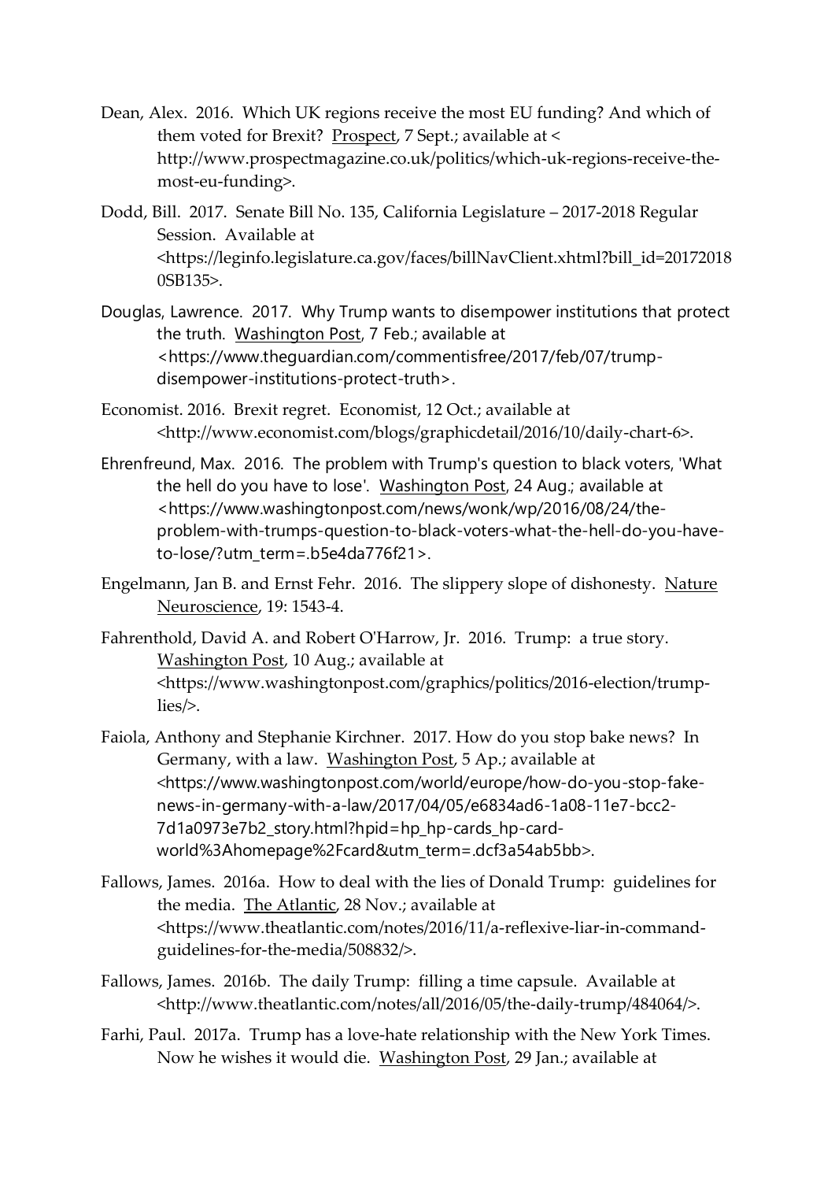Dean, Alex. 2016. Which UK regions receive the most EU funding? And which of them voted for Brexit? Prospect, 7 Sept.; available at < http://www.prospectmagazine.co.uk/politics/which-uk-regions-receive-the-most-eu-funding>.

Dodd, Bill. 2017. Senate Bill No. 135, California Legislature – 2017-2018 Regular Session. Available at <https://leginfo.legislature.ca.gov/faces/billNavClient.xhtml?bill_id=201720180SB135>.

Douglas, Lawrence. 2017. Why Trump wants to disempower institutions that protect the truth. Washington Post, 7 Feb.; available at <https://www.theguardian.com/commentisfree/2017/feb/07/trump-disempower-institutions-protect-truth>.

Economist. 2016. Brexit regret. Economist, 12 Oct.; available at <http://www.economist.com/blogs/graphicdetail/2016/10/daily-chart-6>.

Ehrenfreund, Max. 2016. The problem with Trump's question to black voters, 'What the hell do you have to lose'. Washington Post, 24 Aug.; available at <https://www.washingtonpost.com/news/wonk/wp/2016/08/24/the-problem-with-trumps-question-to-black-voters-what-the-hell-do-you-have-to-lose/?utm_term=.b5e4da776f21>.

Engelmann, Jan B. and Ernst Fehr. 2016. The slippery slope of dishonesty. Nature Neuroscience, 19: 1543-4.

Fahrenthold, David A. and Robert O'Harrow, Jr. 2016. Trump: a true story. Washington Post, 10 Aug.; available at <https://www.washingtonpost.com/graphics/politics/2016-election/trump-lies/>.

Faiola, Anthony and Stephanie Kirchner. 2017. How do you stop bake news? In Germany, with a law. Washington Post, 5 Ap.; available at <https://www.washingtonpost.com/world/europe/how-do-you-stop-fake-news-in-germany-with-a-law/2017/04/05/e6834ad6-1a08-11e7-bcc2-7d1a0973e7b2_story.html?hpid=hp_hp-cards_hp-card-world%3Ahomepage%2Fcard&utm_term=.dcf3a54ab5bb>.

Fallows, James. 2016a. How to deal with the lies of Donald Trump: guidelines for the media. The Atlantic, 28 Nov.; available at <https://www.theatlantic.com/notes/2016/11/a-reflexive-liar-in-command-guidelines-for-the-media/508832/>.

Fallows, James. 2016b. The daily Trump: filling a time capsule. Available at <http://www.theatlantic.com/notes/all/2016/05/the-daily-trump/484064/>.

Farhi, Paul. 2017a. Trump has a love-hate relationship with the New York Times. Now he wishes it would die. Washington Post, 29 Jan.; available at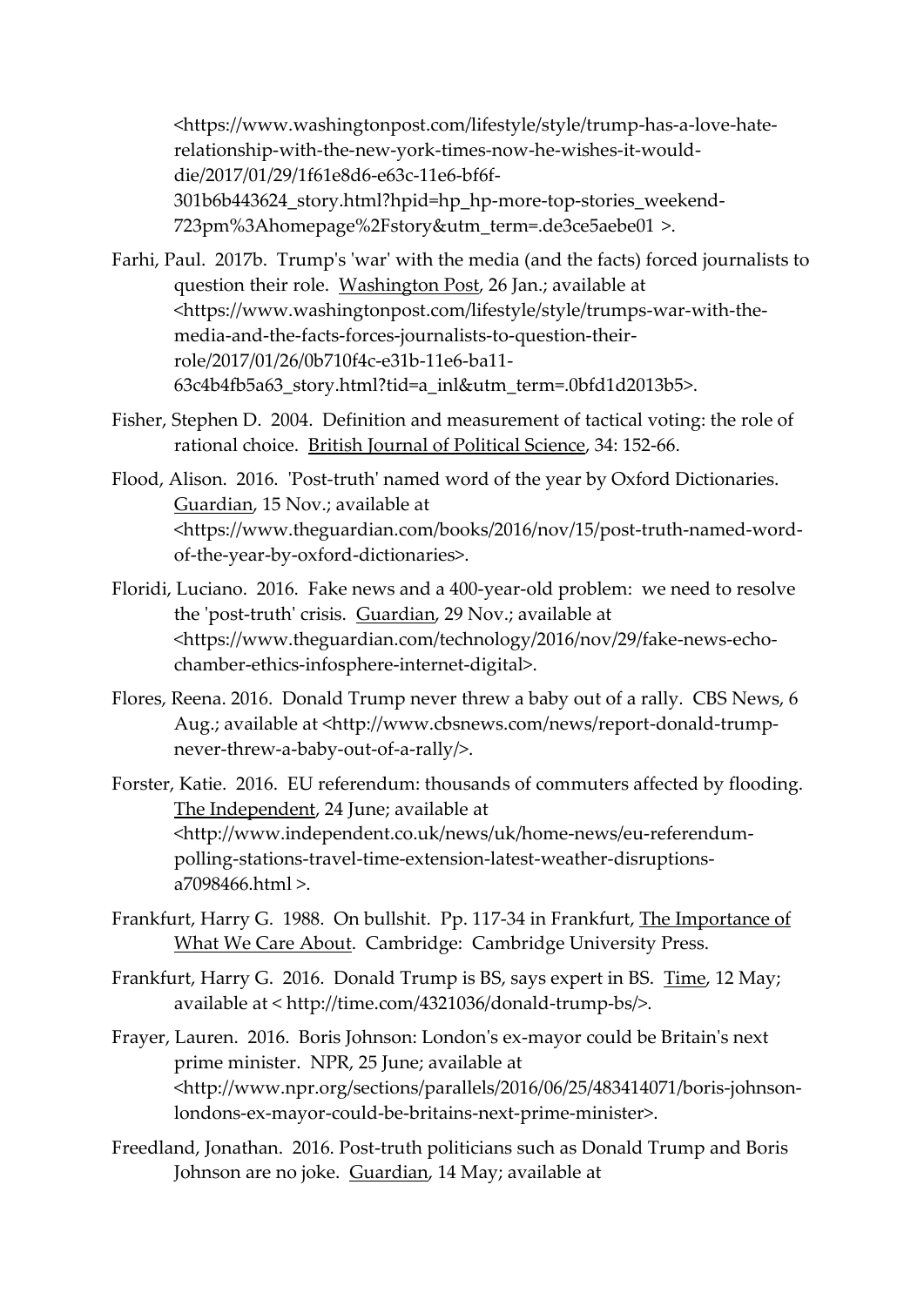<https://www.washingtonpost.com/lifestyle/style/trump-has-a-love-hate-relationship-with-the-new-york-times-now-he-wishes-it-would-die/2017/01/29/1f61e8d6-e63c-11e6-bf6f-301b6b443624_story.html?hpid=hp_hp-more-top-stories_weekend-723pm%3Ahomepage%2Fstory&utm_term=.de3ce5aebe01 >.

Farhi, Paul. 2017b. Trump's 'war' with the media (and the facts) forced journalists to question their role. Washington Post, 26 Jan.; available at <https://www.washingtonpost.com/lifestyle/style/trumps-war-with-the-media-and-the-facts-forces-journalists-to-question-their-role/2017/01/26/0b710f4c-e31b-11e6-ba11-63c4b4fb5a63_story.html?tid=a_inl&utm_term=.0bfd1d2013b5>.

Fisher, Stephen D. 2004. Definition and measurement of tactical voting: the role of rational choice. British Journal of Political Science, 34: 152-66.

Flood, Alison. 2016. 'Post-truth' named word of the year by Oxford Dictionaries. Guardian, 15 Nov.; available at <https://www.theguardian.com/books/2016/nov/15/post-truth-named-word-of-the-year-by-oxford-dictionaries>.

Floridi, Luciano. 2016. Fake news and a 400-year-old problem: we need to resolve the 'post-truth' crisis. Guardian, 29 Nov.; available at <https://www.theguardian.com/technology/2016/nov/29/fake-news-echo-chamber-ethics-infosphere-internet-digital>.

Flores, Reena. 2016. Donald Trump never threw a baby out of a rally. CBS News, 6 Aug.; available at <http://www.cbsnews.com/news/report-donald-trump-never-threw-a-baby-out-of-a-rally/>.

Forster, Katie. 2016. EU referendum: thousands of commuters affected by flooding. The Independent, 24 June; available at <http://www.independent.co.uk/news/uk/home-news/eu-referendum-polling-stations-travel-time-extension-latest-weather-disruptions-a7098466.html >.

Frankfurt, Harry G. 1988. On bullshit. Pp. 117-34 in Frankfurt, The Importance of What We Care About. Cambridge: Cambridge University Press.

Frankfurt, Harry G. 2016. Donald Trump is BS, says expert in BS. Time, 12 May; available at < http://time.com/4321036/donald-trump-bs/>.

Frayer, Lauren. 2016. Boris Johnson: London's ex-mayor could be Britain's next prime minister. NPR, 25 June; available at <http://www.npr.org/sections/parallels/2016/06/25/483414071/boris-johnson-londons-ex-mayor-could-be-britains-next-prime-minister>.

Freedland, Jonathan. 2016. Post-truth politicians such as Donald Trump and Boris Johnson are no joke. Guardian, 14 May; available at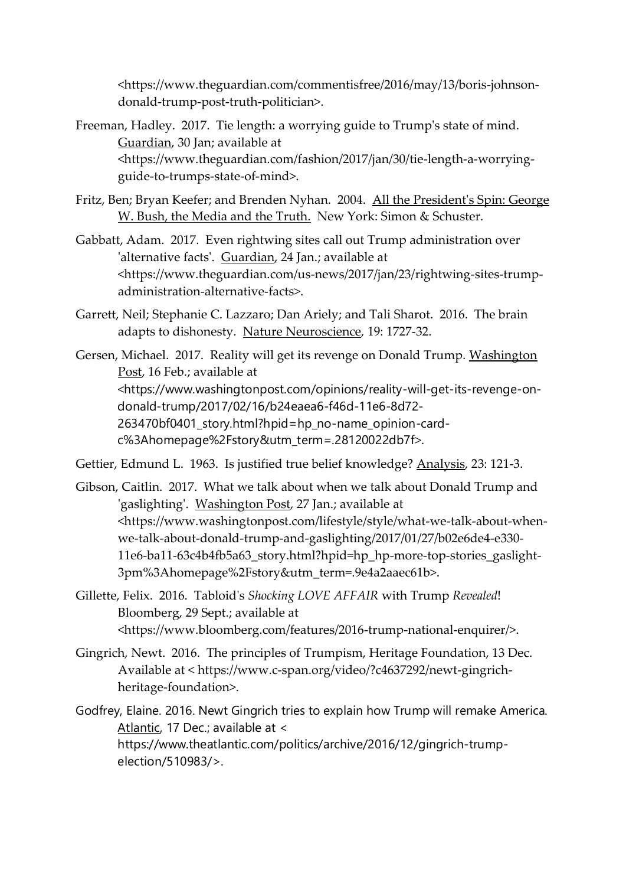<https://www.theguardian.com/commentisfree/2016/may/13/boris-johnson-donald-trump-post-truth-politician>.

Freeman, Hadley. 2017. Tie length: a worrying guide to Trump's state of mind. Guardian, 30 Jan; available at <https://www.theguardian.com/fashion/2017/jan/30/tie-length-a-worrying-guide-to-trumps-state-of-mind>.

Fritz, Ben; Bryan Keefer; and Brenden Nyhan. 2004. All the President's Spin: George W. Bush, the Media and the Truth. New York: Simon & Schuster.

Gabbatt, Adam. 2017. Even rightwing sites call out Trump administration over 'alternative facts'. Guardian, 24 Jan.; available at <https://www.theguardian.com/us-news/2017/jan/23/rightwing-sites-trump-administration-alternative-facts>.

Garrett, Neil; Stephanie C. Lazzaro; Dan Ariely; and Tali Sharot. 2016. The brain adapts to dishonesty. Nature Neuroscience, 19: 1727-32.

Gersen, Michael. 2017. Reality will get its revenge on Donald Trump. Washington Post, 16 Feb.; available at <https://www.washingtonpost.com/opinions/reality-will-get-its-revenge-on-donald-trump/2017/02/16/b24eaea6-f46d-11e6-8d72-263470bf0401_story.html?hpid=hp_no-name_opinion-card-c%3Ahomepage%2Fstory&utm_term=.28120022db7f>.

Gettier, Edmund L. 1963. Is justified true belief knowledge? Analysis, 23: 121-3.

Gibson, Caitlin. 2017. What we talk about when we talk about Donald Trump and 'gaslighting'. Washington Post, 27 Jan.; available at <https://www.washingtonpost.com/lifestyle/style/what-we-talk-about-when-we-talk-about-donald-trump-and-gaslighting/2017/01/27/b02e6de4-e330-11e6-ba11-63c4b4fb5a63_story.html?hpid=hp_hp-more-top-stories_gaslight-3pm%3Ahomepage%2Fstory&utm_term=.9e4a2aaec61b>.

Gillette, Felix. 2016. Tabloid's *Shocking LOVE AFFAIR* with Trump *Revealed*! Bloomberg, 29 Sept.; available at <https://www.bloomberg.com/features/2016-trump-national-enquirer/>.

Gingrich, Newt. 2016. The principles of Trumpism, Heritage Foundation, 13 Dec. Available at < https://www.c-span.org/video/?c4637292/newt-gingrich-heritage-foundation>.

Godfrey, Elaine. 2016. Newt Gingrich tries to explain how Trump will remake America. Atlantic, 17 Dec.; available at < https://www.theatlantic.com/politics/archive/2016/12/gingrich-trump-election/510983/>.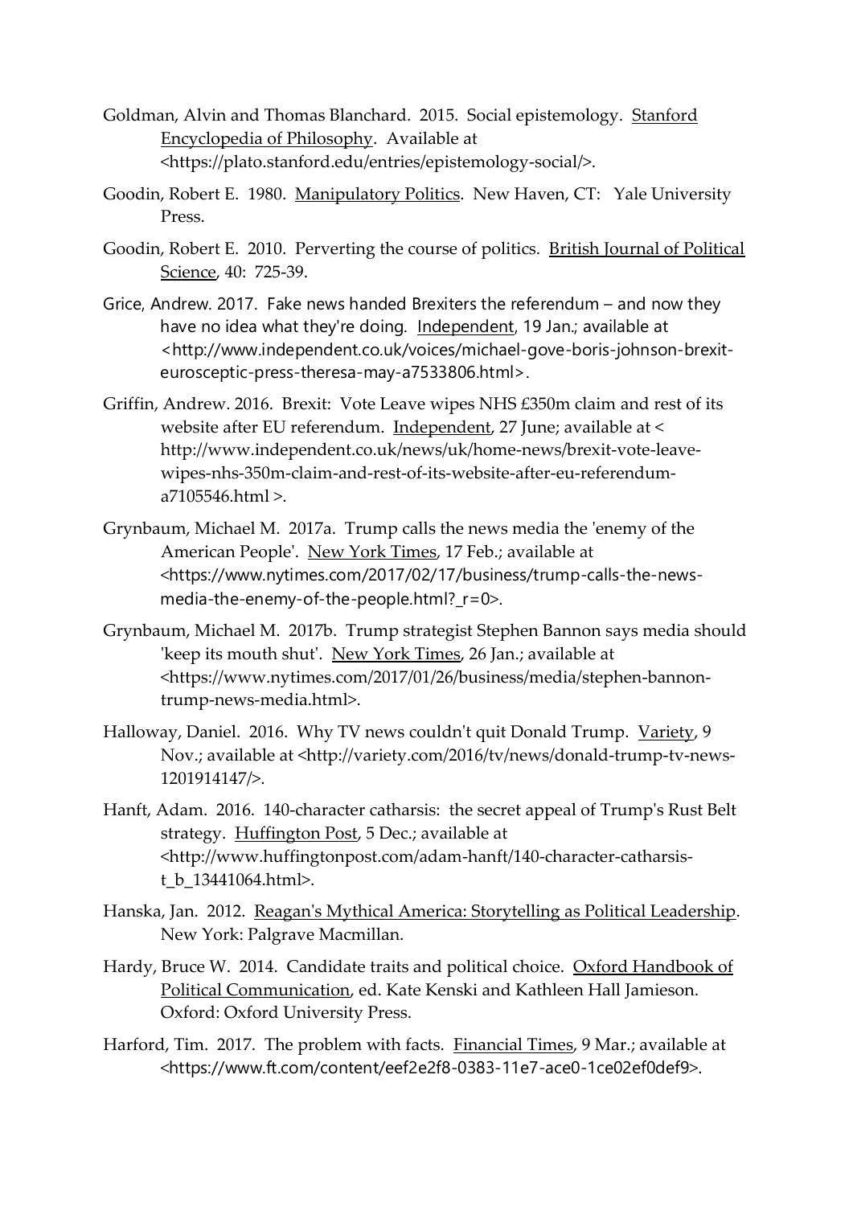Goldman, Alvin and Thomas Blanchard. 2015. Social epistemology. Stanford Encyclopedia of Philosophy. Available at <https://plato.stanford.edu/entries/epistemology-social/>.

Goodin, Robert E. 1980. Manipulatory Politics. New Haven, CT: Yale University Press.

Goodin, Robert E. 2010. Perverting the course of politics. British Journal of Political Science, 40: 725-39.

Grice, Andrew. 2017. Fake news handed Brexiters the referendum – and now they have no idea what they're doing. Independent, 19 Jan.; available at <http://www.independent.co.uk/voices/michael-gove-boris-johnson-brexit-eurosceptic-press-theresa-may-a7533806.html>.

Griffin, Andrew. 2016. Brexit: Vote Leave wipes NHS £350m claim and rest of its website after EU referendum. Independent, 27 June; available at < http://www.independent.co.uk/news/uk/home-news/brexit-vote-leave-wipes-nhs-350m-claim-and-rest-of-its-website-after-eu-referendum-a7105546.html >.

Grynbaum, Michael M. 2017a. Trump calls the news media the 'enemy of the American People'. New York Times, 17 Feb.; available at <https://www.nytimes.com/2017/02/17/business/trump-calls-the-news-media-the-enemy-of-the-people.html?_r=0>.

Grynbaum, Michael M. 2017b. Trump strategist Stephen Bannon says media should 'keep its mouth shut'. New York Times, 26 Jan.; available at <https://www.nytimes.com/2017/01/26/business/media/stephen-bannon-trump-news-media.html>.

Halloway, Daniel. 2016. Why TV news couldn't quit Donald Trump. Variety, 9 Nov.; available at <http://variety.com/2016/tv/news/donald-trump-tv-news-1201914147/>.

Hanft, Adam. 2016. 140-character catharsis: the secret appeal of Trump's Rust Belt strategy. Huffington Post, 5 Dec.; available at <http://www.huffingtonpost.com/adam-hanft/140-character-catharsis-t_b_13441064.html>.

Hanska, Jan. 2012. Reagan's Mythical America: Storytelling as Political Leadership. New York: Palgrave Macmillan.

Hardy, Bruce W. 2014. Candidate traits and political choice. Oxford Handbook of Political Communication, ed. Kate Kenski and Kathleen Hall Jamieson. Oxford: Oxford University Press.

Harford, Tim. 2017. The problem with facts. Financial Times, 9 Mar.; available at <https://www.ft.com/content/eef2e2f8-0383-11e7-ace0-1ce02ef0def9>.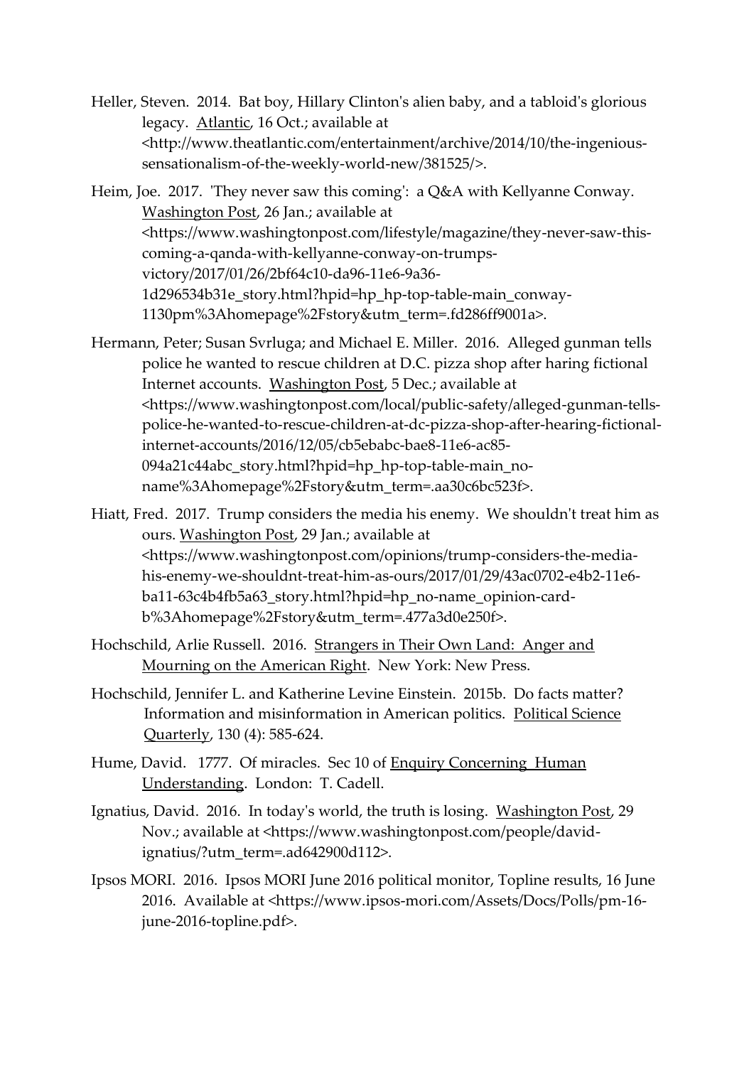Heller, Steven. 2014. Bat boy, Hillary Clinton's alien baby, and a tabloid's glorious legacy. Atlantic, 16 Oct.; available at <http://www.theatlantic.com/entertainment/archive/2014/10/the-ingenious-sensationalism-of-the-weekly-world-new/381525/>.

Heim, Joe. 2017. 'They never saw this coming': a Q&A with Kellyanne Conway. Washington Post, 26 Jan.; available at <https://www.washingtonpost.com/lifestyle/magazine/they-never-saw-this-coming-a-qanda-with-kellyanne-conway-on-trumps-victory/2017/01/26/2bf64c10-da96-11e6-9a36-1d296534b31e_story.html?hpid=hp_hp-top-table-main_conway-1130pm%3Ahomepage%2Fstory&utm_term=.fd286ff9001a>.

Hermann, Peter; Susan Svrluga; and Michael E. Miller. 2016. Alleged gunman tells police he wanted to rescue children at D.C. pizza shop after haring fictional Internet accounts. Washington Post, 5 Dec.; available at <https://www.washingtonpost.com/local/public-safety/alleged-gunman-tells-police-he-wanted-to-rescue-children-at-dc-pizza-shop-after-hearing-fictional-internet-accounts/2016/12/05/cb5ebabc-bae8-11e6-ac85-094a21c44abc_story.html?hpid=hp_hp-top-table-main_no-name%3Ahomepage%2Fstory&utm_term=.aa30c6bc523f>.

Hiatt, Fred. 2017. Trump considers the media his enemy. We shouldn't treat him as ours. Washington Post, 29 Jan.; available at <https://www.washingtonpost.com/opinions/trump-considers-the-media-his-enemy-we-shouldnt-treat-him-as-ours/2017/01/29/43ac0702-e4b2-11e6-ba11-63c4b4fb5a63_story.html?hpid=hp_no-name_opinion-card-b%3Ahomepage%2Fstory&utm_term=.477a3d0e250f>.

Hochschild, Arlie Russell. 2016. Strangers in Their Own Land: Anger and Mourning on the American Right. New York: New Press.

Hochschild, Jennifer L. and Katherine Levine Einstein. 2015b. Do facts matter? Information and misinformation in American politics. Political Science Quarterly, 130 (4): 585-624.

Hume, David. 1777. Of miracles. Sec 10 of Enquiry Concerning Human Understanding. London: T. Cadell.

Ignatius, David. 2016. In today's world, the truth is losing. Washington Post, 29 Nov.; available at <https://www.washingtonpost.com/people/david-ignatius/?utm_term=.ad642900d112>.

Ipsos MORI. 2016. Ipsos MORI June 2016 political monitor, Topline results, 16 June 2016. Available at <https://www.ipsos-mori.com/Assets/Docs/Polls/pm-16-june-2016-topline.pdf>.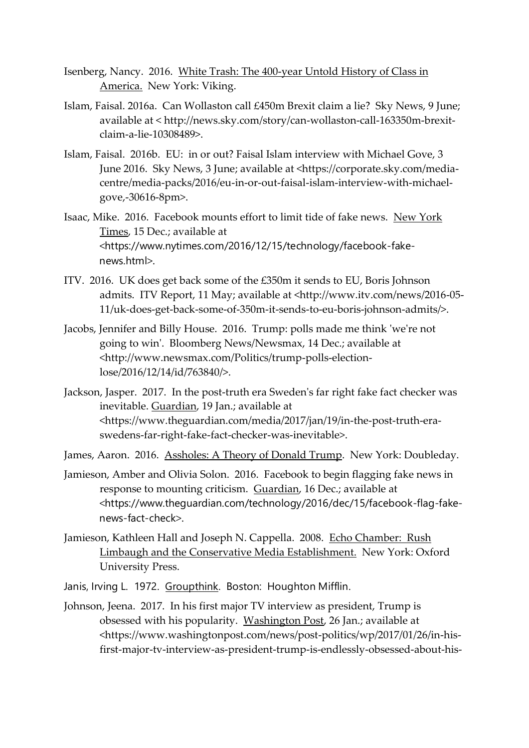Isenberg, Nancy. 2016. <u>White Trash: The 400-year Untold History of Class in America.</u> New York: Viking.

Islam, Faisal. 2016a. Can Wollaston call £450m Brexit claim a lie? Sky News, 9 June; available at < http://news.sky.com/story/can-wollaston-call-163350m-brexit-claim-a-lie-10308489>.

Islam, Faisal. 2016b. EU: in or out? Faisal Islam interview with Michael Gove, 3 June 2016. Sky News, 3 June; available at <https://corporate.sky.com/media-centre/media-packs/2016/eu-in-or-out-faisal-islam-interview-with-michael-gove,-30616-8pm>.

Isaac, Mike. 2016. Facebook mounts effort to limit tide of fake news. <u>New York Times</u>, 15 Dec.; available at <https://www.nytimes.com/2016/12/15/technology/facebook-fake-news.html>.

ITV. 2016. UK does get back some of the £350m it sends to EU, Boris Johnson admits. ITV Report, 11 May; available at <http://www.itv.com/news/2016-05-11/uk-does-get-back-some-of-350m-it-sends-to-eu-boris-johnson-admits/>.

Jacobs, Jennifer and Billy House. 2016. Trump: polls made me think 'we're not going to win'. Bloomberg News/Newsmax, 14 Dec.; available at <http://www.newsmax.com/Politics/trump-polls-election-lose/2016/12/14/id/763840/>.

Jackson, Jasper. 2017. In the post-truth era Sweden's far right fake fact checker was inevitable. <u>Guardian</u>, 19 Jan.; available at <https://www.theguardian.com/media/2017/jan/19/in-the-post-truth-era-swedens-far-right-fake-fact-checker-was-inevitable>.

James, Aaron. 2016. <u>Assholes: A Theory of Donald Trump</u>. New York: Doubleday.

Jamieson, Amber and Olivia Solon. 2016. Facebook to begin flagging fake news in response to mounting criticism. <u>Guardian</u>, 16 Dec.; available at <https://www.theguardian.com/technology/2016/dec/15/facebook-flag-fake-news-fact-check>.

Jamieson, Kathleen Hall and Joseph N. Cappella. 2008. <u>Echo Chamber: Rush Limbaugh and the Conservative Media Establishment.</u> New York: Oxford University Press.

Janis, Irving L. 1972. <u>Groupthink</u>. Boston: Houghton Mifflin.

Johnson, Jeena. 2017. In his first major TV interview as president, Trump is obsessed with his popularity. <u>Washington Post</u>, 26 Jan.; available at <https://www.washingtonpost.com/news/post-politics/wp/2017/01/26/in-his-first-major-tv-interview-as-president-trump-is-endlessly-obsessed-about-his-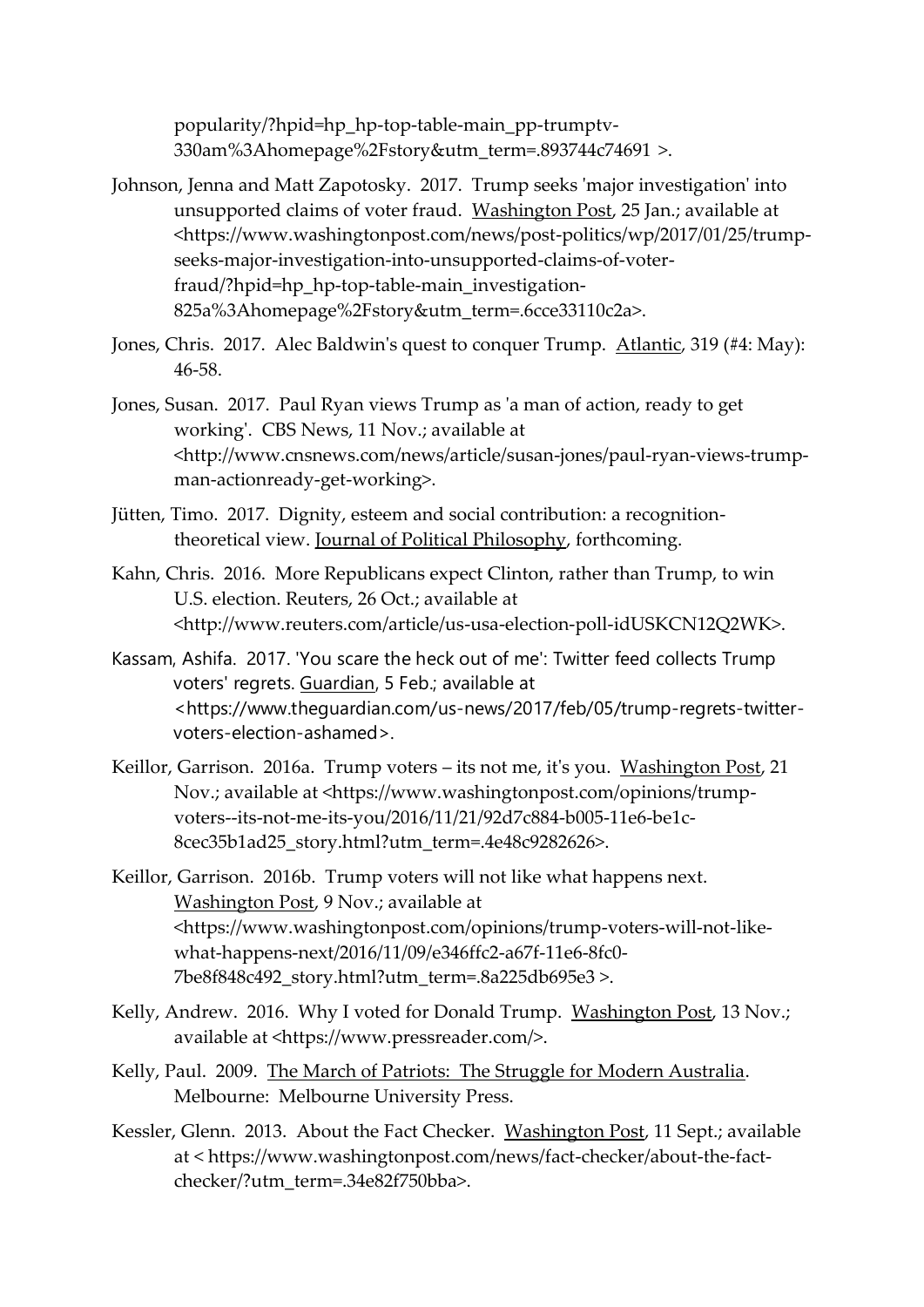popularity/?hpid=hp_hp-top-table-main_pp-trumptv-330am%3Ahomepage%2Fstory&utm_term=.893744c74691 >.

Johnson, Jenna and Matt Zapotosky. 2017. Trump seeks 'major investigation' into unsupported claims of voter fraud. Washington Post, 25 Jan.; available at <https://www.washingtonpost.com/news/post-politics/wp/2017/01/25/trump-seeks-major-investigation-into-unsupported-claims-of-voter-fraud/?hpid=hp_hp-top-table-main_investigation-825a%3Ahomepage%2Fstory&utm_term=.6cce33110c2a>.

Jones, Chris. 2017. Alec Baldwin's quest to conquer Trump. Atlantic, 319 (#4: May): 46-58.

Jones, Susan. 2017. Paul Ryan views Trump as 'a man of action, ready to get working'. CBS News, 11 Nov.; available at <http://www.cnsnews.com/news/article/susan-jones/paul-ryan-views-trump-man-actionready-get-working>.

Jütten, Timo. 2017. Dignity, esteem and social contribution: a recognition-theoretical view. Journal of Political Philosophy, forthcoming.

Kahn, Chris. 2016. More Republicans expect Clinton, rather than Trump, to win U.S. election. Reuters, 26 Oct.; available at <http://www.reuters.com/article/us-usa-election-poll-idUSKCN12Q2WK>.

Kassam, Ashifa. 2017. 'You scare the heck out of me': Twitter feed collects Trump voters' regrets. Guardian, 5 Feb.; available at <https://www.theguardian.com/us-news/2017/feb/05/trump-regrets-twitter-voters-election-ashamed>.

Keillor, Garrison. 2016a. Trump voters – its not me, it's you. Washington Post, 21 Nov.; available at <https://www.washingtonpost.com/opinions/trump-voters--its-not-me-its-you/2016/11/21/92d7c884-b005-11e6-be1c-8cec35b1ad25_story.html?utm_term=.4e48c9282626>.

Keillor, Garrison. 2016b. Trump voters will not like what happens next. Washington Post, 9 Nov.; available at <https://www.washingtonpost.com/opinions/trump-voters-will-not-like-what-happens-next/2016/11/09/e346ffc2-a67f-11e6-8fc0-7be8f848c492_story.html?utm_term=.8a225db695e3 >.

Kelly, Andrew. 2016. Why I voted for Donald Trump. Washington Post, 13 Nov.; available at <https://www.pressreader.com/>.

Kelly, Paul. 2009. The March of Patriots: The Struggle for Modern Australia. Melbourne: Melbourne University Press.

Kessler, Glenn. 2013. About the Fact Checker. Washington Post, 11 Sept.; available at < https://www.washingtonpost.com/news/fact-checker/about-the-fact-checker/?utm_term=.34e82f750bba>.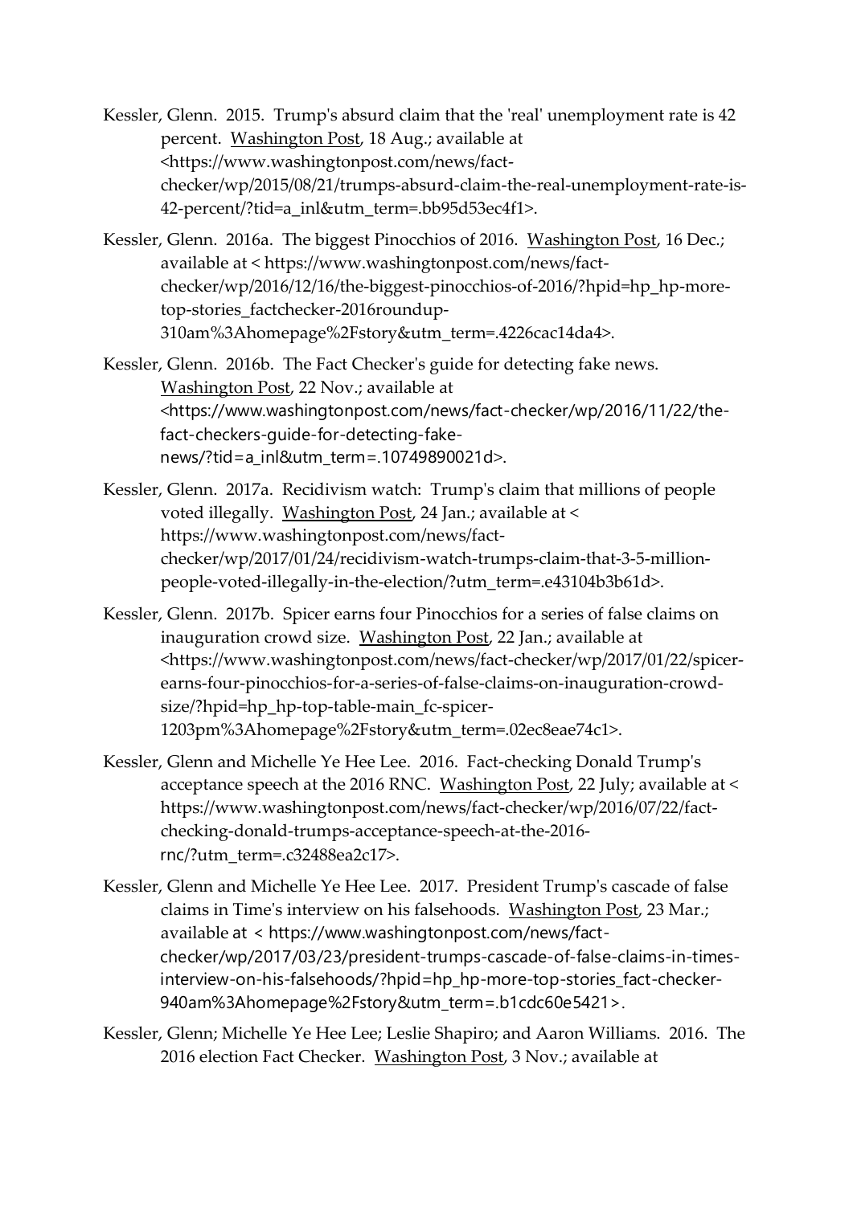Kessler, Glenn. 2015. Trump's absurd claim that the 'real' unemployment rate is 42 percent. Washington Post, 18 Aug.; available at <https://www.washingtonpost.com/news/fact-checker/wp/2015/08/21/trumps-absurd-claim-the-real-unemployment-rate-is-42-percent/?tid=a_inl&utm_term=.bb95d53ec4f1>.

Kessler, Glenn. 2016a. The biggest Pinocchios of 2016. Washington Post, 16 Dec.; available at < https://www.washingtonpost.com/news/fact-checker/wp/2016/12/16/the-biggest-pinocchios-of-2016/?hpid=hp_hp-more-top-stories_factchecker-2016roundup-310am%3Ahomepage%2Fstory&utm_term=.4226cac14da4>.

Kessler, Glenn. 2016b. The Fact Checker's guide for detecting fake news. Washington Post, 22 Nov.; available at <https://www.washingtonpost.com/news/fact-checker/wp/2016/11/22/the-fact-checkers-guide-for-detecting-fake-news/?tid=a_inl&utm_term=.10749890021d>.

Kessler, Glenn. 2017a. Recidivism watch: Trump's claim that millions of people voted illegally. Washington Post, 24 Jan.; available at < https://www.washingtonpost.com/news/fact-checker/wp/2017/01/24/recidivism-watch-trumps-claim-that-3-5-million-people-voted-illegally-in-the-election/?utm_term=.e43104b3b61d>.

Kessler, Glenn. 2017b. Spicer earns four Pinocchios for a series of false claims on inauguration crowd size. Washington Post, 22 Jan.; available at <https://www.washingtonpost.com/news/fact-checker/wp/2017/01/22/spicer-earns-four-pinocchios-for-a-series-of-false-claims-on-inauguration-crowd-size/?hpid=hp_hp-top-table-main_fc-spicer-1203pm%3Ahomepage%2Fstory&utm_term=.02ec8eae74c1>.

Kessler, Glenn and Michelle Ye Hee Lee. 2016. Fact-checking Donald Trump's acceptance speech at the 2016 RNC. Washington Post, 22 July; available at < https://www.washingtonpost.com/news/fact-checker/wp/2016/07/22/fact-checking-donald-trumps-acceptance-speech-at-the-2016-rnc/?utm_term=.c32488ea2c17>.

Kessler, Glenn and Michelle Ye Hee Lee. 2017. President Trump's cascade of false claims in Time's interview on his falsehoods. Washington Post, 23 Mar.; available at < https://www.washingtonpost.com/news/fact-checker/wp/2017/03/23/president-trumps-cascade-of-false-claims-in-times-interview-on-his-falsehoods/?hpid=hp_hp-more-top-stories_fact-checker-940am%3Ahomepage%2Fstory&utm_term=.b1cdc60e5421>.

Kessler, Glenn; Michelle Ye Hee Lee; Leslie Shapiro; and Aaron Williams. 2016. The 2016 election Fact Checker. Washington Post, 3 Nov.; available at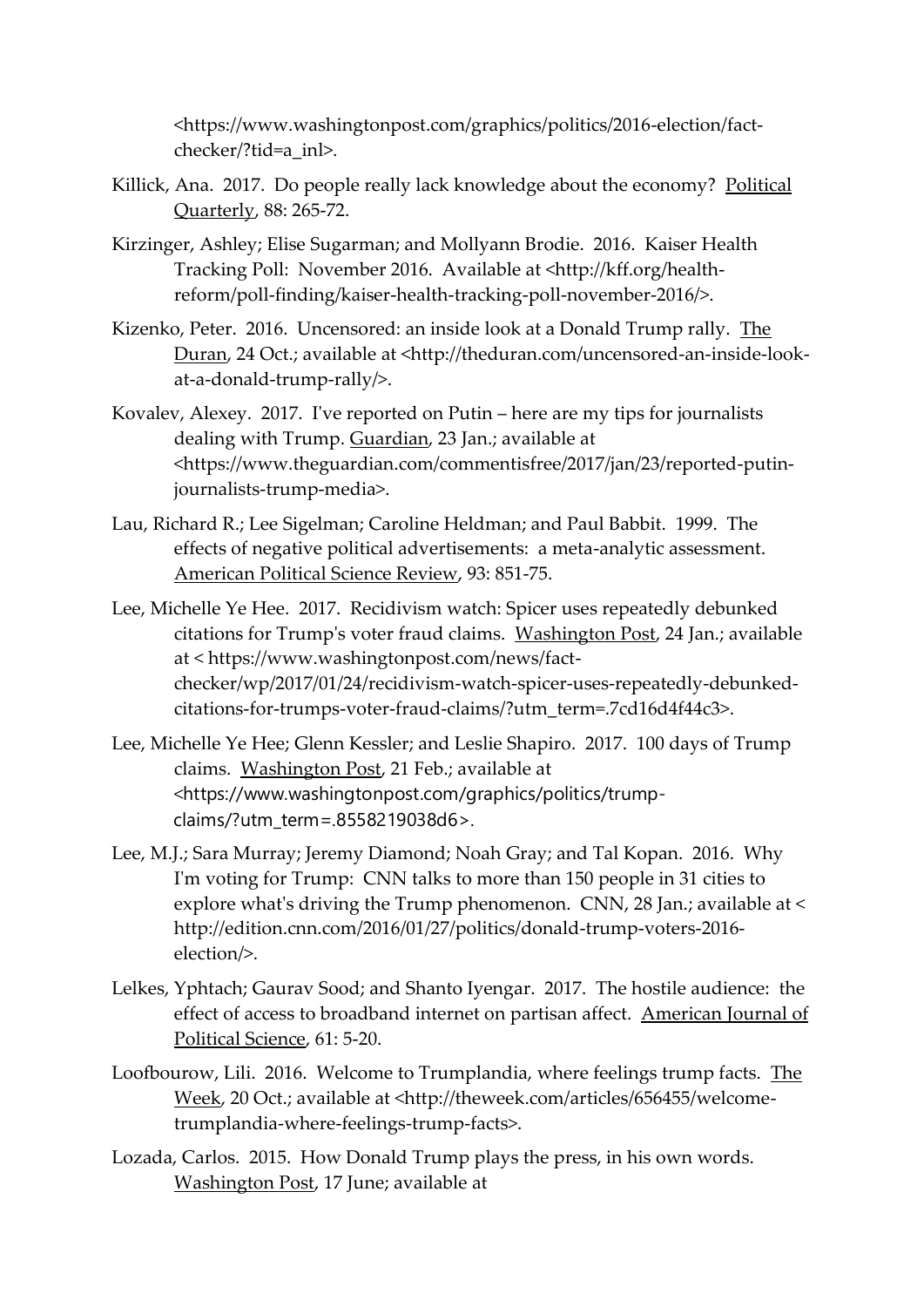<https://www.washingtonpost.com/graphics/politics/2016-election/fact-checker/?tid=a_inl>.

Killick, Ana. 2017. Do people really lack knowledge about the economy? Political Quarterly, 88: 265-72.

Kirzinger, Ashley; Elise Sugarman; and Mollyann Brodie. 2016. Kaiser Health Tracking Poll: November 2016. Available at <http://kff.org/health-reform/poll-finding/kaiser-health-tracking-poll-november-2016/>.

Kizenko, Peter. 2016. Uncensored: an inside look at a Donald Trump rally. The Duran, 24 Oct.; available at <http://theduran.com/uncensored-an-inside-look-at-a-donald-trump-rally/>.

Kovalev, Alexey. 2017. I've reported on Putin – here are my tips for journalists dealing with Trump. Guardian, 23 Jan.; available at <https://www.theguardian.com/commentisfree/2017/jan/23/reported-putin-journalists-trump-media>.

Lau, Richard R.; Lee Sigelman; Caroline Heldman; and Paul Babbit. 1999. The effects of negative political advertisements: a meta-analytic assessment. American Political Science Review, 93: 851-75.

Lee, Michelle Ye Hee. 2017. Recidivism watch: Spicer uses repeatedly debunked citations for Trump's voter fraud claims. Washington Post, 24 Jan.; available at < https://www.washingtonpost.com/news/fact-checker/wp/2017/01/24/recidivism-watch-spicer-uses-repeatedly-debunked-citations-for-trumps-voter-fraud-claims/?utm_term=.7cd16d4f44c3>.

Lee, Michelle Ye Hee; Glenn Kessler; and Leslie Shapiro. 2017. 100 days of Trump claims. Washington Post, 21 Feb.; available at <https://www.washingtonpost.com/graphics/politics/trump-claims/?utm_term=.8558219038d6>.

Lee, M.J.; Sara Murray; Jeremy Diamond; Noah Gray; and Tal Kopan. 2016. Why I'm voting for Trump: CNN talks to more than 150 people in 31 cities to explore what's driving the Trump phenomenon. CNN, 28 Jan.; available at < http://edition.cnn.com/2016/01/27/politics/donald-trump-voters-2016-election/>.

Lelkes, Yphtach; Gaurav Sood; and Shanto Iyengar. 2017. The hostile audience: the effect of access to broadband internet on partisan affect. American Journal of Political Science, 61: 5-20.

Loofbourow, Lili. 2016. Welcome to Trumplandia, where feelings trump facts. The Week, 20 Oct.; available at <http://theweek.com/articles/656455/welcome-trumplandia-where-feelings-trump-facts>.

Lozada, Carlos. 2015. How Donald Trump plays the press, in his own words. Washington Post, 17 June; available at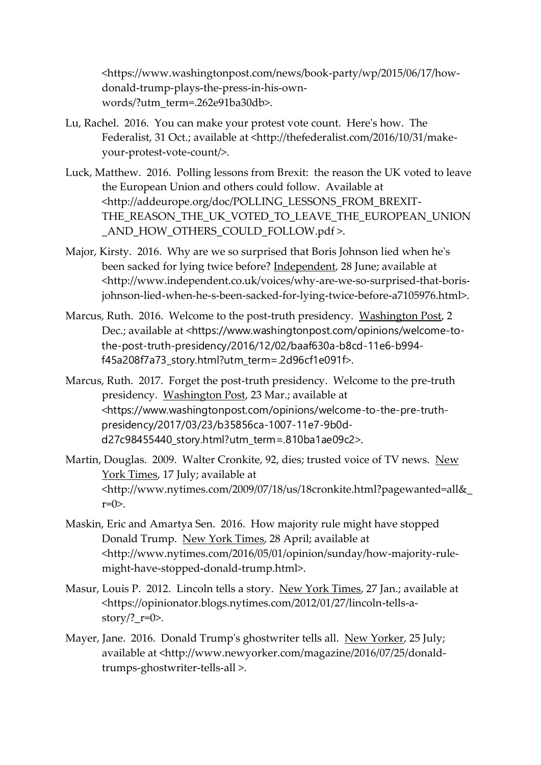<https://www.washingtonpost.com/news/book-party/wp/2015/06/17/how-donald-trump-plays-the-press-in-his-own-words/?utm_term=.262e91ba30db>.

Lu, Rachel. 2016. You can make your protest vote count. Here's how. The Federalist, 31 Oct.; available at <http://thefederalist.com/2016/10/31/make-your-protest-vote-count/>.

Luck, Matthew. 2016. Polling lessons from Brexit: the reason the UK voted to leave the European Union and others could follow. Available at <http://addeurope.org/doc/POLLING_LESSONS_FROM_BREXIT-THE_REASON_THE_UK_VOTED_TO_LEAVE_THE_EUROPEAN_UNION_AND_HOW_OTHERS_COULD_FOLLOW.pdf >.

Major, Kirsty. 2016. Why are we so surprised that Boris Johnson lied when he's been sacked for lying twice before? Independent, 28 June; available at <http://www.independent.co.uk/voices/why-are-we-so-surprised-that-boris-johnson-lied-when-he-s-been-sacked-for-lying-twice-before-a7105976.html>.

Marcus, Ruth. 2016. Welcome to the post-truth presidency. Washington Post, 2 Dec.; available at <https://www.washingtonpost.com/opinions/welcome-to-the-post-truth-presidency/2016/12/02/baaf630a-b8cd-11e6-b994-f45a208f7a73_story.html?utm_term=.2d96cf1e091f>.

Marcus, Ruth. 2017. Forget the post-truth presidency. Welcome to the pre-truth presidency. Washington Post, 23 Mar.; available at <https://www.washingtonpost.com/opinions/welcome-to-the-pre-truth-presidency/2017/03/23/b35856ca-1007-11e7-9b0d-d27c98455440_story.html?utm_term=.810ba1ae09c2>.

Martin, Douglas. 2009. Walter Cronkite, 92, dies; trusted voice of TV news. New York Times, 17 July; available at <http://www.nytimes.com/2009/07/18/us/18cronkite.html?pagewanted=all&_r=0>.

Maskin, Eric and Amartya Sen. 2016. How majority rule might have stopped Donald Trump. New York Times, 28 April; available at <http://www.nytimes.com/2016/05/01/opinion/sunday/how-majority-rule-might-have-stopped-donald-trump.html>.

Masur, Louis P. 2012. Lincoln tells a story. New York Times, 27 Jan.; available at <https://opinionator.blogs.nytimes.com/2012/01/27/lincoln-tells-a-story/?_r=0>.

Mayer, Jane. 2016. Donald Trump's ghostwriter tells all. New Yorker, 25 July; available at <http://www.newyorker.com/magazine/2016/07/25/donald-trumps-ghostwriter-tells-all >.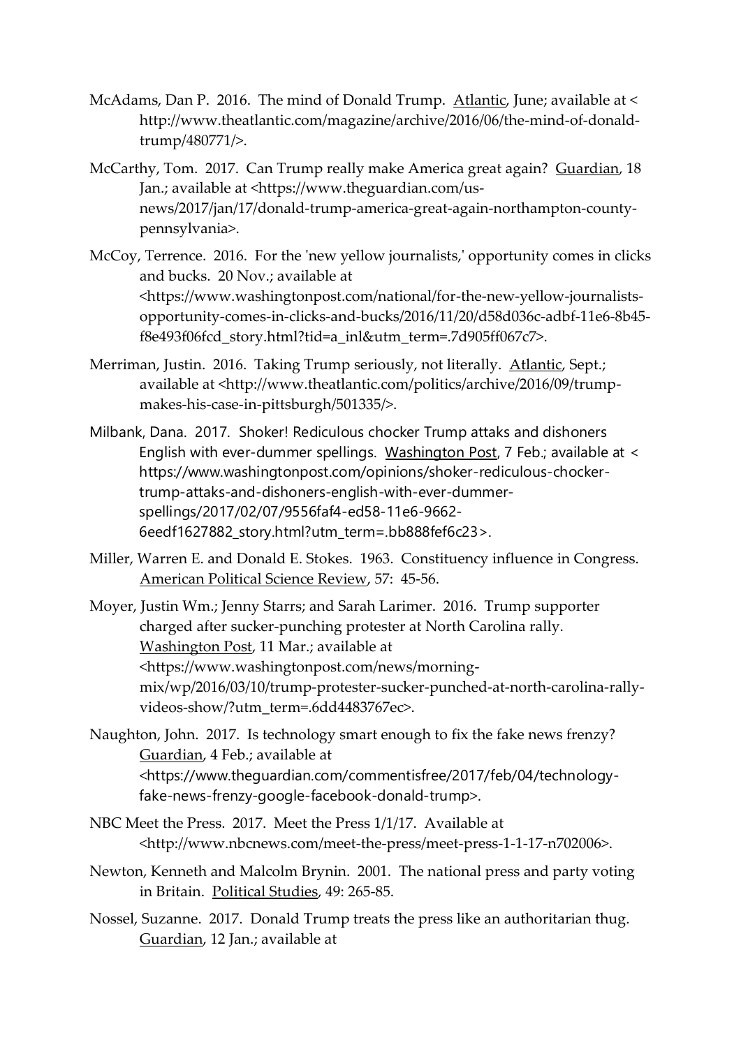McAdams, Dan P. 2016. The mind of Donald Trump. Atlantic, June; available at < http://www.theatlantic.com/magazine/archive/2016/06/the-mind-of-donald-trump/480771/>.

McCarthy, Tom. 2017. Can Trump really make America great again? Guardian, 18 Jan.; available at <https://www.theguardian.com/us-news/2017/jan/17/donald-trump-america-great-again-northampton-county-pennsylvania>.

McCoy, Terrence. 2016. For the 'new yellow journalists,' opportunity comes in clicks and bucks. 20 Nov.; available at <https://www.washingtonpost.com/national/for-the-new-yellow-journalists-opportunity-comes-in-clicks-and-bucks/2016/11/20/d58d036c-adbf-11e6-8b45-f8e493f06fcd_story.html?tid=a_inl&utm_term=.7d905ff067c7>.

Merriman, Justin. 2016. Taking Trump seriously, not literally. Atlantic, Sept.; available at <http://www.theatlantic.com/politics/archive/2016/09/trump-makes-his-case-in-pittsburgh/501335/>.

Milbank, Dana. 2017. Shoker! Rediculous chocker Trump attaks and dishoners English with ever-dummer spellings. Washington Post, 7 Feb.; available at < https://www.washingtonpost.com/opinions/shoker-rediculous-chocker-trump-attaks-and-dishoners-english-with-ever-dummer-spellings/2017/02/07/9556faf4-ed58-11e6-9662-6eedf1627882_story.html?utm_term=.bb888fef6c23>.

Miller, Warren E. and Donald E. Stokes. 1963. Constituency influence in Congress. American Political Science Review, 57: 45-56.

Moyer, Justin Wm.; Jenny Starrs; and Sarah Larimer. 2016. Trump supporter charged after sucker-punching protester at North Carolina rally. Washington Post, 11 Mar.; available at <https://www.washingtonpost.com/news/morning-mix/wp/2016/03/10/trump-protester-sucker-punched-at-north-carolina-rally-videos-show/?utm_term=.6dd4483767ec>.

Naughton, John. 2017. Is technology smart enough to fix the fake news frenzy? Guardian, 4 Feb.; available at <https://www.theguardian.com/commentisfree/2017/feb/04/technology-fake-news-frenzy-google-facebook-donald-trump>.

NBC Meet the Press. 2017. Meet the Press 1/1/17. Available at <http://www.nbcnews.com/meet-the-press/meet-press-1-1-17-n702006>.

Newton, Kenneth and Malcolm Brynin. 2001. The national press and party voting in Britain. Political Studies, 49: 265-85.

Nossel, Suzanne. 2017. Donald Trump treats the press like an authoritarian thug. Guardian, 12 Jan.; available at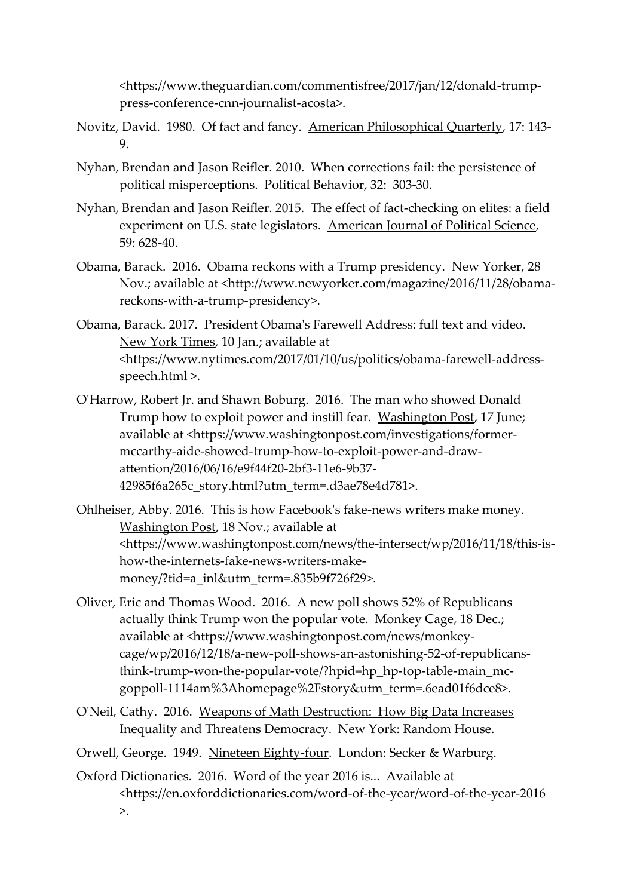<https://www.theguardian.com/commentisfree/2017/jan/12/donald-trump-press-conference-cnn-journalist-acosta>.

Novitz, David. 1980. Of fact and fancy. American Philosophical Quarterly, 17: 143-9.

Nyhan, Brendan and Jason Reifler. 2010. When corrections fail: the persistence of political misperceptions. Political Behavior, 32: 303-30.

Nyhan, Brendan and Jason Reifler. 2015. The effect of fact-checking on elites: a field experiment on U.S. state legislators. American Journal of Political Science, 59: 628-40.

Obama, Barack. 2016. Obama reckons with a Trump presidency. New Yorker, 28 Nov.; available at <http://www.newyorker.com/magazine/2016/11/28/obama-reckons-with-a-trump-presidency>.

Obama, Barack. 2017. President Obama's Farewell Address: full text and video. New York Times, 10 Jan.; available at <https://www.nytimes.com/2017/01/10/us/politics/obama-farewell-address-speech.html >.

O'Harrow, Robert Jr. and Shawn Boburg. 2016. The man who showed Donald Trump how to exploit power and instill fear. Washington Post, 17 June; available at <https://www.washingtonpost.com/investigations/former-mccarthy-aide-showed-trump-how-to-exploit-power-and-draw-attention/2016/06/16/e9f44f20-2bf3-11e6-9b37-42985f6a265c_story.html?utm_term=.d3ae78e4d781>.

Ohlheiser, Abby. 2016. This is how Facebook's fake-news writers make money. Washington Post, 18 Nov.; available at <https://www.washingtonpost.com/news/the-intersect/wp/2016/11/18/this-is-how-the-internets-fake-news-writers-make-money/?tid=a_inl&utm_term=.835b9f726f29>.

Oliver, Eric and Thomas Wood. 2016. A new poll shows 52% of Republicans actually think Trump won the popular vote. Monkey Cage, 18 Dec.; available at <https://www.washingtonpost.com/news/monkey-cage/wp/2016/12/18/a-new-poll-shows-an-astonishing-52-of-republicans-think-trump-won-the-popular-vote/?hpid=hp_hp-top-table-main_mc-goppoll-1114am%3Ahomepage%2Fstory&utm_term=.6ead01f6dce8>.

O'Neil, Cathy. 2016. Weapons of Math Destruction: How Big Data Increases Inequality and Threatens Democracy. New York: Random House.

Orwell, George. 1949. Nineteen Eighty-four. London: Secker & Warburg.

Oxford Dictionaries. 2016. Word of the year 2016 is... Available at <https://en.oxforddictionaries.com/word-of-the-year/word-of-the-year-2016 >.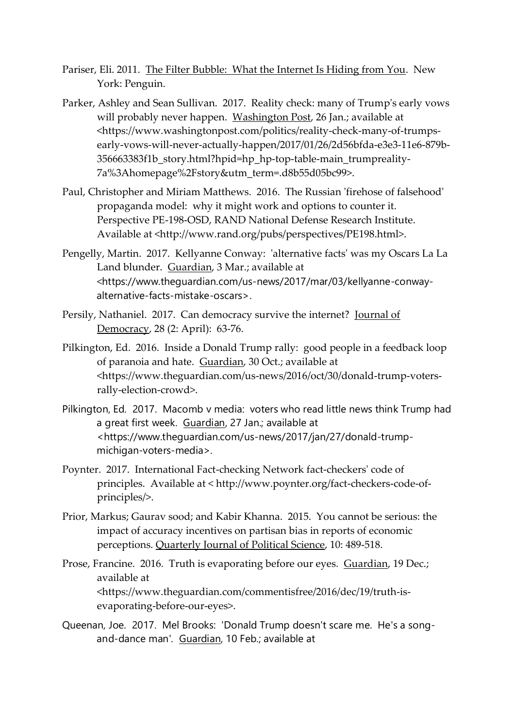Pariser, Eli. 2011. The Filter Bubble: What the Internet Is Hiding from You. New York: Penguin.

Parker, Ashley and Sean Sullivan. 2017. Reality check: many of Trump's early vows will probably never happen. Washington Post, 26 Jan.; available at <https://www.washingtonpost.com/politics/reality-check-many-of-trumps-early-vows-will-never-actually-happen/2017/01/26/2d56bfda-e3e3-11e6-879b-356663383f1b_story.html?hpid=hp_hp-top-table-main_trumpreality-7a%3Ahomepage%2Fstory&utm_term=.d8b55d05bc99>.

Paul, Christopher and Miriam Matthews. 2016. The Russian 'firehose of falsehood' propaganda model: why it might work and options to counter it. Perspective PE-198-OSD, RAND National Defense Research Institute. Available at <http://www.rand.org/pubs/perspectives/PE198.html>.

Pengelly, Martin. 2017. Kellyanne Conway: 'alternative facts' was my Oscars La La Land blunder. Guardian, 3 Mar.; available at <https://www.theguardian.com/us-news/2017/mar/03/kellyanne-conway-alternative-facts-mistake-oscars>.

Persily, Nathaniel. 2017. Can democracy survive the internet? Journal of Democracy, 28 (2: April): 63-76.

Pilkington, Ed. 2016. Inside a Donald Trump rally: good people in a feedback loop of paranoia and hate. Guardian, 30 Oct.; available at <https://www.theguardian.com/us-news/2016/oct/30/donald-trump-voters-rally-election-crowd>.

Pilkington, Ed. 2017. Macomb v media: voters who read little news think Trump had a great first week. Guardian, 27 Jan.; available at <https://www.theguardian.com/us-news/2017/jan/27/donald-trump-michigan-voters-media>.

Poynter. 2017. International Fact-checking Network fact-checkers' code of principles. Available at < http://www.poynter.org/fact-checkers-code-of-principles/>.

Prior, Markus; Gaurav sood; and Kabir Khanna. 2015. You cannot be serious: the impact of accuracy incentives on partisan bias in reports of economic perceptions. Quarterly Journal of Political Science, 10: 489-518.

Prose, Francine. 2016. Truth is evaporating before our eyes. Guardian, 19 Dec.; available at <https://www.theguardian.com/commentisfree/2016/dec/19/truth-is-evaporating-before-our-eyes>.

Queenan, Joe. 2017. Mel Brooks: 'Donald Trump doesn't scare me. He's a song-and-dance man'. Guardian, 10 Feb.; available at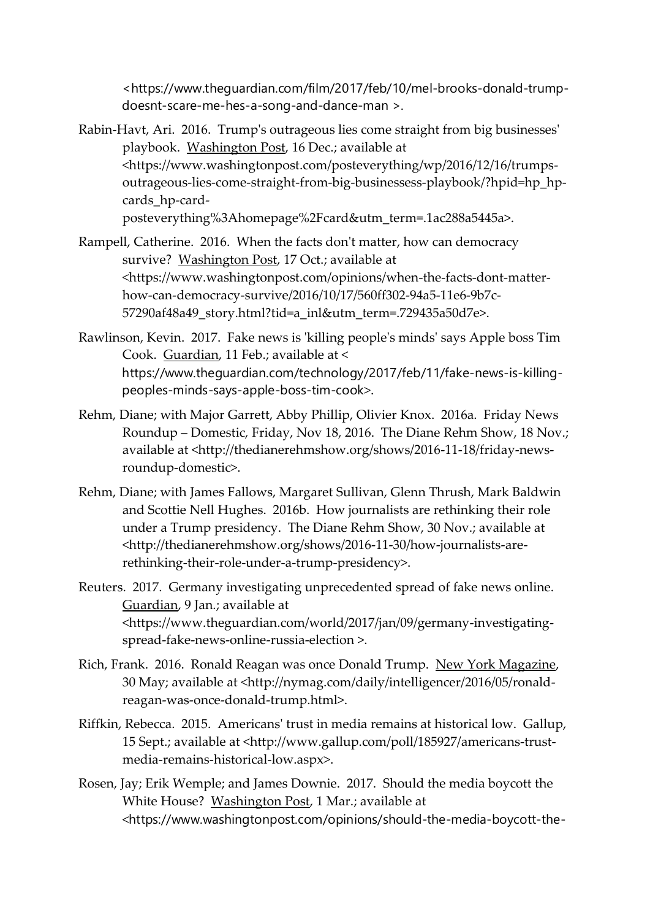<https://www.theguardian.com/film/2017/feb/10/mel-brooks-donald-trump-doesnt-scare-me-hes-a-song-and-dance-man >.

Rabin-Havt, Ari. 2016. Trump's outrageous lies come straight from big businesses' playbook. Washington Post, 16 Dec.; available at <https://www.washingtonpost.com/posteverything/wp/2016/12/16/trumps-outrageous-lies-come-straight-from-big-businessess-playbook/?hpid=hp_hp-cards_hp-card-posteverything%3Ahomepage%2Fcard&utm_term=.1ac288a5445a>.

Rampell, Catherine. 2016. When the facts don't matter, how can democracy survive? Washington Post, 17 Oct.; available at <https://www.washingtonpost.com/opinions/when-the-facts-dont-matter-how-can-democracy-survive/2016/10/17/560ff302-94a5-11e6-9b7c-57290af48a49_story.html?tid=a_inl&utm_term=.729435a50d7e>.

Rawlinson, Kevin. 2017. Fake news is 'killing people's minds' says Apple boss Tim Cook. Guardian, 11 Feb.; available at < https://www.theguardian.com/technology/2017/feb/11/fake-news-is-killing-peoples-minds-says-apple-boss-tim-cook>.

Rehm, Diane; with Major Garrett, Abby Phillip, Olivier Knox. 2016a. Friday News Roundup – Domestic, Friday, Nov 18, 2016. The Diane Rehm Show, 18 Nov.; available at <http://thedianerehmshow.org/shows/2016-11-18/friday-news-roundup-domestic>.

Rehm, Diane; with James Fallows, Margaret Sullivan, Glenn Thrush, Mark Baldwin and Scottie Nell Hughes. 2016b. How journalists are rethinking their role under a Trump presidency. The Diane Rehm Show, 30 Nov.; available at <http://thedianerehmshow.org/shows/2016-11-30/how-journalists-are-rethinking-their-role-under-a-trump-presidency>.

Reuters. 2017. Germany investigating unprecedented spread of fake news online. Guardian, 9 Jan.; available at <https://www.theguardian.com/world/2017/jan/09/germany-investigating-spread-fake-news-online-russia-election >.

Rich, Frank. 2016. Ronald Reagan was once Donald Trump. New York Magazine, 30 May; available at <http://nymag.com/daily/intelligencer/2016/05/ronald-reagan-was-once-donald-trump.html>.

Riffkin, Rebecca. 2015. Americans' trust in media remains at historical low. Gallup, 15 Sept.; available at <http://www.gallup.com/poll/185927/americans-trust-media-remains-historical-low.aspx>.

Rosen, Jay; Erik Wemple; and James Downie. 2017. Should the media boycott the White House? Washington Post, 1 Mar.; available at <https://www.washingtonpost.com/opinions/should-the-media-boycott-the-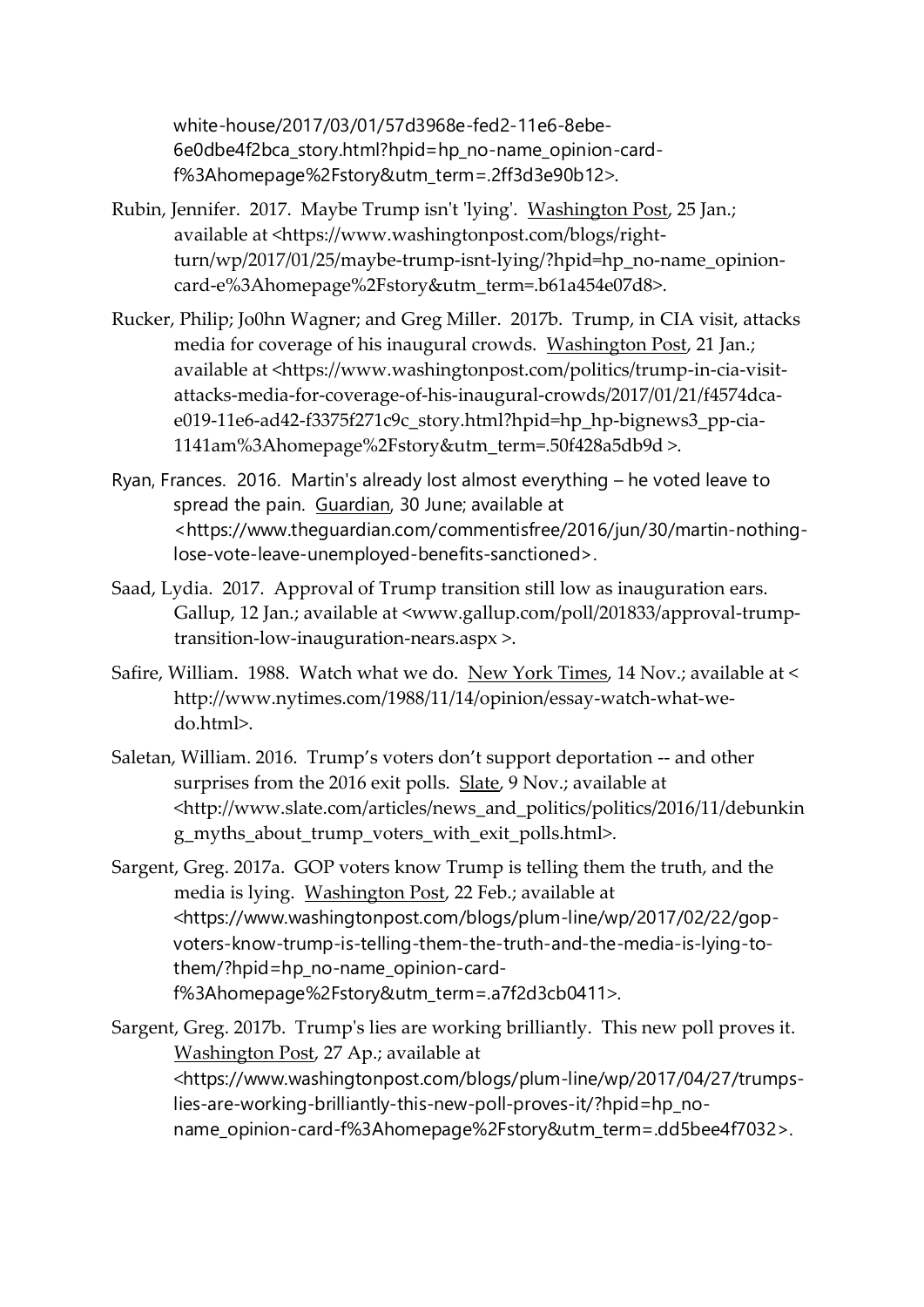white-house/2017/03/01/57d3968e-fed2-11e6-8ebe-6e0dbe4f2bca_story.html?hpid=hp_no-name_opinion-card-f%3Ahomepage%2Fstory&utm_term=.2ff3d3e90b12>.

Rubin, Jennifer. 2017. Maybe Trump isn't 'lying'. Washington Post, 25 Jan.; available at <https://www.washingtonpost.com/blogs/right-turn/wp/2017/01/25/maybe-trump-isnt-lying/?hpid=hp_no-name_opinion-card-e%3Ahomepage%2Fstory&utm_term=.b61a454e07d8>.

Rucker, Philip; Jo0hn Wagner; and Greg Miller. 2017b. Trump, in CIA visit, attacks media for coverage of his inaugural crowds. Washington Post, 21 Jan.; available at <https://www.washingtonpost.com/politics/trump-in-cia-visit-attacks-media-for-coverage-of-his-inaugural-crowds/2017/01/21/f4574dca-e019-11e6-ad42-f3375f271c9c_story.html?hpid=hp_hp-bignews3_pp-cia-1141am%3Ahomepage%2Fstory&utm_term=.50f428a5db9d >.

Ryan, Frances. 2016. Martin's already lost almost everything – he voted leave to spread the pain. Guardian, 30 June; available at <https://www.theguardian.com/commentisfree/2016/jun/30/martin-nothing-lose-vote-leave-unemployed-benefits-sanctioned>.

Saad, Lydia. 2017. Approval of Trump transition still low as inauguration ears. Gallup, 12 Jan.; available at <www.gallup.com/poll/201833/approval-trump-transition-low-inauguration-nears.aspx >.

Safire, William. 1988. Watch what we do. New York Times, 14 Nov.; available at < http://www.nytimes.com/1988/11/14/opinion/essay-watch-what-we-do.html>.

Saletan, William. 2016. Trump's voters don't support deportation -- and other surprises from the 2016 exit polls. Slate, 9 Nov.; available at <http://www.slate.com/articles/news_and_politics/politics/2016/11/debunking_myths_about_trump_voters_with_exit_polls.html>.

Sargent, Greg. 2017a. GOP voters know Trump is telling them the truth, and the media is lying. Washington Post, 22 Feb.; available at <https://www.washingtonpost.com/blogs/plum-line/wp/2017/02/22/gop-voters-know-trump-is-telling-them-the-truth-and-the-media-is-lying-to-them/?hpid=hp_no-name_opinion-card-f%3Ahomepage%2Fstory&utm_term=.a7f2d3cb0411>.

Sargent, Greg. 2017b. Trump's lies are working brilliantly. This new poll proves it. Washington Post, 27 Ap.; available at <https://www.washingtonpost.com/blogs/plum-line/wp/2017/04/27/trumps-lies-are-working-brilliantly-this-new-poll-proves-it/?hpid=hp_no-name_opinion-card-f%3Ahomepage%2Fstory&utm_term=.dd5bee4f7032>.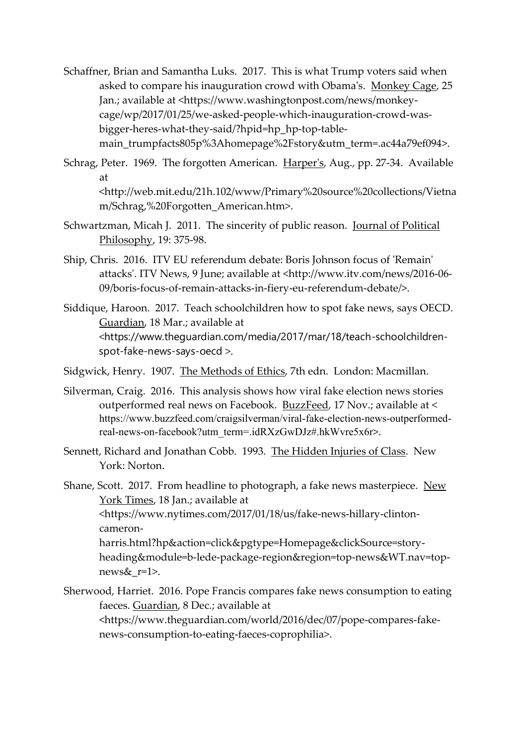Schaffner, Brian and Samantha Luks. 2017. This is what Trump voters said when asked to compare his inauguration crowd with Obama's. Monkey Cage, 25 Jan.; available at <https://www.washingtonpost.com/news/monkey-cage/wp/2017/01/25/we-asked-people-which-inauguration-crowd-was-bigger-heres-what-they-said/?hpid=hp_hp-top-table-main_trumpfacts805p%3Ahomepage%2Fstory&utm_term=.ac44a79ef094>.

Schrag, Peter. 1969. The forgotten American. Harper's, Aug., pp. 27-34. Available at <http://web.mit.edu/21h.102/www/Primary%20source%20collections/Vietnam/Schrag,%20Forgotten_American.htm>.

Schwartzman, Micah J. 2011. The sincerity of public reason. Journal of Political Philosophy, 19: 375-98.

Ship, Chris. 2016. ITV EU referendum debate: Boris Johnson focus of 'Remain' attacks'. ITV News, 9 June; available at <http://www.itv.com/news/2016-06-09/boris-focus-of-remain-attacks-in-fiery-eu-referendum-debate/>.

Siddique, Haroon. 2017. Teach schoolchildren how to spot fake news, says OECD. Guardian, 18 Mar.; available at <https://www.theguardian.com/media/2017/mar/18/teach-schoolchildren-spot-fake-news-says-oecd >.

Sidgwick, Henry. 1907. The Methods of Ethics, 7th edn. London: Macmillan.

Silverman, Craig. 2016. This analysis shows how viral fake election news stories outperformed real news on Facebook. BuzzFeed, 17 Nov.; available at < https://www.buzzfeed.com/craigsilverman/viral-fake-election-news-outperformed-real-news-on-facebook?utm_term=.idRXzGwDJz#.hkWvre5x6r>.

Sennett, Richard and Jonathan Cobb. 1993. The Hidden Injuries of Class. New York: Norton.

Shane, Scott. 2017. From headline to photograph, a fake news masterpiece. New York Times, 18 Jan.; available at <https://www.nytimes.com/2017/01/18/us/fake-news-hillary-clinton-cameron-harris.html?hp&action=click&pgtype=Homepage&clickSource=story-heading&module=b-lede-package-region&region=top-news&WT.nav=top-news&_r=1>.

Sherwood, Harriet. 2016. Pope Francis compares fake news consumption to eating faeces. Guardian, 8 Dec.; available at <https://www.theguardian.com/world/2016/dec/07/pope-compares-fake-news-consumption-to-eating-faeces-coprophilia>.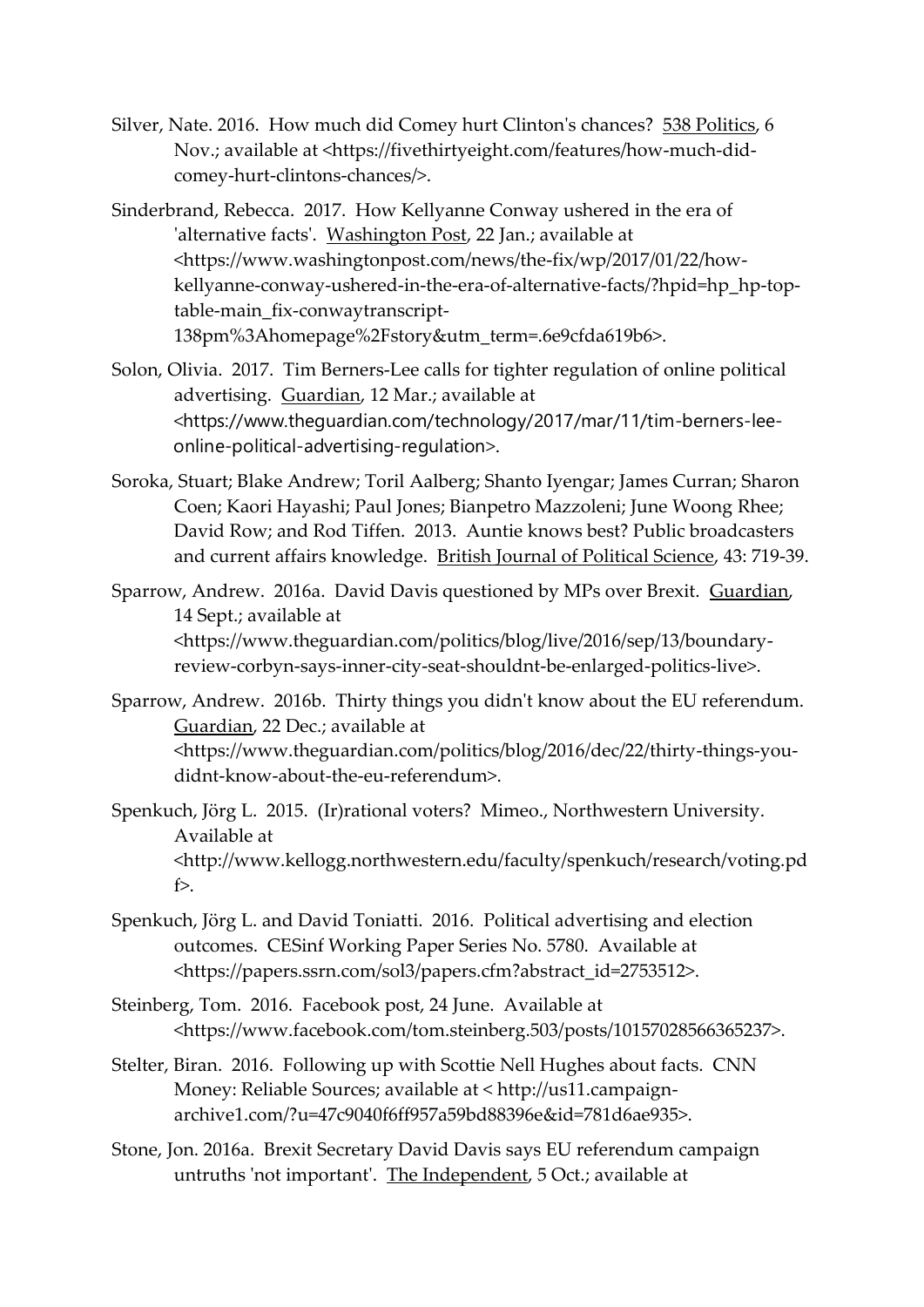Silver, Nate. 2016. How much did Comey hurt Clinton's chances? 538 Politics, 6 Nov.; available at <https://fivethirtyeight.com/features/how-much-did-comey-hurt-clintons-chances/>.

Sinderbrand, Rebecca. 2017. How Kellyanne Conway ushered in the era of 'alternative facts'. Washington Post, 22 Jan.; available at <https://www.washingtonpost.com/news/the-fix/wp/2017/01/22/how-kellyanne-conway-ushered-in-the-era-of-alternative-facts/?hpid=hp_hp-top-table-main_fix-conwaytranscript-138pm%3Ahomepage%2Fstory&utm_term=.6e9cfda619b6>.

Solon, Olivia. 2017. Tim Berners-Lee calls for tighter regulation of online political advertising. Guardian, 12 Mar.; available at <https://www.theguardian.com/technology/2017/mar/11/tim-berners-lee-online-political-advertising-regulation>.

Soroka, Stuart; Blake Andrew; Toril Aalberg; Shanto Iyengar; James Curran; Sharon Coen; Kaori Hayashi; Paul Jones; Bianpetro Mazzoleni; June Woong Rhee; David Row; and Rod Tiffen. 2013. Auntie knows best? Public broadcasters and current affairs knowledge. British Journal of Political Science, 43: 719-39.

Sparrow, Andrew. 2016a. David Davis questioned by MPs over Brexit. Guardian, 14 Sept.; available at <https://www.theguardian.com/politics/blog/live/2016/sep/13/boundary-review-corbyn-says-inner-city-seat-shouldnt-be-enlarged-politics-live>.

Sparrow, Andrew. 2016b. Thirty things you didn't know about the EU referendum. Guardian, 22 Dec.; available at <https://www.theguardian.com/politics/blog/2016/dec/22/thirty-things-you-didnt-know-about-the-eu-referendum>.

Spenkuch, Jörg L. 2015. (Ir)rational voters? Mimeo., Northwestern University. Available at <http://www.kellogg.northwestern.edu/faculty/spenkuch/research/voting.pdf>.

Spenkuch, Jörg L. and David Toniatti. 2016. Political advertising and election outcomes. CESinf Working Paper Series No. 5780. Available at <https://papers.ssrn.com/sol3/papers.cfm?abstract_id=2753512>.

Steinberg, Tom. 2016. Facebook post, 24 June. Available at <https://www.facebook.com/tom.steinberg.503/posts/10157028566365237>.

Stelter, Biran. 2016. Following up with Scottie Nell Hughes about facts. CNN Money: Reliable Sources; available at < http://us11.campaign-archive1.com/?u=47c9040f6ff957a59bd88396e&id=781d6ae935>.

Stone, Jon. 2016a. Brexit Secretary David Davis says EU referendum campaign untruths 'not important'. The Independent, 5 Oct.; available at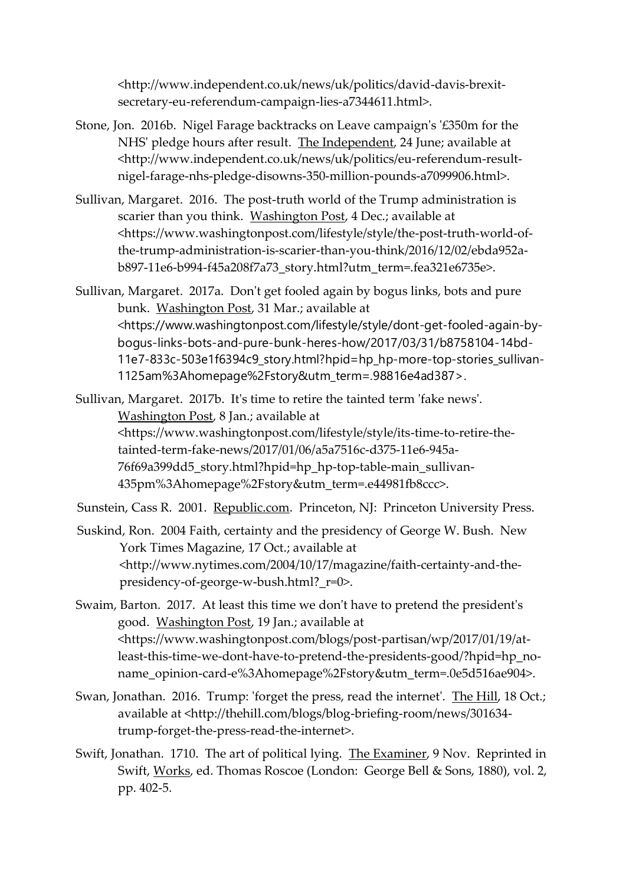<http://www.independent.co.uk/news/uk/politics/david-davis-brexit-secretary-eu-referendum-campaign-lies-a7344611.html>.

Stone, Jon. 2016b. Nigel Farage backtracks on Leave campaign's '£350m for the NHS' pledge hours after result. The Independent, 24 June; available at <http://www.independent.co.uk/news/uk/politics/eu-referendum-result-nigel-farage-nhs-pledge-disowns-350-million-pounds-a7099906.html>.

Sullivan, Margaret. 2016. The post-truth world of the Trump administration is scarier than you think. Washington Post, 4 Dec.; available at <https://www.washingtonpost.com/lifestyle/style/the-post-truth-world-of-the-trump-administration-is-scarier-than-you-think/2016/12/02/ebda952a-b897-11e6-b994-f45a208f7a73_story.html?utm_term=.fea321e6735e>.

Sullivan, Margaret. 2017a. Don't get fooled again by bogus links, bots and pure bunk. Washington Post, 31 Mar.; available at <https://www.washingtonpost.com/lifestyle/style/dont-get-fooled-again-by-bogus-links-bots-and-pure-bunk-heres-how/2017/03/31/b8758104-14bd-11e7-833c-503e1f6394c9_story.html?hpid=hp_hp-more-top-stories_sullivan-1125am%3Ahomepage%2Fstory&utm_term=.98816e4ad387>.

Sullivan, Margaret. 2017b. It's time to retire the tainted term 'fake news'. Washington Post, 8 Jan.; available at <https://www.washingtonpost.com/lifestyle/style/its-time-to-retire-the-tainted-term-fake-news/2017/01/06/a5a7516c-d375-11e6-945a-76f69a399dd5_story.html?hpid=hp_hp-top-table-main_sullivan-435pm%3Ahomepage%2Fstory&utm_term=.e44981fb8ccc>.

Sunstein, Cass R. 2001. Republic.com. Princeton, NJ: Princeton University Press.

Suskind, Ron. 2004 Faith, certainty and the presidency of George W. Bush. New York Times Magazine, 17 Oct.; available at <http://www.nytimes.com/2004/10/17/magazine/faith-certainty-and-the-presidency-of-george-w-bush.html?_r=0>.

Swaim, Barton. 2017. At least this time we don't have to pretend the president's good. Washington Post, 19 Jan.; available at <https://www.washingtonpost.com/blogs/post-partisan/wp/2017/01/19/at-least-this-time-we-dont-have-to-pretend-the-presidents-good/?hpid=hp_no-name_opinion-card-e%3Ahomepage%2Fstory&utm_term=.0e5d516ae904>.

Swan, Jonathan. 2016. Trump: 'forget the press, read the internet'. The Hill, 18 Oct.; available at <http://thehill.com/blogs/blog-briefing-room/news/301634-trump-forget-the-press-read-the-internet>.

Swift, Jonathan. 1710. The art of political lying. The Examiner, 9 Nov. Reprinted in Swift, Works, ed. Thomas Roscoe (London: George Bell & Sons, 1880), vol. 2, pp. 402-5.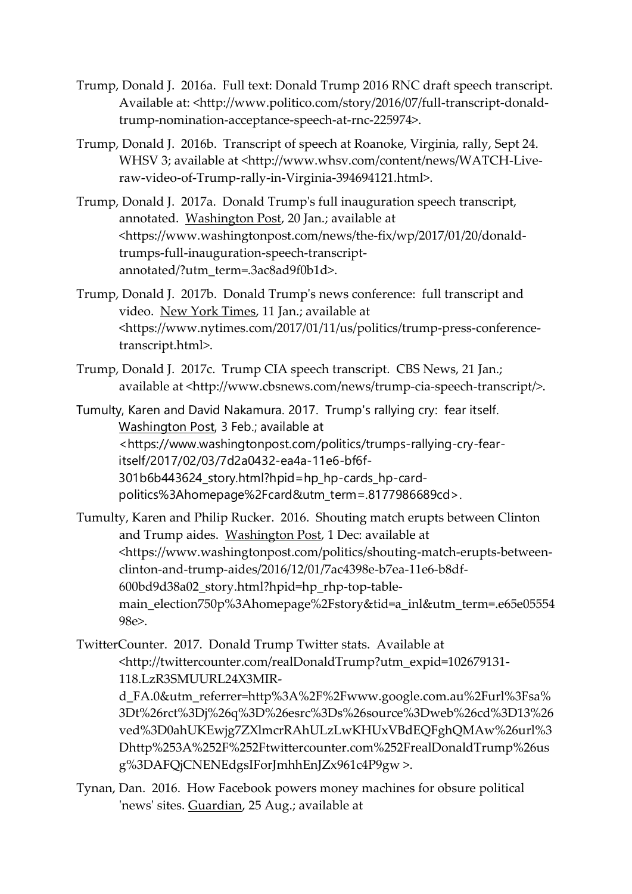Trump, Donald J. 2016a. Full text: Donald Trump 2016 RNC draft speech transcript. Available at: <http://www.politico.com/story/2016/07/full-transcript-donald-trump-nomination-acceptance-speech-at-rnc-225974>.

Trump, Donald J. 2016b. Transcript of speech at Roanoke, Virginia, rally, Sept 24. WHSV 3; available at <http://www.whsv.com/content/news/WATCH-Live-raw-video-of-Trump-rally-in-Virginia-394694121.html>.

Trump, Donald J. 2017a. Donald Trump's full inauguration speech transcript, annotated. Washington Post, 20 Jan.; available at <https://www.washingtonpost.com/news/the-fix/wp/2017/01/20/donald-trumps-full-inauguration-speech-transcript-annotated/?utm_term=.3ac8ad9f0b1d>.

Trump, Donald J. 2017b. Donald Trump's news conference: full transcript and video. New York Times, 11 Jan.; available at <https://www.nytimes.com/2017/01/11/us/politics/trump-press-conference-transcript.html>.

Trump, Donald J. 2017c. Trump CIA speech transcript. CBS News, 21 Jan.; available at <http://www.cbsnews.com/news/trump-cia-speech-transcript/>.

Tumulty, Karen and David Nakamura. 2017. Trump's rallying cry: fear itself. Washington Post, 3 Feb.; available at <https://www.washingtonpost.com/politics/trumps-rallying-cry-fear-itself/2017/02/03/7d2a0432-ea4a-11e6-bf6f-301b6b443624_story.html?hpid=hp_hp-cards_hp-card-politics%3Ahomepage%2Fcard&utm_term=.8177986689cd>.

Tumulty, Karen and Philip Rucker. 2016. Shouting match erupts between Clinton and Trump aides. Washington Post, 1 Dec: available at <https://www.washingtonpost.com/politics/shouting-match-erupts-between-clinton-and-trump-aides/2016/12/01/7ac4398e-b7ea-11e6-b8df-600bd9d38a02_story.html?hpid=hp_rhp-top-table-main_election750p%3Ahomepage%2Fstory&tid=a_inl&utm_term=.e65e0555498e>.

TwitterCounter. 2017. Donald Trump Twitter stats. Available at <http://twittercounter.com/realDonaldTrump?utm_expid=102679131-118.LzR3SMUURL24X3MIR-d_FA.0&utm_referrer=http%3A%2F%2Fwww.google.com.au%2Furl%3Fsa%3Dt%26rct%3Dj%26q%3D%26esrc%3Ds%26source%3Dweb%26cd%3D13%26ved%3D0ahUKEwjg7ZXlmcrRAhULzLwKHUxVBdEQFghQMAw%26url%3Dhttp%253A%252F%252Ftwittercounter.com%252FrealDonaldTrump%26usg%3DAFQjCNENEdgsIForJmhhEnJZx961c4P9gw >.

Tynan, Dan. 2016. How Facebook powers money machines for obsure political 'news' sites. Guardian, 25 Aug.; available at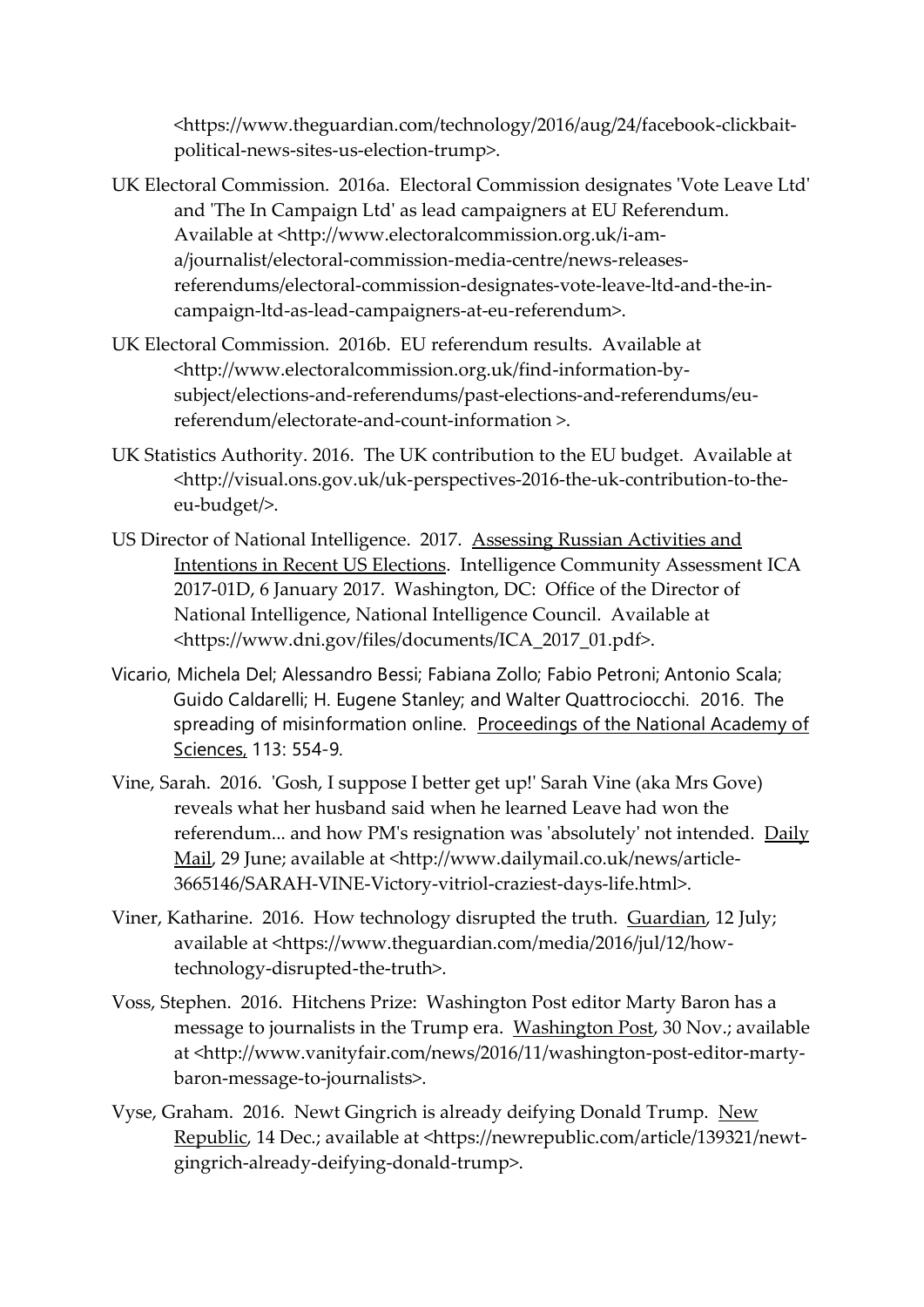<https://www.theguardian.com/technology/2016/aug/24/facebook-clickbait-political-news-sites-us-election-trump>.

UK Electoral Commission. 2016a. Electoral Commission designates 'Vote Leave Ltd' and 'The In Campaign Ltd' as lead campaigners at EU Referendum. Available at <http://www.electoralcommission.org.uk/i-am-a/journalist/electoral-commission-media-centre/news-releases-referendums/electoral-commission-designates-vote-leave-ltd-and-the-in-campaign-ltd-as-lead-campaigners-at-eu-referendum>.

UK Electoral Commission. 2016b. EU referendum results. Available at <http://www.electoralcommission.org.uk/find-information-by-subject/elections-and-referendums/past-elections-and-referendums/eu-referendum/electorate-and-count-information >.

UK Statistics Authority. 2016. The UK contribution to the EU budget. Available at <http://visual.ons.gov.uk/uk-perspectives-2016-the-uk-contribution-to-the-eu-budget/>.

US Director of National Intelligence. 2017. Assessing Russian Activities and Intentions in Recent US Elections. Intelligence Community Assessment ICA 2017-01D, 6 January 2017. Washington, DC: Office of the Director of National Intelligence, National Intelligence Council. Available at <https://www.dni.gov/files/documents/ICA_2017_01.pdf>.

Vicario, Michela Del; Alessandro Bessi; Fabiana Zollo; Fabio Petroni; Antonio Scala; Guido Caldarelli; H. Eugene Stanley; and Walter Quattrociocchi. 2016. The spreading of misinformation online. Proceedings of the National Academy of Sciences, 113: 554-9.

Vine, Sarah. 2016. 'Gosh, I suppose I better get up!' Sarah Vine (aka Mrs Gove) reveals what her husband said when he learned Leave had won the referendum... and how PM's resignation was 'absolutely' not intended. Daily Mail, 29 June; available at <http://www.dailymail.co.uk/news/article-3665146/SARAH-VINE-Victory-vitriol-craziest-days-life.html>.

Viner, Katharine. 2016. How technology disrupted the truth. Guardian, 12 July; available at <https://www.theguardian.com/media/2016/jul/12/how-technology-disrupted-the-truth>.

Voss, Stephen. 2016. Hitchens Prize: Washington Post editor Marty Baron has a message to journalists in the Trump era. Washington Post, 30 Nov.; available at <http://www.vanityfair.com/news/2016/11/washington-post-editor-marty-baron-message-to-journalists>.

Vyse, Graham. 2016. Newt Gingrich is already deifying Donald Trump. New Republic, 14 Dec.; available at <https://newrepublic.com/article/139321/newt-gingrich-already-deifying-donald-trump>.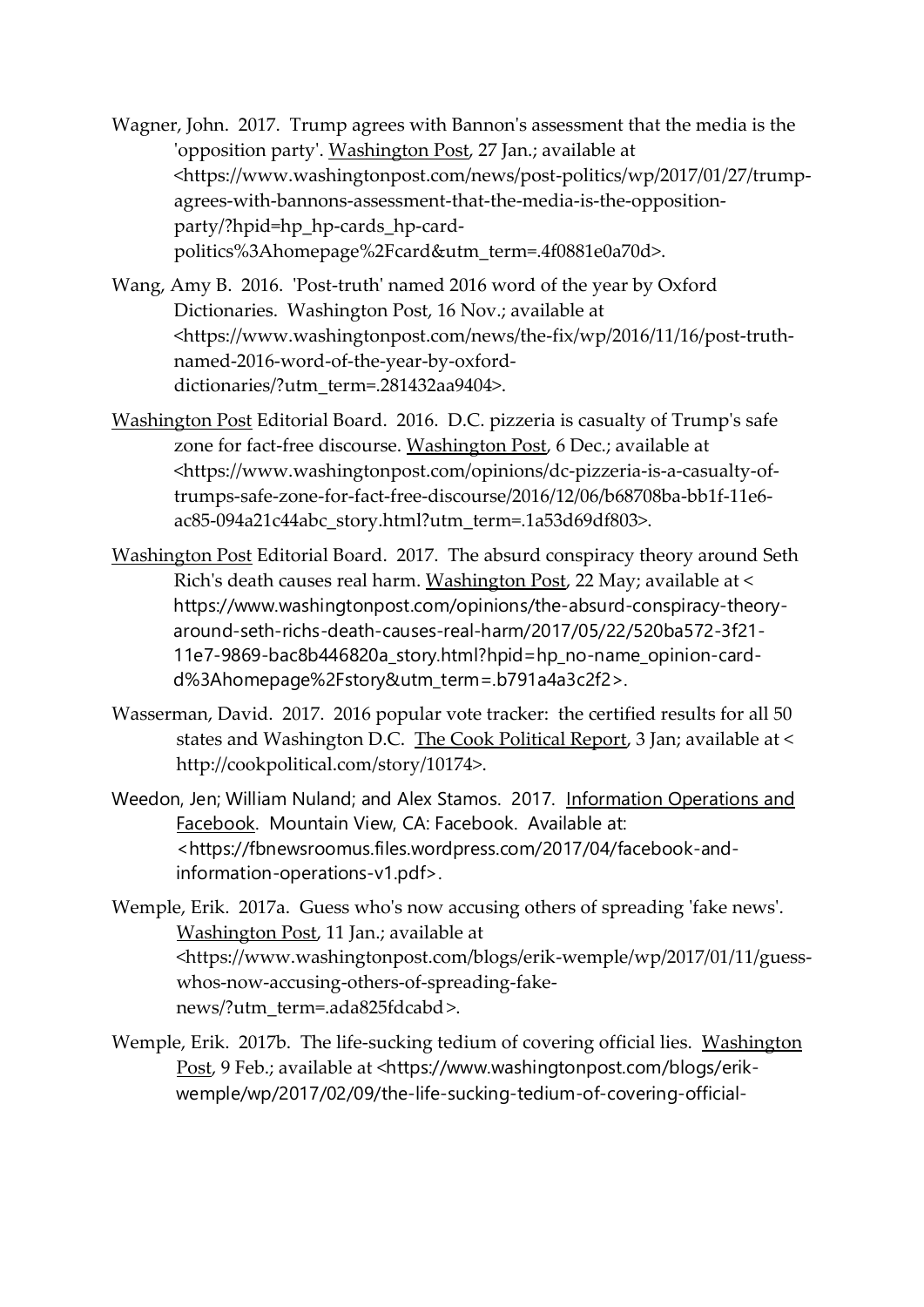Wagner, John. 2017. Trump agrees with Bannon's assessment that the media is the 'opposition party'. Washington Post, 27 Jan.; available at <https://www.washingtonpost.com/news/post-politics/wp/2017/01/27/trump-agrees-with-bannons-assessment-that-the-media-is-the-opposition-party/?hpid=hp_hp-cards_hp-card-politics%3Ahomepage%2Fcard&utm_term=.4f0881e0a70d>.

Wang, Amy B. 2016. 'Post-truth' named 2016 word of the year by Oxford Dictionaries. Washington Post, 16 Nov.; available at <https://www.washingtonpost.com/news/the-fix/wp/2016/11/16/post-truth-named-2016-word-of-the-year-by-oxford-dictionaries/?utm_term=.281432aa9404>.

Washington Post Editorial Board. 2016. D.C. pizzeria is casualty of Trump's safe zone for fact-free discourse. Washington Post, 6 Dec.; available at <https://www.washingtonpost.com/opinions/dc-pizzeria-is-a-casualty-of-trumps-safe-zone-for-fact-free-discourse/2016/12/06/b68708ba-bb1f-11e6-ac85-094a21c44abc_story.html?utm_term=.1a53d69df803>.

Washington Post Editorial Board. 2017. The absurd conspiracy theory around Seth Rich's death causes real harm. Washington Post, 22 May; available at < https://www.washingtonpost.com/opinions/the-absurd-conspiracy-theory-around-seth-richs-death-causes-real-harm/2017/05/22/520ba572-3f21-11e7-9869-bac8b446820a_story.html?hpid=hp_no-name_opinion-card-d%3Ahomepage%2Fstory&utm_term=.b791a4a3c2f2>.

Wasserman, David. 2017. 2016 popular vote tracker: the certified results for all 50 states and Washington D.C. The Cook Political Report, 3 Jan; available at < http://cookpolitical.com/story/10174>.

Weedon, Jen; William Nuland; and Alex Stamos. 2017. Information Operations and Facebook. Mountain View, CA: Facebook. Available at: <https://fbnewsroomus.files.wordpress.com/2017/04/facebook-and-information-operations-v1.pdf>.

Wemple, Erik. 2017a. Guess who's now accusing others of spreading 'fake news'. Washington Post, 11 Jan.; available at <https://www.washingtonpost.com/blogs/erik-wemple/wp/2017/01/11/guess-whos-now-accusing-others-of-spreading-fake-news/?utm_term=.ada825fdcabd>.

Wemple, Erik. 2017b. The life-sucking tedium of covering official lies. Washington Post, 9 Feb.; available at <https://www.washingtonpost.com/blogs/erik-wemple/wp/2017/02/09/the-life-sucking-tedium-of-covering-official-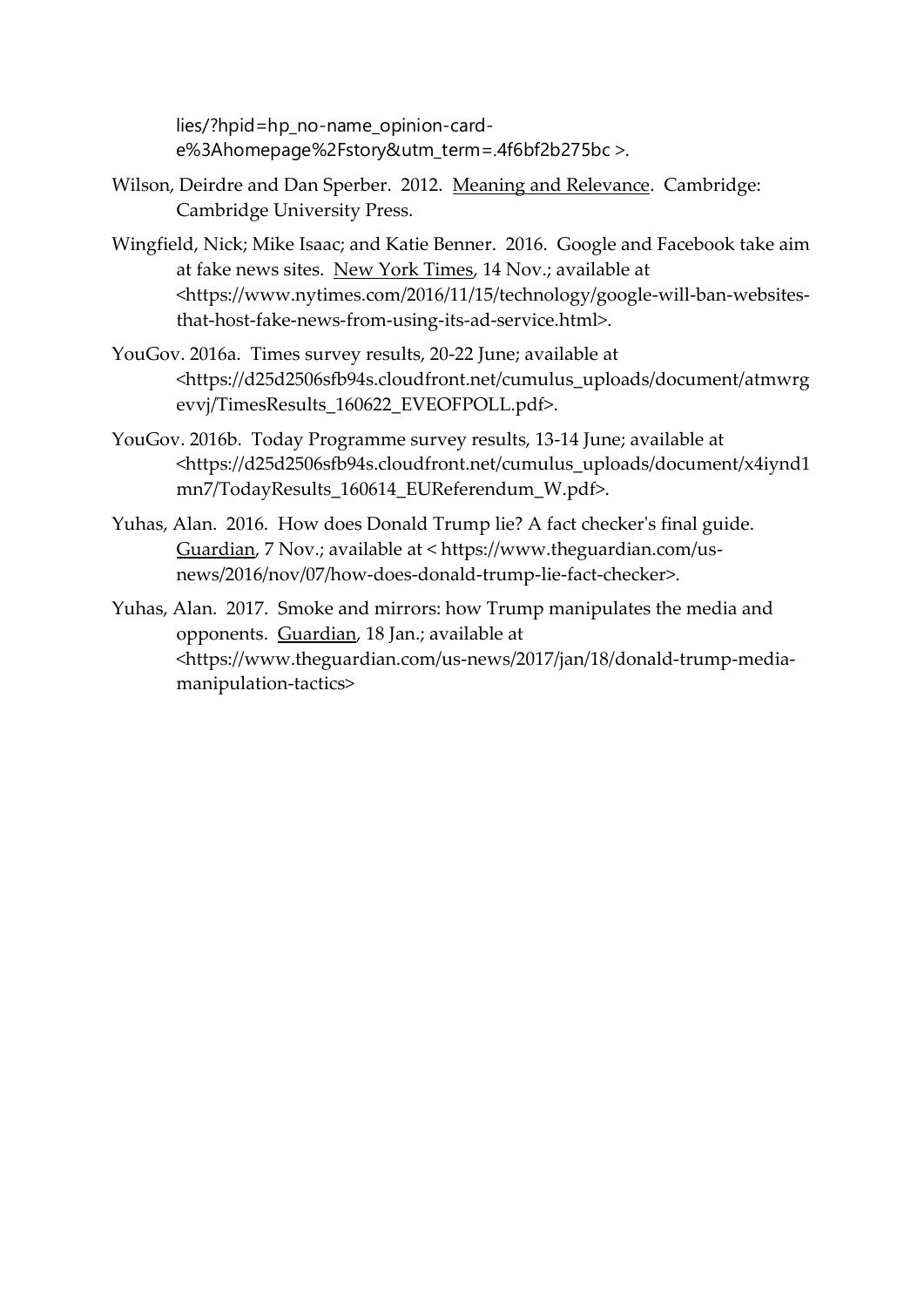lies/?hpid=hp_no-name_opinion-card-e%3Ahomepage%2Fstory&utm_term=.4f6bf2b275bc >.

Wilson, Deirdre and Dan Sperber. 2012. Meaning and Relevance. Cambridge: Cambridge University Press.

Wingfield, Nick; Mike Isaac; and Katie Benner. 2016. Google and Facebook take aim at fake news sites. New York Times, 14 Nov.; available at <https://www.nytimes.com/2016/11/15/technology/google-will-ban-websites-that-host-fake-news-from-using-its-ad-service.html>.

YouGov. 2016a. Times survey results, 20-22 June; available at <https://d25d2506sfb94s.cloudfront.net/cumulus_uploads/document/atmwrgevvj/TimesResults_160622_EVEOFPOLL.pdf>.

YouGov. 2016b. Today Programme survey results, 13-14 June; available at <https://d25d2506sfb94s.cloudfront.net/cumulus_uploads/document/x4iynd1mn7/TodayResults_160614_EUReferendum_W.pdf>.

Yuhas, Alan. 2016. How does Donald Trump lie? A fact checker's final guide. Guardian, 7 Nov.; available at < https://www.theguardian.com/us-news/2016/nov/07/how-does-donald-trump-lie-fact-checker>.

Yuhas, Alan. 2017. Smoke and mirrors: how Trump manipulates the media and opponents. Guardian, 18 Jan.; available at <https://www.theguardian.com/us-news/2017/jan/18/donald-trump-media-manipulation-tactics>